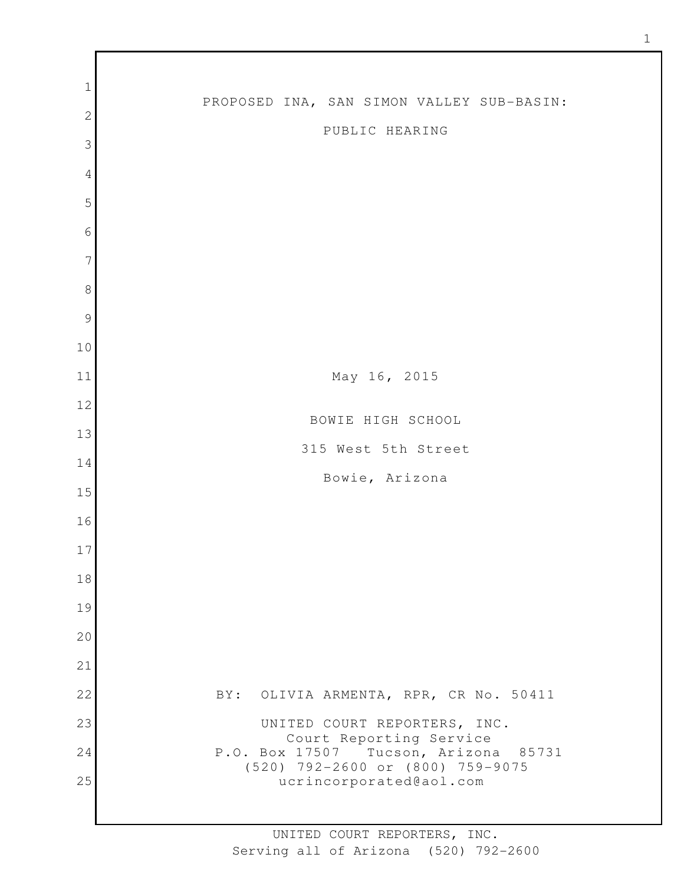# PROPOSED INA, SAN SIMON VALLEY SUB-BASIN:

## PUBLIC HEARING

May 16, 2015

BOWIE HIGH SCHOOL

315 West 5th Street

Bowie, Arizona

BY: OLIVIA ARMENTA, RPR, CR No. 50411

UNITED COURT REPORTERS, INC.
Court Reporting Service
P.O. Box 17507 Tucson, Arizona 85731
(520) 792-2600 or (800) 759-9075
ucrincorporated@aol.com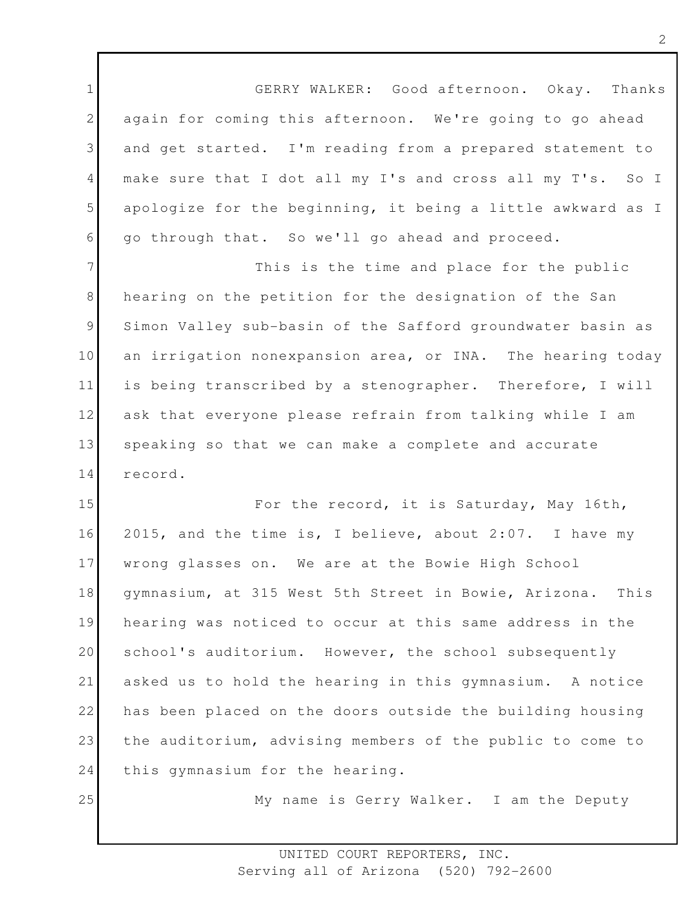GERRY WALKER: Good afternoon. Okay. Thanks again for coming this afternoon. We're going to go ahead and get started. I'm reading from a prepared statement to make sure that I dot all my I's and cross all my T's. So I apologize for the beginning, it being a little awkward as I go through that. So we'll go ahead and proceed.

This is the time and place for the public hearing on the petition for the designation of the San Simon Valley sub-basin of the Safford groundwater basin as an irrigation nonexpansion area, or INA. The hearing today is being transcribed by a stenographer. Therefore, I will ask that everyone please refrain from talking while I am speaking so that we can make a complete and accurate record.

For the record, it is Saturday, May 16th, 2015, and the time is, I believe, about 2:07. I have my wrong glasses on. We are at the Bowie High School gymnasium, at 315 West 5th Street in Bowie, Arizona. This hearing was noticed to occur at this same address in the school's auditorium. However, the school subsequently asked us to hold the hearing in this gymnasium. A notice has been placed on the doors outside the building housing the auditorium, advising members of the public to come to this gymnasium for the hearing.

My name is Gerry Walker. I am the Deputy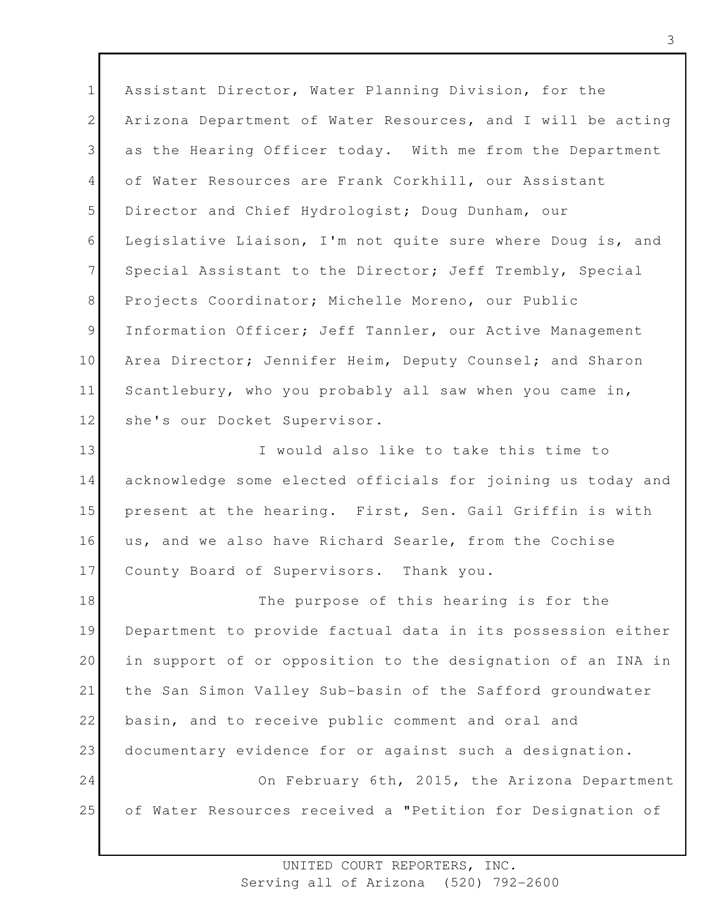Assistant Director, Water Planning Division, for the Arizona Department of Water Resources, and I will be acting as the Hearing Officer today. With me from the Department of Water Resources are Frank Corkhill, our Assistant Director and Chief Hydrologist; Doug Dunham, our Legislative Liaison, I'm not quite sure where Doug is, and Special Assistant to the Director; Jeff Trembly, Special Projects Coordinator; Michelle Moreno, our Public Information Officer; Jeff Tannler, our Active Management Area Director; Jennifer Heim, Deputy Counsel; and Sharon Scantlebury, who you probably all saw when you came in, she's our Docket Supervisor.

I would also like to take this time to acknowledge some elected officials for joining us today and present at the hearing. First, Sen. Gail Griffin is with us, and we also have Richard Searle, from the Cochise County Board of Supervisors. Thank you.

The purpose of this hearing is for the Department to provide factual data in its possession either in support of or opposition to the designation of an INA in the San Simon Valley Sub-basin of the Safford groundwater basin, and to receive public comment and oral and documentary evidence for or against such a designation.

On February 6th, 2015, the Arizona Department of Water Resources received a "Petition for Designation of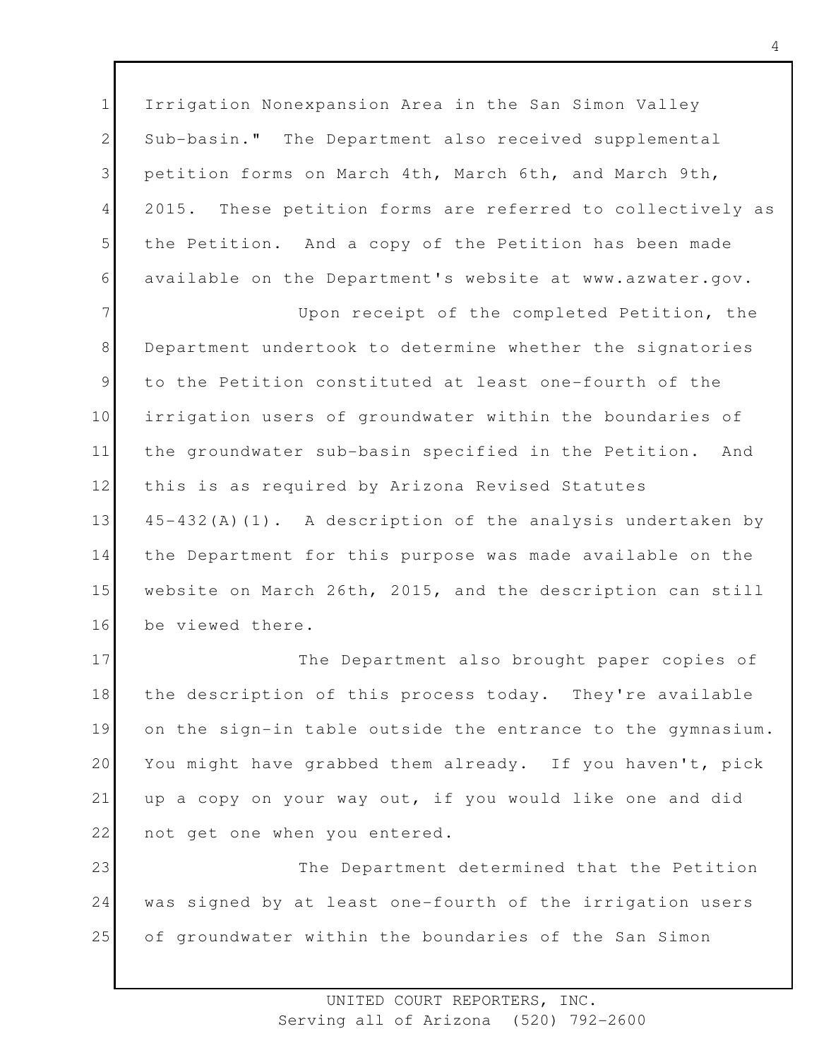Irrigation Nonexpansion Area in the San Simon Valley Sub-basin." The Department also received supplemental petition forms on March 4th, March 6th, and March 9th, 2015. These petition forms are referred to collectively as the Petition. And a copy of the Petition has been made available on the Department's website at www.azwater.gov.

Upon receipt of the completed Petition, the Department undertook to determine whether the signatories to the Petition constituted at least one-fourth of the irrigation users of groundwater within the boundaries of the groundwater sub-basin specified in the Petition. And this is as required by Arizona Revised Statutes 45-432(A)(1). A description of the analysis undertaken by the Department for this purpose was made available on the website on March 26th, 2015, and the description can still be viewed there.

The Department also brought paper copies of the description of this process today. They're available on the sign-in table outside the entrance to the gymnasium. You might have grabbed them already. If you haven't, pick up a copy on your way out, if you would like one and did not get one when you entered.

The Department determined that the Petition was signed by at least one-fourth of the irrigation users of groundwater within the boundaries of the San Simon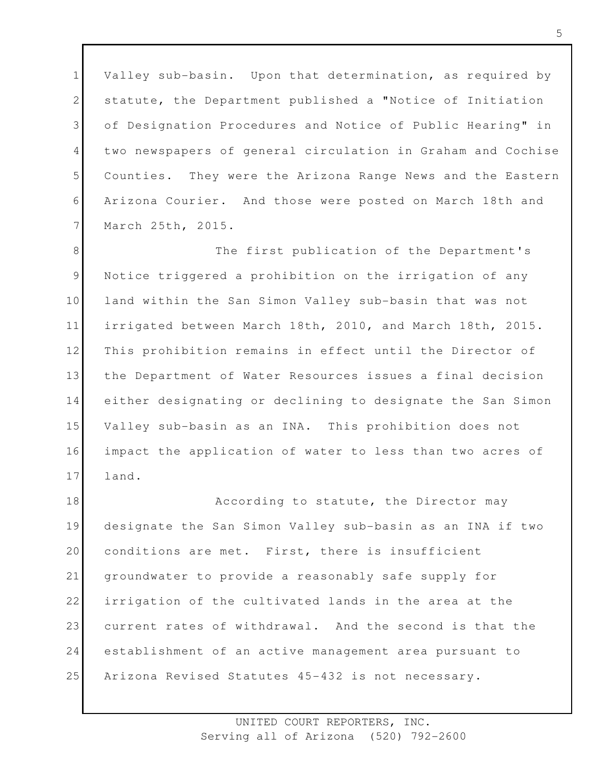Valley sub-basin. Upon that determination, as required by statute, the Department published a "Notice of Initiation of Designation Procedures and Notice of Public Hearing" in two newspapers of general circulation in Graham and Cochise Counties. They were the Arizona Range News and the Eastern Arizona Courier. And those were posted on March 18th and March 25th, 2015.

The first publication of the Department's Notice triggered a prohibition on the irrigation of any land within the San Simon Valley sub-basin that was not irrigated between March 18th, 2010, and March 18th, 2015. This prohibition remains in effect until the Director of the Department of Water Resources issues a final decision either designating or declining to designate the San Simon Valley sub-basin as an INA. This prohibition does not impact the application of water to less than two acres of land.

According to statute, the Director may designate the San Simon Valley sub-basin as an INA if two conditions are met. First, there is insufficient groundwater to provide a reasonably safe supply for irrigation of the cultivated lands in the area at the current rates of withdrawal. And the second is that the establishment of an active management area pursuant to Arizona Revised Statutes 45-432 is not necessary.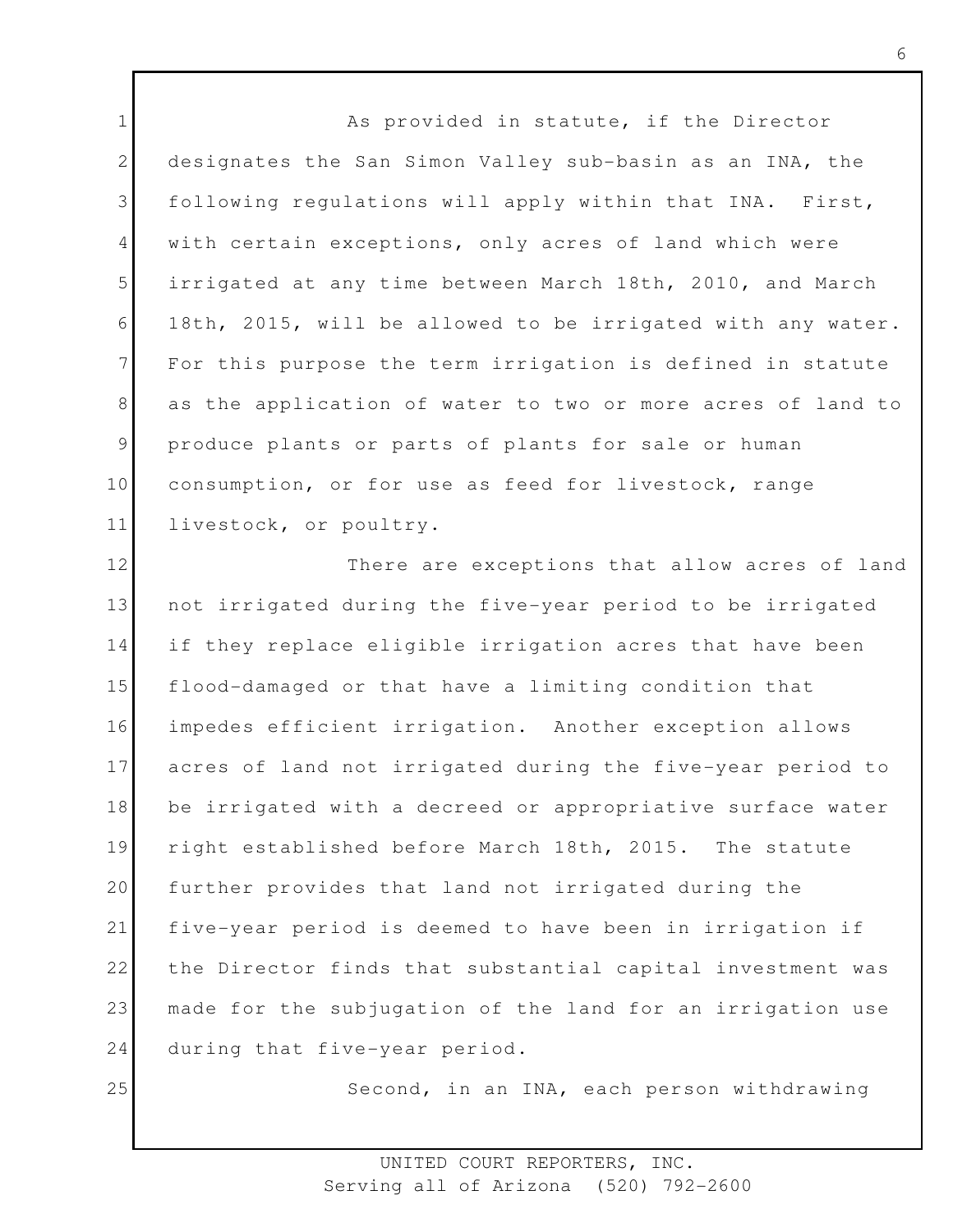As provided in statute, if the Director designates the San Simon Valley sub-basin as an INA, the following regulations will apply within that INA. First, with certain exceptions, only acres of land which were irrigated at any time between March 18th, 2010, and March 18th, 2015, will be allowed to be irrigated with any water. For this purpose the term irrigation is defined in statute as the application of water to two or more acres of land to produce plants or parts of plants for sale or human consumption, or for use as feed for livestock, range livestock, or poultry.

There are exceptions that allow acres of land not irrigated during the five-year period to be irrigated if they replace eligible irrigation acres that have been flood-damaged or that have a limiting condition that impedes efficient irrigation. Another exception allows acres of land not irrigated during the five-year period to be irrigated with a decreed or appropriative surface water right established before March 18th, 2015. The statute further provides that land not irrigated during the five-year period is deemed to have been in irrigation if the Director finds that substantial capital investment was made for the subjugation of the land for an irrigation use during that five-year period.

Second, in an INA, each person withdrawing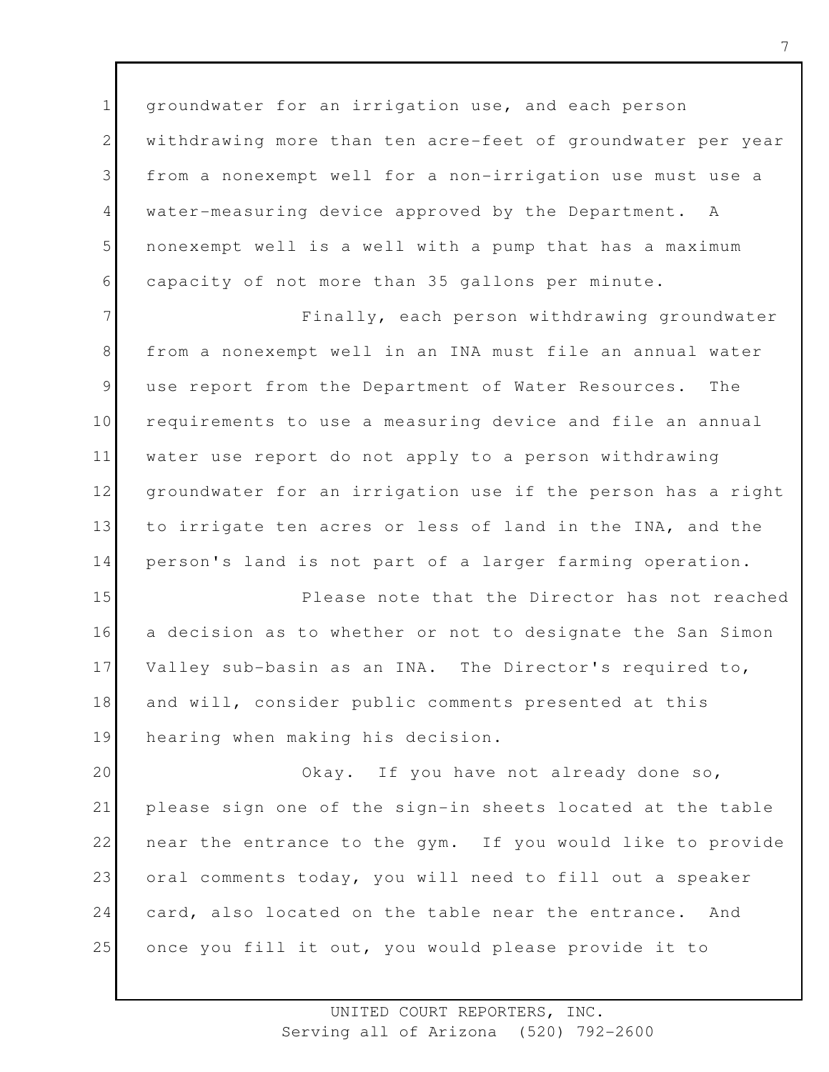groundwater for an irrigation use, and each person withdrawing more than ten acre-feet of groundwater per year from a nonexempt well for a non-irrigation use must use a water-measuring device approved by the Department. A nonexempt well is a well with a pump that has a maximum capacity of not more than 35 gallons per minute.

Finally, each person withdrawing groundwater from a nonexempt well in an INA must file an annual water use report from the Department of Water Resources. The requirements to use a measuring device and file an annual water use report do not apply to a person withdrawing groundwater for an irrigation use if the person has a right to irrigate ten acres or less of land in the INA, and the person's land is not part of a larger farming operation.

Please note that the Director has not reached a decision as to whether or not to designate the San Simon Valley sub-basin as an INA. The Director's required to, and will, consider public comments presented at this hearing when making his decision.

Okay. If you have not already done so, please sign one of the sign-in sheets located at the table near the entrance to the gym. If you would like to provide oral comments today, you will need to fill out a speaker card, also located on the table near the entrance. And once you fill it out, you would please provide it to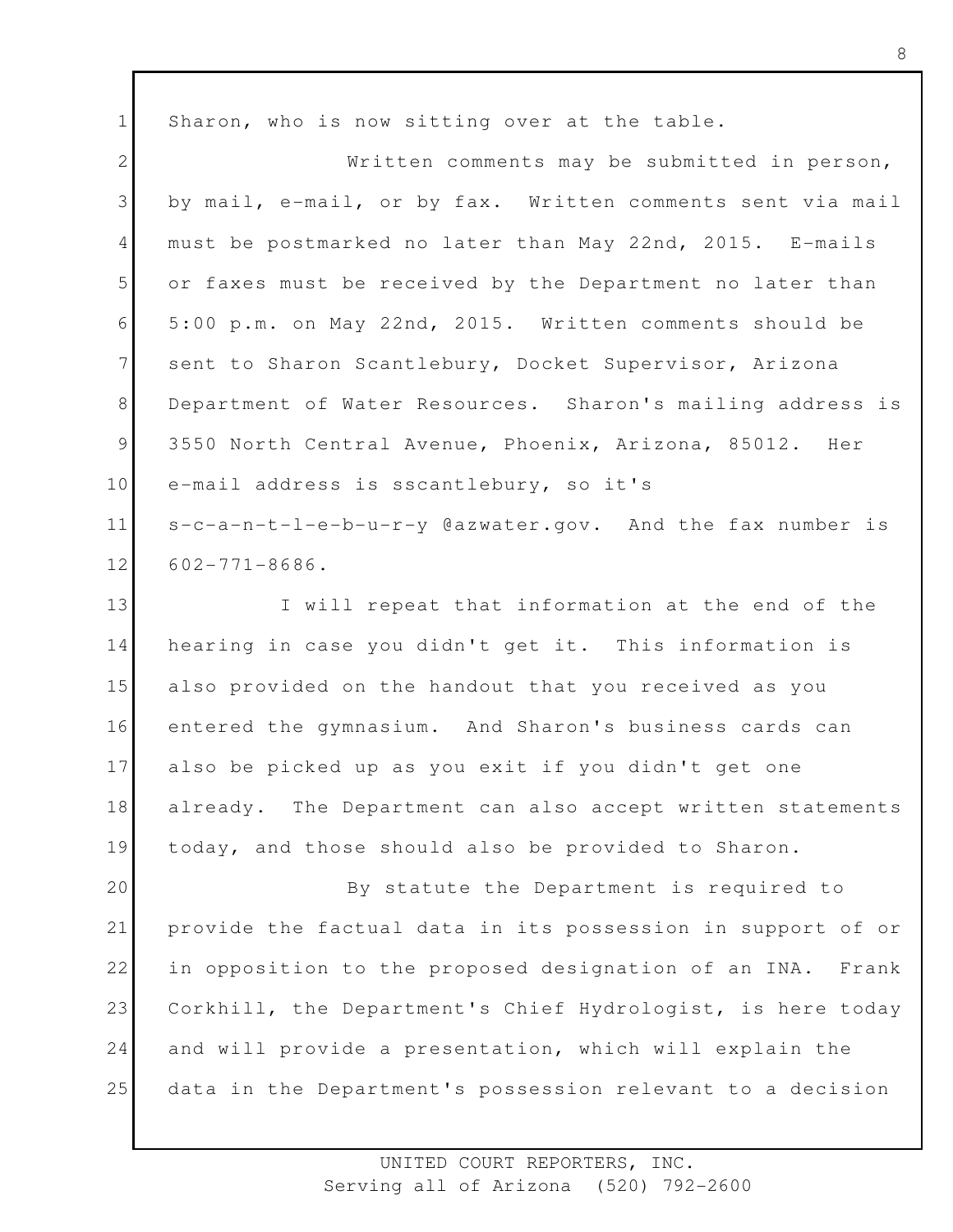Sharon, who is now sitting over at the table.

Written comments may be submitted in person, by mail, e-mail, or by fax. Written comments sent via mail must be postmarked no later than May 22nd, 2015. E-mails or faxes must be received by the Department no later than 5:00 p.m. on May 22nd, 2015. Written comments should be sent to Sharon Scantlebury, Docket Supervisor, Arizona Department of Water Resources. Sharon's mailing address is 3550 North Central Avenue, Phoenix, Arizona, 85012. Her e-mail address is sscantlebury, so it's s-c-a-n-t-l-e-b-u-r-y @azwater.gov. And the fax number is 602-771-8686.

I will repeat that information at the end of the hearing in case you didn't get it. This information is also provided on the handout that you received as you entered the gymnasium. And Sharon's business cards can also be picked up as you exit if you didn't get one already. The Department can also accept written statements today, and those should also be provided to Sharon.

By statute the Department is required to provide the factual data in its possession in support of or in opposition to the proposed designation of an INA. Frank Corkhill, the Department's Chief Hydrologist, is here today and will provide a presentation, which will explain the data in the Department's possession relevant to a decision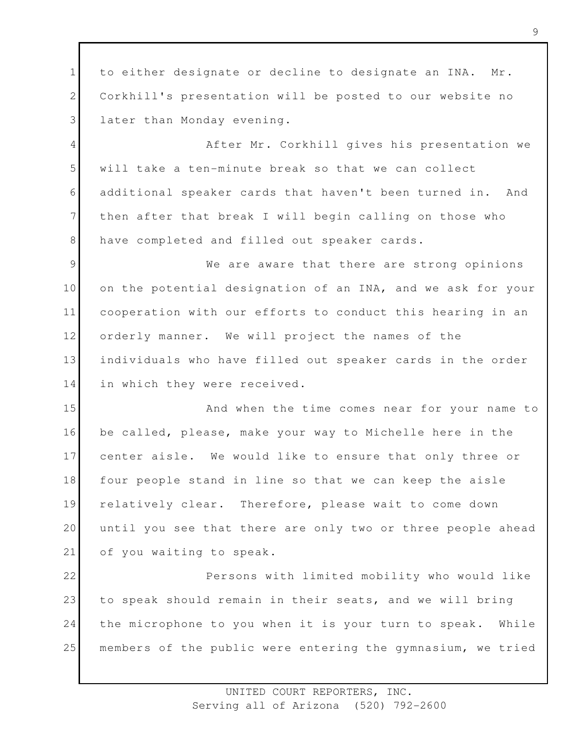to either designate or decline to designate an INA. Mr. Corkhill's presentation will be posted to our website no later than Monday evening.

After Mr. Corkhill gives his presentation we will take a ten-minute break so that we can collect additional speaker cards that haven't been turned in. And then after that break I will begin calling on those who have completed and filled out speaker cards.

We are aware that there are strong opinions on the potential designation of an INA, and we ask for your cooperation with our efforts to conduct this hearing in an orderly manner. We will project the names of the individuals who have filled out speaker cards in the order in which they were received.

And when the time comes near for your name to be called, please, make your way to Michelle here in the center aisle. We would like to ensure that only three or four people stand in line so that we can keep the aisle relatively clear. Therefore, please wait to come down until you see that there are only two or three people ahead of you waiting to speak.

Persons with limited mobility who would like to speak should remain in their seats, and we will bring the microphone to you when it is your turn to speak. While members of the public were entering the gymnasium, we tried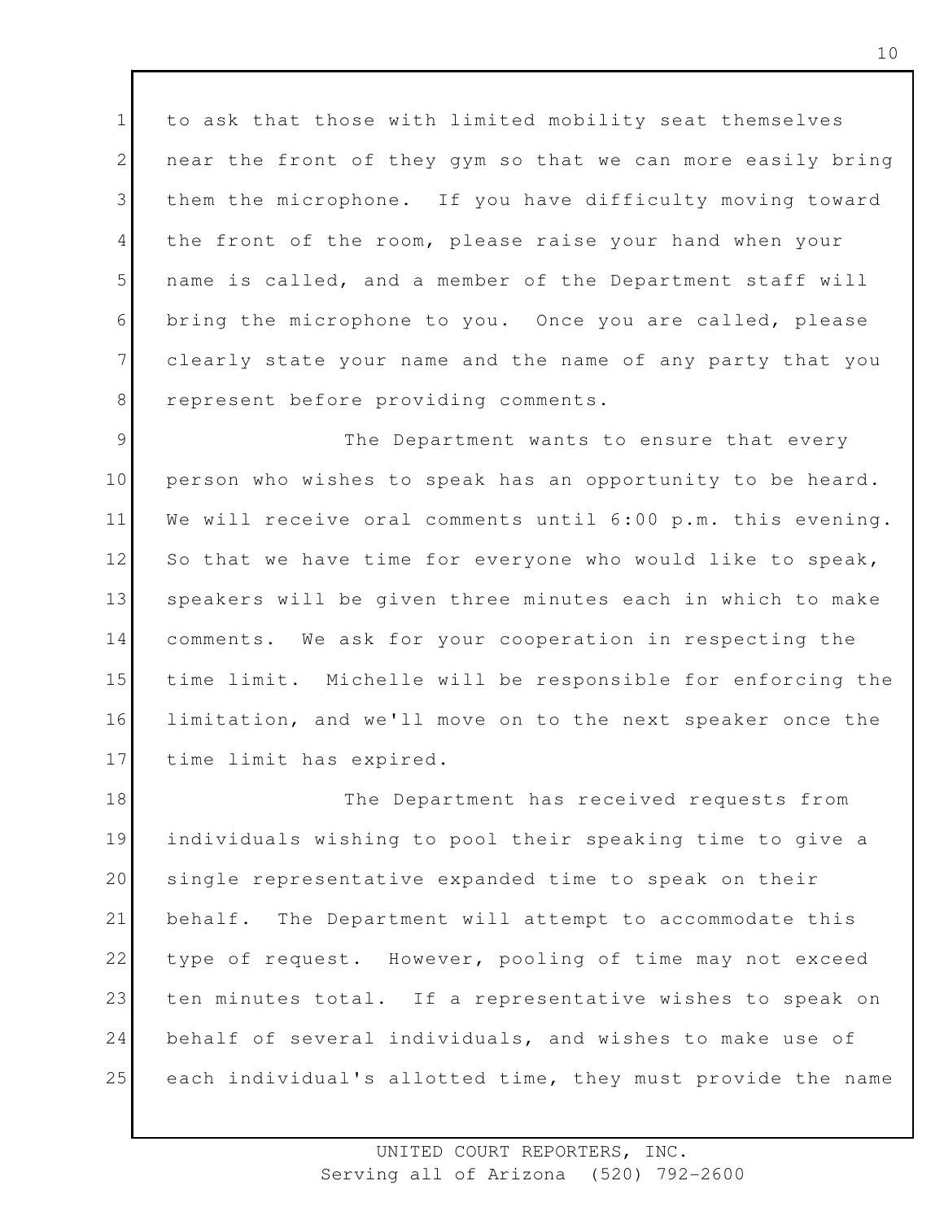to ask that those with limited mobility seat themselves near the front of they gym so that we can more easily bring them the microphone. If you have difficulty moving toward the front of the room, please raise your hand when your name is called, and a member of the Department staff will bring the microphone to you. Once you are called, please clearly state your name and the name of any party that you represent before providing comments.

The Department wants to ensure that every person who wishes to speak has an opportunity to be heard. We will receive oral comments until 6:00 p.m. this evening. So that we have time for everyone who would like to speak, speakers will be given three minutes each in which to make comments. We ask for your cooperation in respecting the time limit. Michelle will be responsible for enforcing the limitation, and we'll move on to the next speaker once the time limit has expired.

The Department has received requests from individuals wishing to pool their speaking time to give a single representative expanded time to speak on their behalf. The Department will attempt to accommodate this type of request. However, pooling of time may not exceed ten minutes total. If a representative wishes to speak on behalf of several individuals, and wishes to make use of each individual's allotted time, they must provide the name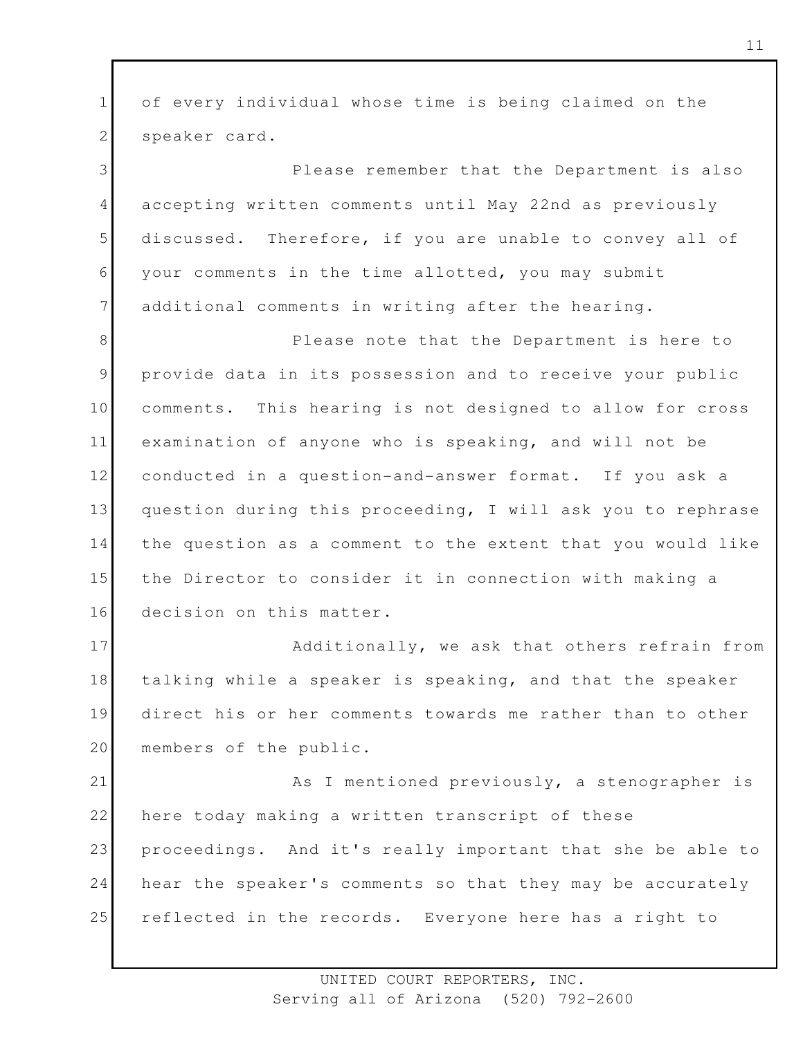of every individual whose time is being claimed on the speaker card.

Please remember that the Department is also accepting written comments until May 22nd as previously discussed. Therefore, if you are unable to convey all of your comments in the time allotted, you may submit additional comments in writing after the hearing.

Please note that the Department is here to provide data in its possession and to receive your public comments. This hearing is not designed to allow for cross examination of anyone who is speaking, and will not be conducted in a question-and-answer format. If you ask a question during this proceeding, I will ask you to rephrase the question as a comment to the extent that you would like the Director to consider it in connection with making a decision on this matter.

Additionally, we ask that others refrain from talking while a speaker is speaking, and that the speaker direct his or her comments towards me rather than to other members of the public.

As I mentioned previously, a stenographer is here today making a written transcript of these proceedings. And it's really important that she be able to hear the speaker's comments so that they may be accurately reflected in the records. Everyone here has a right to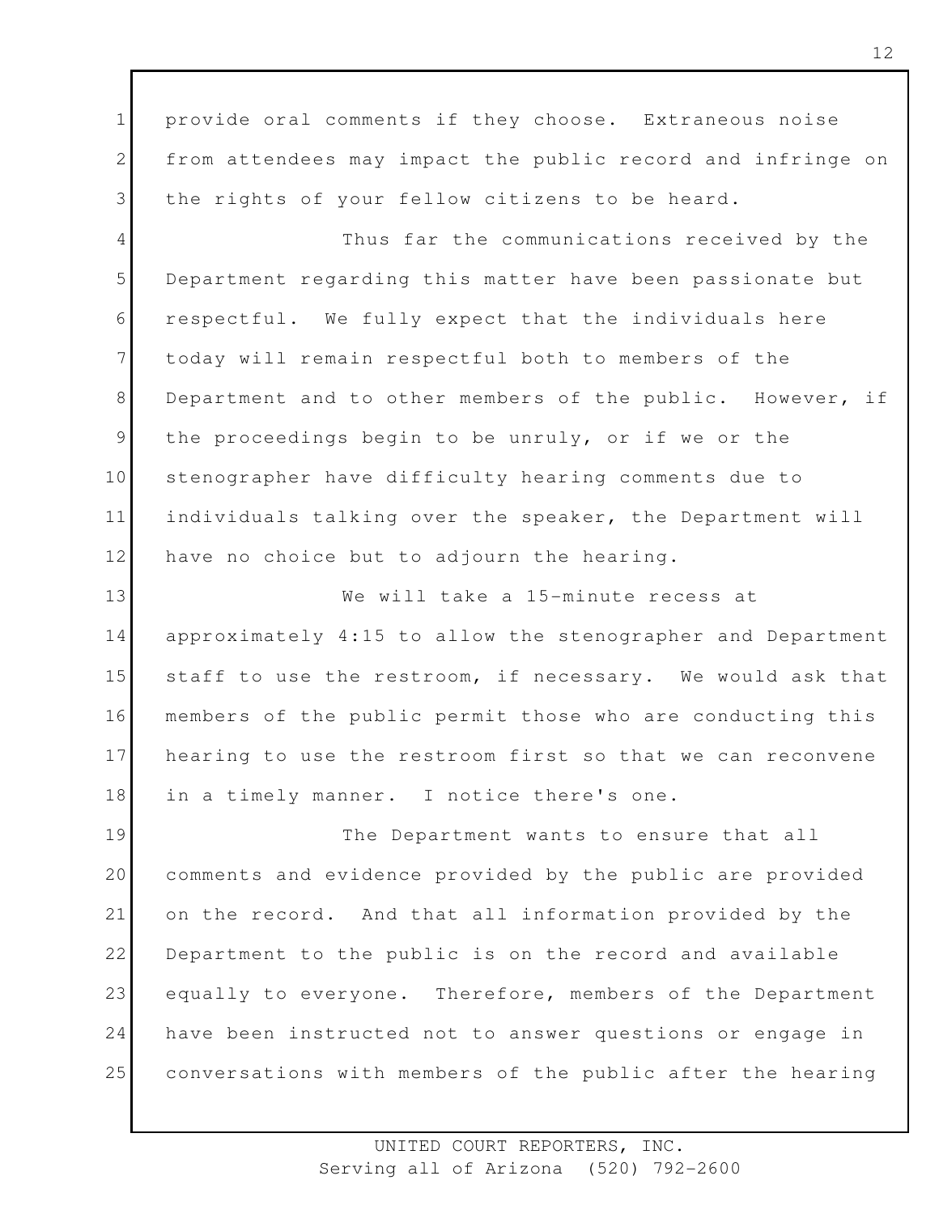provide oral comments if they choose. Extraneous noise from attendees may impact the public record and infringe on the rights of your fellow citizens to be heard.

Thus far the communications received by the Department regarding this matter have been passionate but respectful. We fully expect that the individuals here today will remain respectful both to members of the Department and to other members of the public. However, if the proceedings begin to be unruly, or if we or the stenographer have difficulty hearing comments due to individuals talking over the speaker, the Department will have no choice but to adjourn the hearing.

We will take a 15-minute recess at approximately 4:15 to allow the stenographer and Department staff to use the restroom, if necessary. We would ask that members of the public permit those who are conducting this hearing to use the restroom first so that we can reconvene in a timely manner. I notice there's one.

The Department wants to ensure that all comments and evidence provided by the public are provided on the record. And that all information provided by the Department to the public is on the record and available equally to everyone. Therefore, members of the Department have been instructed not to answer questions or engage in conversations with members of the public after the hearing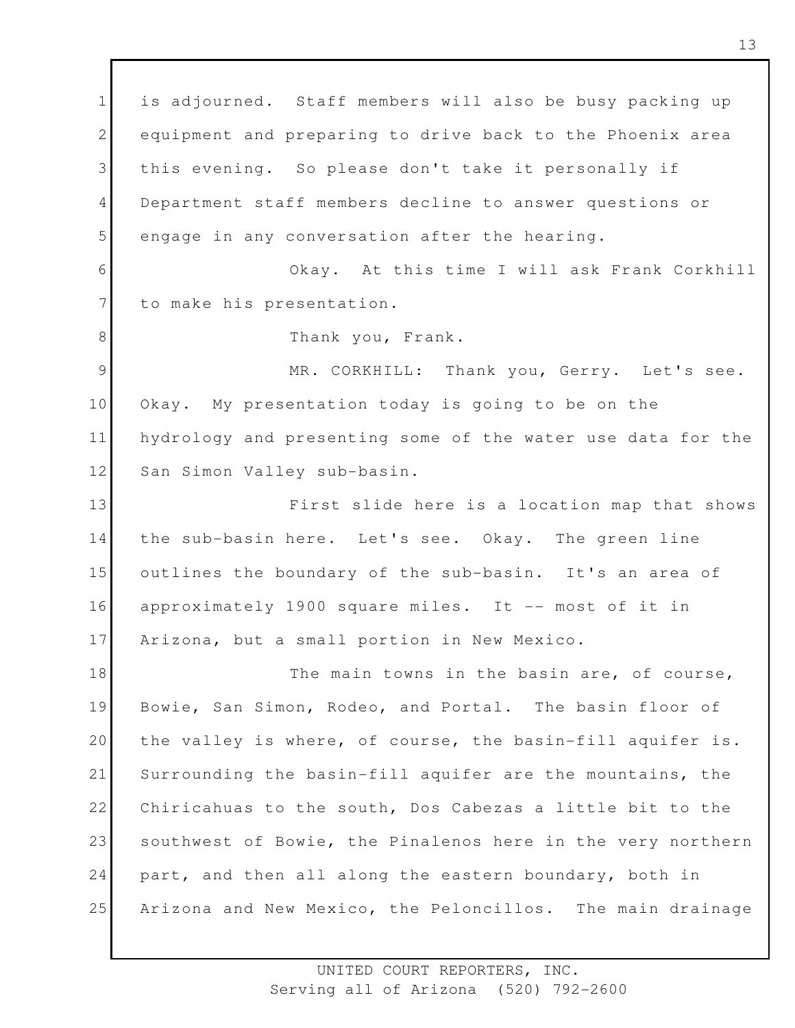is adjourned. Staff members will also be busy packing up equipment and preparing to drive back to the Phoenix area this evening. So please don't take it personally if Department staff members decline to answer questions or engage in any conversation after the hearing.

Okay. At this time I will ask Frank Corkhill to make his presentation.

Thank you, Frank.

MR. CORKHILL: Thank you, Gerry. Let's see. Okay. My presentation today is going to be on the hydrology and presenting some of the water use data for the San Simon Valley sub-basin.

First slide here is a location map that shows the sub-basin here. Let's see. Okay. The green line outlines the boundary of the sub-basin. It's an area of approximately 1900 square miles. It -- most of it in Arizona, but a small portion in New Mexico.

The main towns in the basin are, of course, Bowie, San Simon, Rodeo, and Portal. The basin floor of the valley is where, of course, the basin-fill aquifer is. Surrounding the basin-fill aquifer are the mountains, the Chiricahuas to the south, Dos Cabezas a little bit to the southwest of Bowie, the Pinalenos here in the very northern part, and then all along the eastern boundary, both in Arizona and New Mexico, the Peloncillos. The main drainage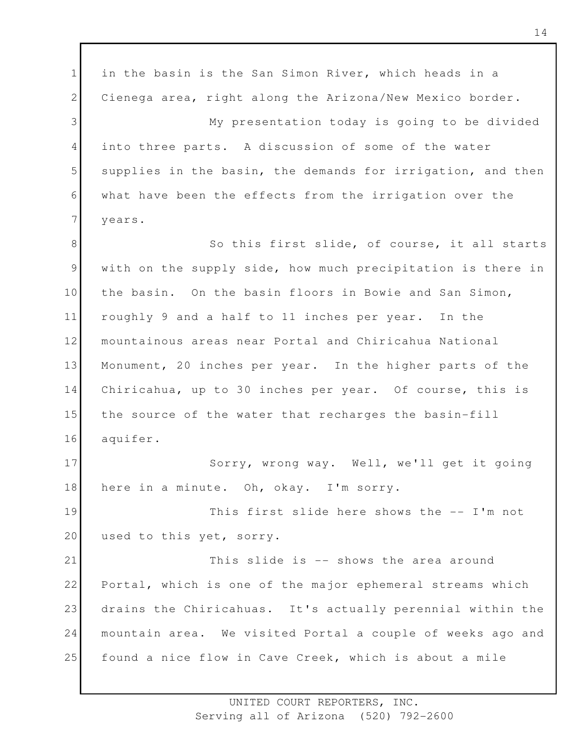in the basin is the San Simon River, which heads in a Cienega area, right along the Arizona/New Mexico border.

My presentation today is going to be divided into three parts. A discussion of some of the water supplies in the basin, the demands for irrigation, and then what have been the effects from the irrigation over the years.

So this first slide, of course, it all starts with on the supply side, how much precipitation is there in the basin. On the basin floors in Bowie and San Simon, roughly 9 and a half to 11 inches per year. In the mountainous areas near Portal and Chiricahua National Monument, 20 inches per year. In the higher parts of the Chiricahua, up to 30 inches per year. Of course, this is the source of the water that recharges the basin-fill aquifer.

Sorry, wrong way. Well, we'll get it going here in a minute. Oh, okay. I'm sorry.

This first slide here shows the -- I'm not used to this yet, sorry.

This slide is -- shows the area around Portal, which is one of the major ephemeral streams which drains the Chiricahuas. It's actually perennial within the mountain area. We visited Portal a couple of weeks ago and found a nice flow in Cave Creek, which is about a mile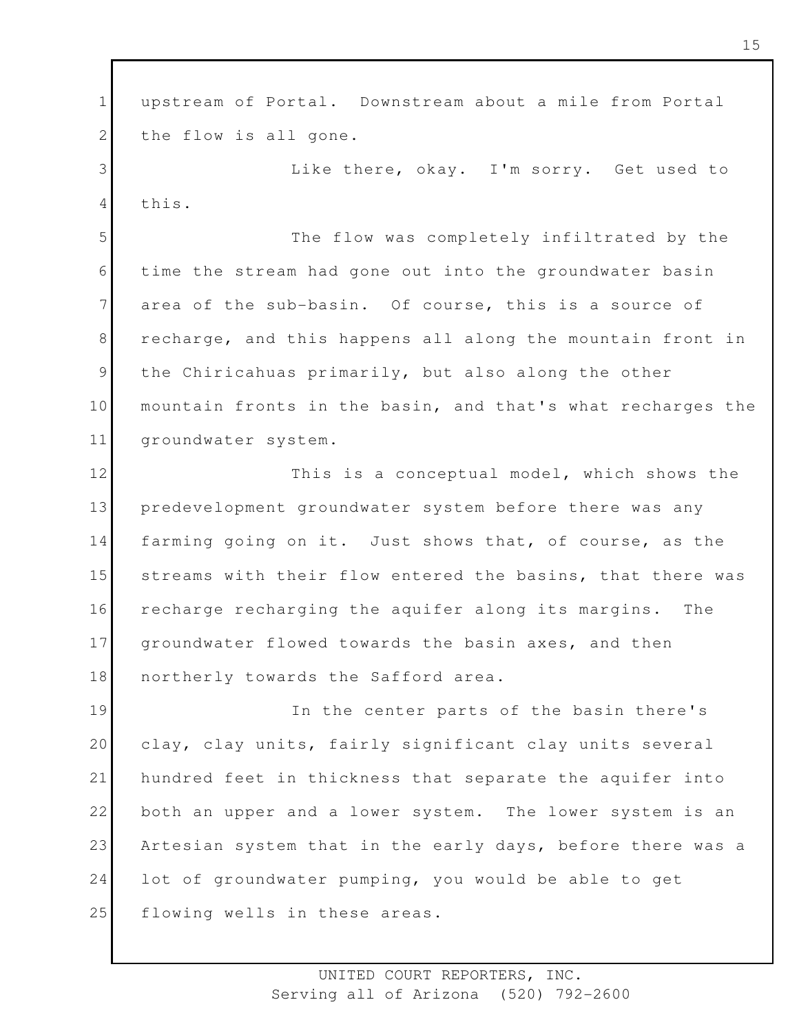upstream of Portal. Downstream about a mile from Portal the flow is all gone.

Like there, okay. I'm sorry. Get used to this.

The flow was completely infiltrated by the time the stream had gone out into the groundwater basin area of the sub-basin. Of course, this is a source of recharge, and this happens all along the mountain front in the Chiricahuas primarily, but also along the other mountain fronts in the basin, and that's what recharges the groundwater system.

This is a conceptual model, which shows the predevelopment groundwater system before there was any farming going on it. Just shows that, of course, as the streams with their flow entered the basins, that there was recharge recharging the aquifer along its margins. The groundwater flowed towards the basin axes, and then northerly towards the Safford area.

In the center parts of the basin there's clay, clay units, fairly significant clay units several hundred feet in thickness that separate the aquifer into both an upper and a lower system. The lower system is an Artesian system that in the early days, before there was a lot of groundwater pumping, you would be able to get flowing wells in these areas.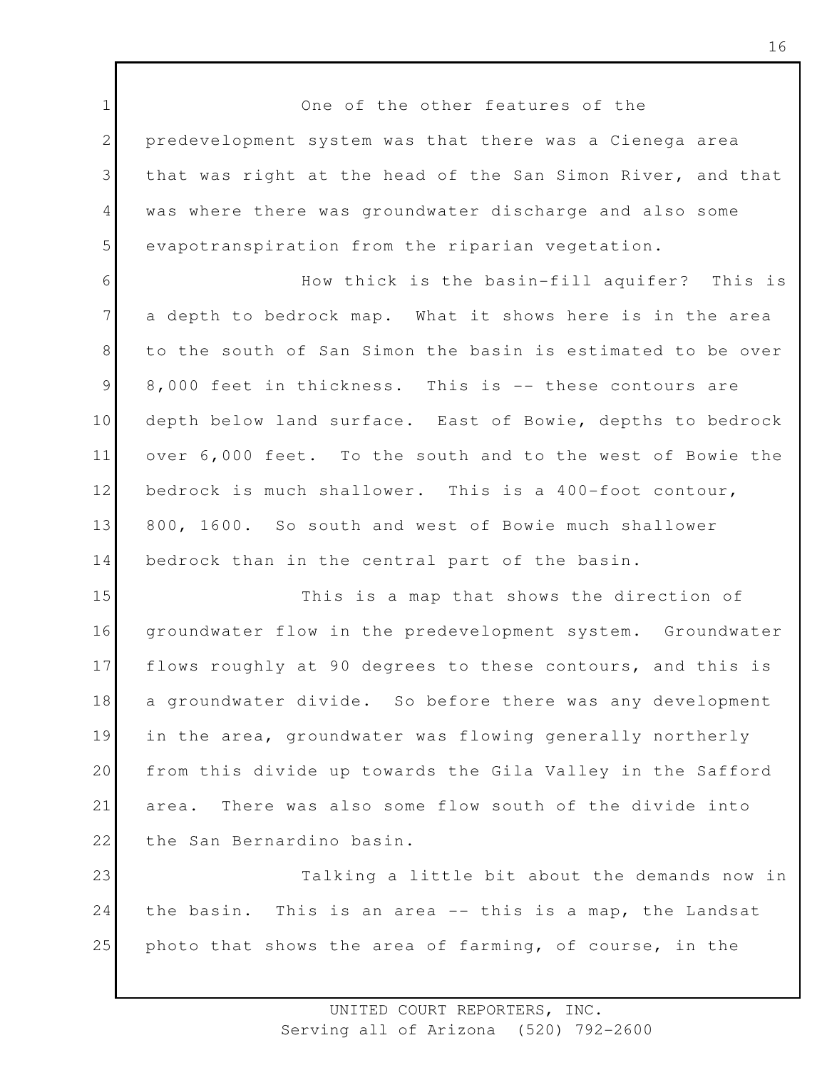One of the other features of the predevelopment system was that there was a Cienega area that was right at the head of the San Simon River, and that was where there was groundwater discharge and also some evapotranspiration from the riparian vegetation.

How thick is the basin-fill aquifer? This is a depth to bedrock map. What it shows here is in the area to the south of San Simon the basin is estimated to be over 8,000 feet in thickness. This is -- these contours are depth below land surface. East of Bowie, depths to bedrock over 6,000 feet. To the south and to the west of Bowie the bedrock is much shallower. This is a 400-foot contour, 800, 1600. So south and west of Bowie much shallower bedrock than in the central part of the basin.

This is a map that shows the direction of groundwater flow in the predevelopment system. Groundwater flows roughly at 90 degrees to these contours, and this is a groundwater divide. So before there was any development in the area, groundwater was flowing generally northerly from this divide up towards the Gila Valley in the Safford area. There was also some flow south of the divide into the San Bernardino basin.

Talking a little bit about the demands now in the basin. This is an area -- this is a map, the Landsat photo that shows the area of farming, of course, in the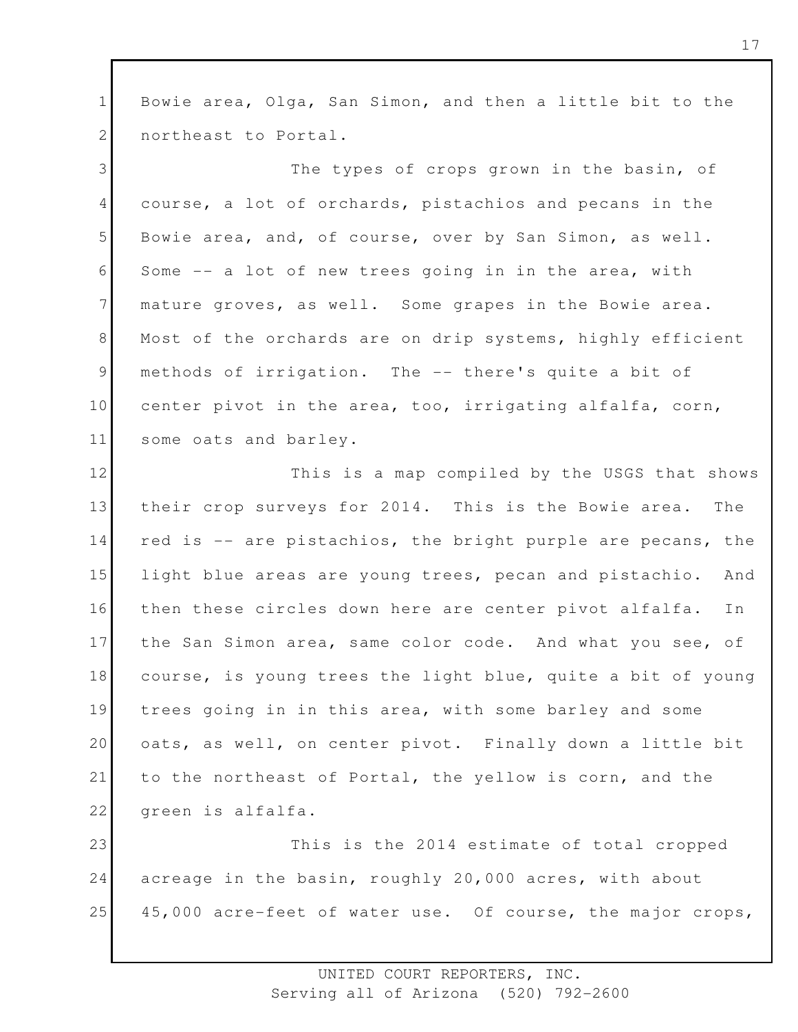Bowie area, Olga, San Simon, and then a little bit to the northeast to Portal.

The types of crops grown in the basin, of course, a lot of orchards, pistachios and pecans in the Bowie area, and, of course, over by San Simon, as well. Some -- a lot of new trees going in in the area, with mature groves, as well. Some grapes in the Bowie area. Most of the orchards are on drip systems, highly efficient methods of irrigation. The -- there's quite a bit of center pivot in the area, too, irrigating alfalfa, corn, some oats and barley.

This is a map compiled by the USGS that shows their crop surveys for 2014. This is the Bowie area. The red is -- are pistachios, the bright purple are pecans, the light blue areas are young trees, pecan and pistachio. And then these circles down here are center pivot alfalfa. In the San Simon area, same color code. And what you see, of course, is young trees the light blue, quite a bit of young trees going in in this area, with some barley and some oats, as well, on center pivot. Finally down a little bit to the northeast of Portal, the yellow is corn, and the green is alfalfa.

This is the 2014 estimate of total cropped acreage in the basin, roughly 20,000 acres, with about 45,000 acre-feet of water use. Of course, the major crops,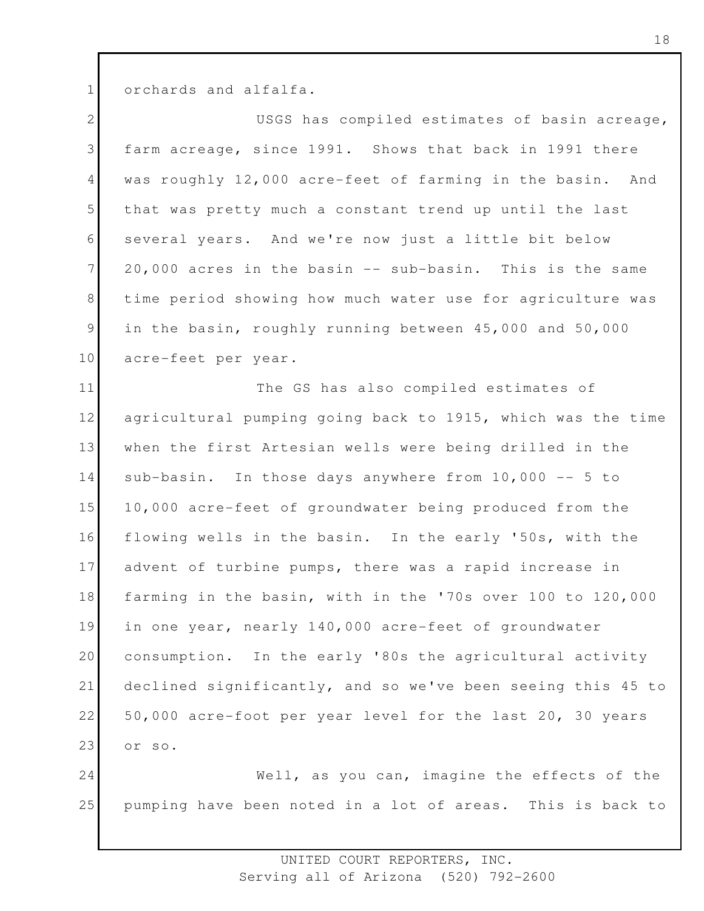orchards and alfalfa.

USGS has compiled estimates of basin acreage, farm acreage, since 1991. Shows that back in 1991 there was roughly 12,000 acre-feet of farming in the basin. And that was pretty much a constant trend up until the last several years. And we're now just a little bit below 20,000 acres in the basin -- sub-basin. This is the same time period showing how much water use for agriculture was in the basin, roughly running between 45,000 and 50,000 acre-feet per year.

The GS has also compiled estimates of agricultural pumping going back to 1915, which was the time when the first Artesian wells were being drilled in the sub-basin. In those days anywhere from 10,000 -- 5 to 10,000 acre-feet of groundwater being produced from the flowing wells in the basin. In the early '50s, with the advent of turbine pumps, there was a rapid increase in farming in the basin, with in the '70s over 100 to 120,000 in one year, nearly 140,000 acre-feet of groundwater consumption. In the early '80s the agricultural activity declined significantly, and so we've been seeing this 45 to 50,000 acre-foot per year level for the last 20, 30 years or so.

Well, as you can, imagine the effects of the pumping have been noted in a lot of areas. This is back to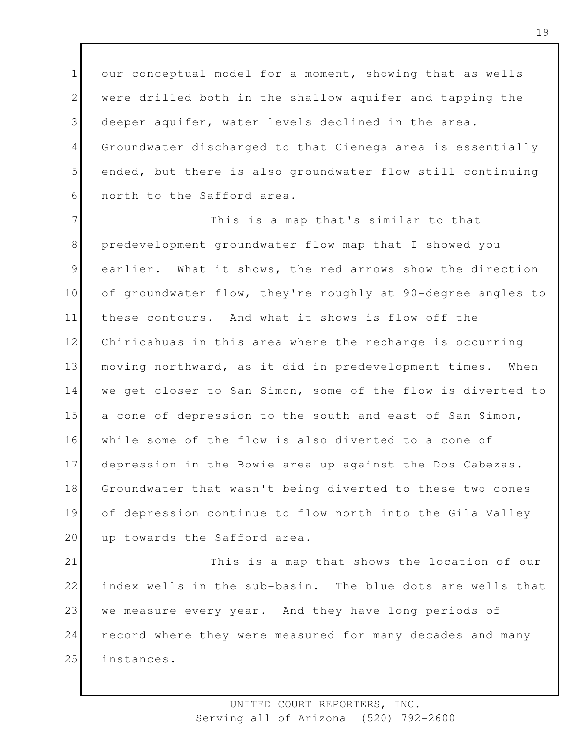our conceptual model for a moment, showing that as wells were drilled both in the shallow aquifer and tapping the deeper aquifer, water levels declined in the area. Groundwater discharged to that Cienega area is essentially ended, but there is also groundwater flow still continuing north to the Safford area.

This is a map that's similar to that predevelopment groundwater flow map that I showed you earlier. What it shows, the red arrows show the direction of groundwater flow, they're roughly at 90-degree angles to these contours. And what it shows is flow off the Chiricahuas in this area where the recharge is occurring moving northward, as it did in predevelopment times. When we get closer to San Simon, some of the flow is diverted to a cone of depression to the south and east of San Simon, while some of the flow is also diverted to a cone of depression in the Bowie area up against the Dos Cabezas. Groundwater that wasn't being diverted to these two cones of depression continue to flow north into the Gila Valley up towards the Safford area.

This is a map that shows the location of our index wells in the sub-basin. The blue dots are wells that we measure every year. And they have long periods of record where they were measured for many decades and many instances.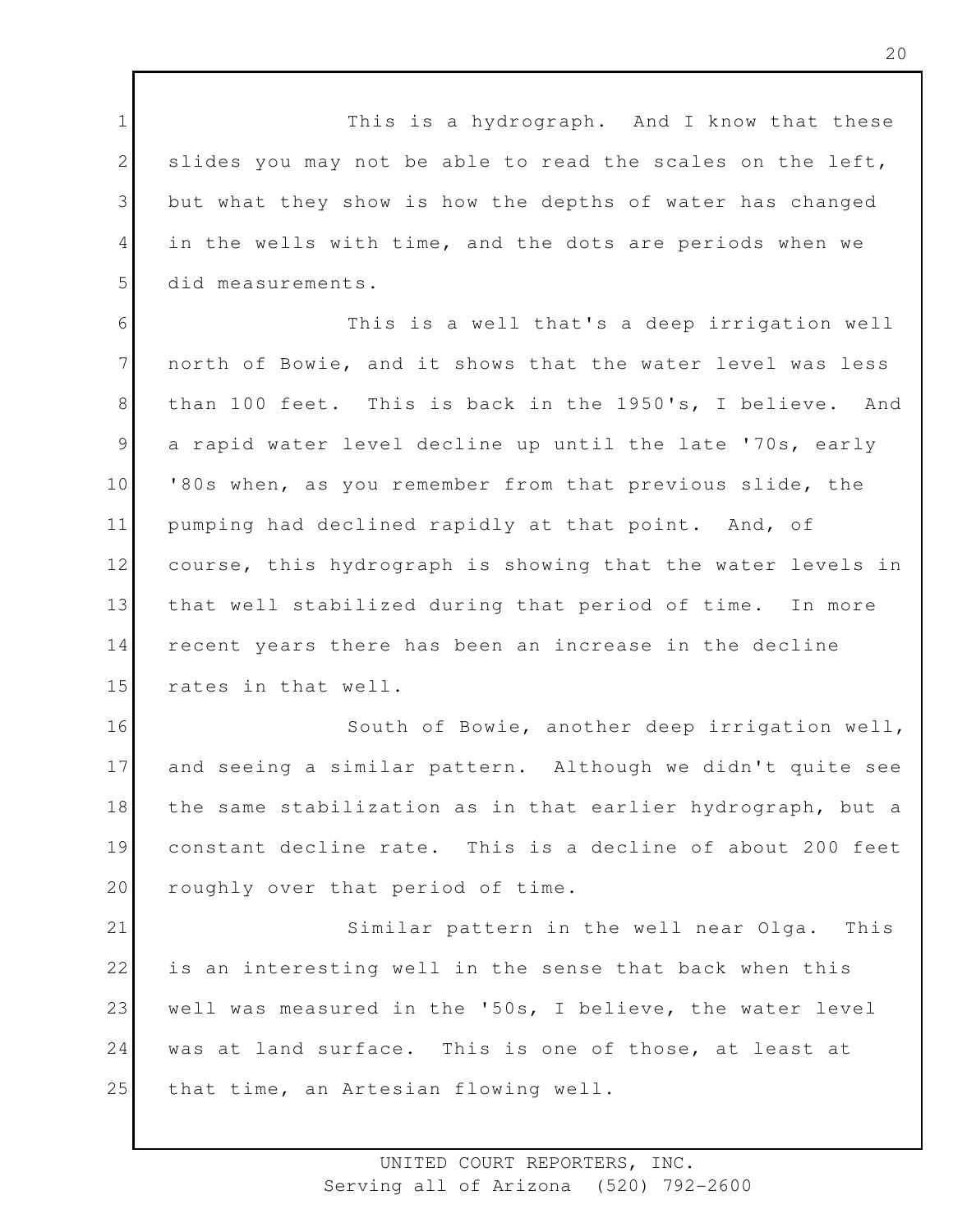This is a hydrograph. And I know that these slides you may not be able to read the scales on the left, but what they show is how the depths of water has changed in the wells with time, and the dots are periods when we did measurements.

This is a well that's a deep irrigation well north of Bowie, and it shows that the water level was less than 100 feet. This is back in the 1950's, I believe. And a rapid water level decline up until the late '70s, early '80s when, as you remember from that previous slide, the pumping had declined rapidly at that point. And, of course, this hydrograph is showing that the water levels in that well stabilized during that period of time. In more recent years there has been an increase in the decline rates in that well.

South of Bowie, another deep irrigation well, and seeing a similar pattern. Although we didn't quite see the same stabilization as in that earlier hydrograph, but a constant decline rate. This is a decline of about 200 feet roughly over that period of time.

Similar pattern in the well near Olga. This is an interesting well in the sense that back when this well was measured in the '50s, I believe, the water level was at land surface. This is one of those, at least at that time, an Artesian flowing well.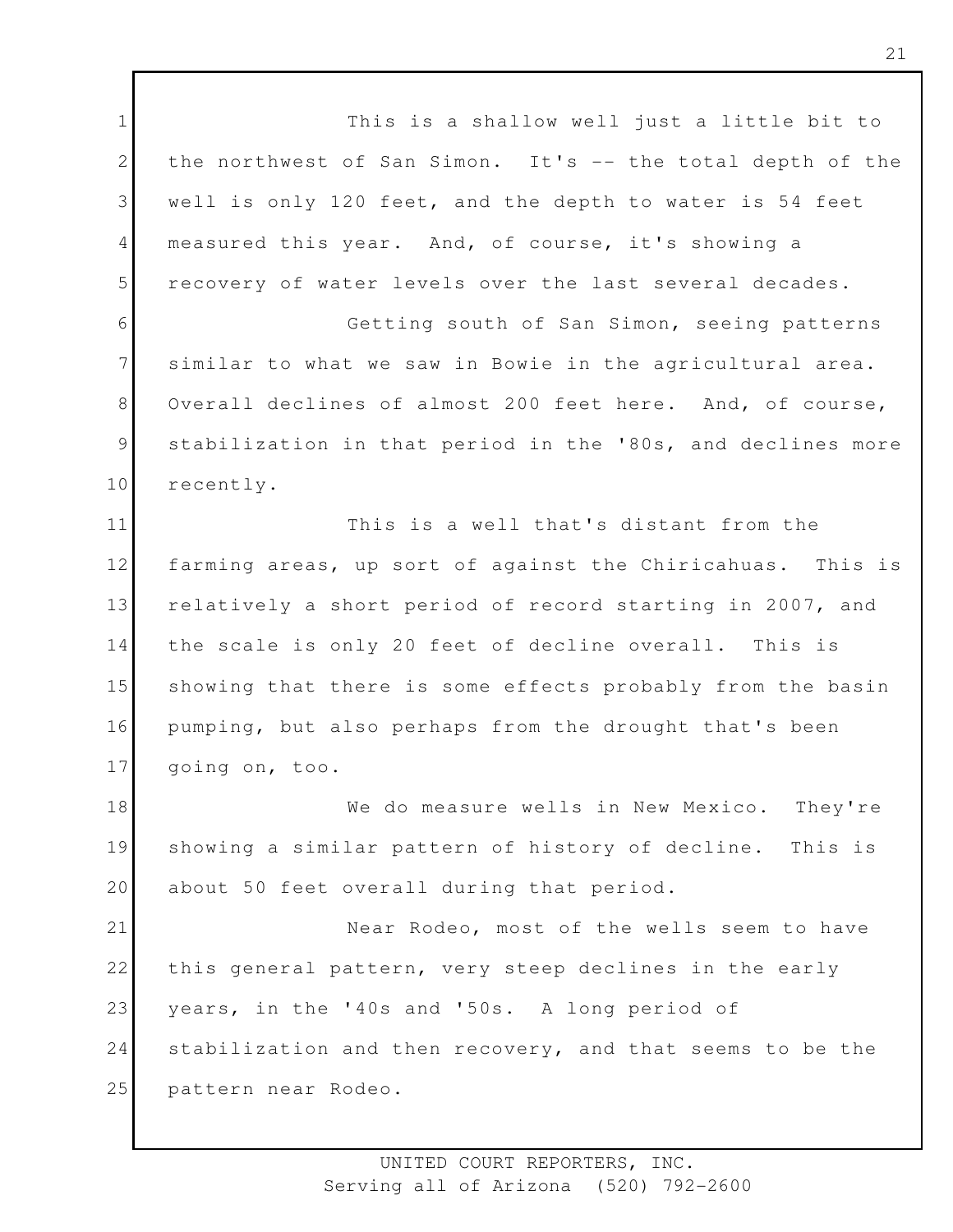This is a shallow well just a little bit to the northwest of San Simon. It's -- the total depth of the well is only 120 feet, and the depth to water is 54 feet measured this year. And, of course, it's showing a recovery of water levels over the last several decades.

Getting south of San Simon, seeing patterns similar to what we saw in Bowie in the agricultural area. Overall declines of almost 200 feet here. And, of course, stabilization in that period in the '80s, and declines more recently.

This is a well that's distant from the farming areas, up sort of against the Chiricahuas. This is relatively a short period of record starting in 2007, and the scale is only 20 feet of decline overall. This is showing that there is some effects probably from the basin pumping, but also perhaps from the drought that's been going on, too.

We do measure wells in New Mexico. They're showing a similar pattern of history of decline. This is about 50 feet overall during that period.

Near Rodeo, most of the wells seem to have this general pattern, very steep declines in the early years, in the '40s and '50s. A long period of stabilization and then recovery, and that seems to be the pattern near Rodeo.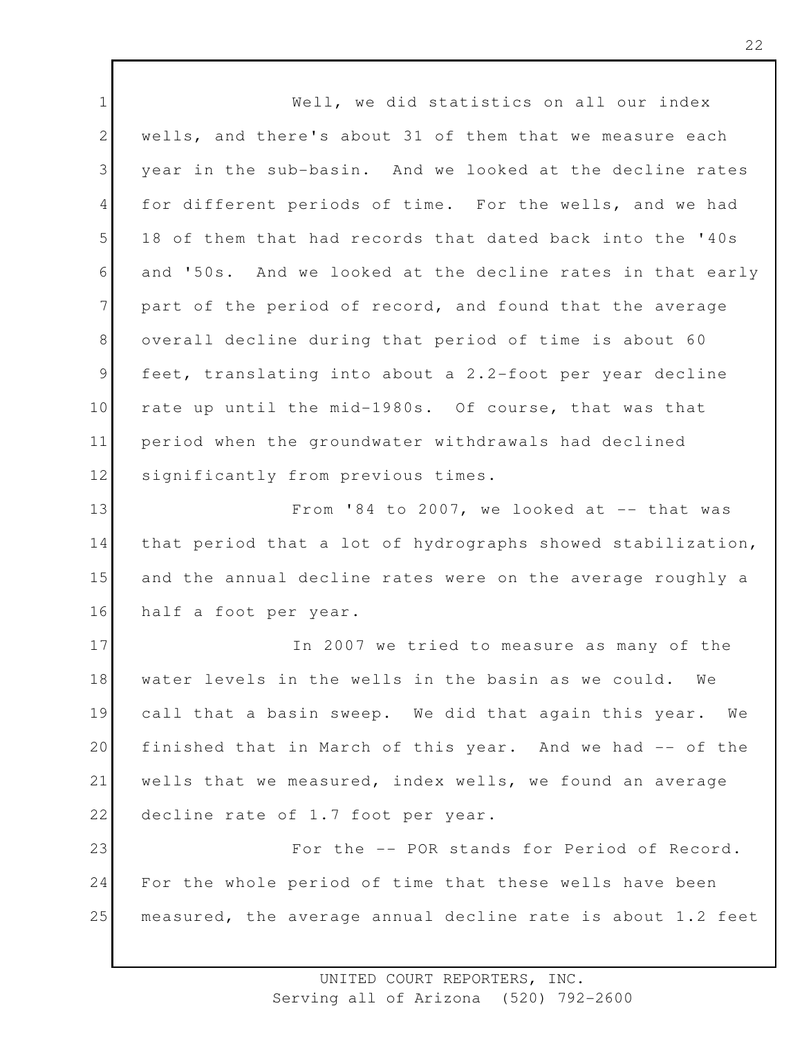Well, we did statistics on all our index wells, and there's about 31 of them that we measure each year in the sub-basin. And we looked at the decline rates for different periods of time. For the wells, and we had 18 of them that had records that dated back into the '40s and '50s. And we looked at the decline rates in that early part of the period of record, and found that the average overall decline during that period of time is about 60 feet, translating into about a 2.2-foot per year decline rate up until the mid-1980s. Of course, that was that period when the groundwater withdrawals had declined significantly from previous times.

From '84 to 2007, we looked at -- that was that period that a lot of hydrographs showed stabilization, and the annual decline rates were on the average roughly a half a foot per year.

In 2007 we tried to measure as many of the water levels in the wells in the basin as we could. We call that a basin sweep. We did that again this year. We finished that in March of this year. And we had -- of the wells that we measured, index wells, we found an average decline rate of 1.7 foot per year.

For the -- POR stands for Period of Record. For the whole period of time that these wells have been measured, the average annual decline rate is about 1.2 feet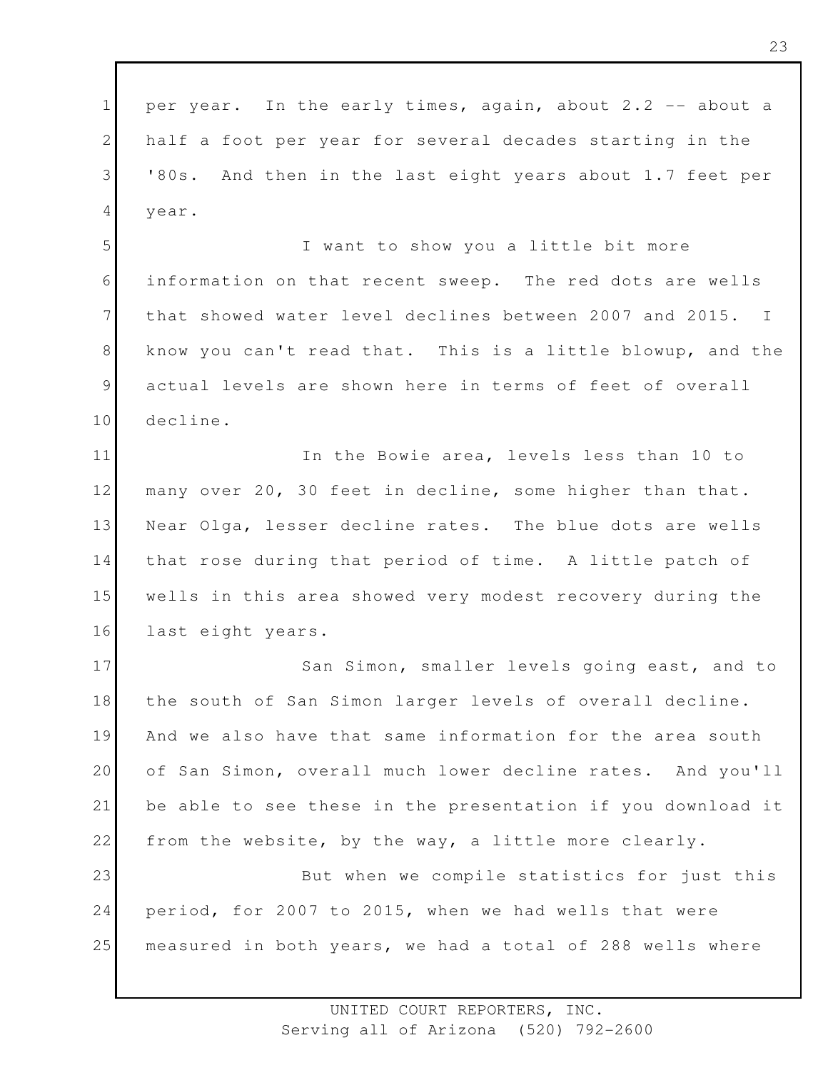per year. In the early times, again, about 2.2 -- about a half a foot per year for several decades starting in the '80s. And then in the last eight years about 1.7 feet per year.

I want to show you a little bit more information on that recent sweep. The red dots are wells that showed water level declines between 2007 and 2015. I know you can't read that. This is a little blowup, and the actual levels are shown here in terms of feet of overall decline.

In the Bowie area, levels less than 10 to many over 20, 30 feet in decline, some higher than that. Near Olga, lesser decline rates. The blue dots are wells that rose during that period of time. A little patch of wells in this area showed very modest recovery during the last eight years.

San Simon, smaller levels going east, and to the south of San Simon larger levels of overall decline. And we also have that same information for the area south of San Simon, overall much lower decline rates. And you'll be able to see these in the presentation if you download it from the website, by the way, a little more clearly.

But when we compile statistics for just this period, for 2007 to 2015, when we had wells that were measured in both years, we had a total of 288 wells where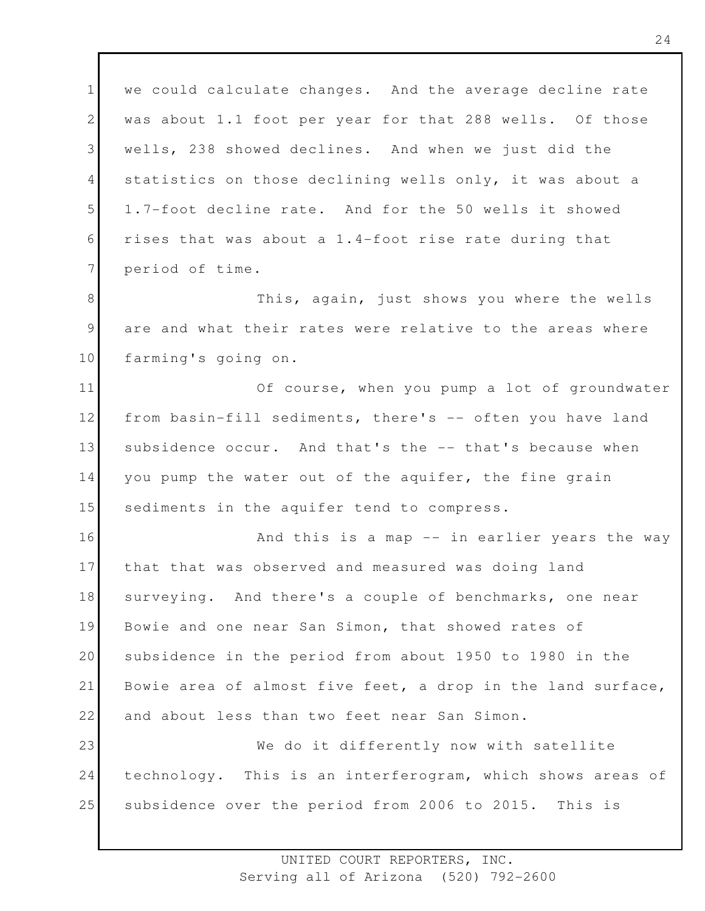we could calculate changes. And the average decline rate was about 1.1 foot per year for that 288 wells. Of those wells, 238 showed declines. And when we just did the statistics on those declining wells only, it was about a 1.7-foot decline rate. And for the 50 wells it showed rises that was about a 1.4-foot rise rate during that period of time.

This, again, just shows you where the wells are and what their rates were relative to the areas where farming's going on.

Of course, when you pump a lot of groundwater from basin-fill sediments, there's -- often you have land subsidence occur. And that's the -- that's because when you pump the water out of the aquifer, the fine grain sediments in the aquifer tend to compress.

And this is a map -- in earlier years the way that that was observed and measured was doing land surveying. And there's a couple of benchmarks, one near Bowie and one near San Simon, that showed rates of subsidence in the period from about 1950 to 1980 in the Bowie area of almost five feet, a drop in the land surface, and about less than two feet near San Simon.

We do it differently now with satellite technology. This is an interferogram, which shows areas of subsidence over the period from 2006 to 2015. This is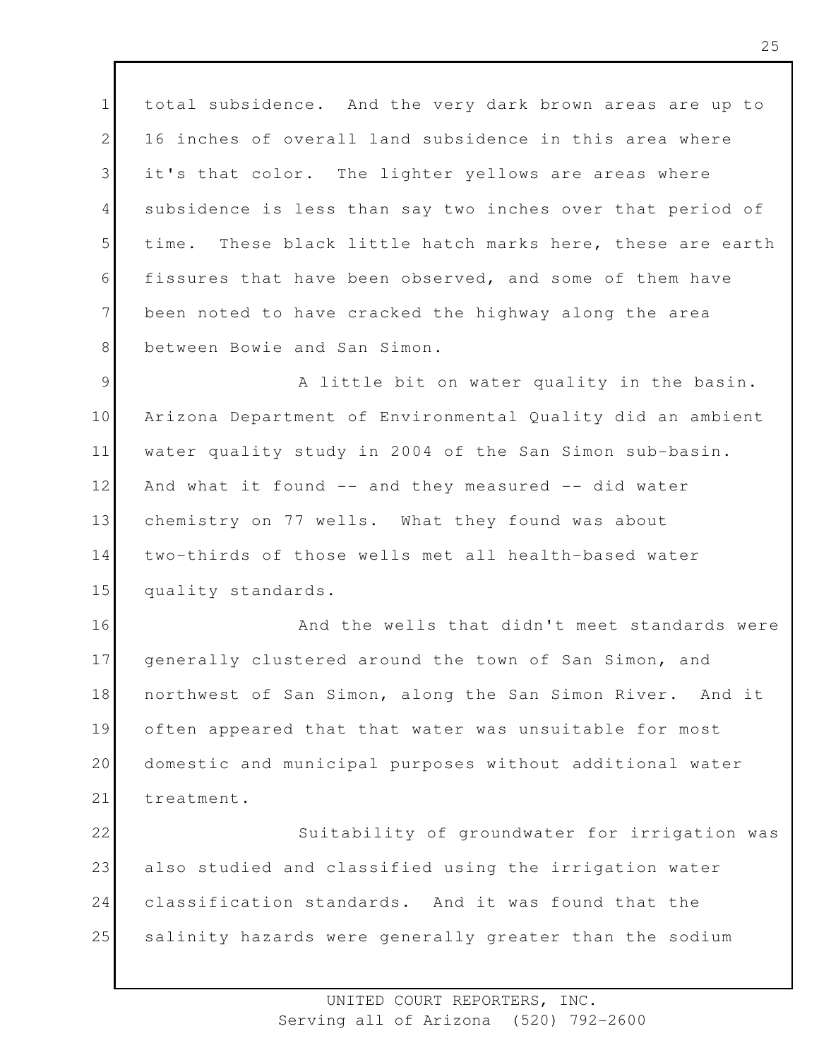total subsidence. And the very dark brown areas are up to 16 inches of overall land subsidence in this area where it's that color. The lighter yellows are areas where subsidence is less than say two inches over that period of time. These black little hatch marks here, these are earth fissures that have been observed, and some of them have been noted to have cracked the highway along the area between Bowie and San Simon.

A little bit on water quality in the basin. Arizona Department of Environmental Quality did an ambient water quality study in 2004 of the San Simon sub-basin. And what it found -- and they measured -- did water chemistry on 77 wells. What they found was about two-thirds of those wells met all health-based water quality standards.

And the wells that didn't meet standards were generally clustered around the town of San Simon, and northwest of San Simon, along the San Simon River. And it often appeared that that water was unsuitable for most domestic and municipal purposes without additional water treatment.

Suitability of groundwater for irrigation was also studied and classified using the irrigation water classification standards. And it was found that the salinity hazards were generally greater than the sodium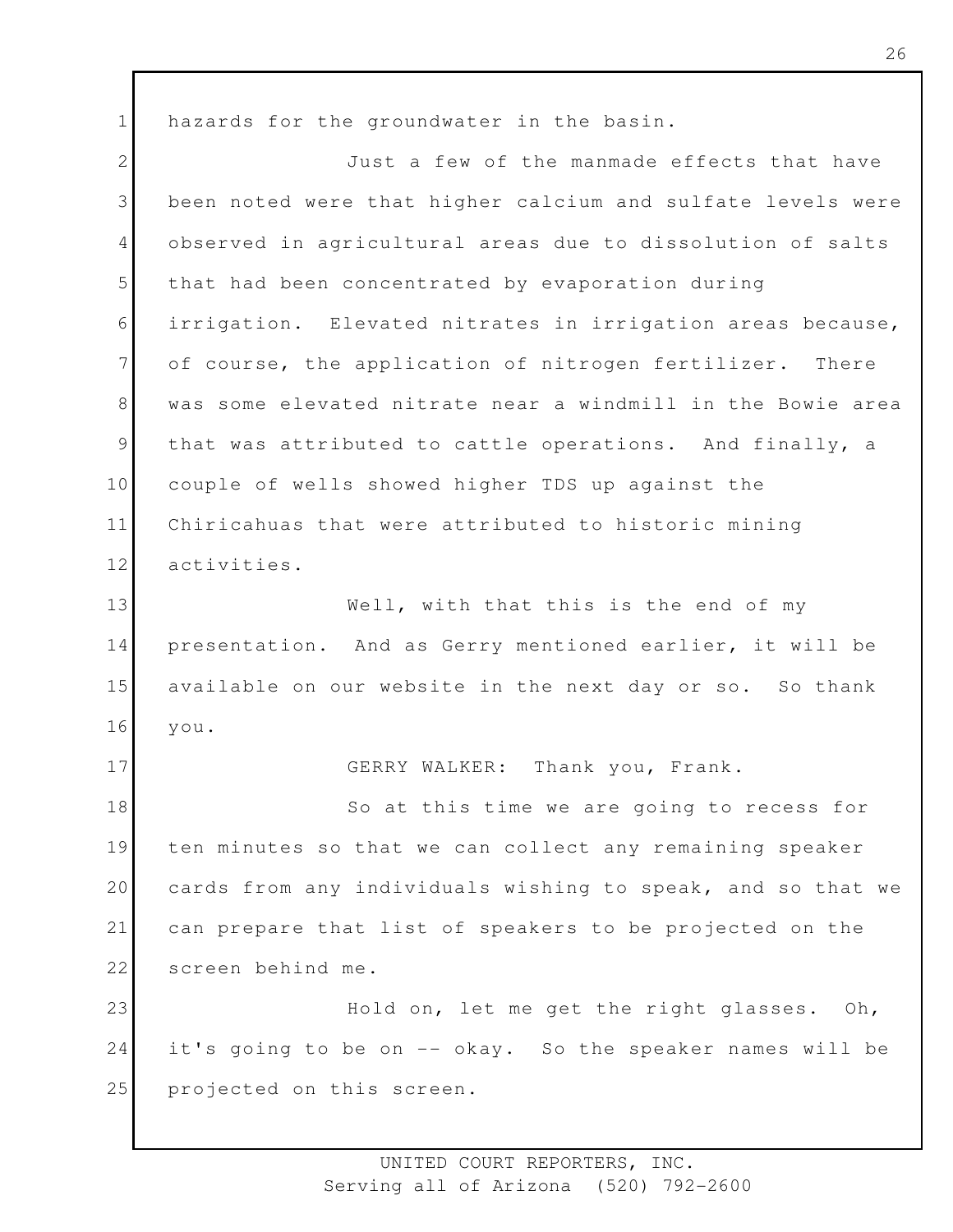hazards for the groundwater in the basin.

Just a few of the manmade effects that have been noted were that higher calcium and sulfate levels were observed in agricultural areas due to dissolution of salts that had been concentrated by evaporation during irrigation. Elevated nitrates in irrigation areas because, of course, the application of nitrogen fertilizer. There was some elevated nitrate near a windmill in the Bowie area that was attributed to cattle operations. And finally, a couple of wells showed higher TDS up against the Chiricahuas that were attributed to historic mining activities.

Well, with that this is the end of my presentation. And as Gerry mentioned earlier, it will be available on our website in the next day or so. So thank you.

GERRY WALKER: Thank you, Frank.

So at this time we are going to recess for ten minutes so that we can collect any remaining speaker cards from any individuals wishing to speak, and so that we can prepare that list of speakers to be projected on the screen behind me.

Hold on, let me get the right glasses. Oh, it's going to be on -- okay. So the speaker names will be projected on this screen.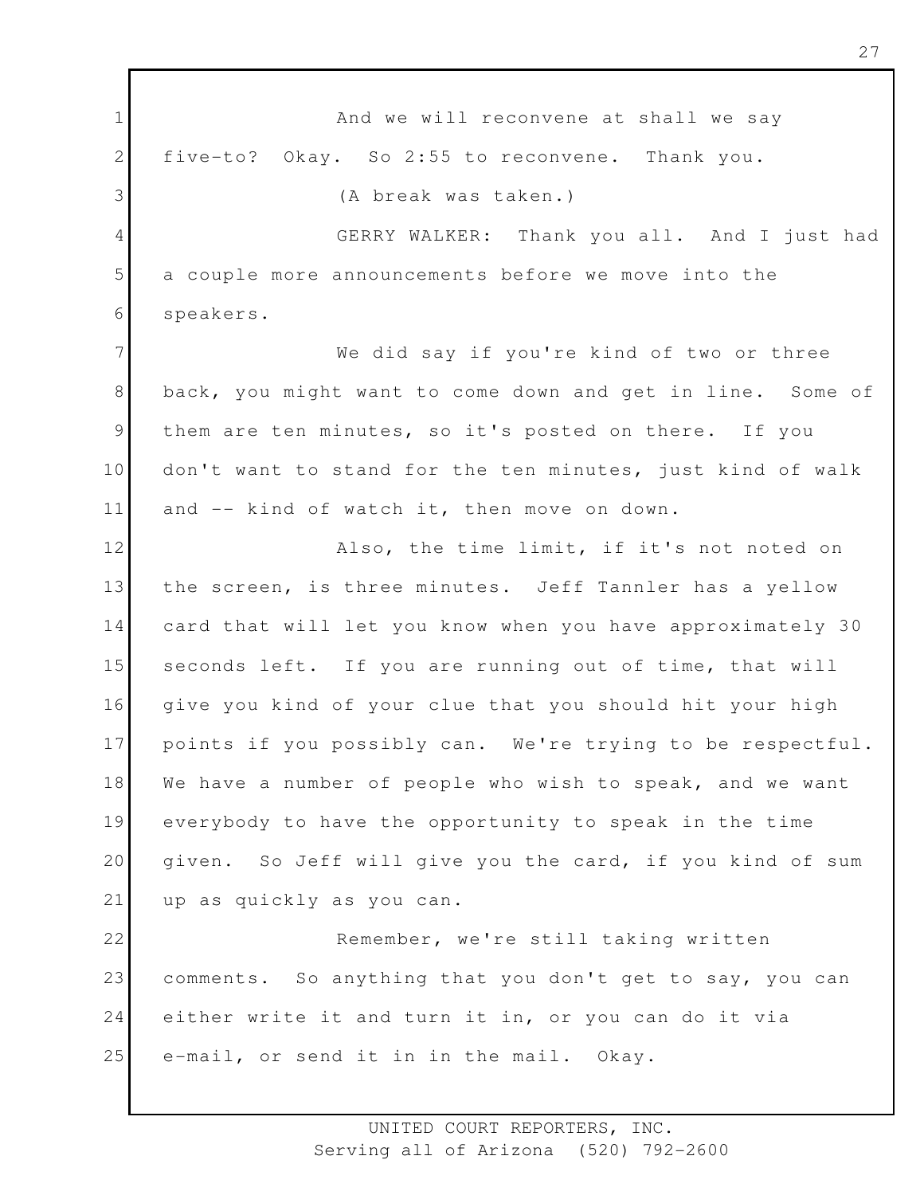And we will reconvene at shall we say five-to? Okay. So 2:55 to reconvene. Thank you.

(A break was taken.)

GERRY WALKER: Thank you all. And I just had a couple more announcements before we move into the speakers.

We did say if you're kind of two or three back, you might want to come down and get in line. Some of them are ten minutes, so it's posted on there. If you don't want to stand for the ten minutes, just kind of walk and -- kind of watch it, then move on down.

Also, the time limit, if it's not noted on the screen, is three minutes. Jeff Tannler has a yellow card that will let you know when you have approximately 30 seconds left. If you are running out of time, that will give you kind of your clue that you should hit your high points if you possibly can. We're trying to be respectful. We have a number of people who wish to speak, and we want everybody to have the opportunity to speak in the time given. So Jeff will give you the card, if you kind of sum up as quickly as you can.

Remember, we're still taking written comments. So anything that you don't get to say, you can either write it and turn it in, or you can do it via e-mail, or send it in in the mail. Okay.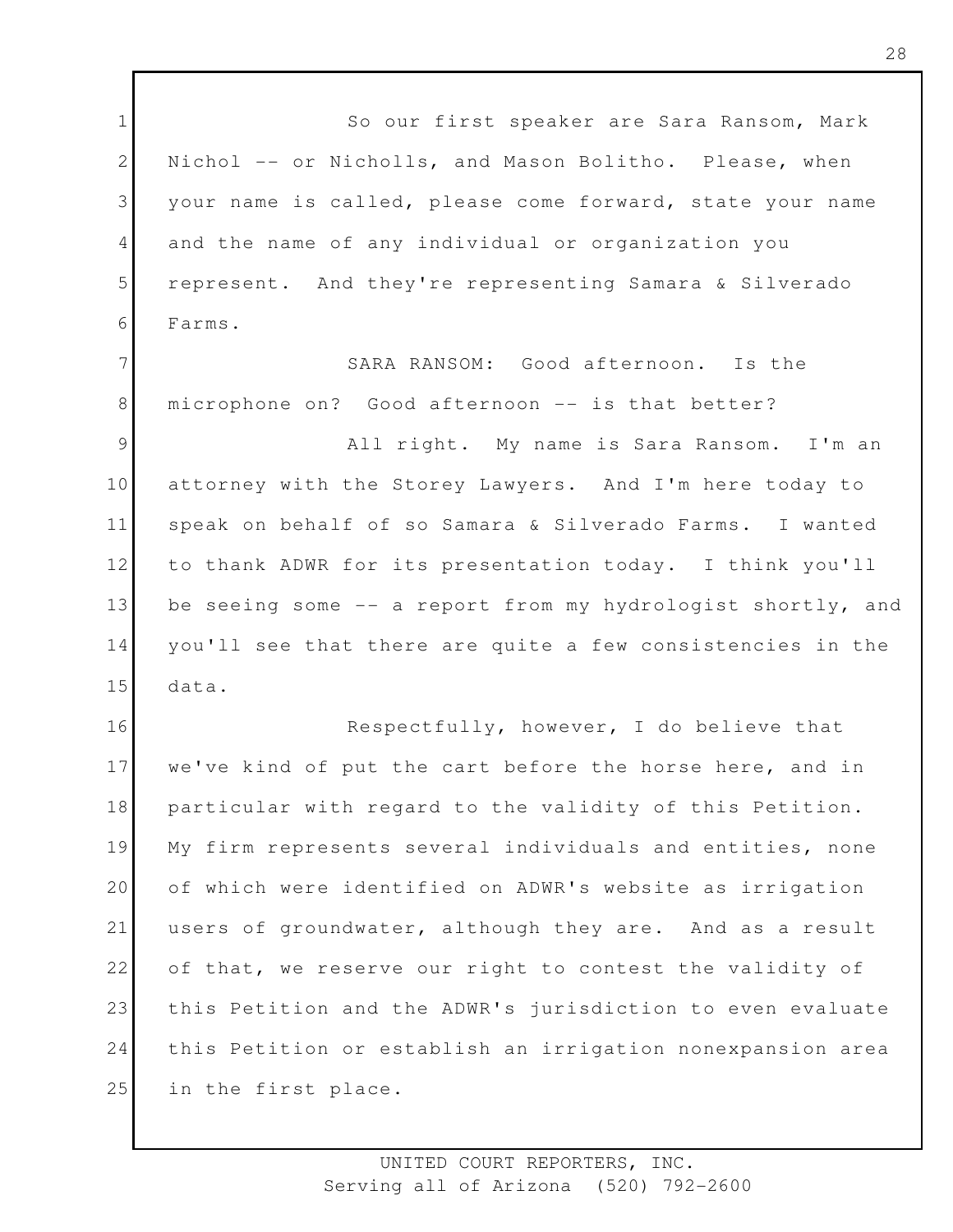So our first speaker are Sara Ransom, Mark Nichol -- or Nicholls, and Mason Bolitho. Please, when your name is called, please come forward, state your name and the name of any individual or organization you represent. And they're representing Samara & Silverado Farms.

SARA RANSOM: Good afternoon. Is the microphone on? Good afternoon -- is that better?

All right. My name is Sara Ransom. I'm an attorney with the Storey Lawyers. And I'm here today to speak on behalf of so Samara & Silverado Farms. I wanted to thank ADWR for its presentation today. I think you'll be seeing some -- a report from my hydrologist shortly, and you'll see that there are quite a few consistencies in the data.

Respectfully, however, I do believe that we've kind of put the cart before the horse here, and in particular with regard to the validity of this Petition. My firm represents several individuals and entities, none of which were identified on ADWR's website as irrigation users of groundwater, although they are. And as a result of that, we reserve our right to contest the validity of this Petition and the ADWR's jurisdiction to even evaluate this Petition or establish an irrigation nonexpansion area in the first place.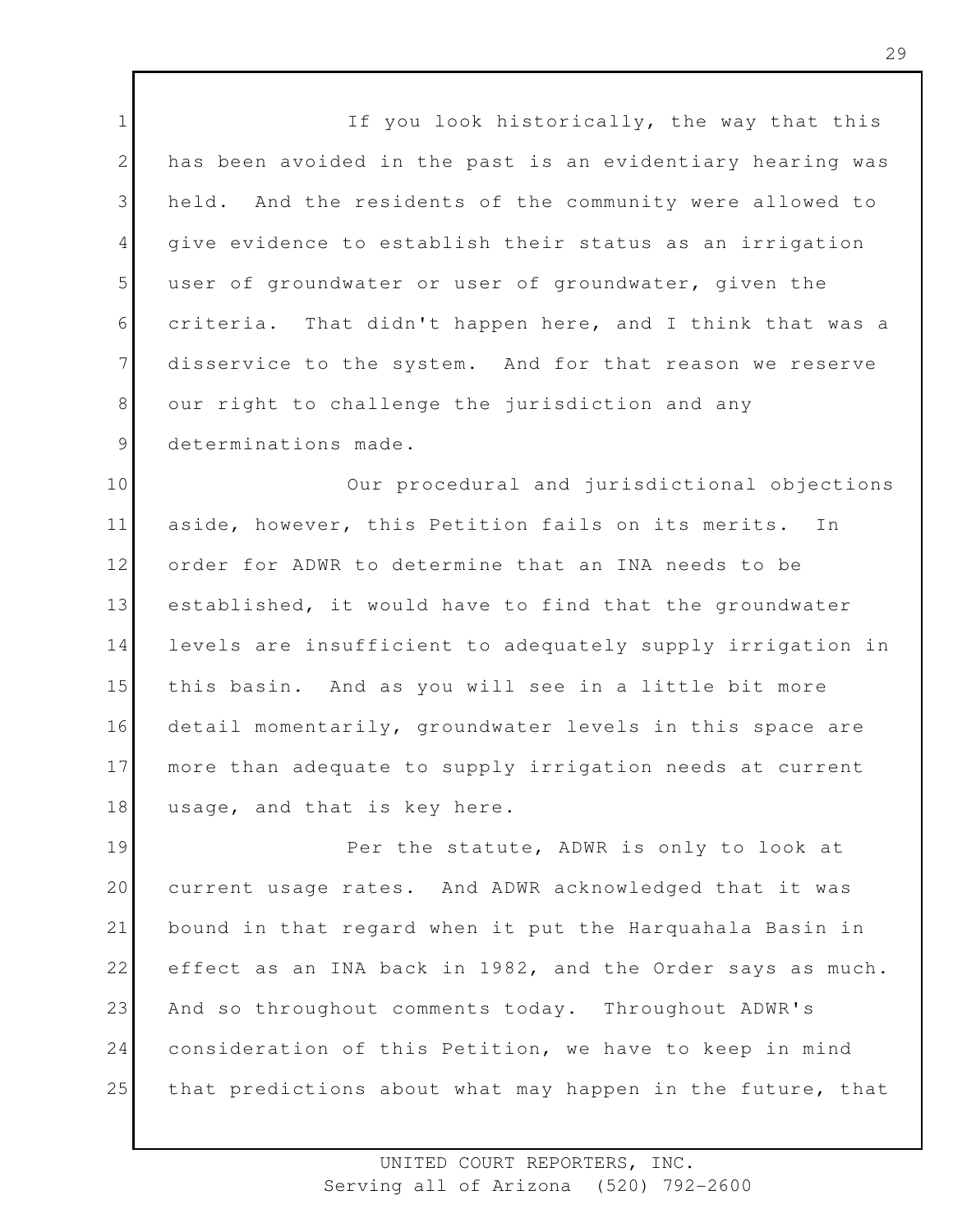If you look historically, the way that this has been avoided in the past is an evidentiary hearing was held. And the residents of the community were allowed to give evidence to establish their status as an irrigation user of groundwater or user of groundwater, given the criteria. That didn't happen here, and I think that was a disservice to the system. And for that reason we reserve our right to challenge the jurisdiction and any determinations made.

Our procedural and jurisdictional objections aside, however, this Petition fails on its merits. In order for ADWR to determine that an INA needs to be established, it would have to find that the groundwater levels are insufficient to adequately supply irrigation in this basin. And as you will see in a little bit more detail momentarily, groundwater levels in this space are more than adequate to supply irrigation needs at current usage, and that is key here.

Per the statute, ADWR is only to look at current usage rates. And ADWR acknowledged that it was bound in that regard when it put the Harquahala Basin in effect as an INA back in 1982, and the Order says as much. And so throughout comments today. Throughout ADWR's consideration of this Petition, we have to keep in mind that predictions about what may happen in the future, that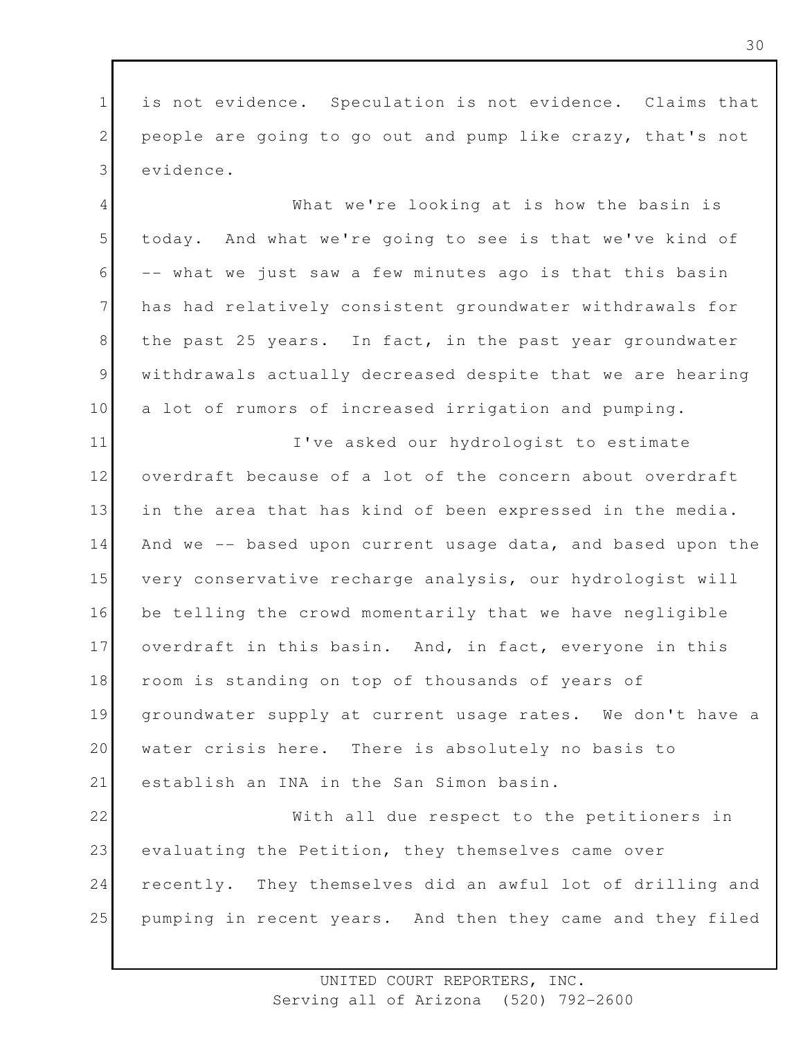is not evidence. Speculation is not evidence. Claims that people are going to go out and pump like crazy, that's not evidence.

What we're looking at is how the basin is today. And what we're going to see is that we've kind of -- what we just saw a few minutes ago is that this basin has had relatively consistent groundwater withdrawals for the past 25 years. In fact, in the past year groundwater withdrawals actually decreased despite that we are hearing a lot of rumors of increased irrigation and pumping.

I've asked our hydrologist to estimate overdraft because of a lot of the concern about overdraft in the area that has kind of been expressed in the media. And we -- based upon current usage data, and based upon the very conservative recharge analysis, our hydrologist will be telling the crowd momentarily that we have negligible overdraft in this basin. And, in fact, everyone in this room is standing on top of thousands of years of groundwater supply at current usage rates. We don't have a water crisis here. There is absolutely no basis to establish an INA in the San Simon basin.

With all due respect to the petitioners in evaluating the Petition, they themselves came over recently. They themselves did an awful lot of drilling and pumping in recent years. And then they came and they filed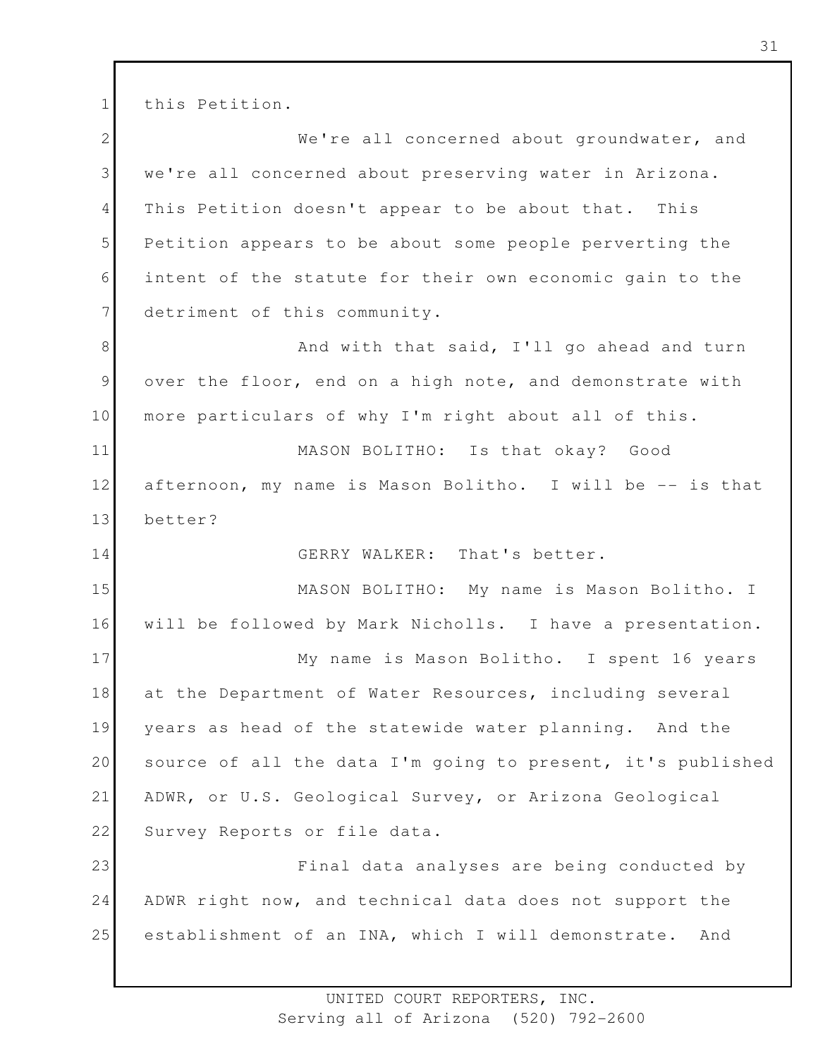this Petition.

We're all concerned about groundwater, and we're all concerned about preserving water in Arizona. This Petition doesn't appear to be about that. This Petition appears to be about some people perverting the intent of the statute for their own economic gain to the detriment of this community.

And with that said, I'll go ahead and turn over the floor, end on a high note, and demonstrate with more particulars of why I'm right about all of this.

MASON BOLITHO: Is that okay? Good afternoon, my name is Mason Bolitho. I will be -- is that better?

GERRY WALKER: That's better.

MASON BOLITHO: My name is Mason Bolitho. I will be followed by Mark Nicholls. I have a presentation.

My name is Mason Bolitho. I spent 16 years at the Department of Water Resources, including several years as head of the statewide water planning. And the source of all the data I'm going to present, it's published ADWR, or U.S. Geological Survey, or Arizona Geological Survey Reports or file data.

Final data analyses are being conducted by ADWR right now, and technical data does not support the establishment of an INA, which I will demonstrate. And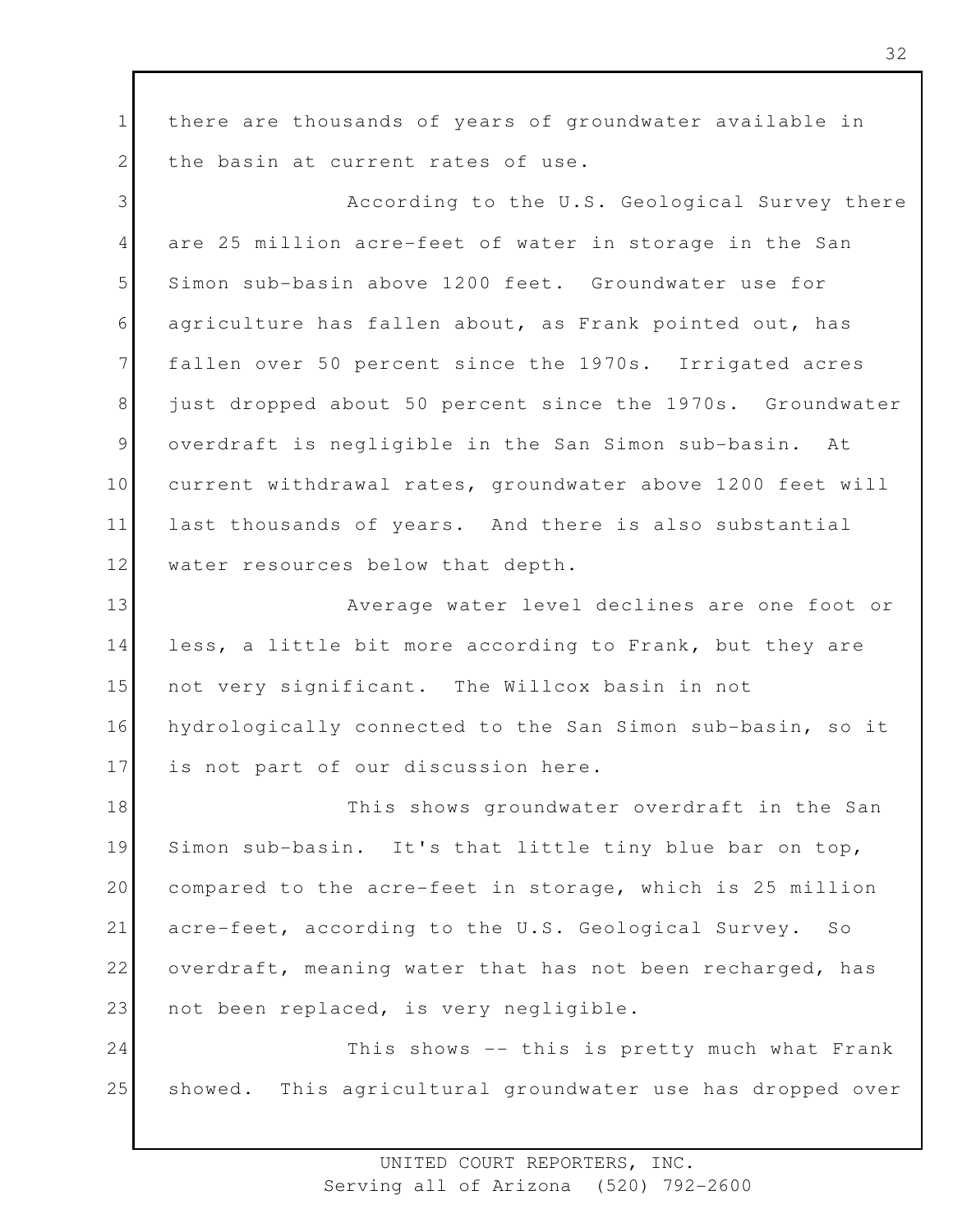there are thousands of years of groundwater available in the basin at current rates of use.

According to the U.S. Geological Survey there are 25 million acre-feet of water in storage in the San Simon sub-basin above 1200 feet. Groundwater use for agriculture has fallen about, as Frank pointed out, has fallen over 50 percent since the 1970s. Irrigated acres just dropped about 50 percent since the 1970s. Groundwater overdraft is negligible in the San Simon sub-basin. At current withdrawal rates, groundwater above 1200 feet will last thousands of years. And there is also substantial water resources below that depth.

Average water level declines are one foot or less, a little bit more according to Frank, but they are not very significant. The Willcox basin in not hydrologically connected to the San Simon sub-basin, so it is not part of our discussion here.

This shows groundwater overdraft in the San Simon sub-basin. It's that little tiny blue bar on top, compared to the acre-feet in storage, which is 25 million acre-feet, according to the U.S. Geological Survey. So overdraft, meaning water that has not been recharged, has not been replaced, is very negligible.

This shows -- this is pretty much what Frank showed. This agricultural groundwater use has dropped over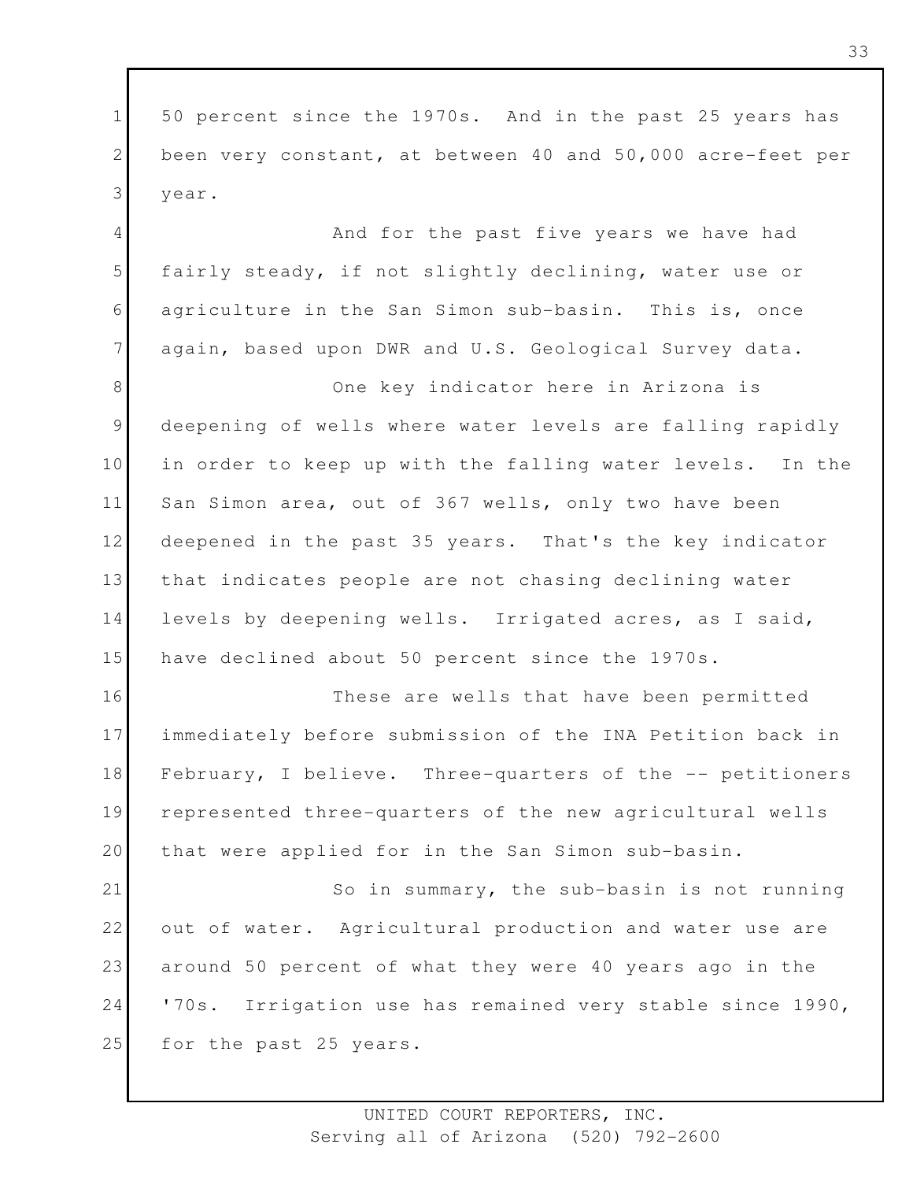50 percent since the 1970s. And in the past 25 years has been very constant, at between 40 and 50,000 acre-feet per year.

And for the past five years we have had fairly steady, if not slightly declining, water use or agriculture in the San Simon sub-basin. This is, once again, based upon DWR and U.S. Geological Survey data.

One key indicator here in Arizona is deepening of wells where water levels are falling rapidly in order to keep up with the falling water levels. In the San Simon area, out of 367 wells, only two have been deepened in the past 35 years. That's the key indicator that indicates people are not chasing declining water levels by deepening wells. Irrigated acres, as I said, have declined about 50 percent since the 1970s.

These are wells that have been permitted immediately before submission of the INA Petition back in February, I believe. Three-quarters of the -- petitioners represented three-quarters of the new agricultural wells that were applied for in the San Simon sub-basin.

So in summary, the sub-basin is not running out of water. Agricultural production and water use are around 50 percent of what they were 40 years ago in the '70s. Irrigation use has remained very stable since 1990, for the past 25 years.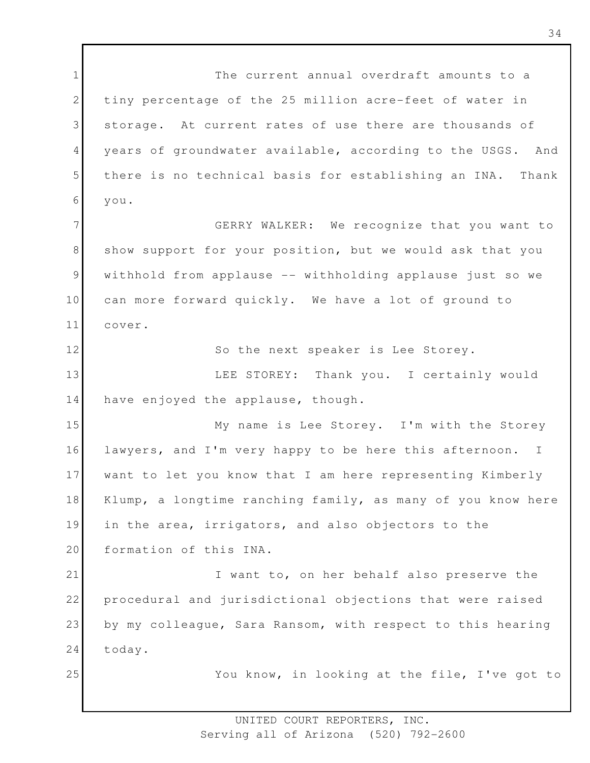The current annual overdraft amounts to a tiny percentage of the 25 million acre-feet of water in storage. At current rates of use there are thousands of years of groundwater available, according to the USGS. And there is no technical basis for establishing an INA. Thank you.

GERRY WALKER: We recognize that you want to show support for your position, but we would ask that you withhold from applause -- withholding applause just so we can more forward quickly. We have a lot of ground to cover.

So the next speaker is Lee Storey.

LEE STOREY: Thank you. I certainly would have enjoyed the applause, though.

My name is Lee Storey. I'm with the Storey lawyers, and I'm very happy to be here this afternoon. I want to let you know that I am here representing Kimberly Klump, a longtime ranching family, as many of you know here in the area, irrigators, and also objectors to the formation of this INA.

I want to, on her behalf also preserve the procedural and jurisdictional objections that were raised by my colleague, Sara Ransom, with respect to this hearing today.

You know, in looking at the file, I've got to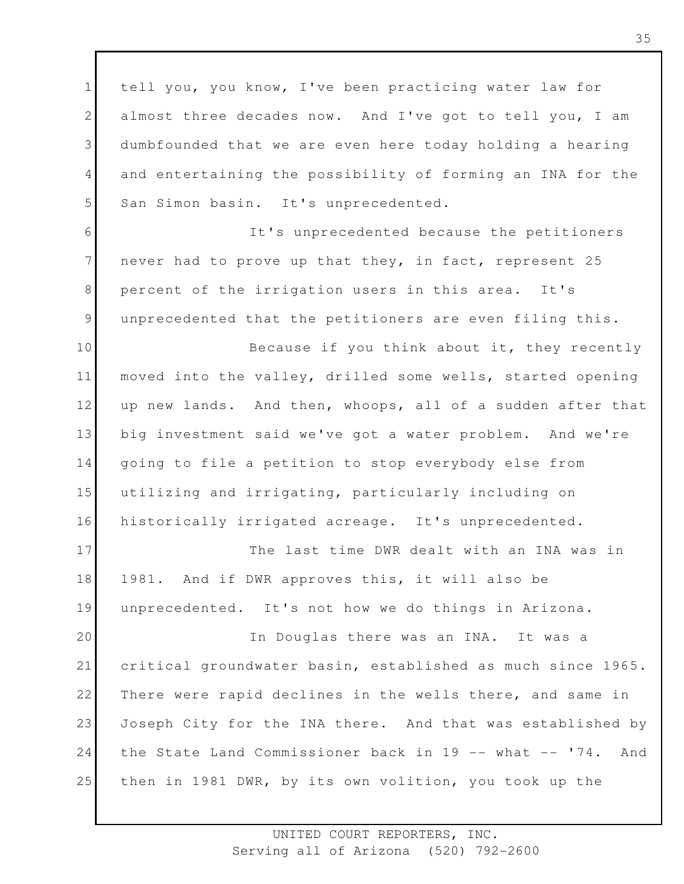tell you, you know, I've been practicing water law for almost three decades now. And I've got to tell you, I am dumbfounded that we are even here today holding a hearing and entertaining the possibility of forming an INA for the San Simon basin. It's unprecedented.

It's unprecedented because the petitioners never had to prove up that they, in fact, represent 25 percent of the irrigation users in this area. It's unprecedented that the petitioners are even filing this.

Because if you think about it, they recently moved into the valley, drilled some wells, started opening up new lands. And then, whoops, all of a sudden after that big investment said we've got a water problem. And we're going to file a petition to stop everybody else from utilizing and irrigating, particularly including on historically irrigated acreage. It's unprecedented.

The last time DWR dealt with an INA was in 1981. And if DWR approves this, it will also be unprecedented. It's not how we do things in Arizona.

In Douglas there was an INA. It was a critical groundwater basin, established as much since 1965. There were rapid declines in the wells there, and same in Joseph City for the INA there. And that was established by the State Land Commissioner back in 19 -- what -- '74. And then in 1981 DWR, by its own volition, you took up the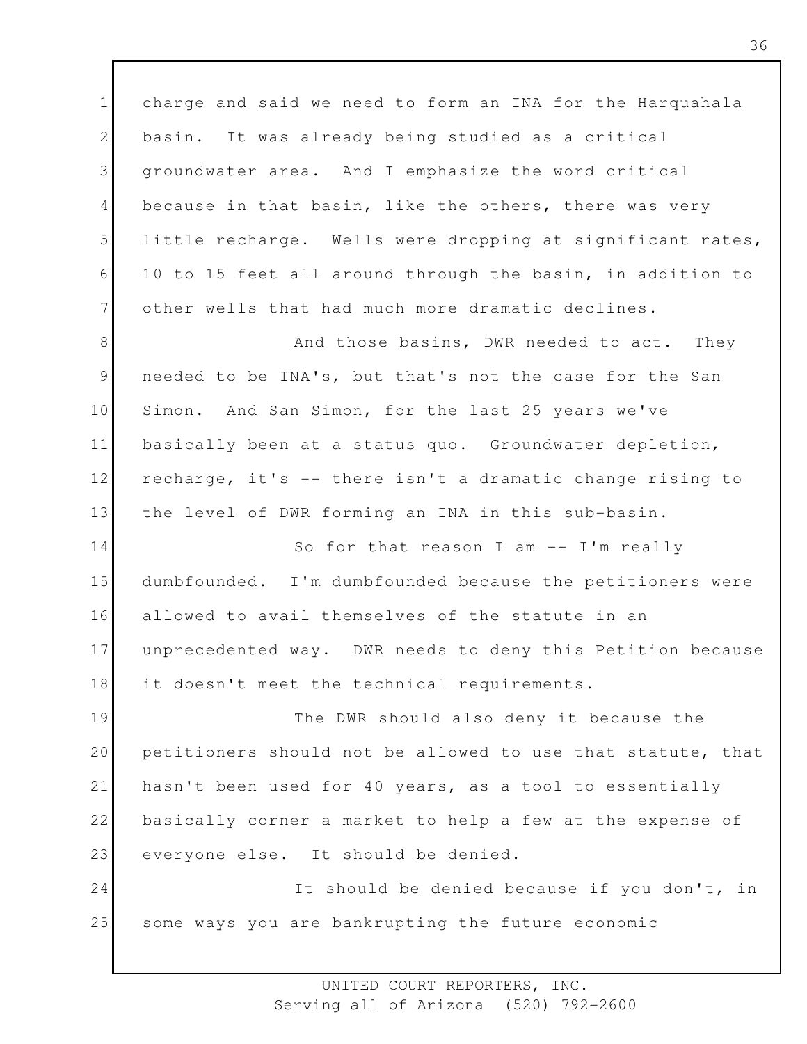charge and said we need to form an INA for the Harquahala basin. It was already being studied as a critical groundwater area. And I emphasize the word critical because in that basin, like the others, there was very little recharge. Wells were dropping at significant rates, 10 to 15 feet all around through the basin, in addition to other wells that had much more dramatic declines.

And those basins, DWR needed to act. They needed to be INA's, but that's not the case for the San Simon. And San Simon, for the last 25 years we've basically been at a status quo. Groundwater depletion, recharge, it's -- there isn't a dramatic change rising to the level of DWR forming an INA in this sub-basin.

So for that reason I am -- I'm really dumbfounded. I'm dumbfounded because the petitioners were allowed to avail themselves of the statute in an unprecedented way. DWR needs to deny this Petition because it doesn't meet the technical requirements.

The DWR should also deny it because the petitioners should not be allowed to use that statute, that hasn't been used for 40 years, as a tool to essentially basically corner a market to help a few at the expense of everyone else. It should be denied.

It should be denied because if you don't, in some ways you are bankrupting the future economic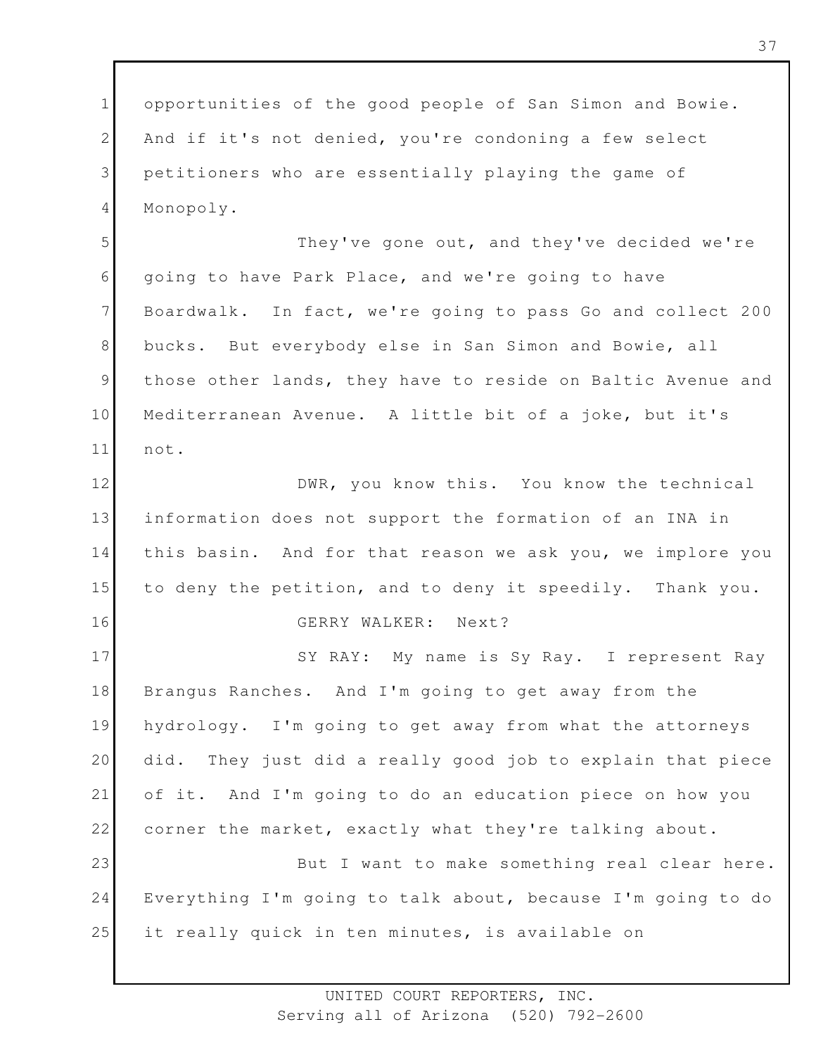opportunities of the good people of San Simon and Bowie. And if it's not denied, you're condoning a few select petitioners who are essentially playing the game of Monopoly.

They've gone out, and they've decided we're going to have Park Place, and we're going to have Boardwalk. In fact, we're going to pass Go and collect 200 bucks. But everybody else in San Simon and Bowie, all those other lands, they have to reside on Baltic Avenue and Mediterranean Avenue. A little bit of a joke, but it's not.

DWR, you know this. You know the technical information does not support the formation of an INA in this basin. And for that reason we ask you, we implore you to deny the petition, and to deny it speedily. Thank you.

GERRY WALKER: Next?

SY RAY: My name is Sy Ray. I represent Ray Brangus Ranches. And I'm going to get away from the hydrology. I'm going to get away from what the attorneys did. They just did a really good job to explain that piece of it. And I'm going to do an education piece on how you corner the market, exactly what they're talking about.

But I want to make something real clear here. Everything I'm going to talk about, because I'm going to do it really quick in ten minutes, is available on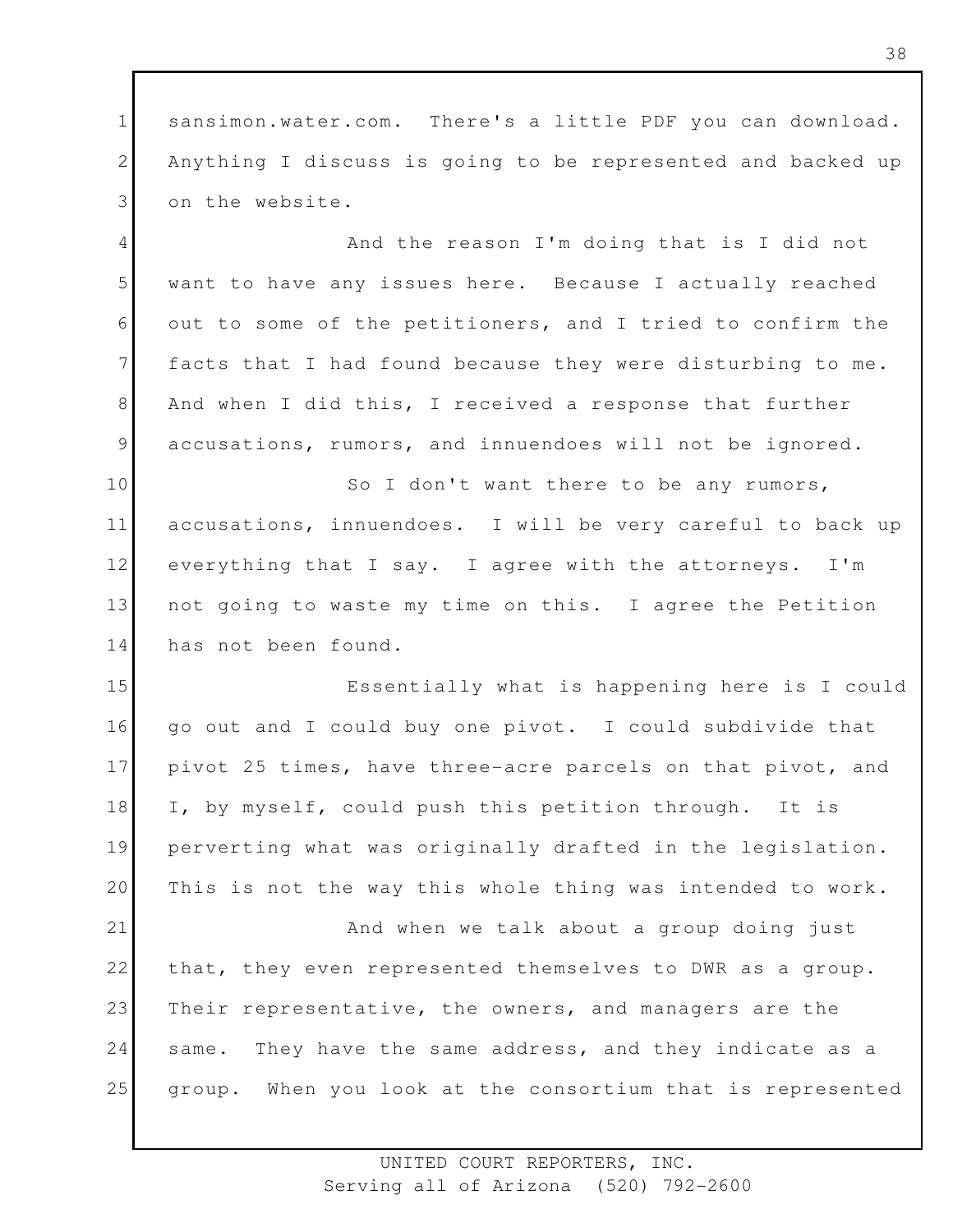sansimon.water.com. There's a little PDF you can download. Anything I discuss is going to be represented and backed up on the website.

And the reason I'm doing that is I did not want to have any issues here. Because I actually reached out to some of the petitioners, and I tried to confirm the facts that I had found because they were disturbing to me. And when I did this, I received a response that further accusations, rumors, and innuendoes will not be ignored.

So I don't want there to be any rumors, accusations, innuendoes. I will be very careful to back up everything that I say. I agree with the attorneys. I'm not going to waste my time on this. I agree the Petition has not been found.

Essentially what is happening here is I could go out and I could buy one pivot. I could subdivide that pivot 25 times, have three-acre parcels on that pivot, and I, by myself, could push this petition through. It is perverting what was originally drafted in the legislation. This is not the way this whole thing was intended to work.

And when we talk about a group doing just that, they even represented themselves to DWR as a group. Their representative, the owners, and managers are the same. They have the same address, and they indicate as a group. When you look at the consortium that is represented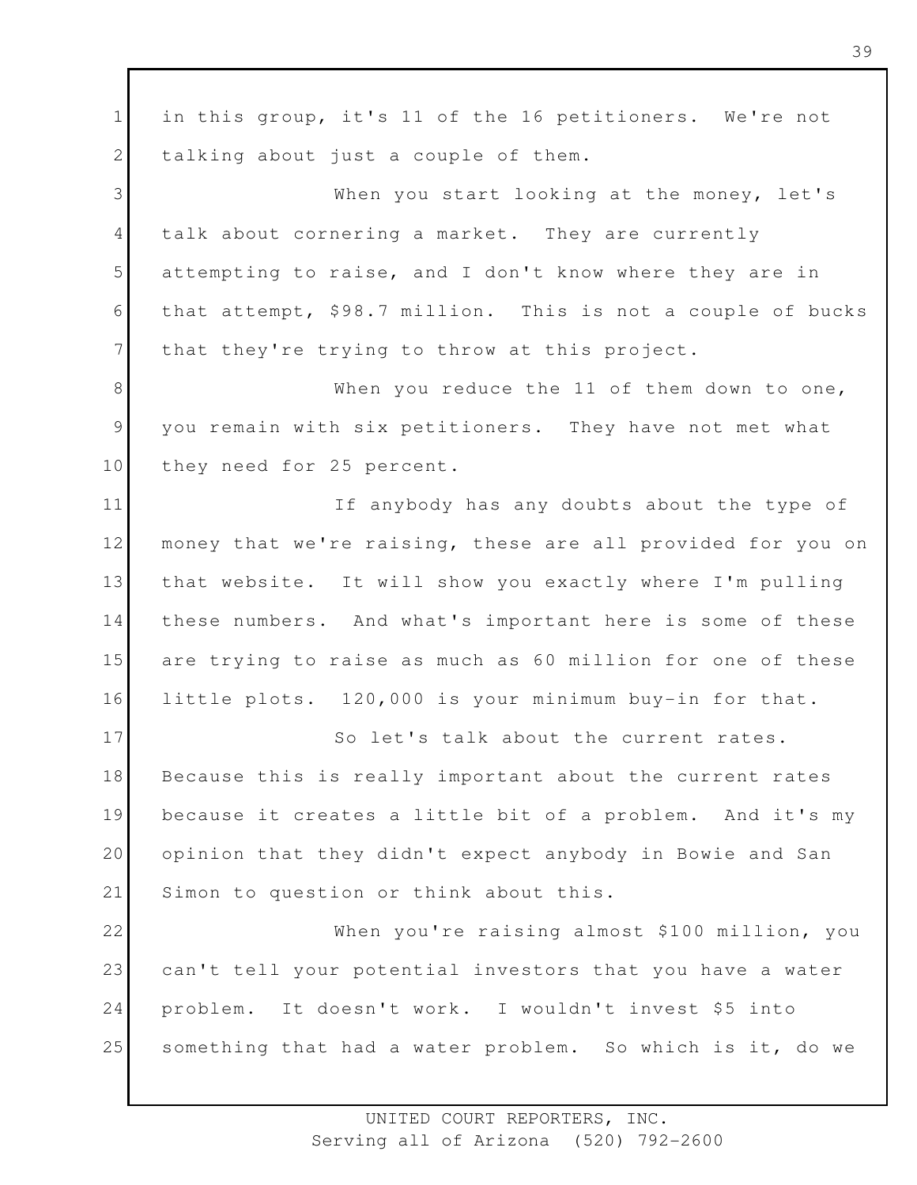in this group, it's 11 of the 16 petitioners. We're not talking about just a couple of them.

When you start looking at the money, let's talk about cornering a market. They are currently attempting to raise, and I don't know where they are in that attempt, $98.7 million. This is not a couple of bucks that they're trying to throw at this project.

When you reduce the 11 of them down to one, you remain with six petitioners. They have not met what they need for 25 percent.

If anybody has any doubts about the type of money that we're raising, these are all provided for you on that website. It will show you exactly where I'm pulling these numbers. And what's important here is some of these are trying to raise as much as 60 million for one of these little plots. 120,000 is your minimum buy-in for that.

So let's talk about the current rates. Because this is really important about the current rates because it creates a little bit of a problem. And it's my opinion that they didn't expect anybody in Bowie and San Simon to question or think about this.

When you're raising almost $100 million, you can't tell your potential investors that you have a water problem. It doesn't work. I wouldn't invest $5 into something that had a water problem. So which is it, do we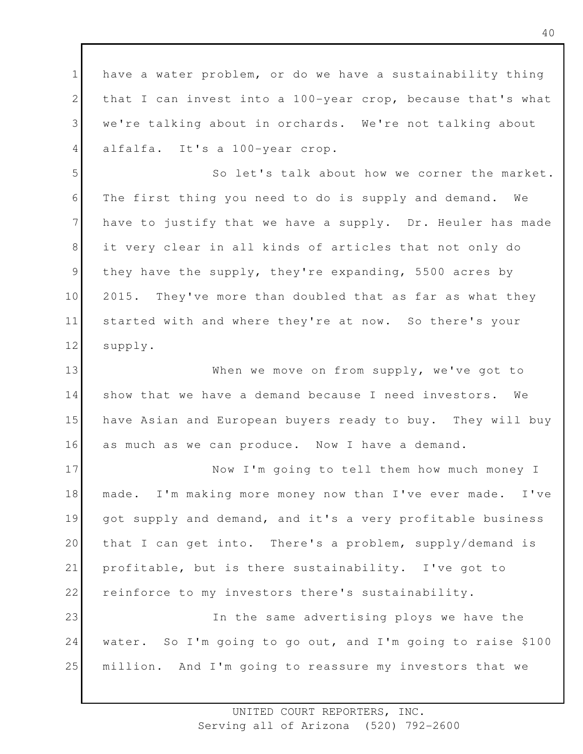have a water problem, or do we have a sustainability thing that I can invest into a 100-year crop, because that's what we're talking about in orchards. We're not talking about alfalfa. It's a 100-year crop.

So let's talk about how we corner the market. The first thing you need to do is supply and demand. We have to justify that we have a supply. Dr. Heuler has made it very clear in all kinds of articles that not only do they have the supply, they're expanding, 5500 acres by 2015. They've more than doubled that as far as what they started with and where they're at now. So there's your supply.

When we move on from supply, we've got to show that we have a demand because I need investors. We have Asian and European buyers ready to buy. They will buy as much as we can produce. Now I have a demand.

Now I'm going to tell them how much money I made. I'm making more money now than I've ever made. I've got supply and demand, and it's a very profitable business that I can get into. There's a problem, supply/demand is profitable, but is there sustainability. I've got to reinforce to my investors there's sustainability.

In the same advertising ploys we have the water. So I'm going to go out, and I'm going to raise $100 million. And I'm going to reassure my investors that we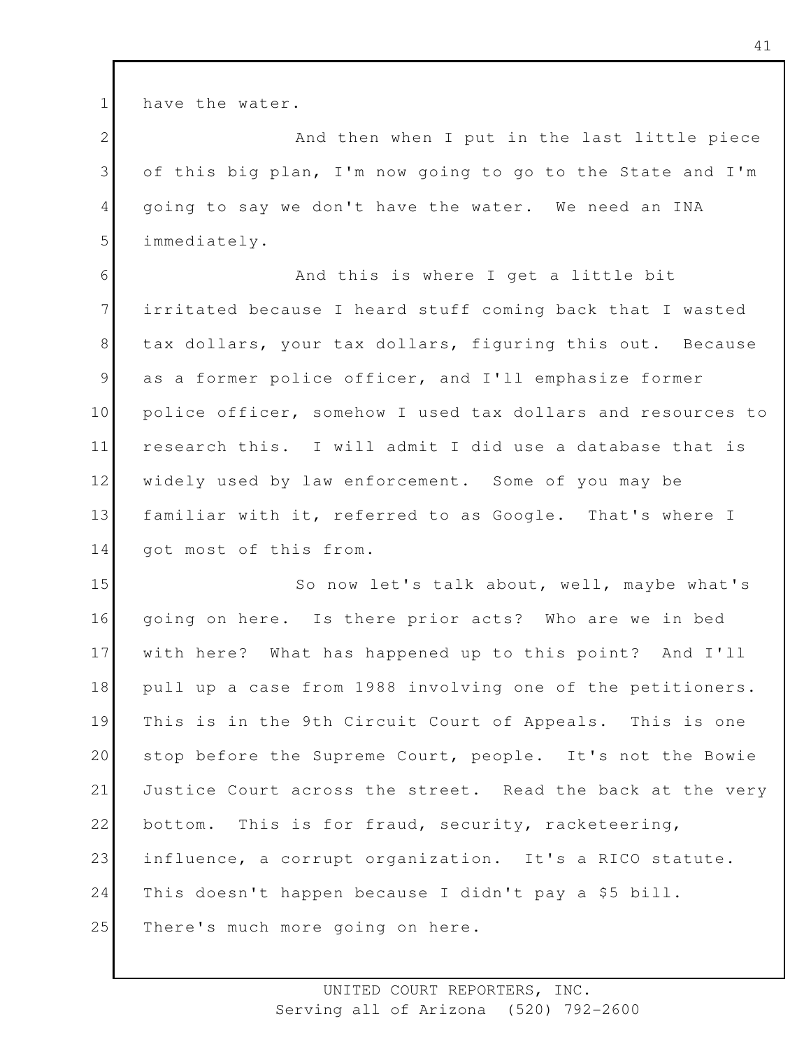have the water.

And then when I put in the last little piece of this big plan, I'm now going to go to the State and I'm going to say we don't have the water. We need an INA immediately.

And this is where I get a little bit irritated because I heard stuff coming back that I wasted tax dollars, your tax dollars, figuring this out. Because as a former police officer, and I'll emphasize former police officer, somehow I used tax dollars and resources to research this. I will admit I did use a database that is widely used by law enforcement. Some of you may be familiar with it, referred to as Google. That's where I got most of this from.

So now let's talk about, well, maybe what's going on here. Is there prior acts? Who are we in bed with here? What has happened up to this point? And I'll pull up a case from 1988 involving one of the petitioners. This is in the 9th Circuit Court of Appeals. This is one stop before the Supreme Court, people. It's not the Bowie Justice Court across the street. Read the back at the very bottom. This is for fraud, security, racketeering, influence, a corrupt organization. It's a RICO statute. This doesn't happen because I didn't pay a $5 bill. There's much more going on here.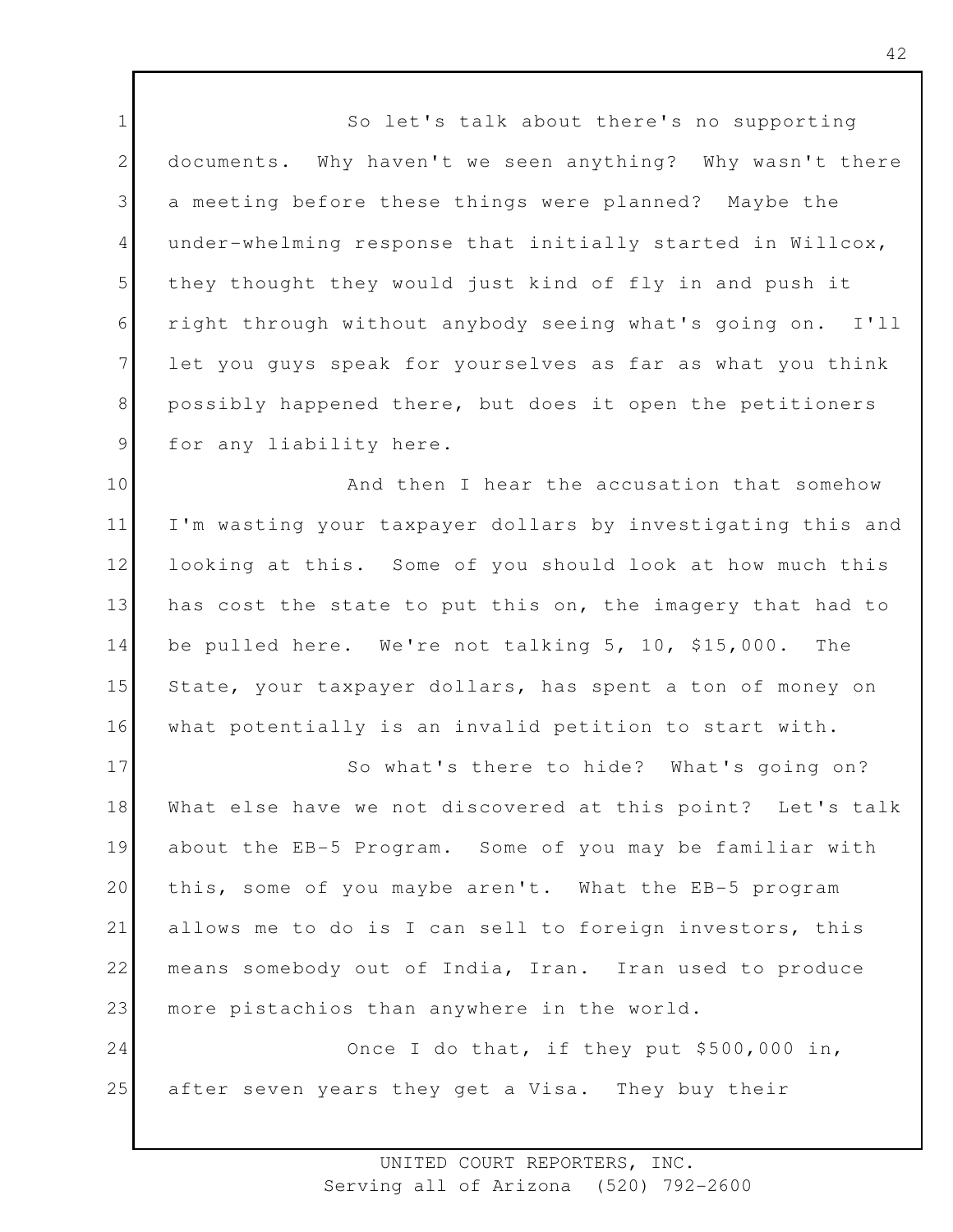So let's talk about there's no supporting documents. Why haven't we seen anything? Why wasn't there a meeting before these things were planned? Maybe the under-whelming response that initially started in Willcox, they thought they would just kind of fly in and push it right through without anybody seeing what's going on. I'll let you guys speak for yourselves as far as what you think possibly happened there, but does it open the petitioners for any liability here.

And then I hear the accusation that somehow I'm wasting your taxpayer dollars by investigating this and looking at this. Some of you should look at how much this has cost the state to put this on, the imagery that had to be pulled here. We're not talking 5, 10, $15,000. The State, your taxpayer dollars, has spent a ton of money on what potentially is an invalid petition to start with.

So what's there to hide? What's going on? What else have we not discovered at this point? Let's talk about the EB-5 Program. Some of you may be familiar with this, some of you maybe aren't. What the EB-5 program allows me to do is I can sell to foreign investors, this means somebody out of India, Iran. Iran used to produce more pistachios than anywhere in the world.

Once I do that, if they put $500,000 in, after seven years they get a Visa. They buy their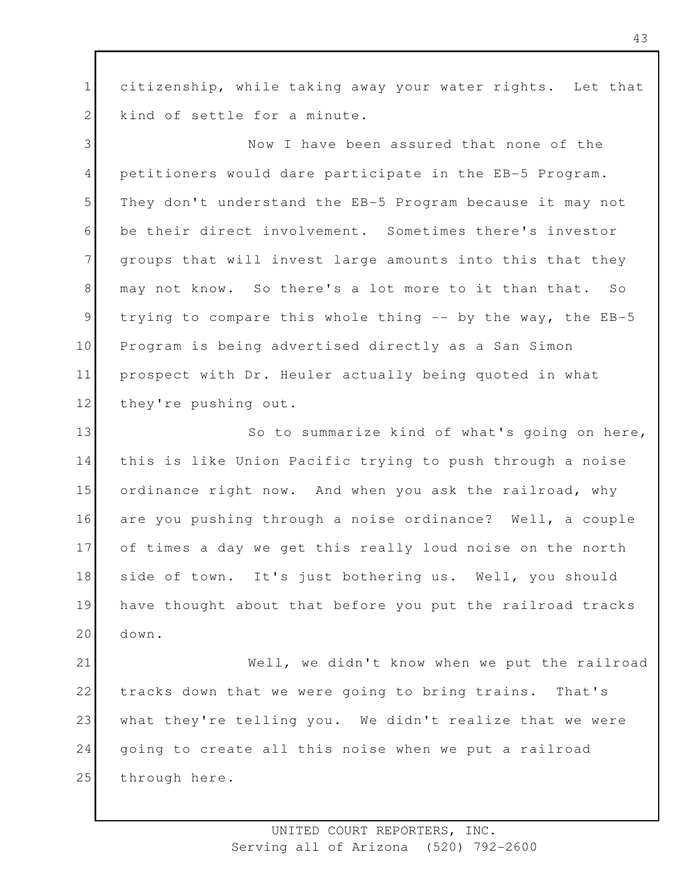citizenship, while taking away your water rights. Let that kind of settle for a minute.

Now I have been assured that none of the petitioners would dare participate in the EB-5 Program. They don't understand the EB-5 Program because it may not be their direct involvement. Sometimes there's investor groups that will invest large amounts into this that they may not know. So there's a lot more to it than that. So trying to compare this whole thing -- by the way, the EB-5 Program is being advertised directly as a San Simon prospect with Dr. Heuler actually being quoted in what they're pushing out.

So to summarize kind of what's going on here, this is like Union Pacific trying to push through a noise ordinance right now. And when you ask the railroad, why are you pushing through a noise ordinance? Well, a couple of times a day we get this really loud noise on the north side of town. It's just bothering us. Well, you should have thought about that before you put the railroad tracks down.

Well, we didn't know when we put the railroad tracks down that we were going to bring trains. That's what they're telling you. We didn't realize that we were going to create all this noise when we put a railroad through here.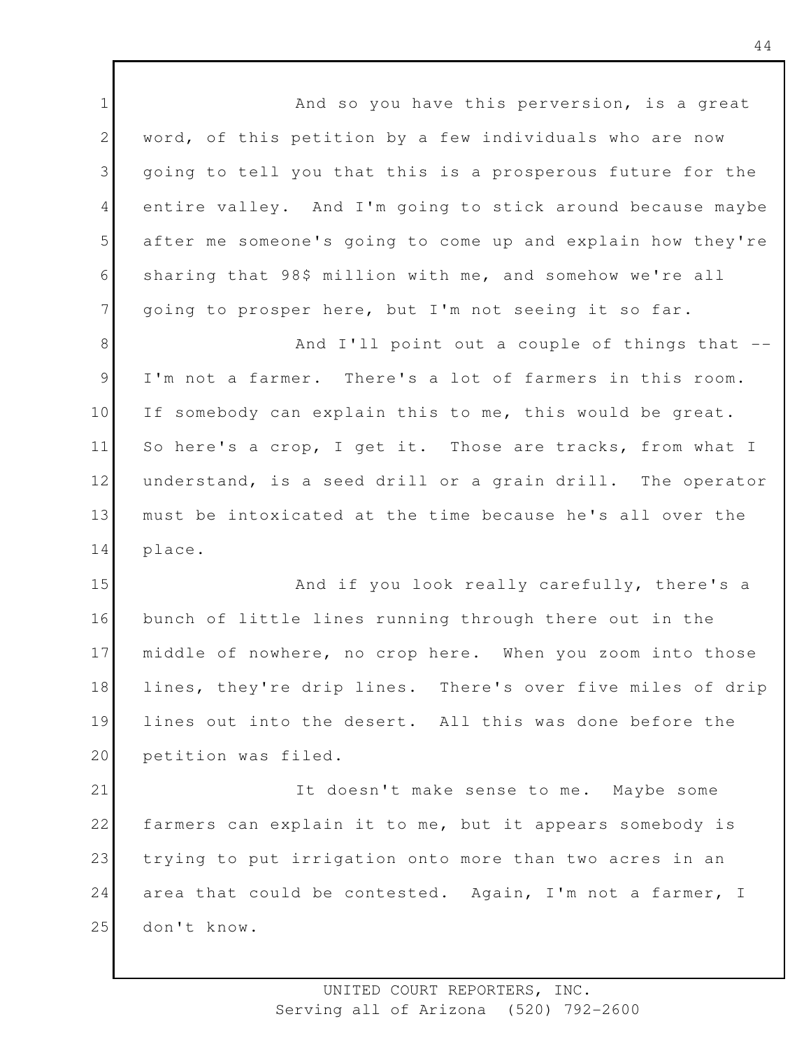And so you have this perversion, is a great word, of this petition by a few individuals who are now going to tell you that this is a prosperous future for the entire valley. And I'm going to stick around because maybe after me someone's going to come up and explain how they're sharing that 98$ million with me, and somehow we're all going to prosper here, but I'm not seeing it so far.

And I'll point out a couple of things that -- I'm not a farmer. There's a lot of farmers in this room. If somebody can explain this to me, this would be great. So here's a crop, I get it. Those are tracks, from what I understand, is a seed drill or a grain drill. The operator must be intoxicated at the time because he's all over the place.

And if you look really carefully, there's a bunch of little lines running through there out in the middle of nowhere, no crop here. When you zoom into those lines, they're drip lines. There's over five miles of drip lines out into the desert. All this was done before the petition was filed.

It doesn't make sense to me. Maybe some farmers can explain it to me, but it appears somebody is trying to put irrigation onto more than two acres in an area that could be contested. Again, I'm not a farmer, I don't know.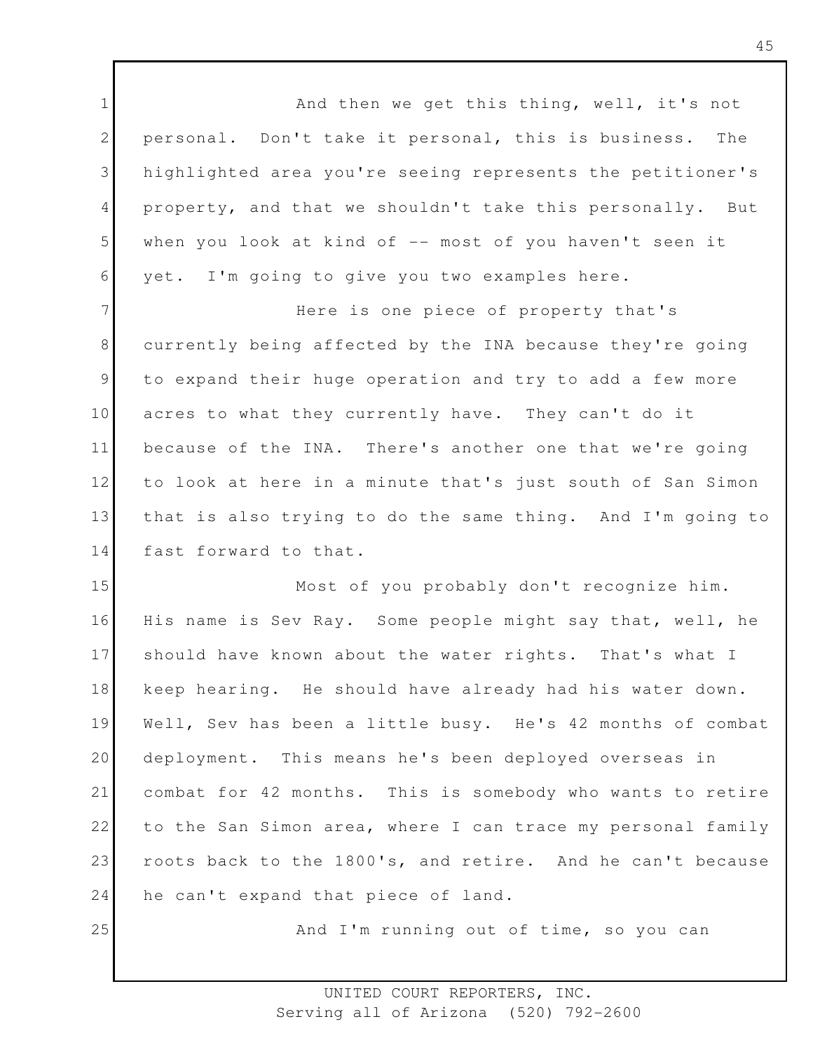And then we get this thing, well, it's not personal. Don't take it personal, this is business. The highlighted area you're seeing represents the petitioner's property, and that we shouldn't take this personally. But when you look at kind of -- most of you haven't seen it yet. I'm going to give you two examples here.

Here is one piece of property that's currently being affected by the INA because they're going to expand their huge operation and try to add a few more acres to what they currently have. They can't do it because of the INA. There's another one that we're going to look at here in a minute that's just south of San Simon that is also trying to do the same thing. And I'm going to fast forward to that.

Most of you probably don't recognize him. His name is Sev Ray. Some people might say that, well, he should have known about the water rights. That's what I keep hearing. He should have already had his water down. Well, Sev has been a little busy. He's 42 months of combat deployment. This means he's been deployed overseas in combat for 42 months. This is somebody who wants to retire to the San Simon area, where I can trace my personal family roots back to the 1800's, and retire. And he can't because he can't expand that piece of land.

And I'm running out of time, so you can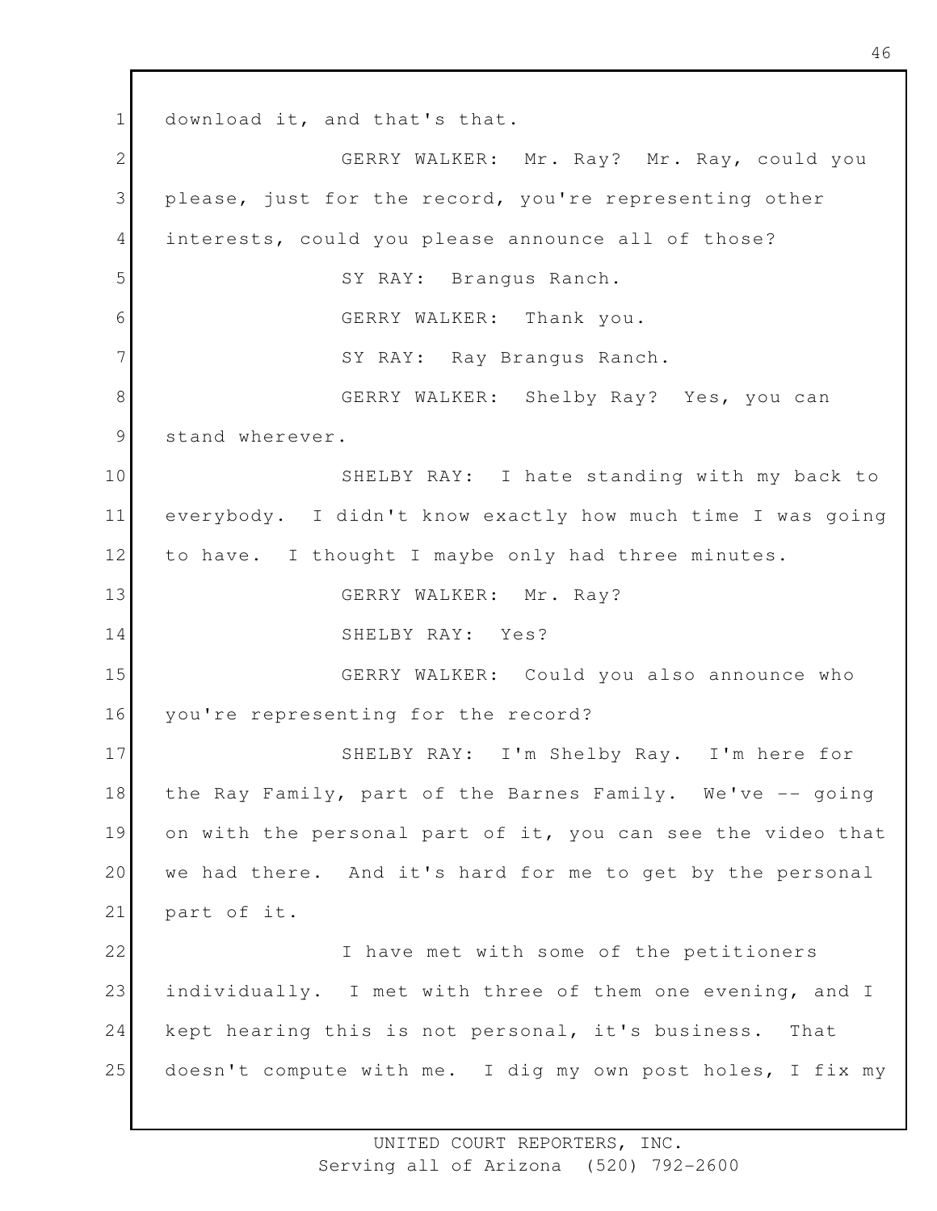download it, and that's that.

GERRY WALKER: Mr. Ray? Mr. Ray, could you please, just for the record, you're representing other interests, could you please announce all of those?

SY RAY: Brangus Ranch.

GERRY WALKER: Thank you.

SY RAY: Ray Brangus Ranch.

GERRY WALKER: Shelby Ray? Yes, you can stand wherever.

SHELBY RAY: I hate standing with my back to everybody. I didn't know exactly how much time I was going to have. I thought I maybe only had three minutes.

GERRY WALKER: Mr. Ray?

SHELBY RAY: Yes?

GERRY WALKER: Could you also announce who you're representing for the record?

SHELBY RAY: I'm Shelby Ray. I'm here for the Ray Family, part of the Barnes Family. We've -- going on with the personal part of it, you can see the video that we had there. And it's hard for me to get by the personal part of it.

I have met with some of the petitioners individually. I met with three of them one evening, and I kept hearing this is not personal, it's business. That doesn't compute with me. I dig my own post holes, I fix my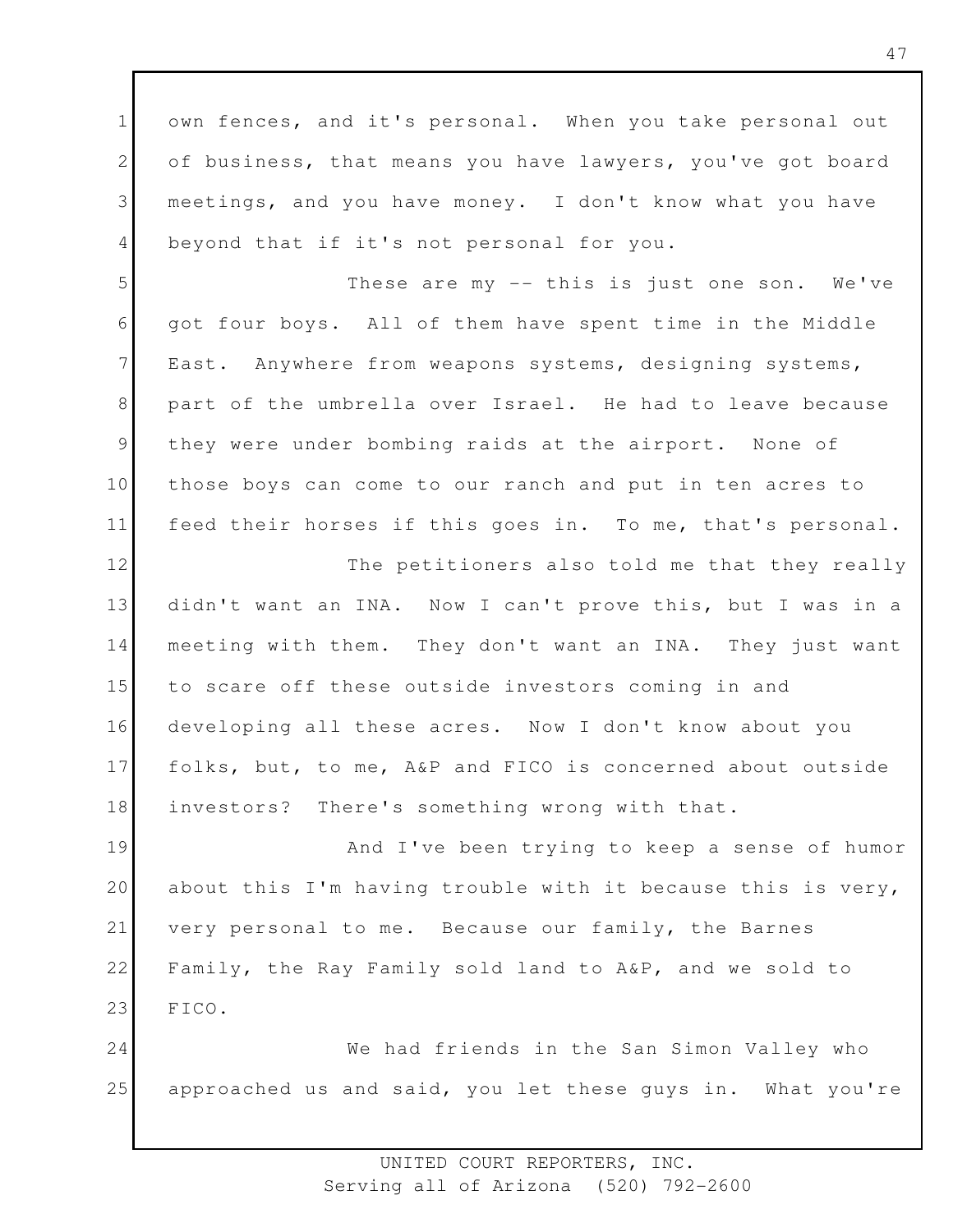own fences, and it's personal. When you take personal out of business, that means you have lawyers, you've got board meetings, and you have money. I don't know what you have beyond that if it's not personal for you.

These are my -- this is just one son. We've got four boys. All of them have spent time in the Middle East. Anywhere from weapons systems, designing systems, part of the umbrella over Israel. He had to leave because they were under bombing raids at the airport. None of those boys can come to our ranch and put in ten acres to feed their horses if this goes in. To me, that's personal.

The petitioners also told me that they really didn't want an INA. Now I can't prove this, but I was in a meeting with them. They don't want an INA. They just want to scare off these outside investors coming in and developing all these acres. Now I don't know about you folks, but, to me, A&P and FICO is concerned about outside investors? There's something wrong with that.

And I've been trying to keep a sense of humor about this I'm having trouble with it because this is very, very personal to me. Because our family, the Barnes Family, the Ray Family sold land to A&P, and we sold to FICO.

We had friends in the San Simon Valley who approached us and said, you let these guys in. What you're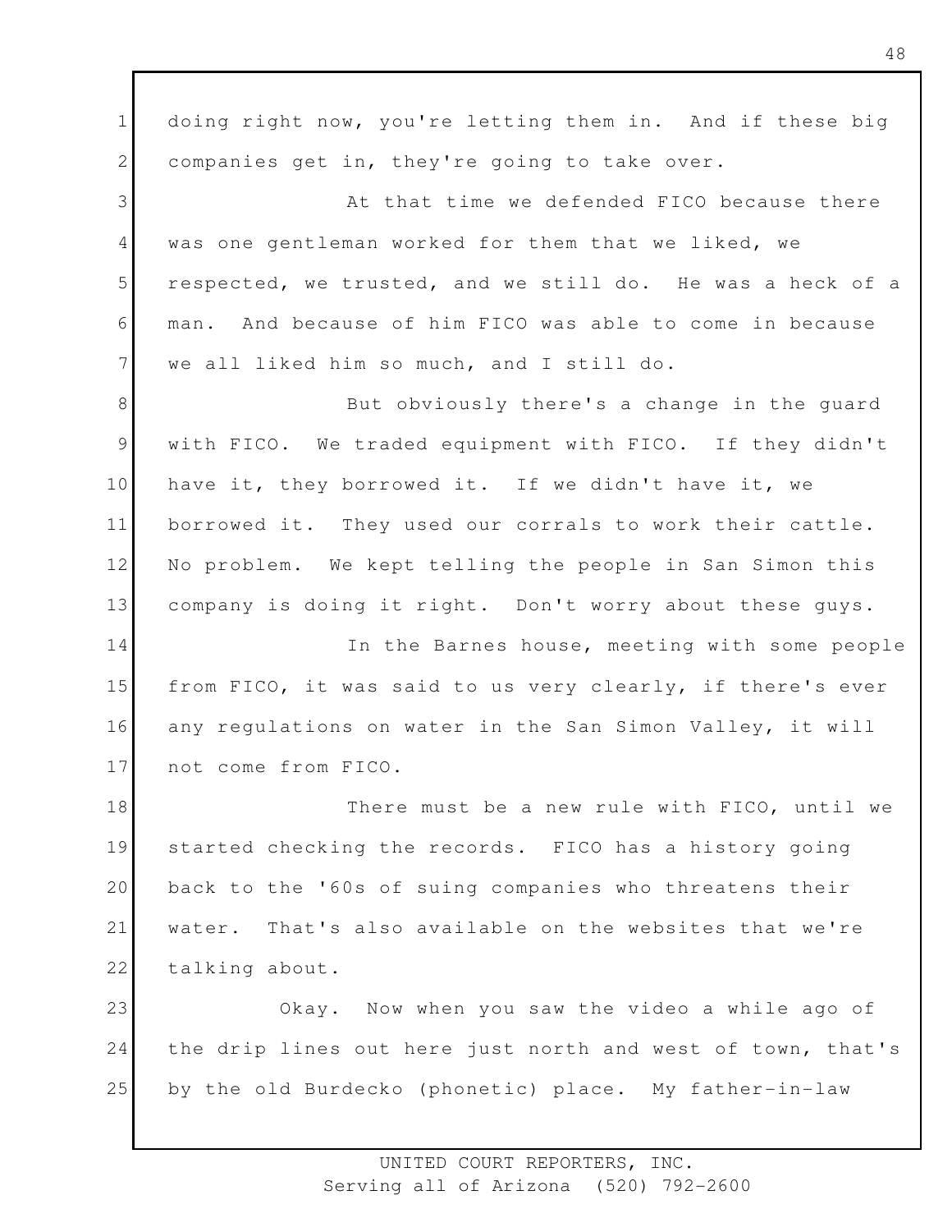doing right now, you're letting them in. And if these big companies get in, they're going to take over.

At that time we defended FICO because there was one gentleman worked for them that we liked, we respected, we trusted, and we still do. He was a heck of a man. And because of him FICO was able to come in because we all liked him so much, and I still do.

But obviously there's a change in the guard with FICO. We traded equipment with FICO. If they didn't have it, they borrowed it. If we didn't have it, we borrowed it. They used our corrals to work their cattle. No problem. We kept telling the people in San Simon this company is doing it right. Don't worry about these guys.

In the Barnes house, meeting with some people from FICO, it was said to us very clearly, if there's ever any regulations on water in the San Simon Valley, it will not come from FICO.

There must be a new rule with FICO, until we started checking the records. FICO has a history going back to the '60s of suing companies who threatens their water. That's also available on the websites that we're talking about.

Okay. Now when you saw the video a while ago of the drip lines out here just north and west of town, that's by the old Burdecko (phonetic) place. My father-in-law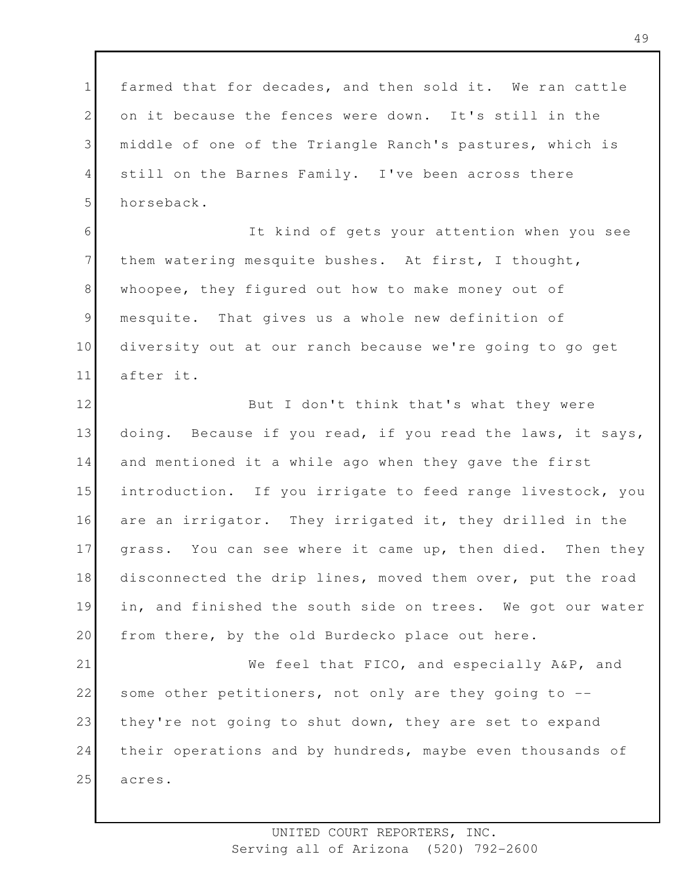farmed that for decades, and then sold it. We ran cattle on it because the fences were down. It's still in the middle of one of the Triangle Ranch's pastures, which is still on the Barnes Family. I've been across there horseback.

It kind of gets your attention when you see them watering mesquite bushes. At first, I thought, whoopee, they figured out how to make money out of mesquite. That gives us a whole new definition of diversity out at our ranch because we're going to go get after it.

But I don't think that's what they were doing. Because if you read, if you read the laws, it says, and mentioned it a while ago when they gave the first introduction. If you irrigate to feed range livestock, you are an irrigator. They irrigated it, they drilled in the grass. You can see where it came up, then died. Then they disconnected the drip lines, moved them over, put the road in, and finished the south side on trees. We got our water from there, by the old Burdecko place out here.

We feel that FICO, and especially A&P, and some other petitioners, not only are they going to -- they're not going to shut down, they are set to expand their operations and by hundreds, maybe even thousands of acres.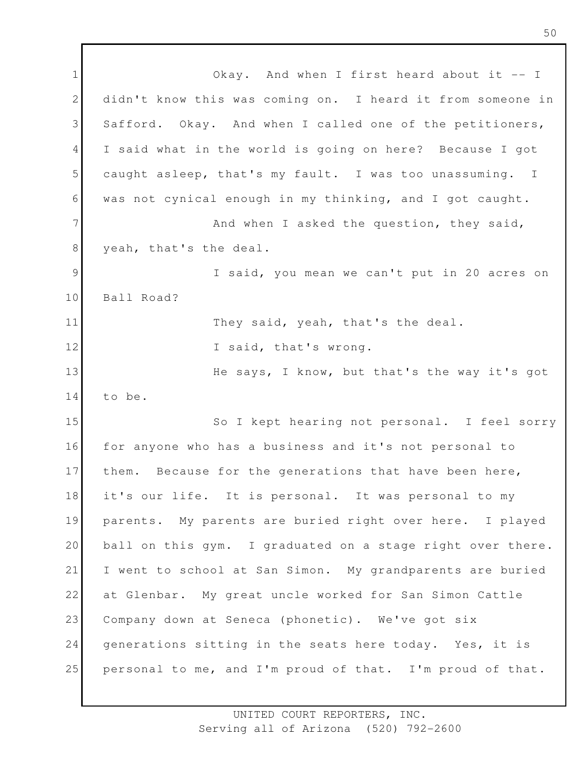Okay. And when I first heard about it -- I didn't know this was coming on. I heard it from someone in Safford. Okay. And when I called one of the petitioners, I said what in the world is going on here? Because I got caught asleep, that's my fault. I was too unassuming. I was not cynical enough in my thinking, and I got caught.

And when I asked the question, they said, yeah, that's the deal.

I said, you mean we can't put in 20 acres on Ball Road?

They said, yeah, that's the deal.

I said, that's wrong.

He says, I know, but that's the way it's got to be.

So I kept hearing not personal. I feel sorry for anyone who has a business and it's not personal to them. Because for the generations that have been here, it's our life. It is personal. It was personal to my parents. My parents are buried right over here. I played ball on this gym. I graduated on a stage right over there. I went to school at San Simon. My grandparents are buried at Glenbar. My great uncle worked for San Simon Cattle Company down at Seneca (phonetic). We've got six generations sitting in the seats here today. Yes, it is personal to me, and I'm proud of that. I'm proud of that.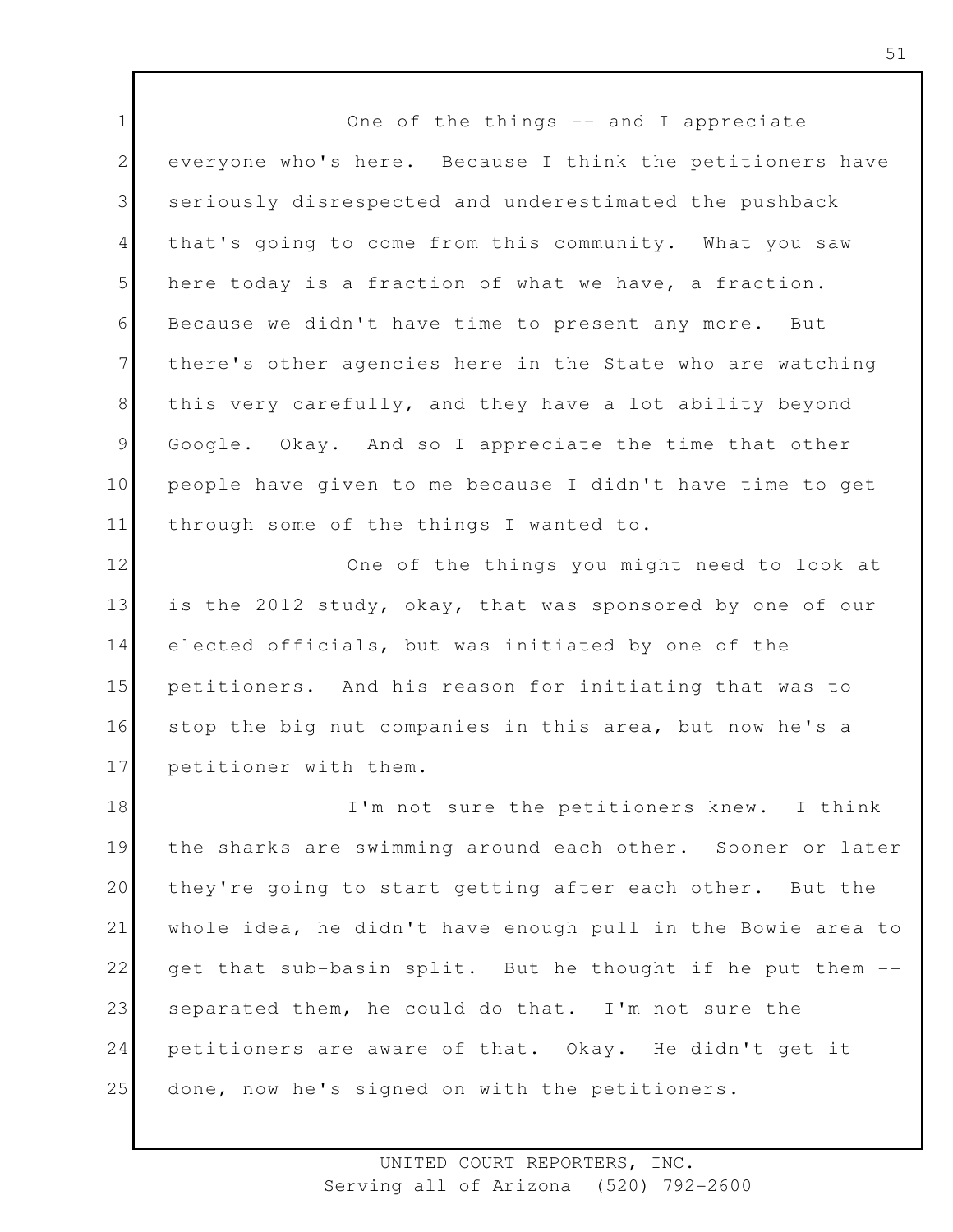One of the things -- and I appreciate everyone who's here. Because I think the petitioners have seriously disrespected and underestimated the pushback that's going to come from this community. What you saw here today is a fraction of what we have, a fraction. Because we didn't have time to present any more. But there's other agencies here in the State who are watching this very carefully, and they have a lot ability beyond Google. Okay. And so I appreciate the time that other people have given to me because I didn't have time to get through some of the things I wanted to.

One of the things you might need to look at is the 2012 study, okay, that was sponsored by one of our elected officials, but was initiated by one of the petitioners. And his reason for initiating that was to stop the big nut companies in this area, but now he's a petitioner with them.

I'm not sure the petitioners knew. I think the sharks are swimming around each other. Sooner or later they're going to start getting after each other. But the whole idea, he didn't have enough pull in the Bowie area to get that sub-basin split. But he thought if he put them -- separated them, he could do that. I'm not sure the petitioners are aware of that. Okay. He didn't get it done, now he's signed on with the petitioners.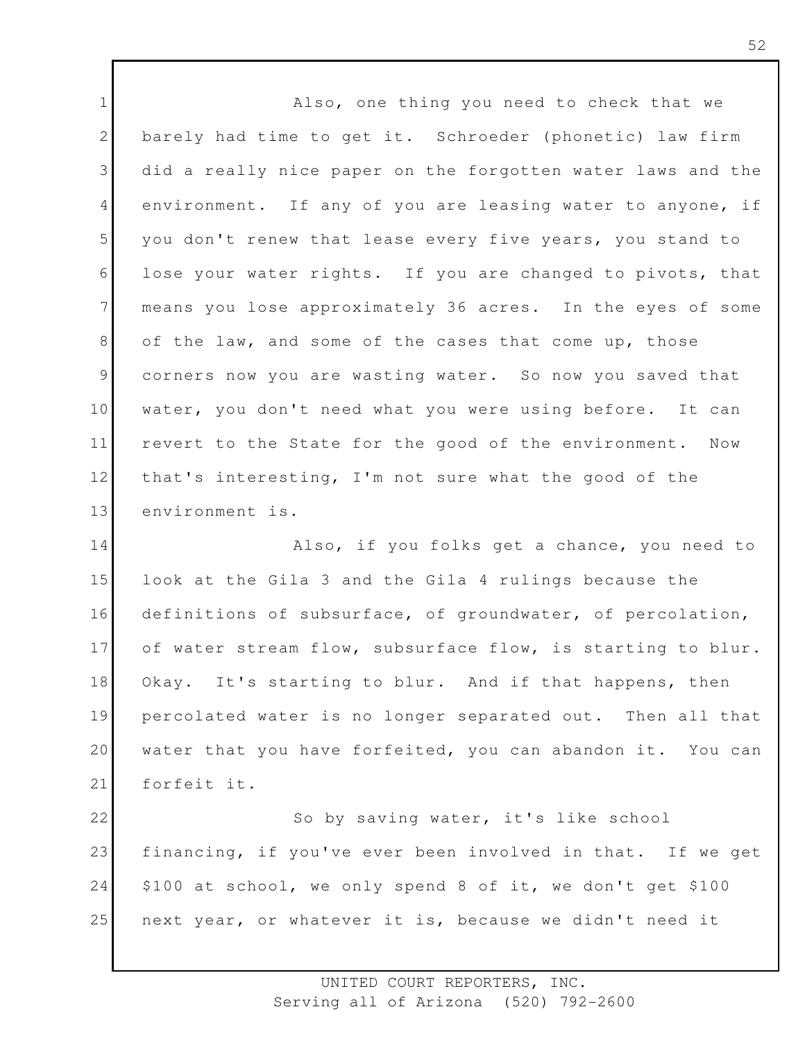Also, one thing you need to check that we barely had time to get it. Schroeder (phonetic) law firm did a really nice paper on the forgotten water laws and the environment. If any of you are leasing water to anyone, if you don't renew that lease every five years, you stand to lose your water rights. If you are changed to pivots, that means you lose approximately 36 acres. In the eyes of some of the law, and some of the cases that come up, those corners now you are wasting water. So now you saved that water, you don't need what you were using before. It can revert to the State for the good of the environment. Now that's interesting, I'm not sure what the good of the environment is.

Also, if you folks get a chance, you need to look at the Gila 3 and the Gila 4 rulings because the definitions of subsurface, of groundwater, of percolation, of water stream flow, subsurface flow, is starting to blur. Okay. It's starting to blur. And if that happens, then percolated water is no longer separated out. Then all that water that you have forfeited, you can abandon it. You can forfeit it.

So by saving water, it's like school financing, if you've ever been involved in that. If we get $100 at school, we only spend 8 of it, we don't get $100 next year, or whatever it is, because we didn't need it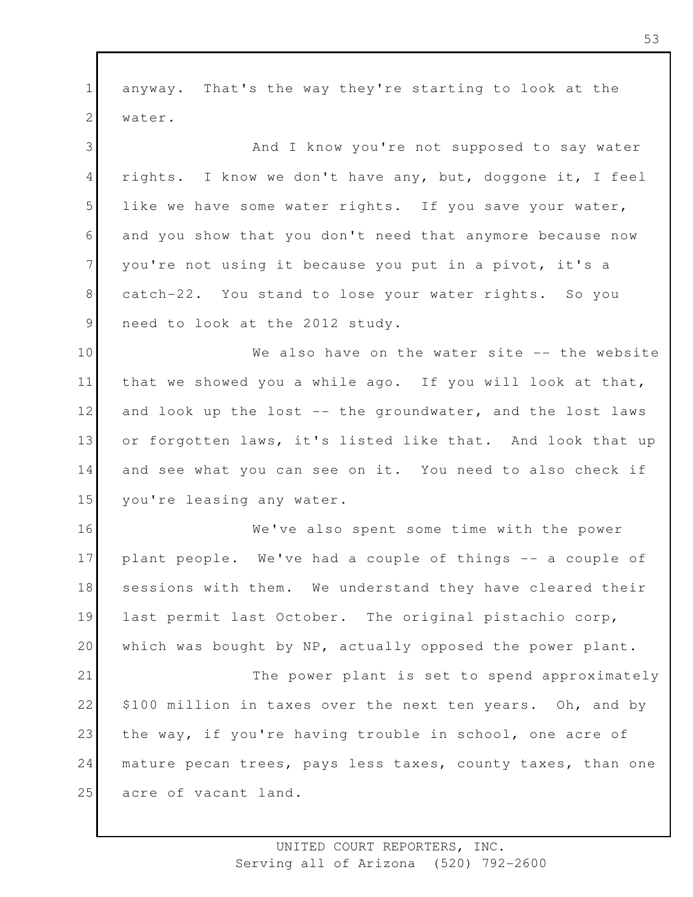anyway. That's the way they're starting to look at the water.

And I know you're not supposed to say water rights. I know we don't have any, but, doggone it, I feel like we have some water rights. If you save your water, and you show that you don't need that anymore because now you're not using it because you put in a pivot, it's a catch-22. You stand to lose your water rights. So you need to look at the 2012 study.

We also have on the water site -- the website that we showed you a while ago. If you will look at that, and look up the lost -- the groundwater, and the lost laws or forgotten laws, it's listed like that. And look that up and see what you can see on it. You need to also check if you're leasing any water.

We've also spent some time with the power plant people. We've had a couple of things -- a couple of sessions with them. We understand they have cleared their last permit last October. The original pistachio corp, which was bought by NP, actually opposed the power plant.

The power plant is set to spend approximately $100 million in taxes over the next ten years. Oh, and by the way, if you're having trouble in school, one acre of mature pecan trees, pays less taxes, county taxes, than one acre of vacant land.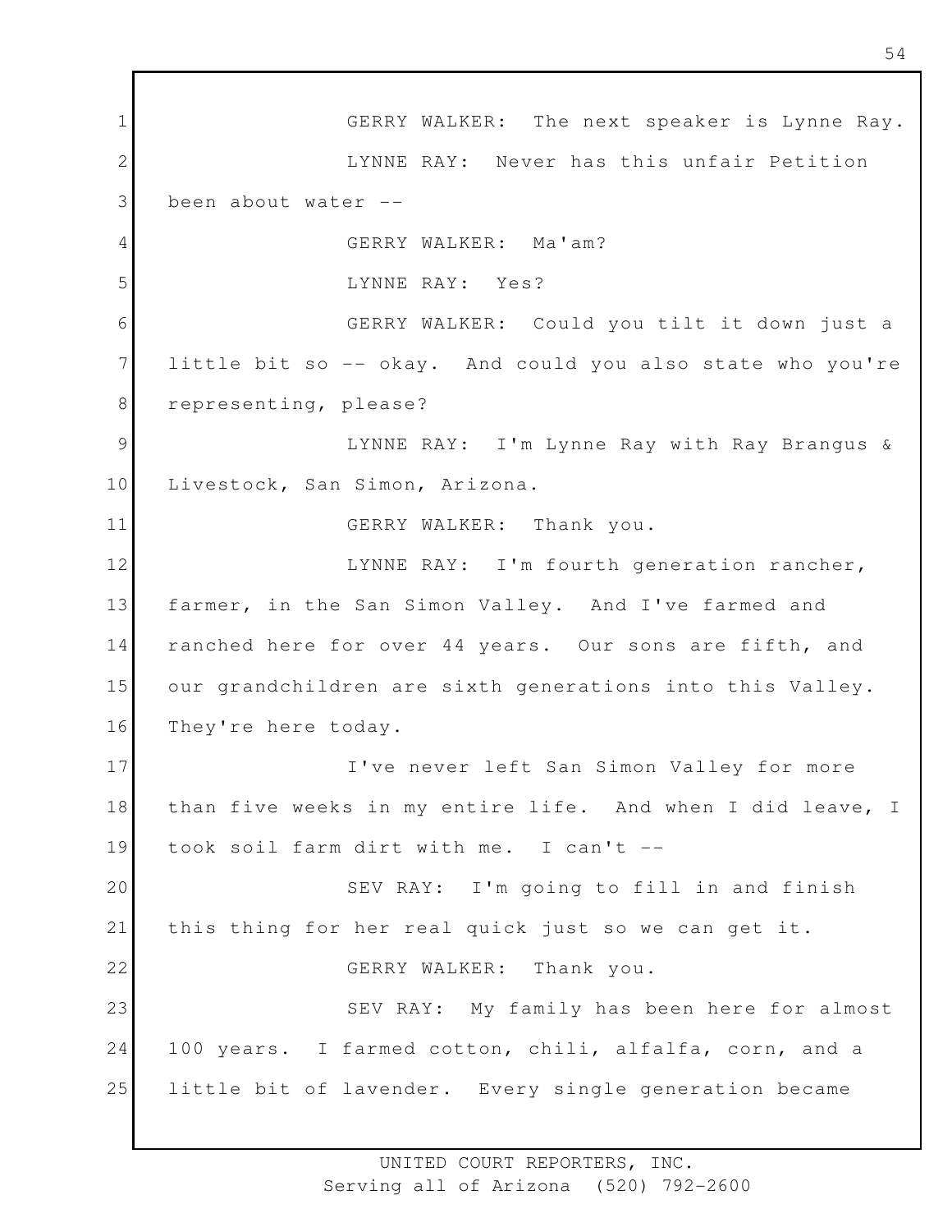GERRY WALKER: The next speaker is Lynne Ray.

LYNNE RAY: Never has this unfair Petition been about water --

GERRY WALKER: Ma'am?

LYNNE RAY: Yes?

GERRY WALKER: Could you tilt it down just a little bit so -- okay. And could you also state who you're representing, please?

LYNNE RAY: I'm Lynne Ray with Ray Brangus & Livestock, San Simon, Arizona.

GERRY WALKER: Thank you.

LYNNE RAY: I'm fourth generation rancher, farmer, in the San Simon Valley. And I've farmed and ranched here for over 44 years. Our sons are fifth, and our grandchildren are sixth generations into this Valley. They're here today.

I've never left San Simon Valley for more than five weeks in my entire life. And when I did leave, I took soil farm dirt with me. I can't --

SEV RAY: I'm going to fill in and finish this thing for her real quick just so we can get it.

GERRY WALKER: Thank you.

SEV RAY: My family has been here for almost 100 years. I farmed cotton, chili, alfalfa, corn, and a little bit of lavender. Every single generation became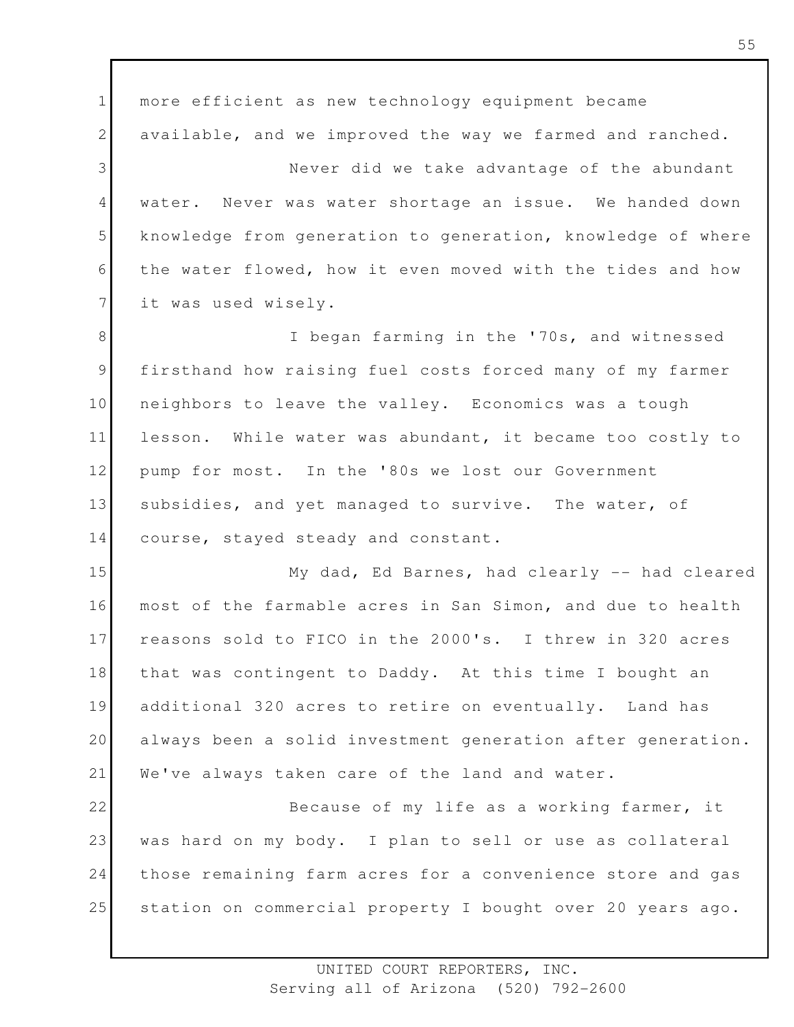more efficient as new technology equipment became available, and we improved the way we farmed and ranched.

Never did we take advantage of the abundant water. Never was water shortage an issue. We handed down knowledge from generation to generation, knowledge of where the water flowed, how it even moved with the tides and how it was used wisely.

I began farming in the '70s, and witnessed firsthand how raising fuel costs forced many of my farmer neighbors to leave the valley. Economics was a tough lesson. While water was abundant, it became too costly to pump for most. In the '80s we lost our Government subsidies, and yet managed to survive. The water, of course, stayed steady and constant.

My dad, Ed Barnes, had clearly -- had cleared most of the farmable acres in San Simon, and due to health reasons sold to FICO in the 2000's. I threw in 320 acres that was contingent to Daddy. At this time I bought an additional 320 acres to retire on eventually. Land has always been a solid investment generation after generation. We've always taken care of the land and water.

Because of my life as a working farmer, it was hard on my body. I plan to sell or use as collateral those remaining farm acres for a convenience store and gas station on commercial property I bought over 20 years ago.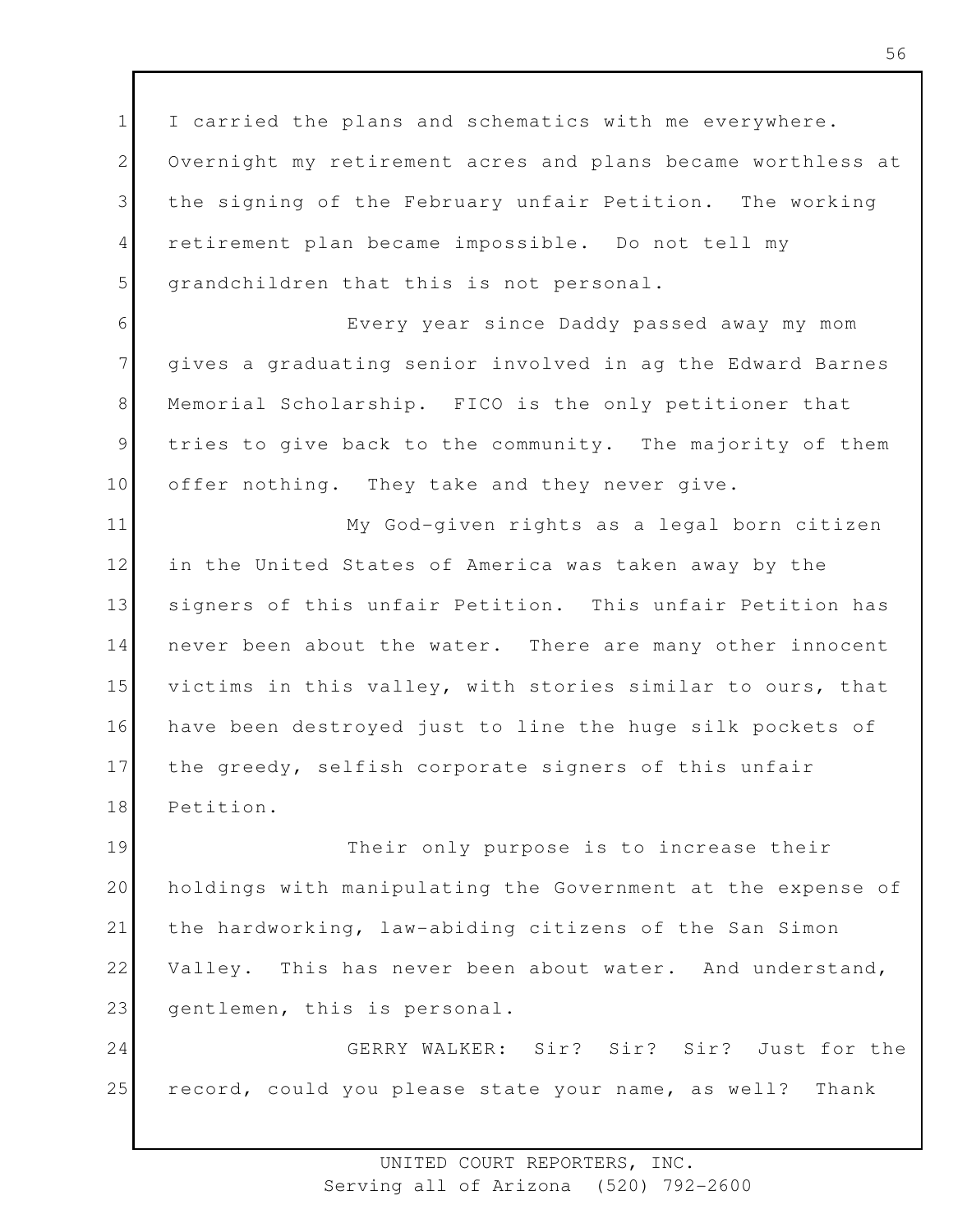I carried the plans and schematics with me everywhere. Overnight my retirement acres and plans became worthless at the signing of the February unfair Petition. The working retirement plan became impossible. Do not tell my grandchildren that this is not personal.

Every year since Daddy passed away my mom gives a graduating senior involved in ag the Edward Barnes Memorial Scholarship. FICO is the only petitioner that tries to give back to the community. The majority of them offer nothing. They take and they never give.

My God-given rights as a legal born citizen in the United States of America was taken away by the signers of this unfair Petition. This unfair Petition has never been about the water. There are many other innocent victims in this valley, with stories similar to ours, that have been destroyed just to line the huge silk pockets of the greedy, selfish corporate signers of this unfair Petition.

Their only purpose is to increase their holdings with manipulating the Government at the expense of the hardworking, law-abiding citizens of the San Simon Valley. This has never been about water. And understand, gentlemen, this is personal.

GERRY WALKER: Sir? Sir? Sir? Just for the record, could you please state your name, as well? Thank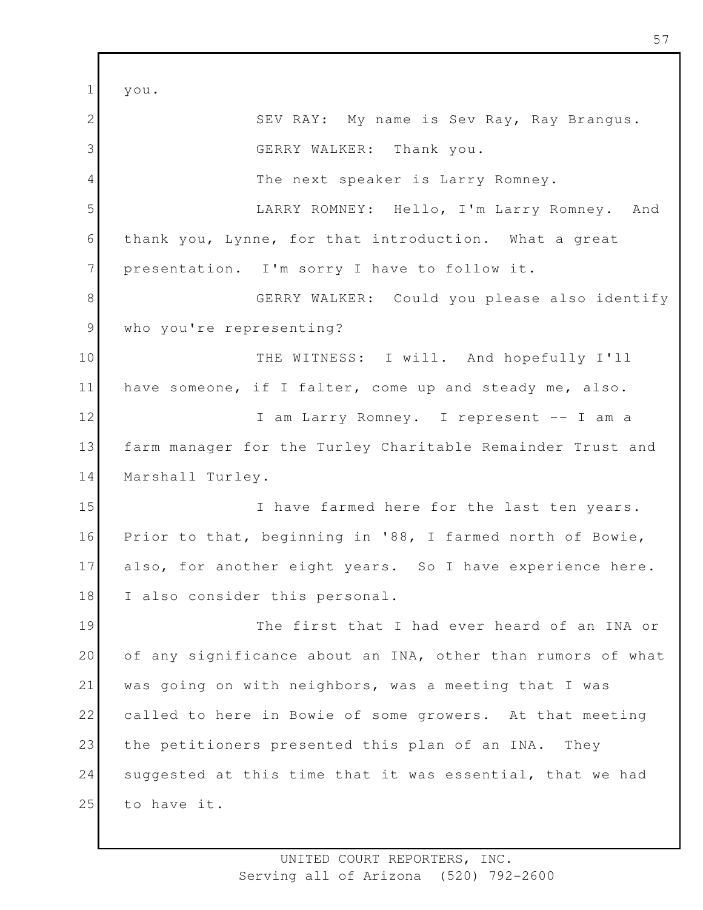you.

SEV RAY: My name is Sev Ray, Ray Brangus.

GERRY WALKER: Thank you.

The next speaker is Larry Romney.

LARRY ROMNEY: Hello, I'm Larry Romney. And thank you, Lynne, for that introduction. What a great presentation. I'm sorry I have to follow it.

GERRY WALKER: Could you please also identify who you're representing?

THE WITNESS: I will. And hopefully I'll have someone, if I falter, come up and steady me, also.

I am Larry Romney. I represent -- I am a farm manager for the Turley Charitable Remainder Trust and Marshall Turley.

I have farmed here for the last ten years. Prior to that, beginning in '88, I farmed north of Bowie, also, for another eight years. So I have experience here. I also consider this personal.

The first that I had ever heard of an INA or of any significance about an INA, other than rumors of what was going on with neighbors, was a meeting that I was called to here in Bowie of some growers. At that meeting the petitioners presented this plan of an INA. They suggested at this time that it was essential, that we had to have it.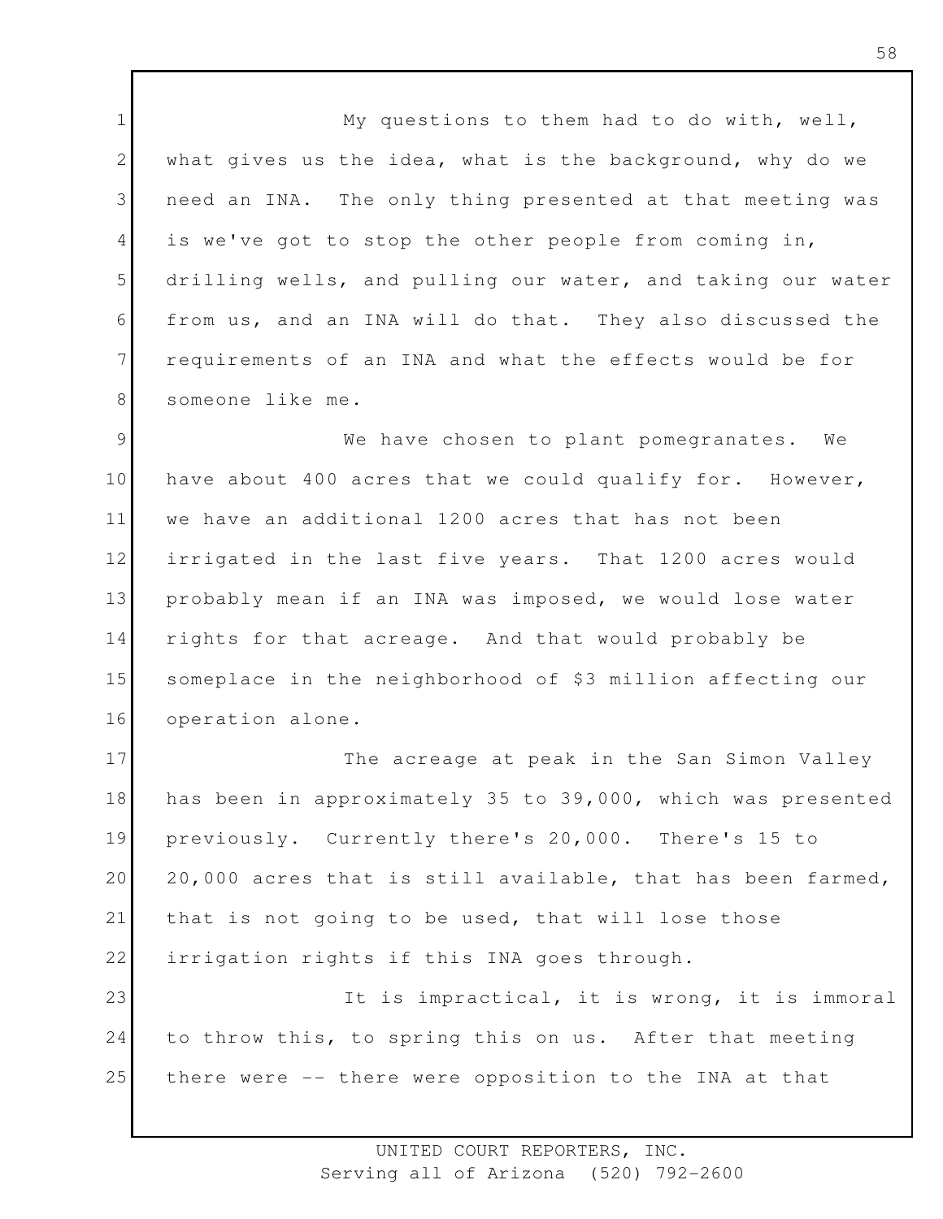My questions to them had to do with, well, what gives us the idea, what is the background, why do we need an INA. The only thing presented at that meeting was is we've got to stop the other people from coming in, drilling wells, and pulling our water, and taking our water from us, and an INA will do that. They also discussed the requirements of an INA and what the effects would be for someone like me.

We have chosen to plant pomegranates. We have about 400 acres that we could qualify for. However, we have an additional 1200 acres that has not been irrigated in the last five years. That 1200 acres would probably mean if an INA was imposed, we would lose water rights for that acreage. And that would probably be someplace in the neighborhood of $3 million affecting our operation alone.

The acreage at peak in the San Simon Valley has been in approximately 35 to 39,000, which was presented previously. Currently there's 20,000. There's 15 to 20,000 acres that is still available, that has been farmed, that is not going to be used, that will lose those irrigation rights if this INA goes through.

It is impractical, it is wrong, it is immoral to throw this, to spring this on us. After that meeting there were -- there were opposition to the INA at that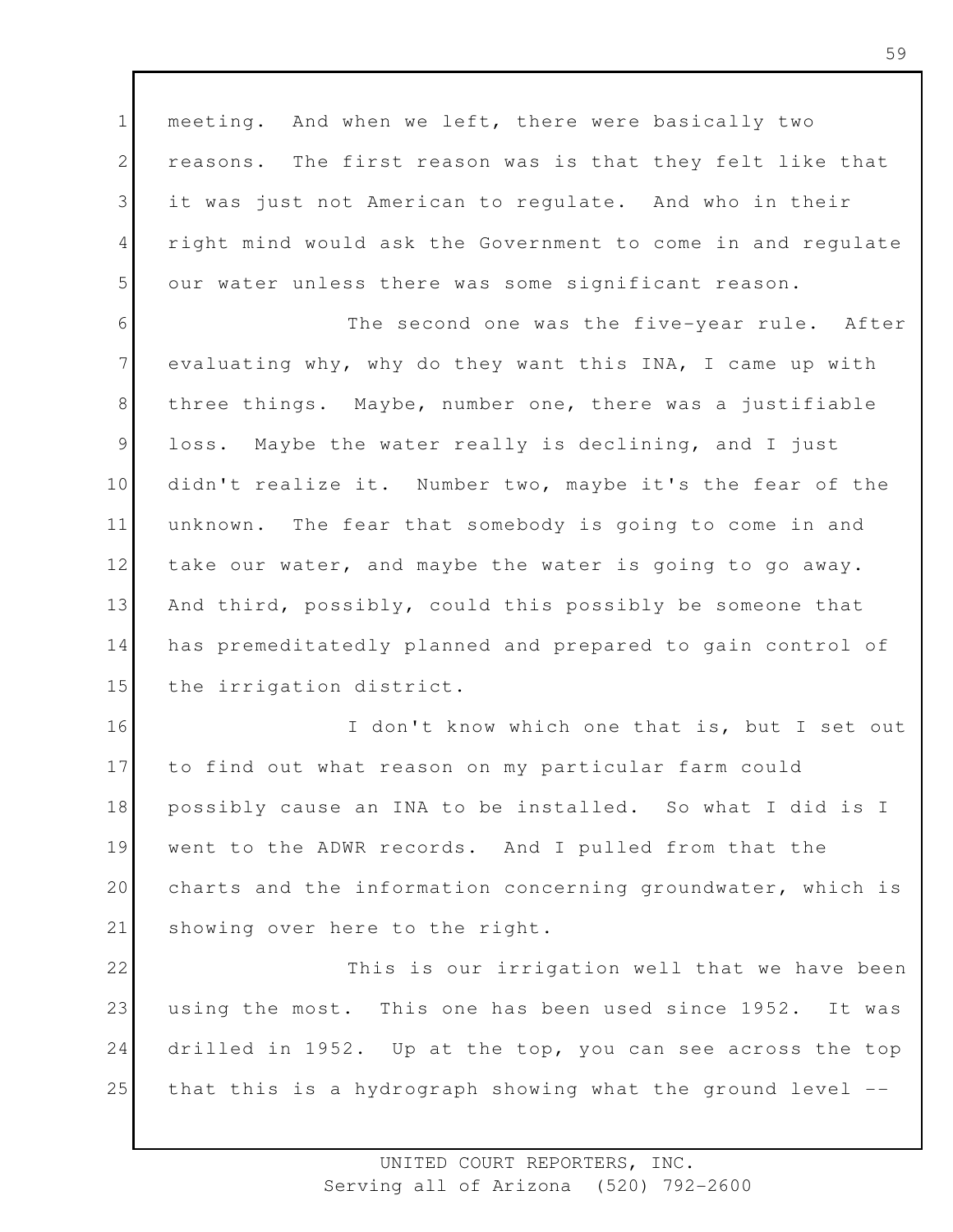meeting. And when we left, there were basically two reasons. The first reason was is that they felt like that it was just not American to regulate. And who in their right mind would ask the Government to come in and regulate our water unless there was some significant reason.

The second one was the five-year rule. After evaluating why, why do they want this INA, I came up with three things. Maybe, number one, there was a justifiable loss. Maybe the water really is declining, and I just didn't realize it. Number two, maybe it's the fear of the unknown. The fear that somebody is going to come in and take our water, and maybe the water is going to go away. And third, possibly, could this possibly be someone that has premeditatedly planned and prepared to gain control of the irrigation district.

I don't know which one that is, but I set out to find out what reason on my particular farm could possibly cause an INA to be installed. So what I did is I went to the ADWR records. And I pulled from that the charts and the information concerning groundwater, which is showing over here to the right.

This is our irrigation well that we have been using the most. This one has been used since 1952. It was drilled in 1952. Up at the top, you can see across the top that this is a hydrograph showing what the ground level --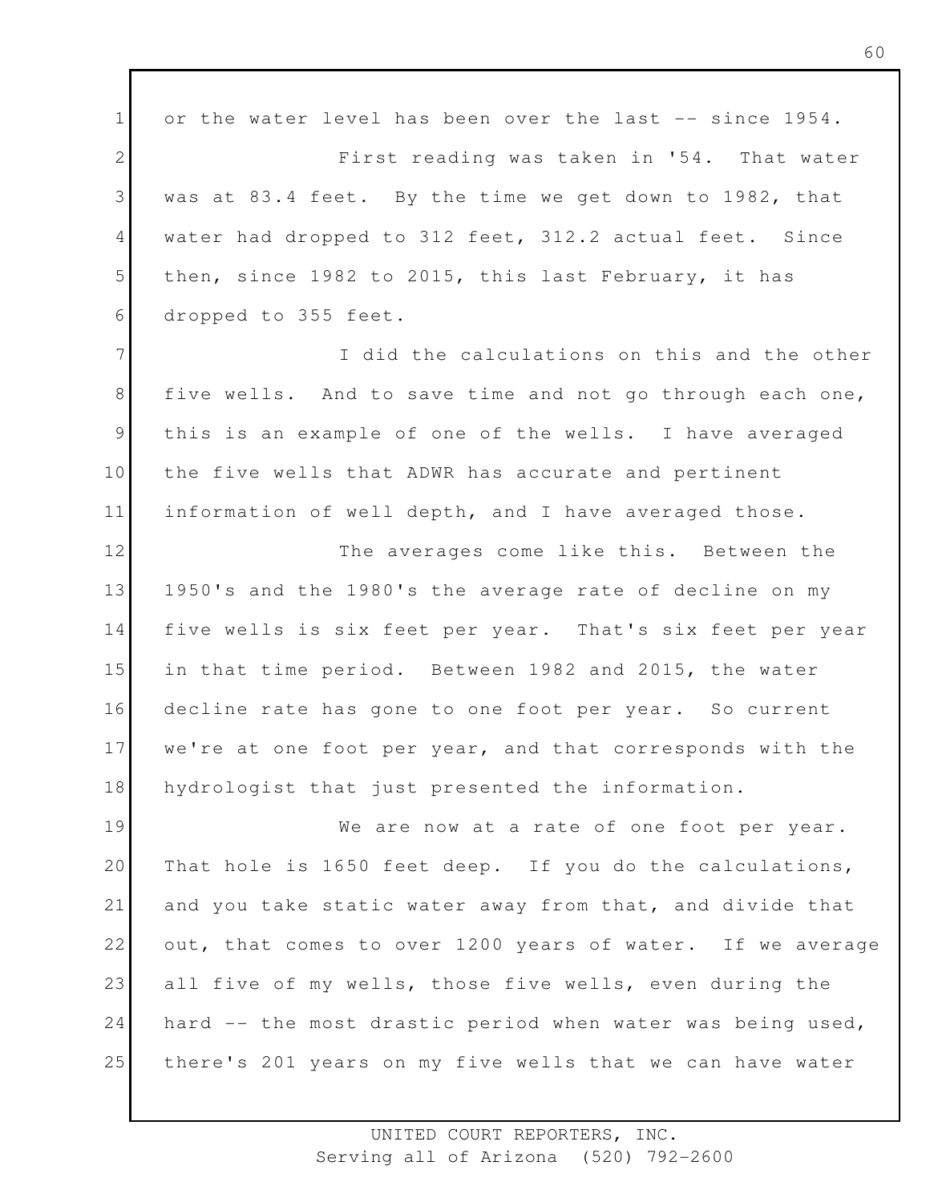or the water level has been over the last -- since 1954.

First reading was taken in '54. That water was at 83.4 feet. By the time we get down to 1982, that water had dropped to 312 feet, 312.2 actual feet. Since then, since 1982 to 2015, this last February, it has dropped to 355 feet.

I did the calculations on this and the other five wells. And to save time and not go through each one, this is an example of one of the wells. I have averaged the five wells that ADWR has accurate and pertinent information of well depth, and I have averaged those.

The averages come like this. Between the 1950's and the 1980's the average rate of decline on my five wells is six feet per year. That's six feet per year in that time period. Between 1982 and 2015, the water decline rate has gone to one foot per year. So current we're at one foot per year, and that corresponds with the hydrologist that just presented the information.

We are now at a rate of one foot per year. That hole is 1650 feet deep. If you do the calculations, and you take static water away from that, and divide that out, that comes to over 1200 years of water. If we average all five of my wells, those five wells, even during the hard -- the most drastic period when water was being used, there's 201 years on my five wells that we can have water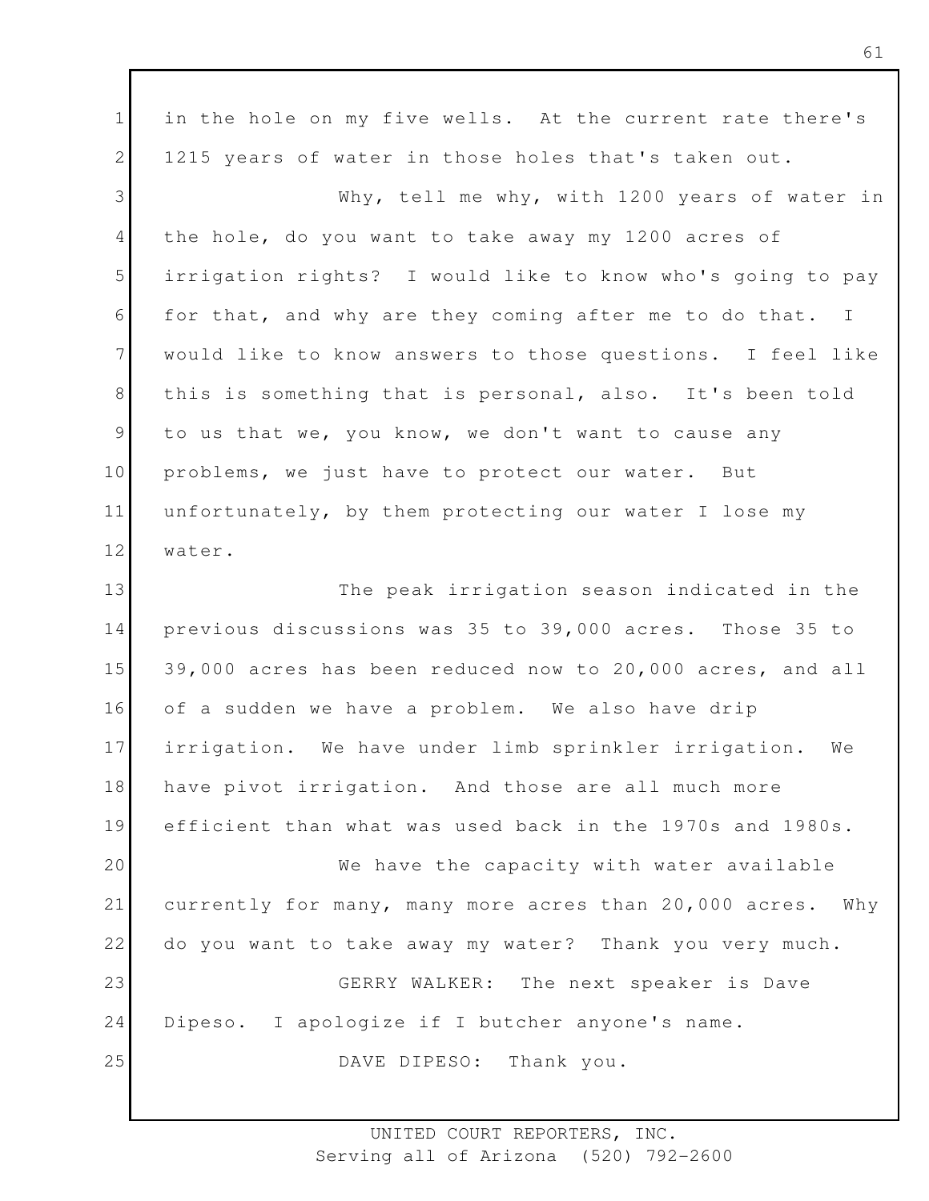in the hole on my five wells. At the current rate there's 1215 years of water in those holes that's taken out.

Why, tell me why, with 1200 years of water in the hole, do you want to take away my 1200 acres of irrigation rights? I would like to know who's going to pay for that, and why are they coming after me to do that. I would like to know answers to those questions. I feel like this is something that is personal, also. It's been told to us that we, you know, we don't want to cause any problems, we just have to protect our water. But unfortunately, by them protecting our water I lose my water.

The peak irrigation season indicated in the previous discussions was 35 to 39,000 acres. Those 35 to 39,000 acres has been reduced now to 20,000 acres, and all of a sudden we have a problem. We also have drip irrigation. We have under limb sprinkler irrigation. We have pivot irrigation. And those are all much more efficient than what was used back in the 1970s and 1980s.

We have the capacity with water available currently for many, many more acres than 20,000 acres. Why do you want to take away my water? Thank you very much.

GERRY WALKER: The next speaker is Dave Dipeso. I apologize if I butcher anyone's name.

DAVE DIPESO: Thank you.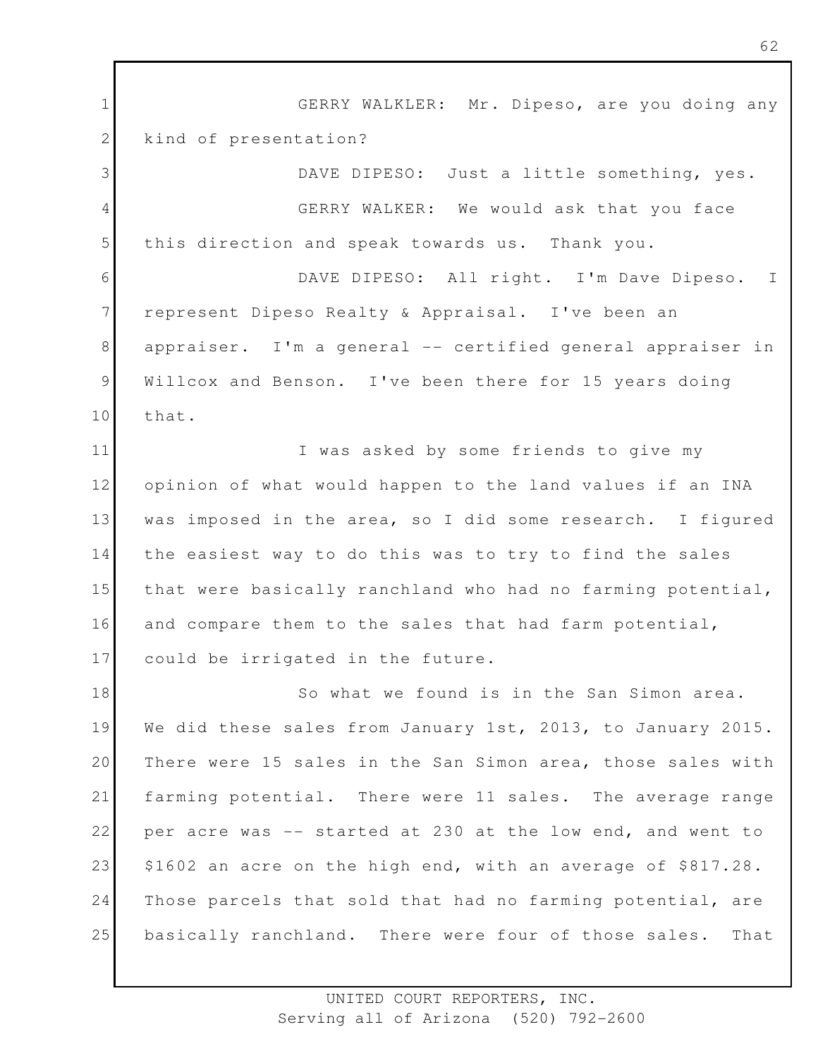GERRY WALKLER: Mr. Dipeso, are you doing any kind of presentation?

DAVE DIPESO: Just a little something, yes.

GERRY WALKER: We would ask that you face this direction and speak towards us. Thank you.

DAVE DIPESO: All right. I'm Dave Dipeso. I represent Dipeso Realty & Appraisal. I've been an appraiser. I'm a general -- certified general appraiser in Willcox and Benson. I've been there for 15 years doing that.

I was asked by some friends to give my opinion of what would happen to the land values if an INA was imposed in the area, so I did some research. I figured the easiest way to do this was to try to find the sales that were basically ranchland who had no farming potential, and compare them to the sales that had farm potential, could be irrigated in the future.

So what we found is in the San Simon area. We did these sales from January 1st, 2013, to January 2015. There were 15 sales in the San Simon area, those sales with farming potential. There were 11 sales. The average range per acre was -- started at 230 at the low end, and went to $1602 an acre on the high end, with an average of $817.28. Those parcels that sold that had no farming potential, are basically ranchland. There were four of those sales. That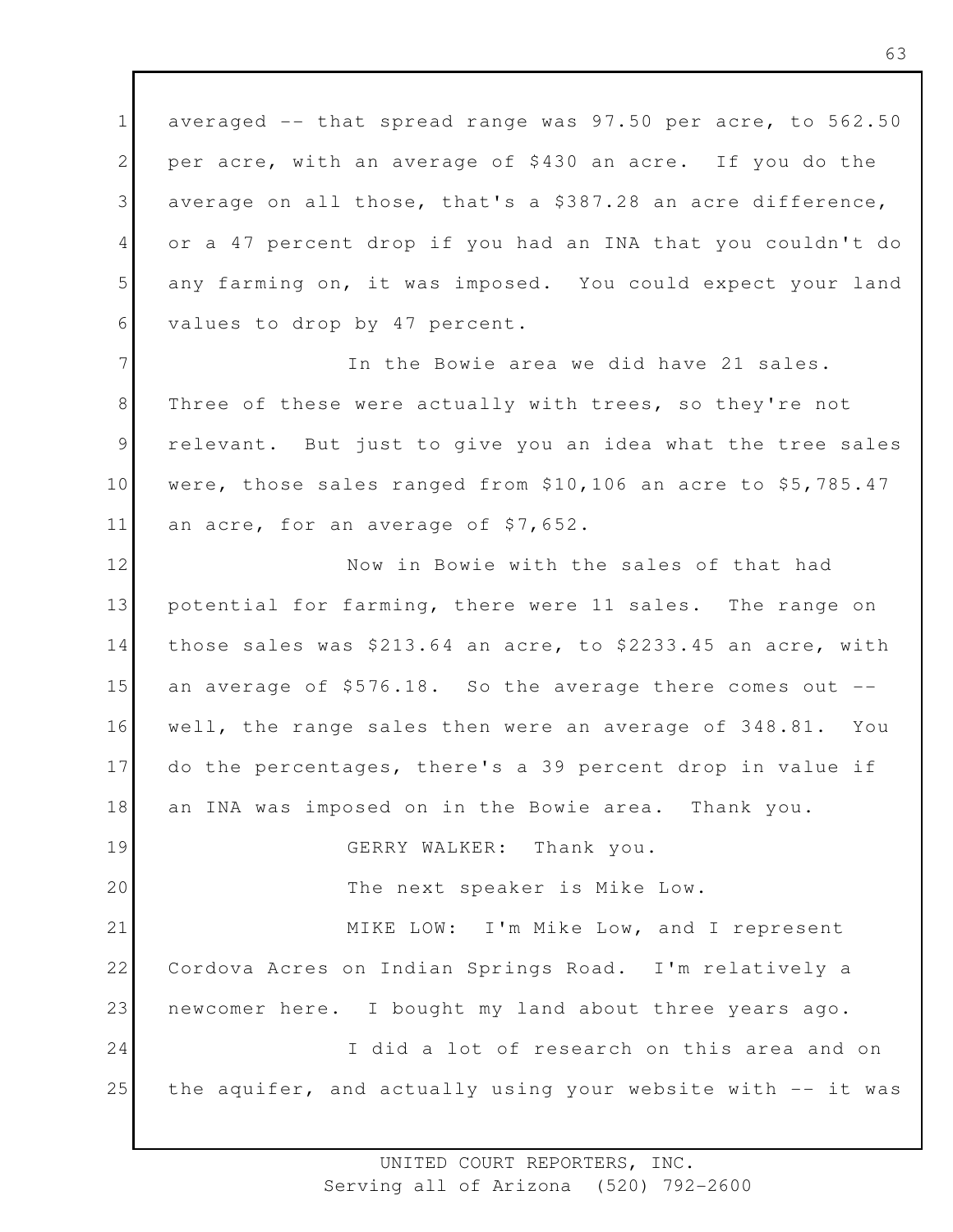averaged -- that spread range was 97.50 per acre, to 562.50 per acre, with an average of $430 an acre. If you do the average on all those, that's a $387.28 an acre difference, or a 47 percent drop if you had an INA that you couldn't do any farming on, it was imposed. You could expect your land values to drop by 47 percent.

In the Bowie area we did have 21 sales. Three of these were actually with trees, so they're not relevant. But just to give you an idea what the tree sales were, those sales ranged from $10,106 an acre to $5,785.47 an acre, for an average of $7,652.

Now in Bowie with the sales of that had potential for farming, there were 11 sales. The range on those sales was $213.64 an acre, to $2233.45 an acre, with an average of $576.18. So the average there comes out -- well, the range sales then were an average of 348.81. You do the percentages, there's a 39 percent drop in value if an INA was imposed on in the Bowie area. Thank you.

GERRY WALKER: Thank you.

The next speaker is Mike Low.

MIKE LOW: I'm Mike Low, and I represent Cordova Acres on Indian Springs Road. I'm relatively a newcomer here. I bought my land about three years ago.

I did a lot of research on this area and on the aquifer, and actually using your website with -- it was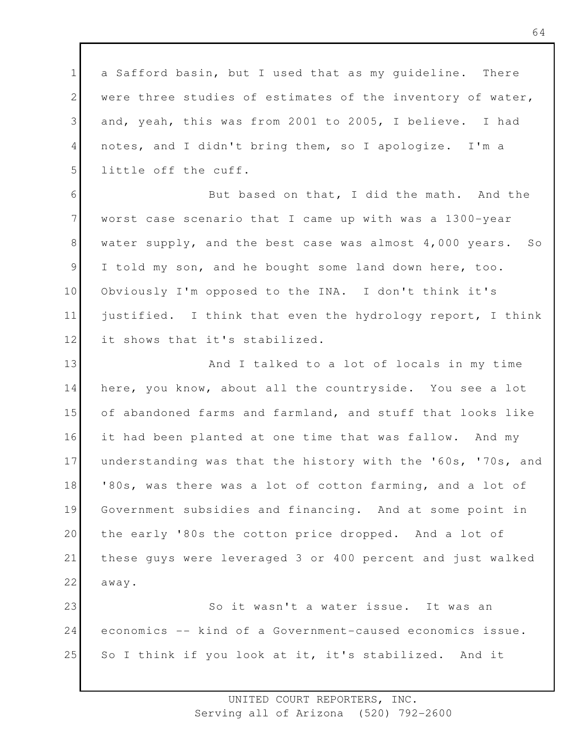a Safford basin, but I used that as my guideline. There were three studies of estimates of the inventory of water, and, yeah, this was from 2001 to 2005, I believe. I had notes, and I didn't bring them, so I apologize. I'm a little off the cuff.

But based on that, I did the math. And the worst case scenario that I came up with was a 1300-year water supply, and the best case was almost 4,000 years. So I told my son, and he bought some land down here, too. Obviously I'm opposed to the INA. I don't think it's justified. I think that even the hydrology report, I think it shows that it's stabilized.

And I talked to a lot of locals in my time here, you know, about all the countryside. You see a lot of abandoned farms and farmland, and stuff that looks like it had been planted at one time that was fallow. And my understanding was that the history with the '60s, '70s, and '80s, was there was a lot of cotton farming, and a lot of Government subsidies and financing. And at some point in the early '80s the cotton price dropped. And a lot of these guys were leveraged 3 or 400 percent and just walked away.

So it wasn't a water issue. It was an economics -- kind of a Government-caused economics issue. So I think if you look at it, it's stabilized. And it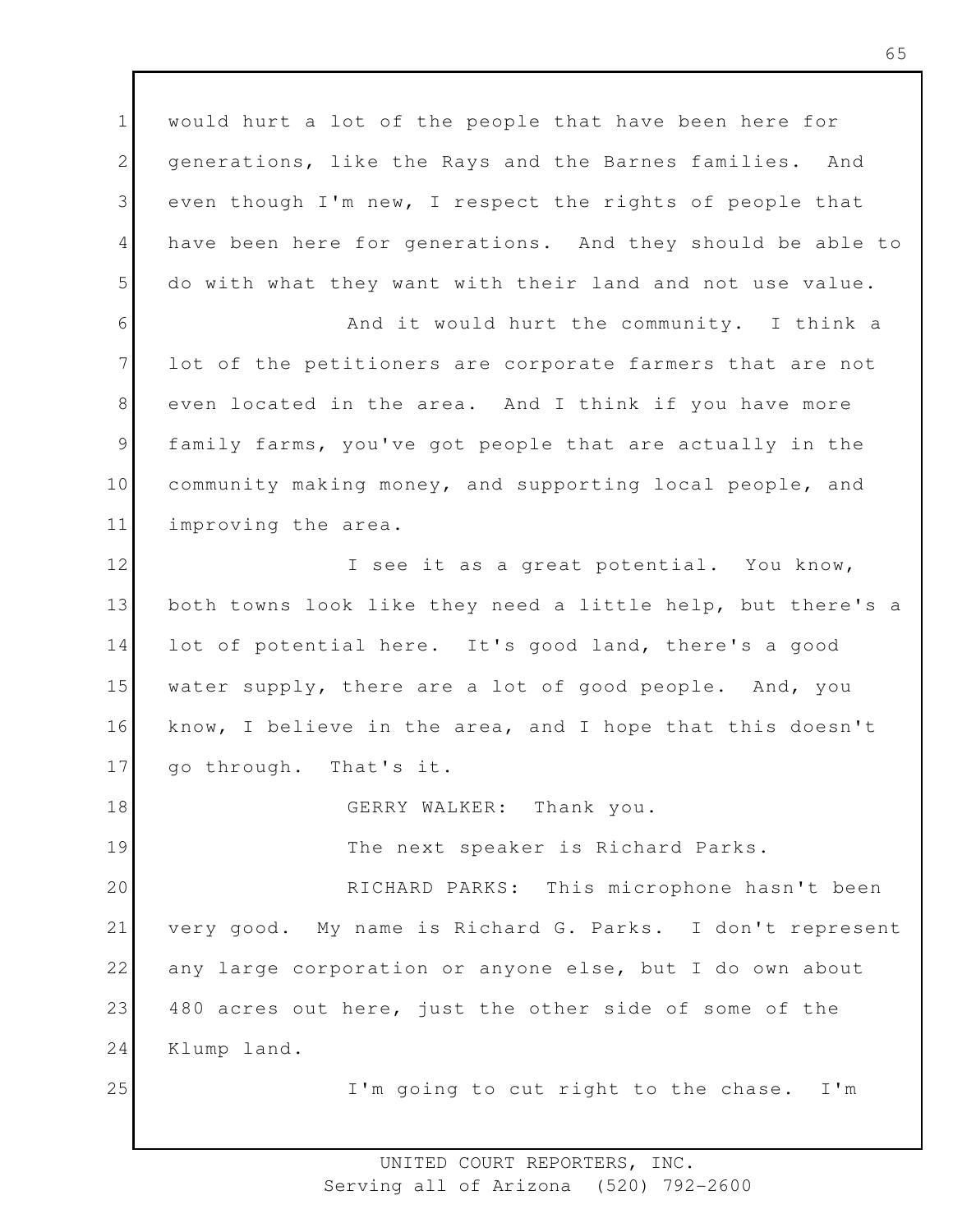would hurt a lot of the people that have been here for generations, like the Rays and the Barnes families. And even though I'm new, I respect the rights of people that have been here for generations. And they should be able to do with what they want with their land and not use value.

And it would hurt the community. I think a lot of the petitioners are corporate farmers that are not even located in the area. And I think if you have more family farms, you've got people that are actually in the community making money, and supporting local people, and improving the area.

I see it as a great potential. You know, both towns look like they need a little help, but there's a lot of potential here. It's good land, there's a good water supply, there are a lot of good people. And, you know, I believe in the area, and I hope that this doesn't go through. That's it.

GERRY WALKER: Thank you.

The next speaker is Richard Parks.

RICHARD PARKS: This microphone hasn't been very good. My name is Richard G. Parks. I don't represent any large corporation or anyone else, but I do own about 480 acres out here, just the other side of some of the Klump land.

I'm going to cut right to the chase. I'm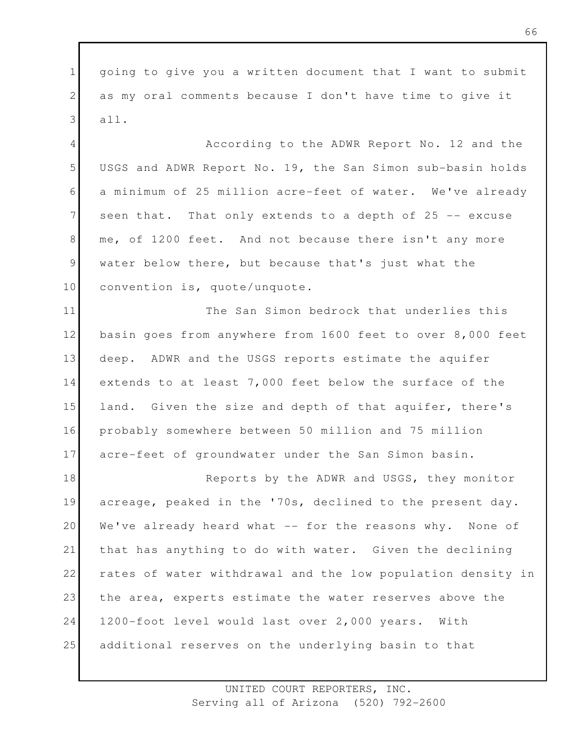going to give you a written document that I want to submit as my oral comments because I don't have time to give it all.

According to the ADWR Report No. 12 and the USGS and ADWR Report No. 19, the San Simon sub-basin holds a minimum of 25 million acre-feet of water. We've already seen that. That only extends to a depth of 25 -- excuse me, of 1200 feet. And not because there isn't any more water below there, but because that's just what the convention is, quote/unquote.

The San Simon bedrock that underlies this basin goes from anywhere from 1600 feet to over 8,000 feet deep. ADWR and the USGS reports estimate the aquifer extends to at least 7,000 feet below the surface of the land. Given the size and depth of that aquifer, there's probably somewhere between 50 million and 75 million acre-feet of groundwater under the San Simon basin.

Reports by the ADWR and USGS, they monitor acreage, peaked in the '70s, declined to the present day. We've already heard what -- for the reasons why. None of that has anything to do with water. Given the declining rates of water withdrawal and the low population density in the area, experts estimate the water reserves above the 1200-foot level would last over 2,000 years. With additional reserves on the underlying basin to that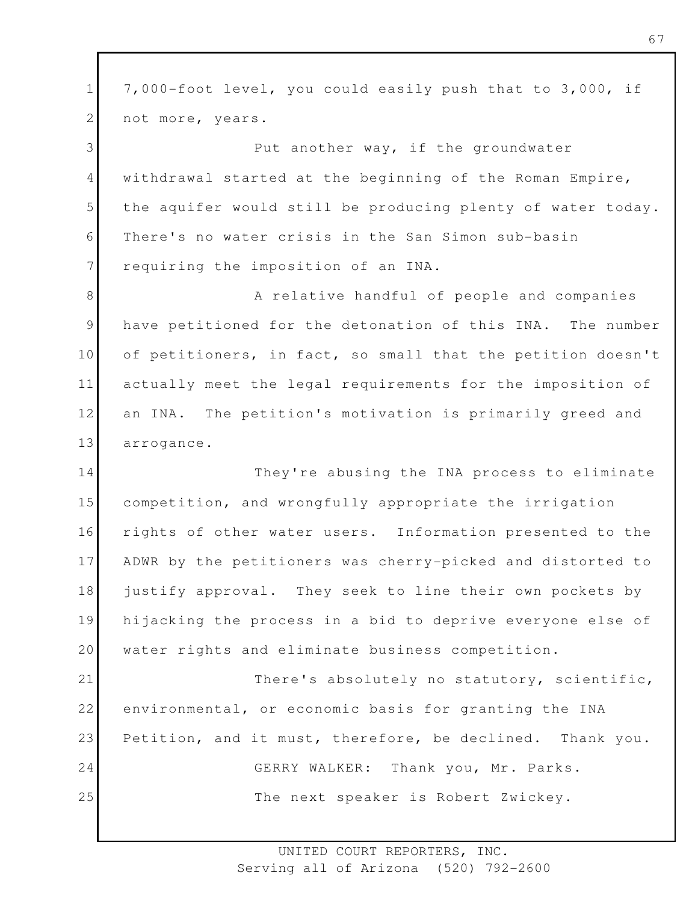7,000-foot level, you could easily push that to 3,000, if not more, years.

Put another way, if the groundwater withdrawal started at the beginning of the Roman Empire, the aquifer would still be producing plenty of water today. There's no water crisis in the San Simon sub-basin requiring the imposition of an INA.

A relative handful of people and companies have petitioned for the detonation of this INA. The number of petitioners, in fact, so small that the petition doesn't actually meet the legal requirements for the imposition of an INA. The petition's motivation is primarily greed and arrogance.

They're abusing the INA process to eliminate competition, and wrongfully appropriate the irrigation rights of other water users. Information presented to the ADWR by the petitioners was cherry-picked and distorted to justify approval. They seek to line their own pockets by hijacking the process in a bid to deprive everyone else of water rights and eliminate business competition.

There's absolutely no statutory, scientific, environmental, or economic basis for granting the INA Petition, and it must, therefore, be declined. Thank you.

GERRY WALKER: Thank you, Mr. Parks.

The next speaker is Robert Zwickey.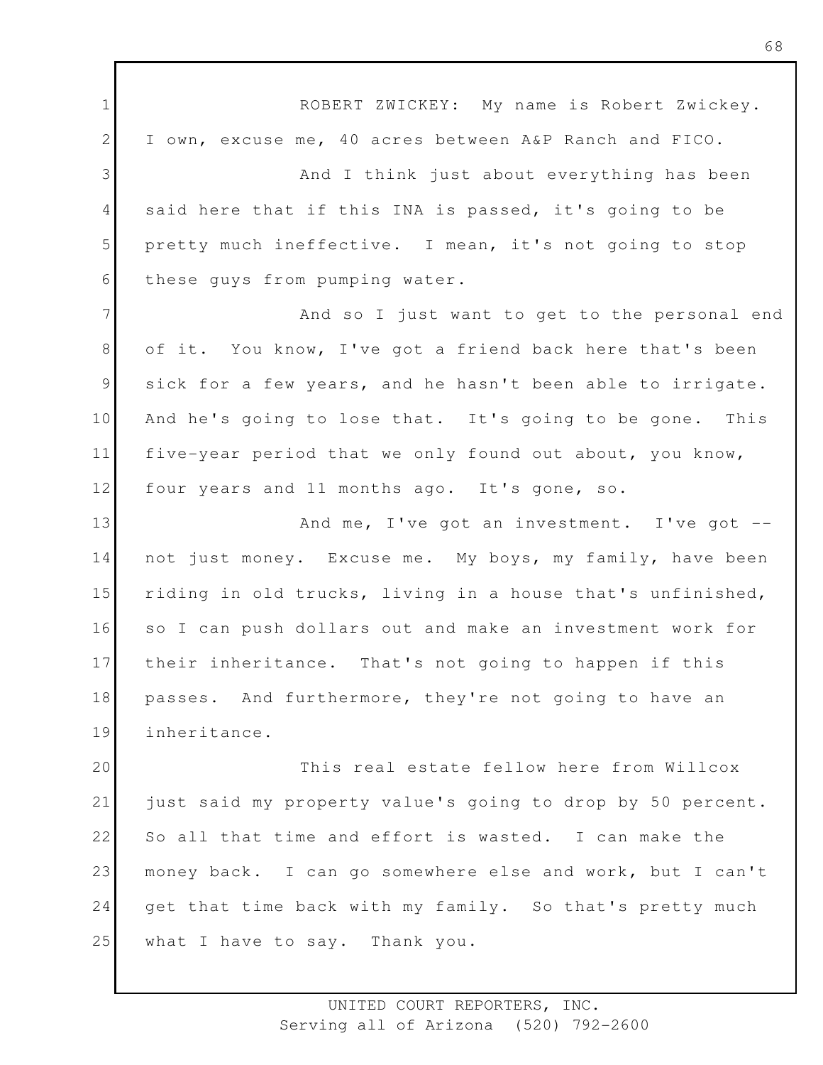ROBERT ZWICKEY: My name is Robert Zwickey. I own, excuse me, 40 acres between A&P Ranch and FICO.

And I think just about everything has been said here that if this INA is passed, it's going to be pretty much ineffective. I mean, it's not going to stop these guys from pumping water.

And so I just want to get to the personal end of it. You know, I've got a friend back here that's been sick for a few years, and he hasn't been able to irrigate. And he's going to lose that. It's going to be gone. This five-year period that we only found out about, you know, four years and 11 months ago. It's gone, so.

And me, I've got an investment. I've got -- not just money. Excuse me. My boys, my family, have been riding in old trucks, living in a house that's unfinished, so I can push dollars out and make an investment work for their inheritance. That's not going to happen if this passes. And furthermore, they're not going to have an inheritance.

This real estate fellow here from Willcox just said my property value's going to drop by 50 percent. So all that time and effort is wasted. I can make the money back. I can go somewhere else and work, but I can't get that time back with my family. So that's pretty much what I have to say. Thank you.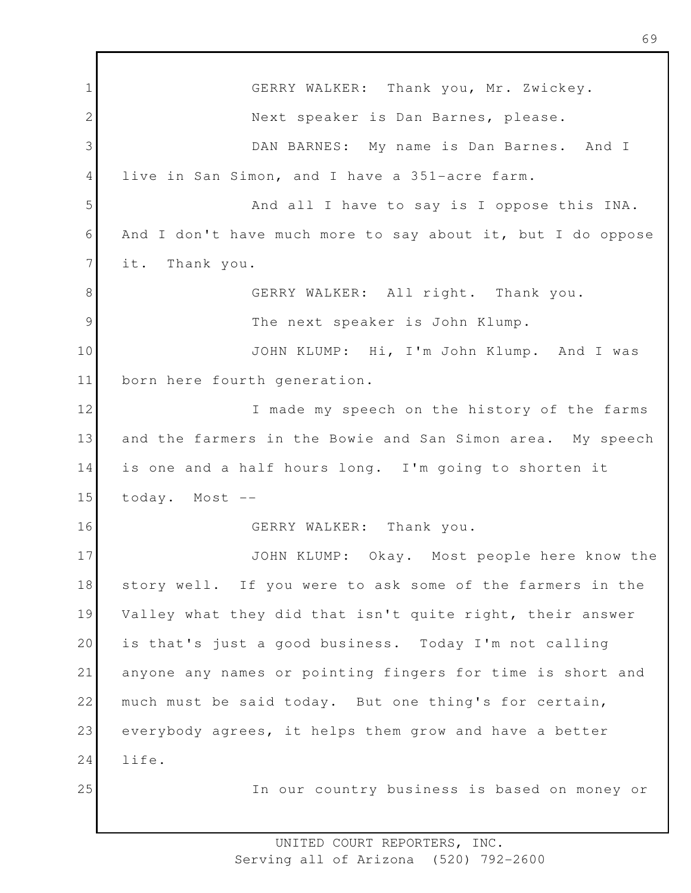GERRY WALKER: Thank you, Mr. Zwickey.

Next speaker is Dan Barnes, please.

DAN BARNES: My name is Dan Barnes. And I live in San Simon, and I have a 351-acre farm.

And all I have to say is I oppose this INA. And I don't have much more to say about it, but I do oppose it. Thank you.

GERRY WALKER: All right. Thank you.

The next speaker is John Klump.

JOHN KLUMP: Hi, I'm John Klump. And I was born here fourth generation.

I made my speech on the history of the farms and the farmers in the Bowie and San Simon area. My speech is one and a half hours long. I'm going to shorten it today. Most --

GERRY WALKER: Thank you.

JOHN KLUMP: Okay. Most people here know the story well. If you were to ask some of the farmers in the Valley what they did that isn't quite right, their answer is that's just a good business. Today I'm not calling anyone any names or pointing fingers for time is short and much must be said today. But one thing's for certain, everybody agrees, it helps them grow and have a better life.

In our country business is based on money or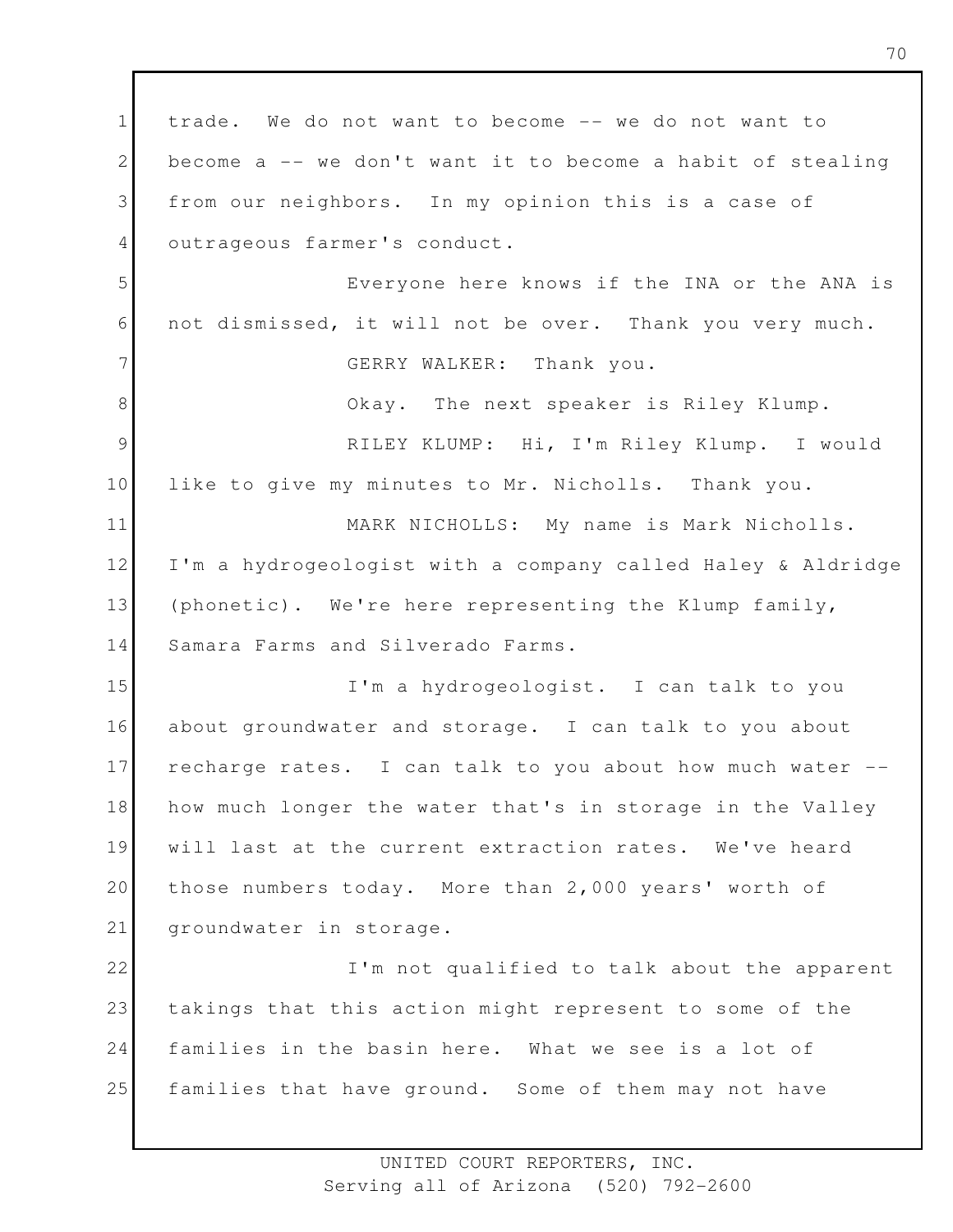trade. We do not want to become -- we do not want to become a -- we don't want it to become a habit of stealing from our neighbors. In my opinion this is a case of outrageous farmer's conduct.

Everyone here knows if the INA or the ANA is not dismissed, it will not be over. Thank you very much.

GERRY WALKER: Thank you.

Okay. The next speaker is Riley Klump.

RILEY KLUMP: Hi, I'm Riley Klump. I would like to give my minutes to Mr. Nicholls. Thank you.

MARK NICHOLLS: My name is Mark Nicholls. I'm a hydrogeologist with a company called Haley & Aldridge (phonetic). We're here representing the Klump family, Samara Farms and Silverado Farms.

I'm a hydrogeologist. I can talk to you about groundwater and storage. I can talk to you about recharge rates. I can talk to you about how much water -- how much longer the water that's in storage in the Valley will last at the current extraction rates. We've heard those numbers today. More than 2,000 years' worth of groundwater in storage.

I'm not qualified to talk about the apparent takings that this action might represent to some of the families in the basin here. What we see is a lot of families that have ground. Some of them may not have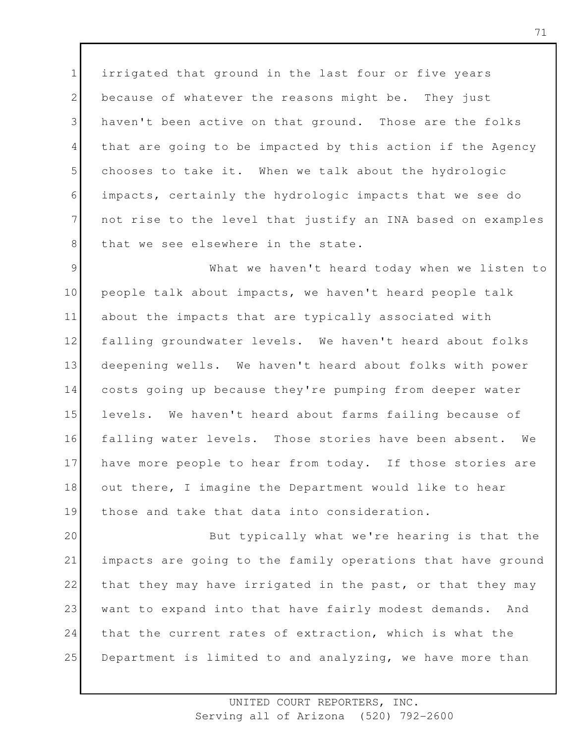irrigated that ground in the last four or five years because of whatever the reasons might be. They just haven't been active on that ground. Those are the folks that are going to be impacted by this action if the Agency chooses to take it. When we talk about the hydrologic impacts, certainly the hydrologic impacts that we see do not rise to the level that justify an INA based on examples that we see elsewhere in the state.

What we haven't heard today when we listen to people talk about impacts, we haven't heard people talk about the impacts that are typically associated with falling groundwater levels. We haven't heard about folks deepening wells. We haven't heard about folks with power costs going up because they're pumping from deeper water levels. We haven't heard about farms failing because of falling water levels. Those stories have been absent. We have more people to hear from today. If those stories are out there, I imagine the Department would like to hear those and take that data into consideration.

But typically what we're hearing is that the impacts are going to the family operations that have ground that they may have irrigated in the past, or that they may want to expand into that have fairly modest demands. And that the current rates of extraction, which is what the Department is limited to and analyzing, we have more than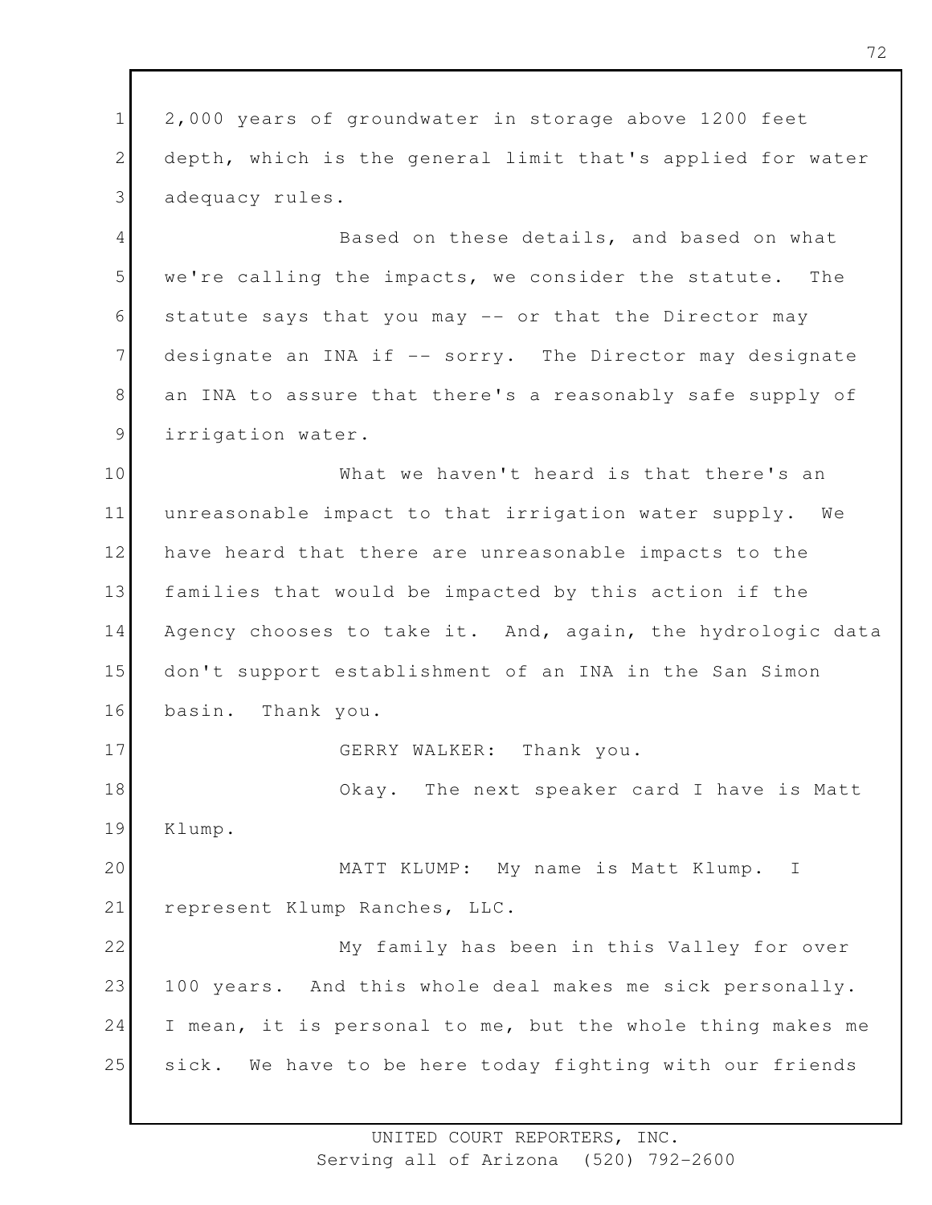2,000 years of groundwater in storage above 1200 feet depth, which is the general limit that's applied for water adequacy rules.

Based on these details, and based on what we're calling the impacts, we consider the statute. The statute says that you may -- or that the Director may designate an INA if -- sorry. The Director may designate an INA to assure that there's a reasonably safe supply of irrigation water.

What we haven't heard is that there's an unreasonable impact to that irrigation water supply. We have heard that there are unreasonable impacts to the families that would be impacted by this action if the Agency chooses to take it. And, again, the hydrologic data don't support establishment of an INA in the San Simon basin. Thank you.

GERRY WALKER: Thank you.

Okay. The next speaker card I have is Matt Klump.

MATT KLUMP: My name is Matt Klump. I represent Klump Ranches, LLC.

My family has been in this Valley for over 100 years. And this whole deal makes me sick personally. I mean, it is personal to me, but the whole thing makes me sick. We have to be here today fighting with our friends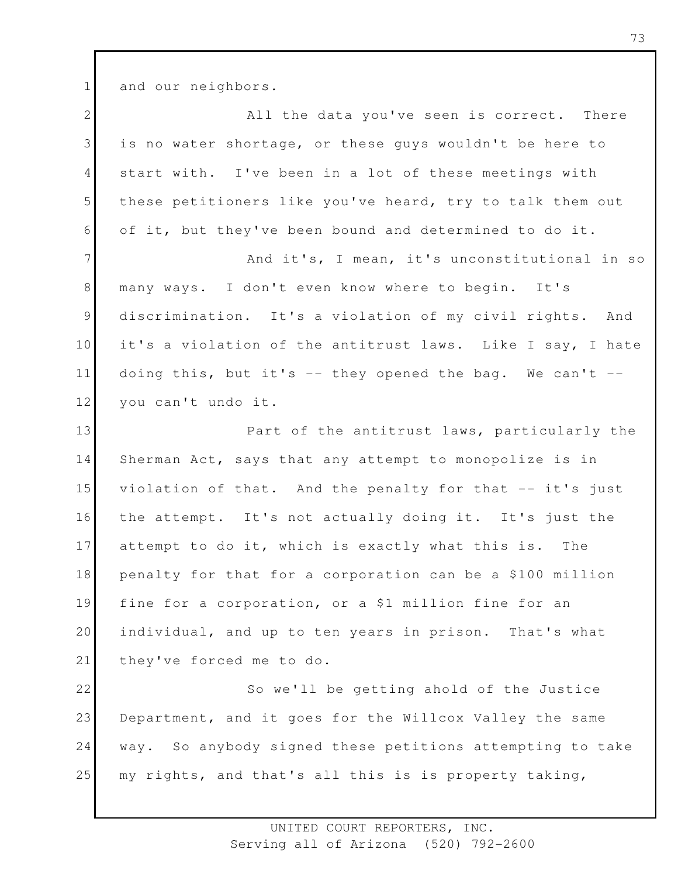and our neighbors.

All the data you've seen is correct. There is no water shortage, or these guys wouldn't be here to start with. I've been in a lot of these meetings with these petitioners like you've heard, try to talk them out of it, but they've been bound and determined to do it.

And it's, I mean, it's unconstitutional in so many ways. I don't even know where to begin. It's discrimination. It's a violation of my civil rights. And it's a violation of the antitrust laws. Like I say, I hate doing this, but it's -- they opened the bag. We can't -- you can't undo it.

Part of the antitrust laws, particularly the Sherman Act, says that any attempt to monopolize is in violation of that. And the penalty for that -- it's just the attempt. It's not actually doing it. It's just the attempt to do it, which is exactly what this is. The penalty for that for a corporation can be a $100 million fine for a corporation, or a $1 million fine for an individual, and up to ten years in prison. That's what they've forced me to do.

So we'll be getting ahold of the Justice Department, and it goes for the Willcox Valley the same way. So anybody signed these petitions attempting to take my rights, and that's all this is is property taking,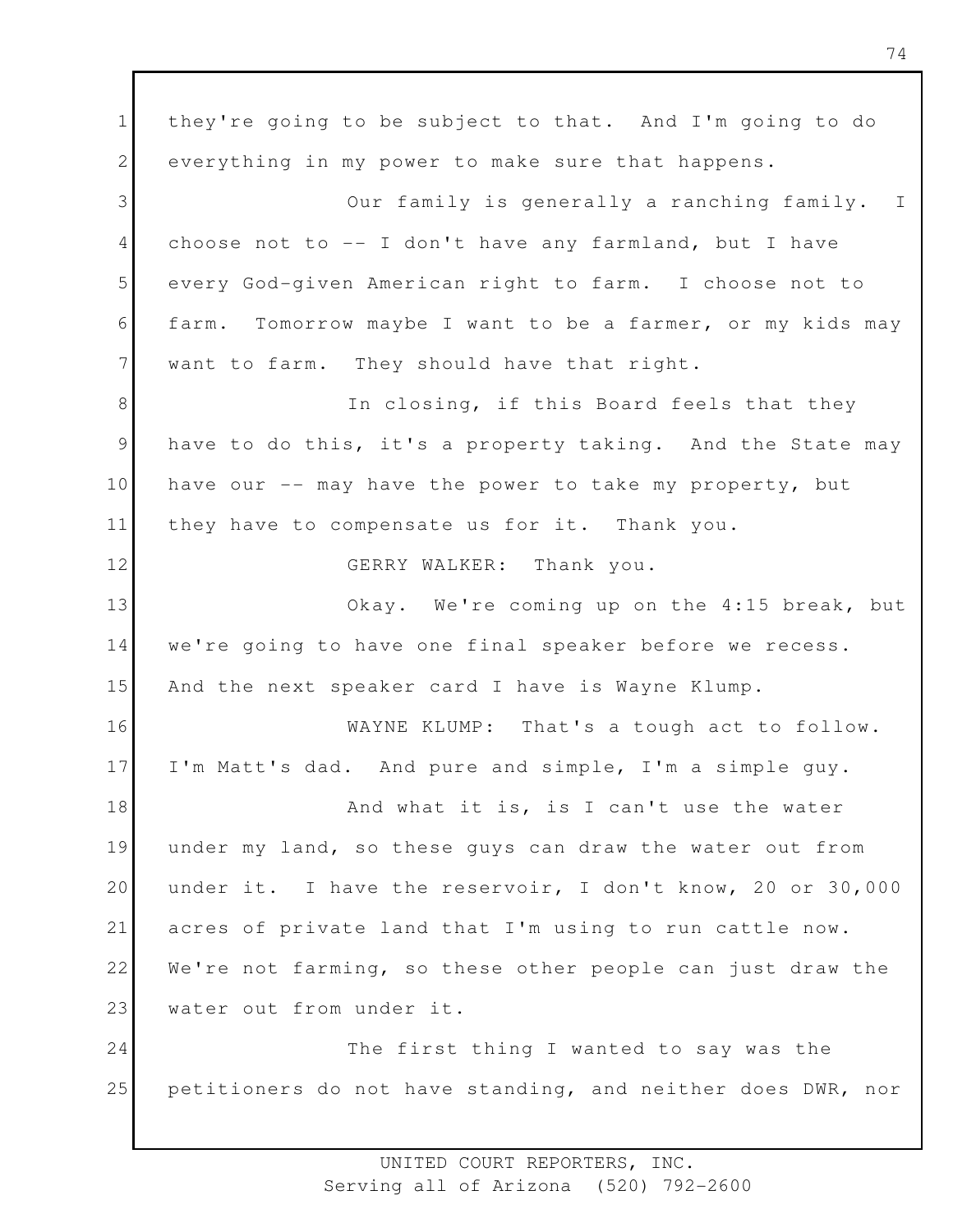they're going to be subject to that. And I'm going to do everything in my power to make sure that happens.

Our family is generally a ranching family. I choose not to -- I don't have any farmland, but I have every God-given American right to farm. I choose not to farm. Tomorrow maybe I want to be a farmer, or my kids may want to farm. They should have that right.

In closing, if this Board feels that they have to do this, it's a property taking. And the State may have our -- may have the power to take my property, but they have to compensate us for it. Thank you.

GERRY WALKER: Thank you.

Okay. We're coming up on the 4:15 break, but we're going to have one final speaker before we recess. And the next speaker card I have is Wayne Klump.

WAYNE KLUMP: That's a tough act to follow. I'm Matt's dad. And pure and simple, I'm a simple guy.

And what it is, is I can't use the water under my land, so these guys can draw the water out from under it. I have the reservoir, I don't know, 20 or 30,000 acres of private land that I'm using to run cattle now. We're not farming, so these other people can just draw the water out from under it.

The first thing I wanted to say was the petitioners do not have standing, and neither does DWR, nor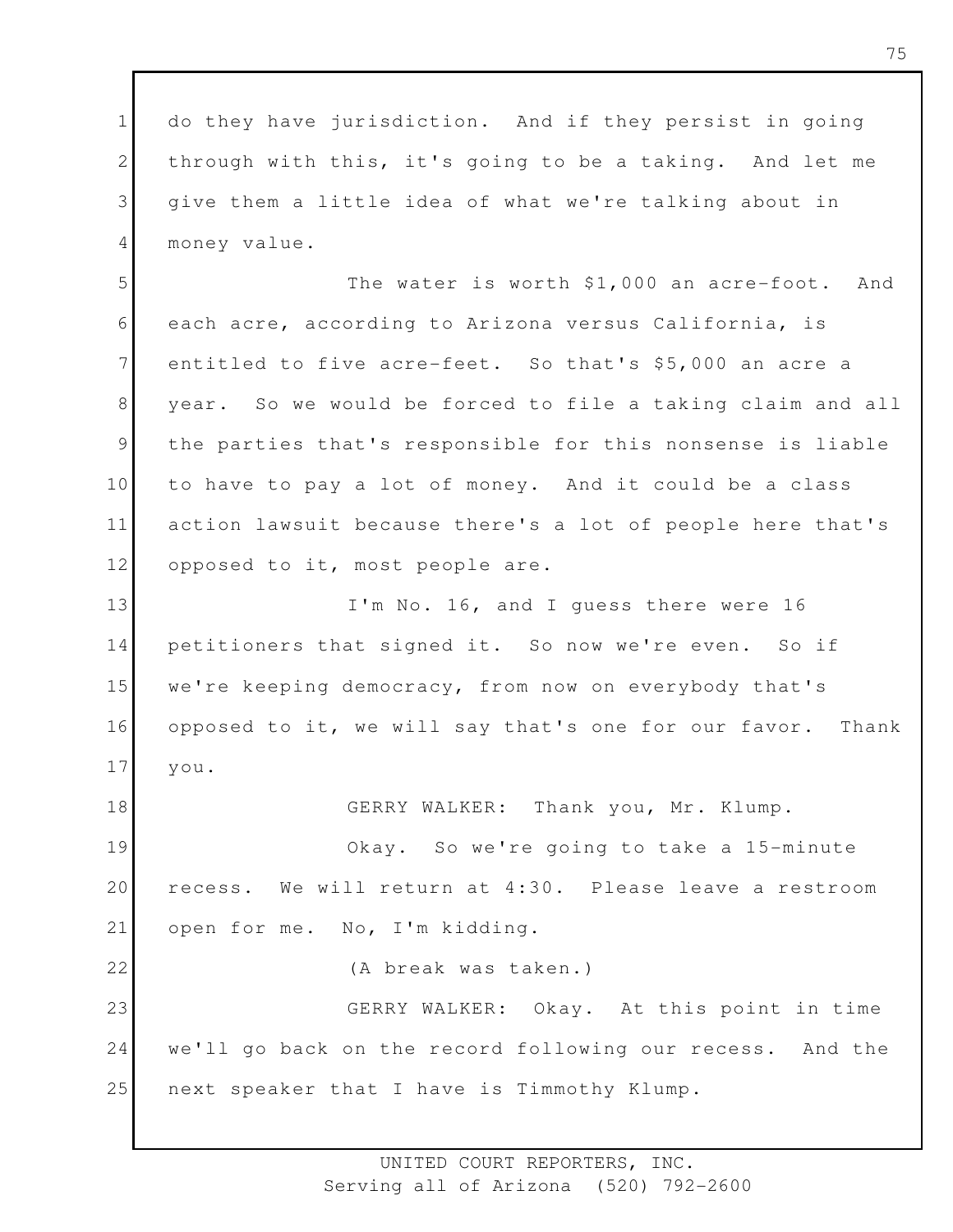do they have jurisdiction. And if they persist in going through with this, it's going to be a taking. And let me give them a little idea of what we're talking about in money value.

The water is worth $1,000 an acre-foot. And each acre, according to Arizona versus California, is entitled to five acre-feet. So that's $5,000 an acre a year. So we would be forced to file a taking claim and all the parties that's responsible for this nonsense is liable to have to pay a lot of money. And it could be a class action lawsuit because there's a lot of people here that's opposed to it, most people are.

I'm No. 16, and I guess there were 16 petitioners that signed it. So now we're even. So if we're keeping democracy, from now on everybody that's opposed to it, we will say that's one for our favor. Thank you.

GERRY WALKER: Thank you, Mr. Klump.

Okay. So we're going to take a 15-minute recess. We will return at 4:30. Please leave a restroom open for me. No, I'm kidding.

(A break was taken.)

GERRY WALKER: Okay. At this point in time we'll go back on the record following our recess. And the next speaker that I have is Timmothy Klump.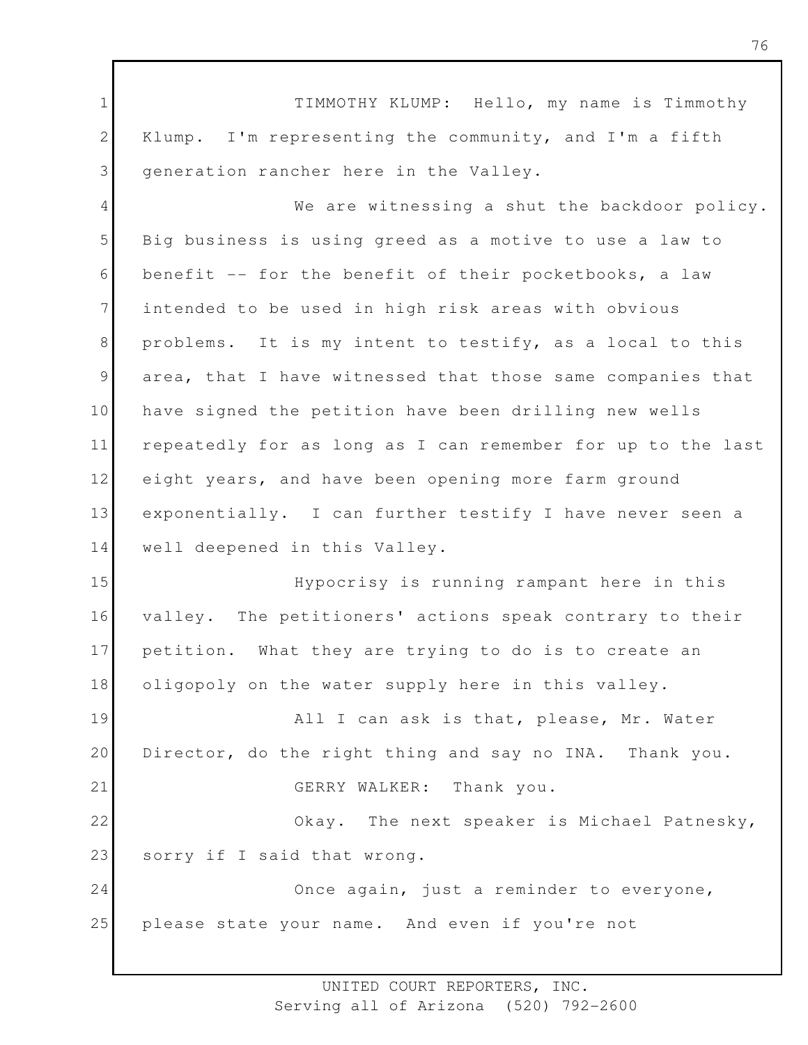TIMMOTHY KLUMP: Hello, my name is Timmothy Klump. I'm representing the community, and I'm a fifth generation rancher here in the Valley.

We are witnessing a shut the backdoor policy. Big business is using greed as a motive to use a law to benefit -- for the benefit of their pocketbooks, a law intended to be used in high risk areas with obvious problems. It is my intent to testify, as a local to this area, that I have witnessed that those same companies that have signed the petition have been drilling new wells repeatedly for as long as I can remember for up to the last eight years, and have been opening more farm ground exponentially. I can further testify I have never seen a well deepened in this Valley.

Hypocrisy is running rampant here in this valley. The petitioners' actions speak contrary to their petition. What they are trying to do is to create an oligopoly on the water supply here in this valley.

All I can ask is that, please, Mr. Water Director, do the right thing and say no INA. Thank you.

GERRY WALKER: Thank you.

Okay. The next speaker is Michael Patnesky, sorry if I said that wrong.

Once again, just a reminder to everyone, please state your name. And even if you're not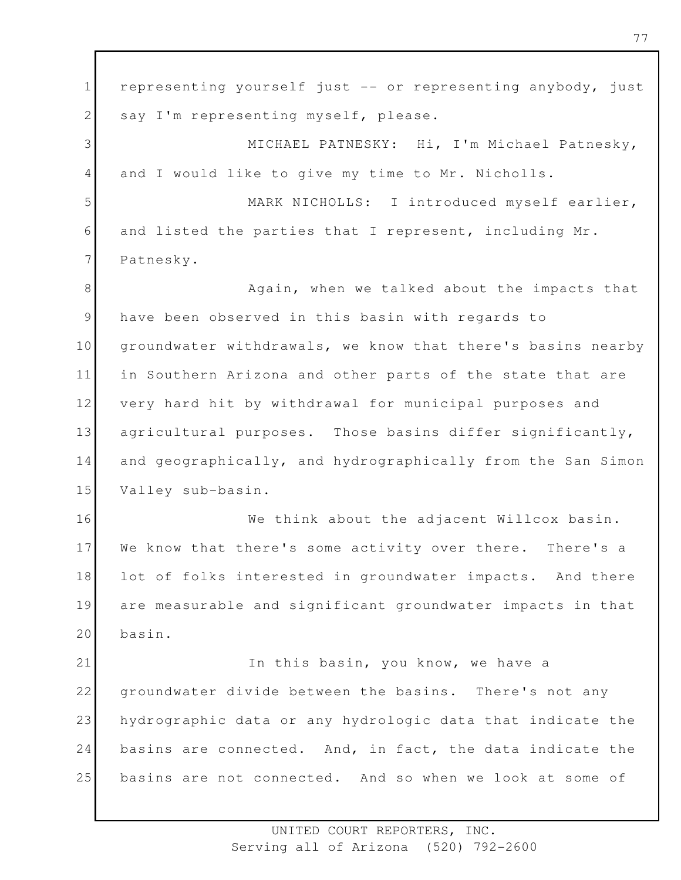representing yourself just -- or representing anybody, just say I'm representing myself, please.

MICHAEL PATNESKY: Hi, I'm Michael Patnesky, and I would like to give my time to Mr. Nicholls.

MARK NICHOLLS: I introduced myself earlier, and listed the parties that I represent, including Mr. Patnesky.

Again, when we talked about the impacts that have been observed in this basin with regards to groundwater withdrawals, we know that there's basins nearby in Southern Arizona and other parts of the state that are very hard hit by withdrawal for municipal purposes and agricultural purposes. Those basins differ significantly, and geographically, and hydrographically from the San Simon Valley sub-basin.

We think about the adjacent Willcox basin. We know that there's some activity over there. There's a lot of folks interested in groundwater impacts. And there are measurable and significant groundwater impacts in that basin.

In this basin, you know, we have a groundwater divide between the basins. There's not any hydrographic data or any hydrologic data that indicate the basins are connected. And, in fact, the data indicate the basins are not connected. And so when we look at some of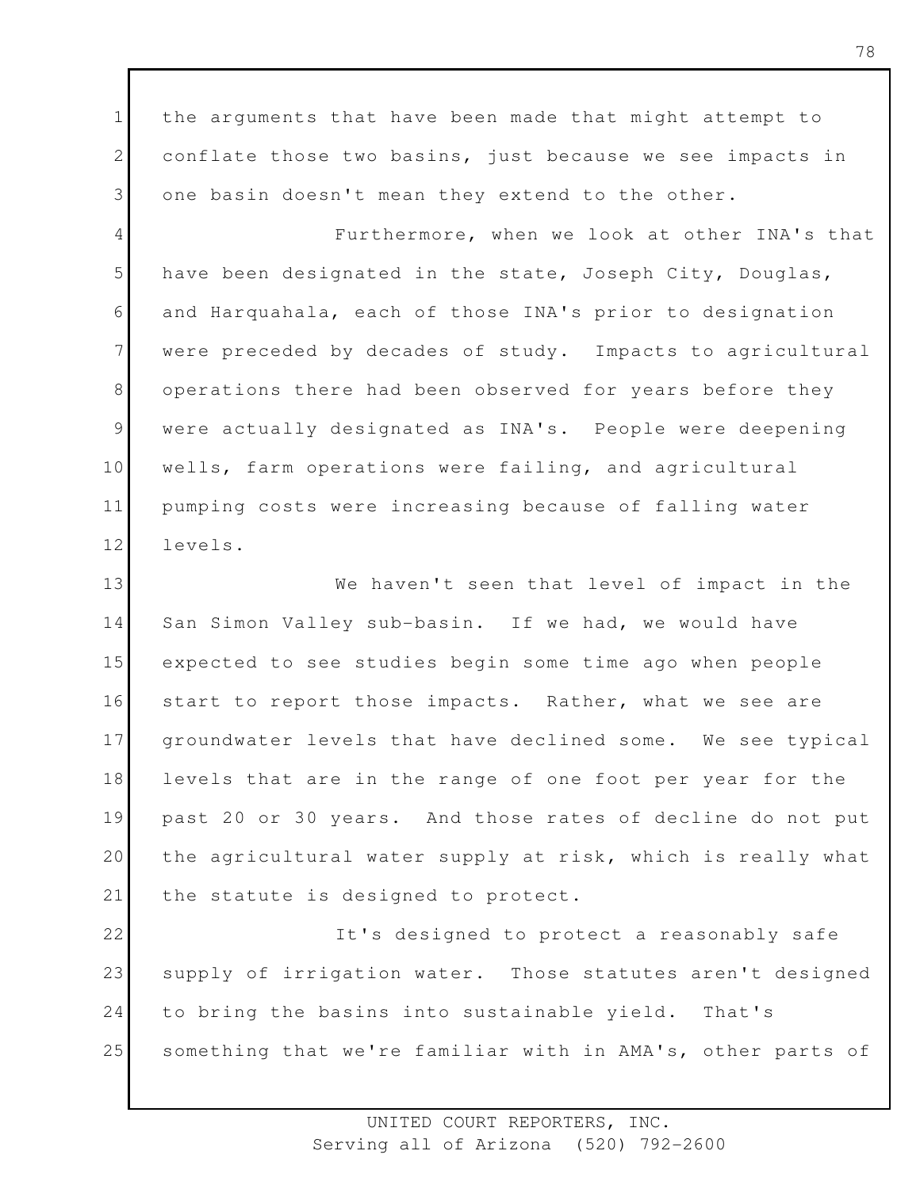the arguments that have been made that might attempt to conflate those two basins, just because we see impacts in one basin doesn't mean they extend to the other.

Furthermore, when we look at other INA's that have been designated in the state, Joseph City, Douglas, and Harquahala, each of those INA's prior to designation were preceded by decades of study. Impacts to agricultural operations there had been observed for years before they were actually designated as INA's. People were deepening wells, farm operations were failing, and agricultural pumping costs were increasing because of falling water levels.

We haven't seen that level of impact in the San Simon Valley sub-basin. If we had, we would have expected to see studies begin some time ago when people start to report those impacts. Rather, what we see are groundwater levels that have declined some. We see typical levels that are in the range of one foot per year for the past 20 or 30 years. And those rates of decline do not put the agricultural water supply at risk, which is really what the statute is designed to protect.

It's designed to protect a reasonably safe supply of irrigation water. Those statutes aren't designed to bring the basins into sustainable yield. That's something that we're familiar with in AMA's, other parts of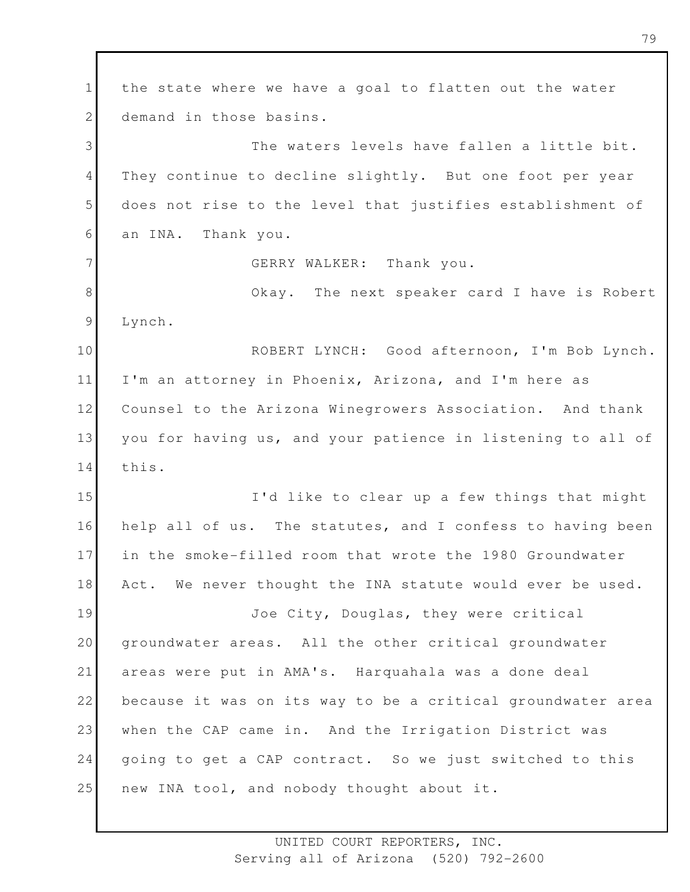the state where we have a goal to flatten out the water demand in those basins.

The waters levels have fallen a little bit. They continue to decline slightly. But one foot per year does not rise to the level that justifies establishment of an INA. Thank you.

GERRY WALKER: Thank you.

Okay. The next speaker card I have is Robert Lynch.

ROBERT LYNCH: Good afternoon, I'm Bob Lynch. I'm an attorney in Phoenix, Arizona, and I'm here as Counsel to the Arizona Winegrowers Association. And thank you for having us, and your patience in listening to all of this.

I'd like to clear up a few things that might help all of us. The statutes, and I confess to having been in the smoke-filled room that wrote the 1980 Groundwater Act. We never thought the INA statute would ever be used.

Joe City, Douglas, they were critical groundwater areas. All the other critical groundwater areas were put in AMA's. Harquahala was a done deal because it was on its way to be a critical groundwater area when the CAP came in. And the Irrigation District was going to get a CAP contract. So we just switched to this new INA tool, and nobody thought about it.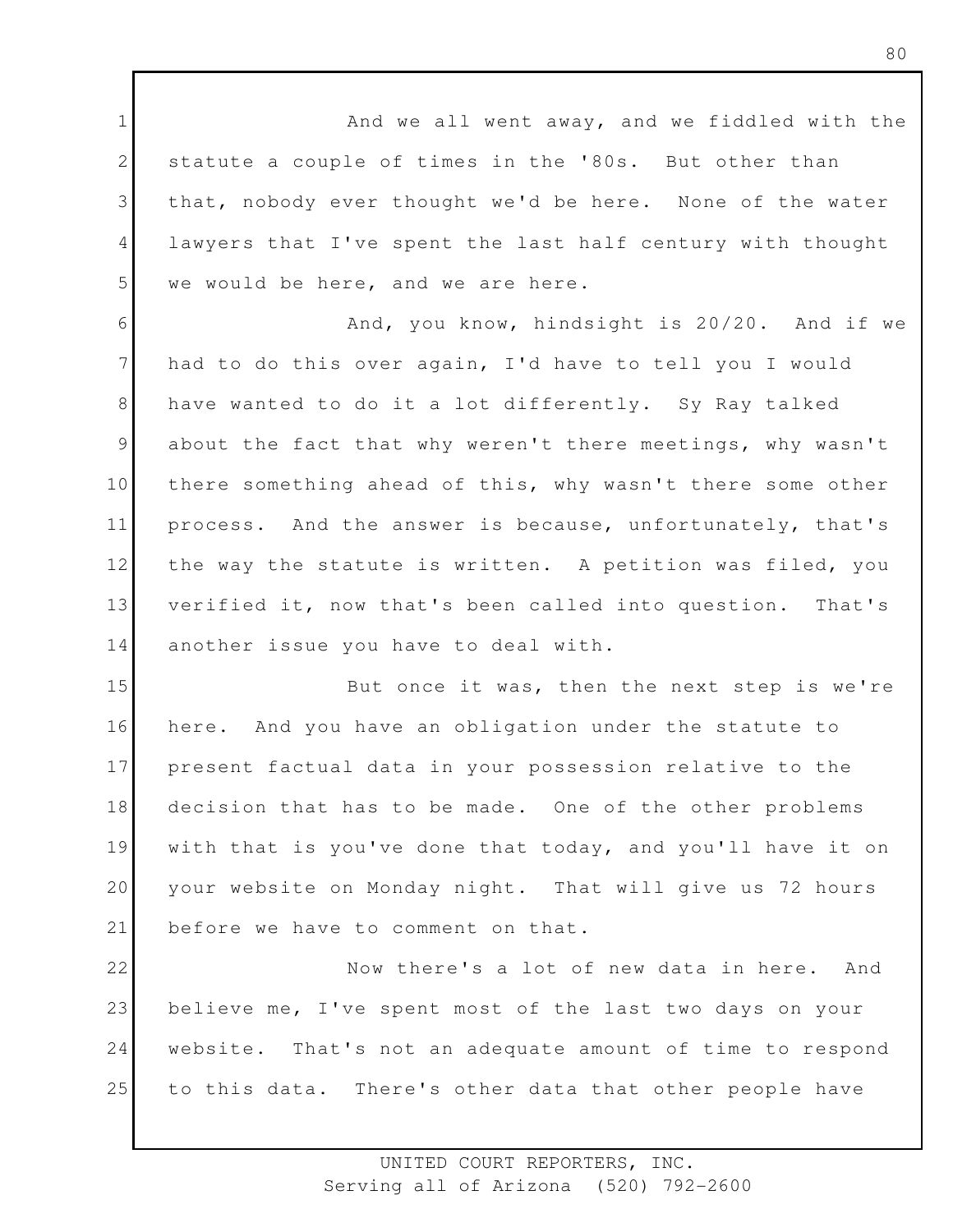And we all went away, and we fiddled with the statute a couple of times in the '80s. But other than that, nobody ever thought we'd be here. None of the water lawyers that I've spent the last half century with thought we would be here, and we are here.

And, you know, hindsight is 20/20. And if we had to do this over again, I'd have to tell you I would have wanted to do it a lot differently. Sy Ray talked about the fact that why weren't there meetings, why wasn't there something ahead of this, why wasn't there some other process. And the answer is because, unfortunately, that's the way the statute is written. A petition was filed, you verified it, now that's been called into question. That's another issue you have to deal with.

But once it was, then the next step is we're here. And you have an obligation under the statute to present factual data in your possession relative to the decision that has to be made. One of the other problems with that is you've done that today, and you'll have it on your website on Monday night. That will give us 72 hours before we have to comment on that.

Now there's a lot of new data in here. And believe me, I've spent most of the last two days on your website. That's not an adequate amount of time to respond to this data. There's other data that other people have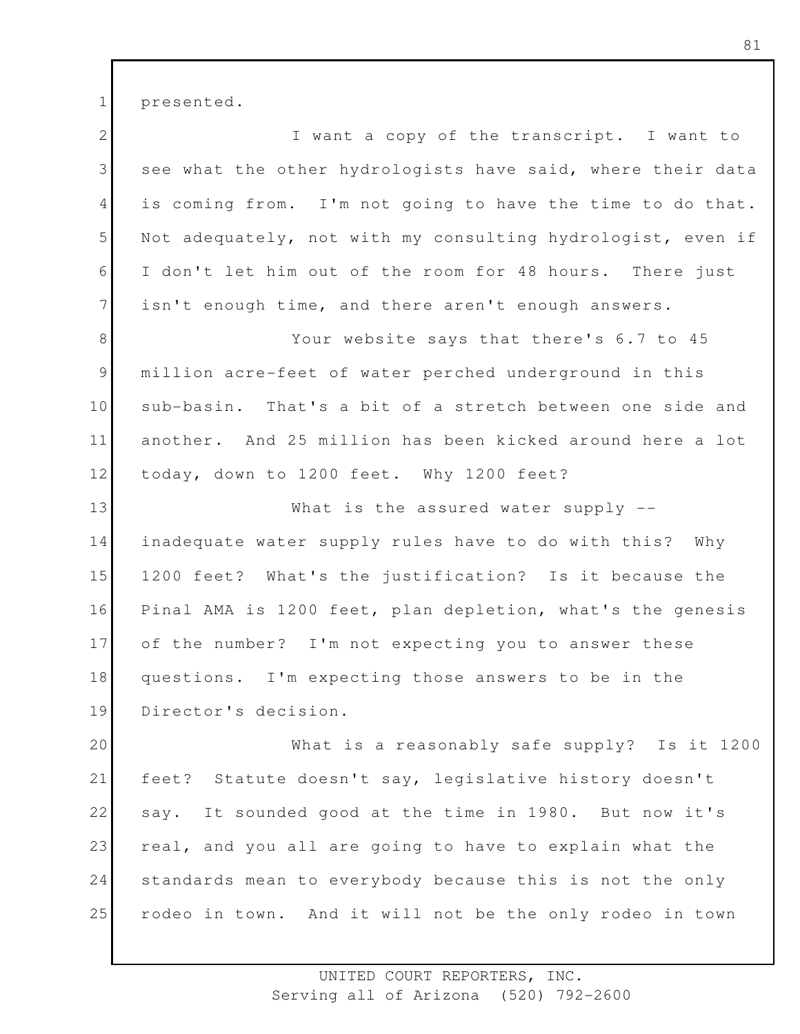presented.

I want a copy of the transcript. I want to see what the other hydrologists have said, where their data is coming from. I'm not going to have the time to do that. Not adequately, not with my consulting hydrologist, even if I don't let him out of the room for 48 hours. There just isn't enough time, and there aren't enough answers.

Your website says that there's 6.7 to 45 million acre-feet of water perched underground in this sub-basin. That's a bit of a stretch between one side and another. And 25 million has been kicked around here a lot today, down to 1200 feet. Why 1200 feet?

What is the assured water supply -- inadequate water supply rules have to do with this? Why 1200 feet? What's the justification? Is it because the Pinal AMA is 1200 feet, plan depletion, what's the genesis of the number? I'm not expecting you to answer these questions. I'm expecting those answers to be in the Director's decision.

What is a reasonably safe supply? Is it 1200 feet? Statute doesn't say, legislative history doesn't say. It sounded good at the time in 1980. But now it's real, and you all are going to have to explain what the standards mean to everybody because this is not the only rodeo in town. And it will not be the only rodeo in town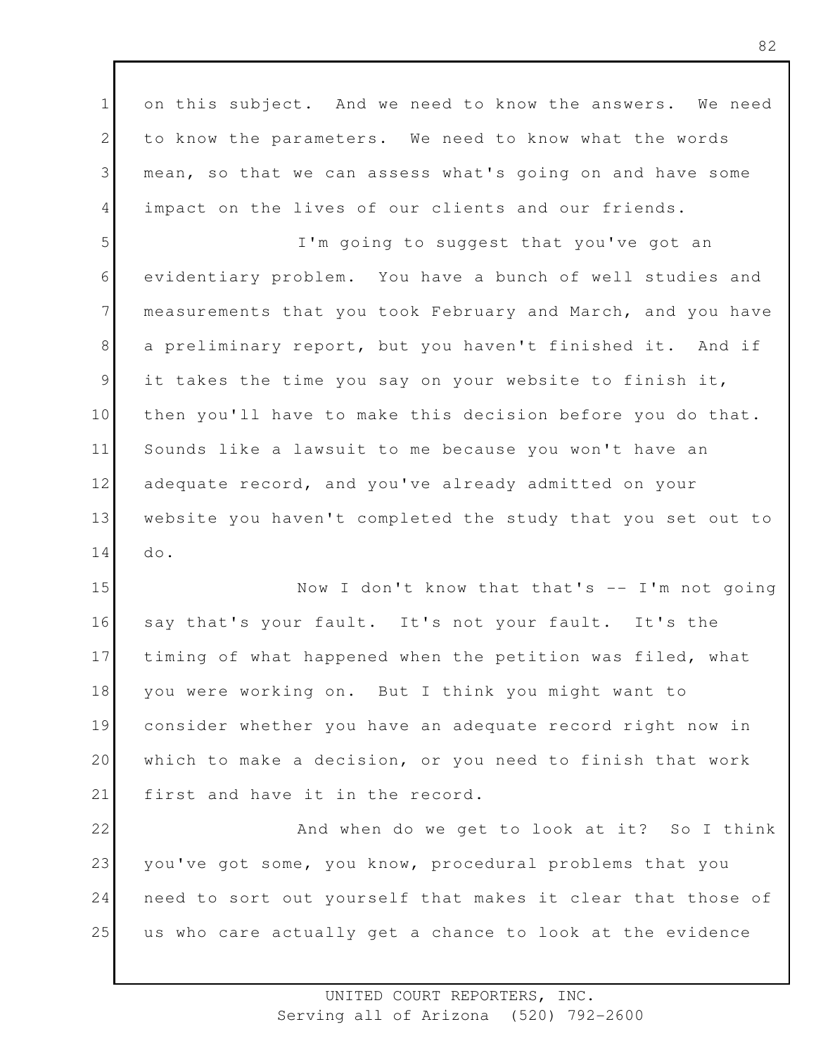on this subject. And we need to know the answers. We need to know the parameters. We need to know what the words mean, so that we can assess what's going on and have some impact on the lives of our clients and our friends.

I'm going to suggest that you've got an evidentiary problem. You have a bunch of well studies and measurements that you took February and March, and you have a preliminary report, but you haven't finished it. And if it takes the time you say on your website to finish it, then you'll have to make this decision before you do that. Sounds like a lawsuit to me because you won't have an adequate record, and you've already admitted on your website you haven't completed the study that you set out to do.

Now I don't know that that's -- I'm not going say that's your fault. It's not your fault. It's the timing of what happened when the petition was filed, what you were working on. But I think you might want to consider whether you have an adequate record right now in which to make a decision, or you need to finish that work first and have it in the record.

And when do we get to look at it? So I think you've got some, you know, procedural problems that you need to sort out yourself that makes it clear that those of us who care actually get a chance to look at the evidence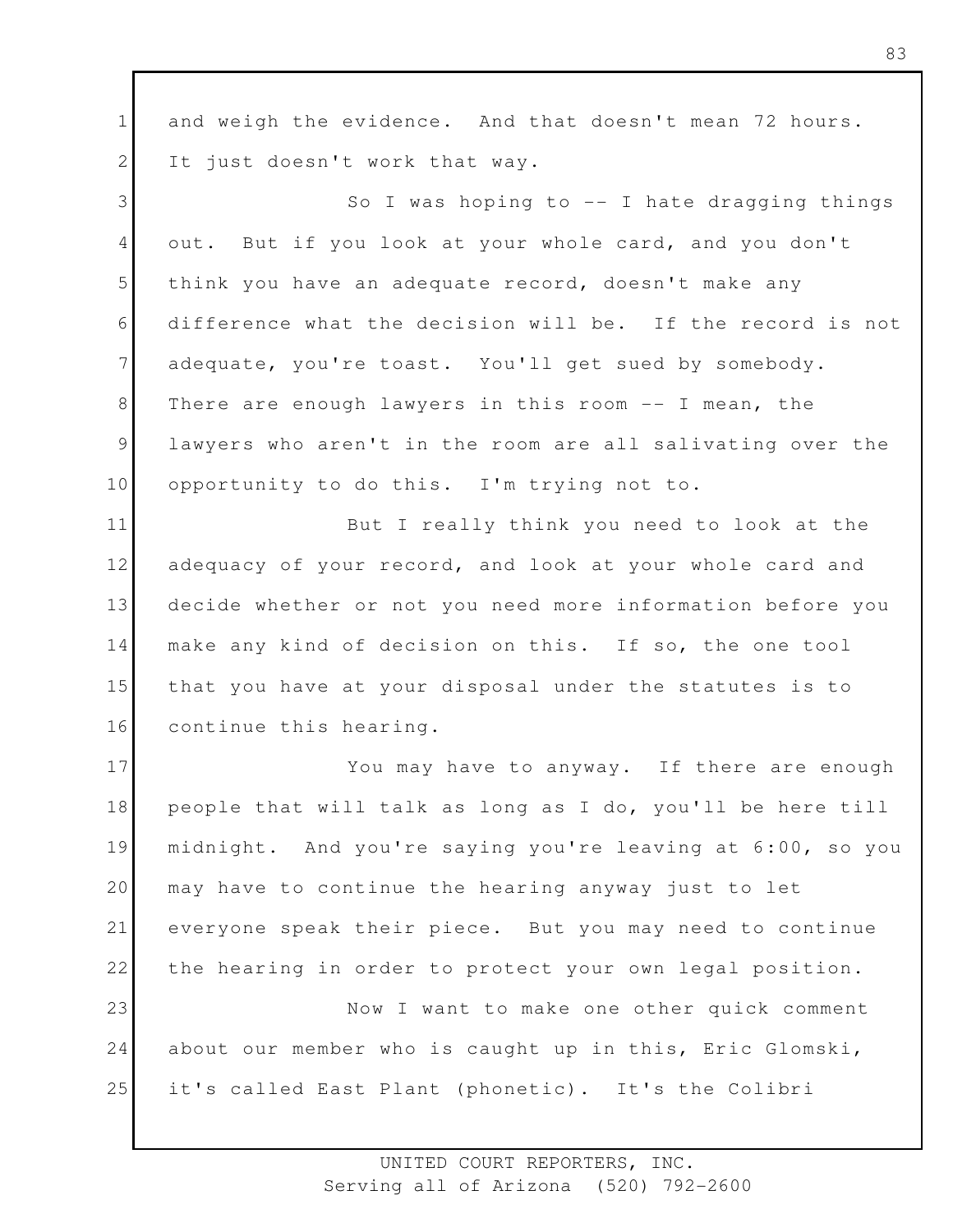and weigh the evidence. And that doesn't mean 72 hours. It just doesn't work that way.

So I was hoping to -- I hate dragging things out. But if you look at your whole card, and you don't think you have an adequate record, doesn't make any difference what the decision will be. If the record is not adequate, you're toast. You'll get sued by somebody. There are enough lawyers in this room -- I mean, the lawyers who aren't in the room are all salivating over the opportunity to do this. I'm trying not to.

But I really think you need to look at the adequacy of your record, and look at your whole card and decide whether or not you need more information before you make any kind of decision on this. If so, the one tool that you have at your disposal under the statutes is to continue this hearing.

You may have to anyway. If there are enough people that will talk as long as I do, you'll be here till midnight. And you're saying you're leaving at 6:00, so you may have to continue the hearing anyway just to let everyone speak their piece. But you may need to continue the hearing in order to protect your own legal position.

Now I want to make one other quick comment about our member who is caught up in this, Eric Glomski, it's called East Plant (phonetic). It's the Colibri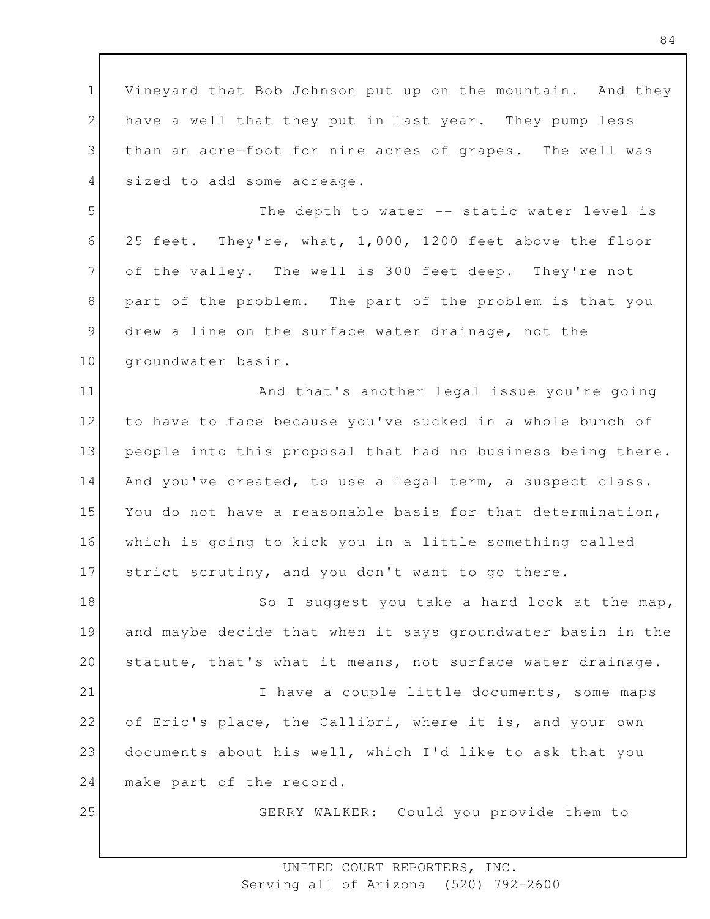Vineyard that Bob Johnson put up on the mountain. And they have a well that they put in last year. They pump less than an acre-foot for nine acres of grapes. The well was sized to add some acreage.

The depth to water -- static water level is 25 feet. They're, what, 1,000, 1200 feet above the floor of the valley. The well is 300 feet deep. They're not part of the problem. The part of the problem is that you drew a line on the surface water drainage, not the groundwater basin.

And that's another legal issue you're going to have to face because you've sucked in a whole bunch of people into this proposal that had no business being there. And you've created, to use a legal term, a suspect class. You do not have a reasonable basis for that determination, which is going to kick you in a little something called strict scrutiny, and you don't want to go there.

So I suggest you take a hard look at the map, and maybe decide that when it says groundwater basin in the statute, that's what it means, not surface water drainage.

I have a couple little documents, some maps of Eric's place, the Callibri, where it is, and your own documents about his well, which I'd like to ask that you make part of the record.

GERRY WALKER: Could you provide them to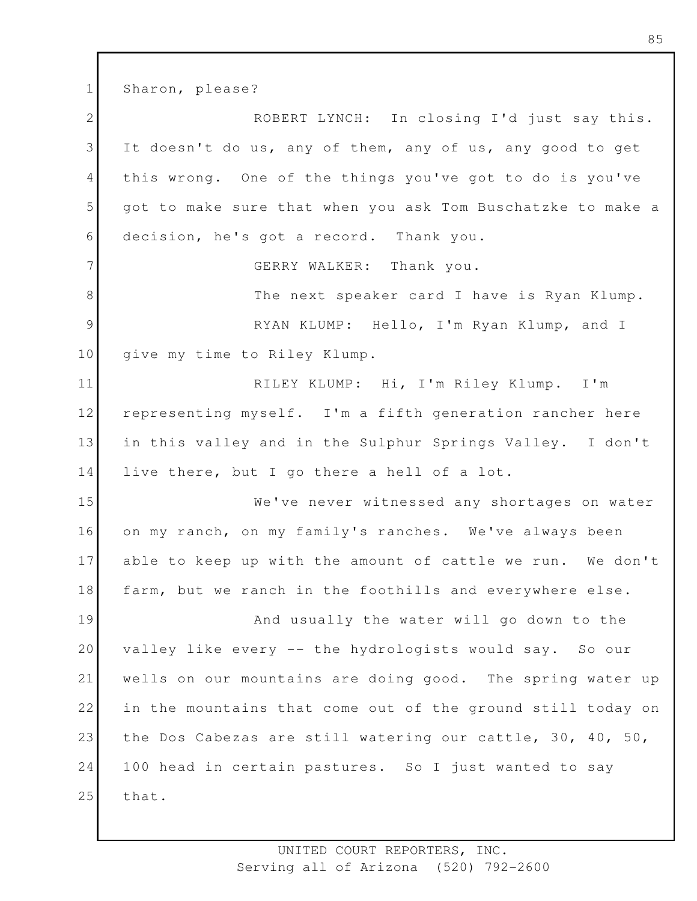Sharon, please?

ROBERT LYNCH: In closing I'd just say this. It doesn't do us, any of them, any of us, any good to get this wrong. One of the things you've got to do is you've got to make sure that when you ask Tom Buschatzke to make a decision, he's got a record. Thank you.

GERRY WALKER: Thank you.

The next speaker card I have is Ryan Klump.

RYAN KLUMP: Hello, I'm Ryan Klump, and I give my time to Riley Klump.

RILEY KLUMP: Hi, I'm Riley Klump. I'm representing myself. I'm a fifth generation rancher here in this valley and in the Sulphur Springs Valley. I don't live there, but I go there a hell of a lot.

We've never witnessed any shortages on water on my ranch, on my family's ranches. We've always been able to keep up with the amount of cattle we run. We don't farm, but we ranch in the foothills and everywhere else.

And usually the water will go down to the valley like every -- the hydrologists would say. So our wells on our mountains are doing good. The spring water up in the mountains that come out of the ground still today on the Dos Cabezas are still watering our cattle, 30, 40, 50, 100 head in certain pastures. So I just wanted to say that.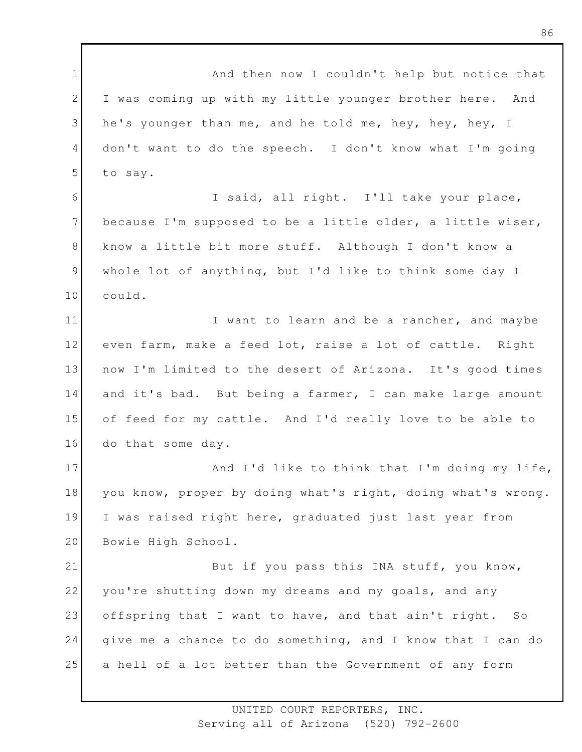And then now I couldn't help but notice that I was coming up with my little younger brother here. And he's younger than me, and he told me, hey, hey, hey, I don't want to do the speech. I don't know what I'm going to say.

I said, all right. I'll take your place, because I'm supposed to be a little older, a little wiser, know a little bit more stuff. Although I don't know a whole lot of anything, but I'd like to think some day I could.

I want to learn and be a rancher, and maybe even farm, make a feed lot, raise a lot of cattle. Right now I'm limited to the desert of Arizona. It's good times and it's bad. But being a farmer, I can make large amount of feed for my cattle. And I'd really love to be able to do that some day.

And I'd like to think that I'm doing my life, you know, proper by doing what's right, doing what's wrong. I was raised right here, graduated just last year from Bowie High School.

But if you pass this INA stuff, you know, you're shutting down my dreams and my goals, and any offspring that I want to have, and that ain't right. So give me a chance to do something, and I know that I can do a hell of a lot better than the Government of any form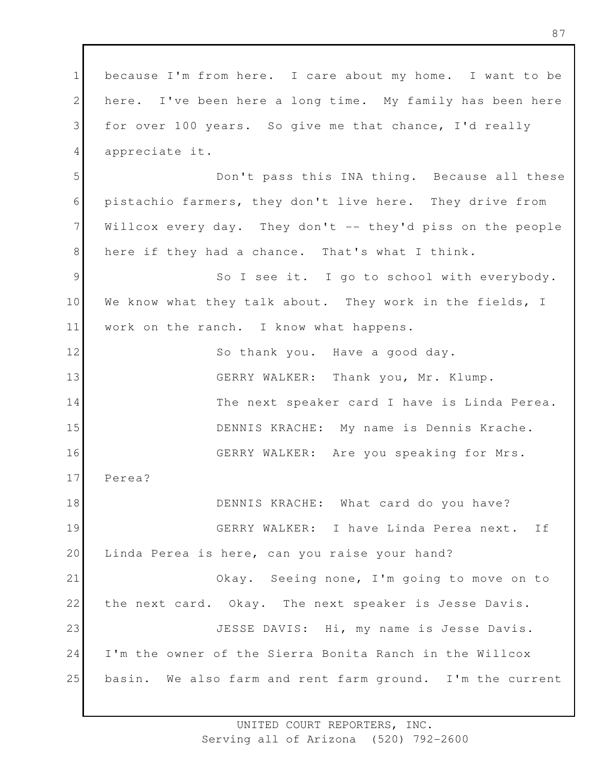because I'm from here. I care about my home. I want to be here. I've been here a long time. My family has been here for over 100 years. So give me that chance, I'd really appreciate it.

Don't pass this INA thing. Because all these pistachio farmers, they don't live here. They drive from Willcox every day. They don't -- they'd piss on the people here if they had a chance. That's what I think.

So I see it. I go to school with everybody. We know what they talk about. They work in the fields, I work on the ranch. I know what happens.

So thank you. Have a good day.

GERRY WALKER: Thank you, Mr. Klump.

The next speaker card I have is Linda Perea.

DENNIS KRACHE: My name is Dennis Krache.

GERRY WALKER: Are you speaking for Mrs. Perea?

DENNIS KRACHE: What card do you have?

GERRY WALKER: I have Linda Perea next. If Linda Perea is here, can you raise your hand?

Okay. Seeing none, I'm going to move on to the next card. Okay. The next speaker is Jesse Davis.

JESSE DAVIS: Hi, my name is Jesse Davis. I'm the owner of the Sierra Bonita Ranch in the Willcox basin. We also farm and rent farm ground. I'm the current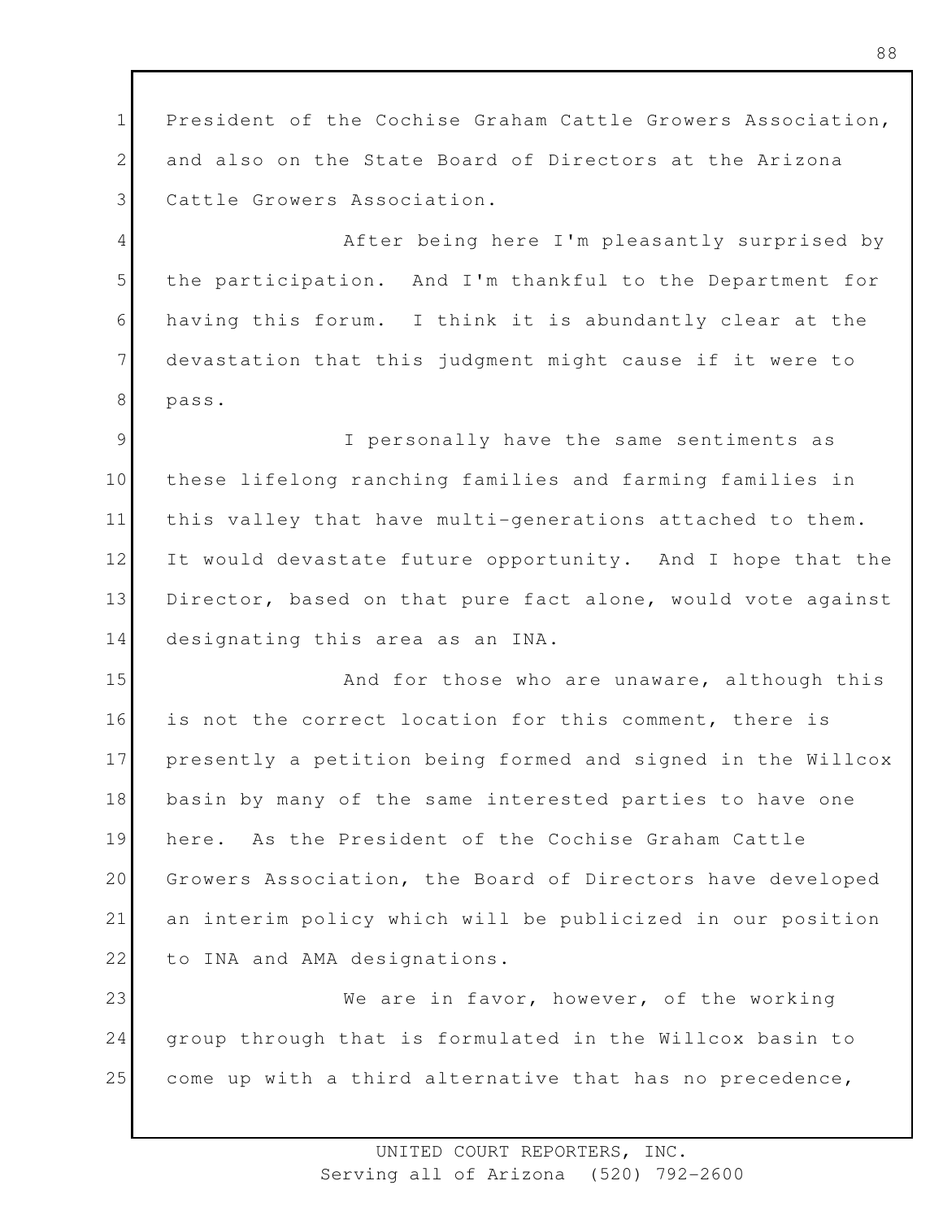President of the Cochise Graham Cattle Growers Association, and also on the State Board of Directors at the Arizona Cattle Growers Association.

After being here I'm pleasantly surprised by the participation. And I'm thankful to the Department for having this forum. I think it is abundantly clear at the devastation that this judgment might cause if it were to pass.

I personally have the same sentiments as these lifelong ranching families and farming families in this valley that have multi-generations attached to them. It would devastate future opportunity. And I hope that the Director, based on that pure fact alone, would vote against designating this area as an INA.

And for those who are unaware, although this is not the correct location for this comment, there is presently a petition being formed and signed in the Willcox basin by many of the same interested parties to have one here. As the President of the Cochise Graham Cattle Growers Association, the Board of Directors have developed an interim policy which will be publicized in our position to INA and AMA designations.

We are in favor, however, of the working group through that is formulated in the Willcox basin to come up with a third alternative that has no precedence,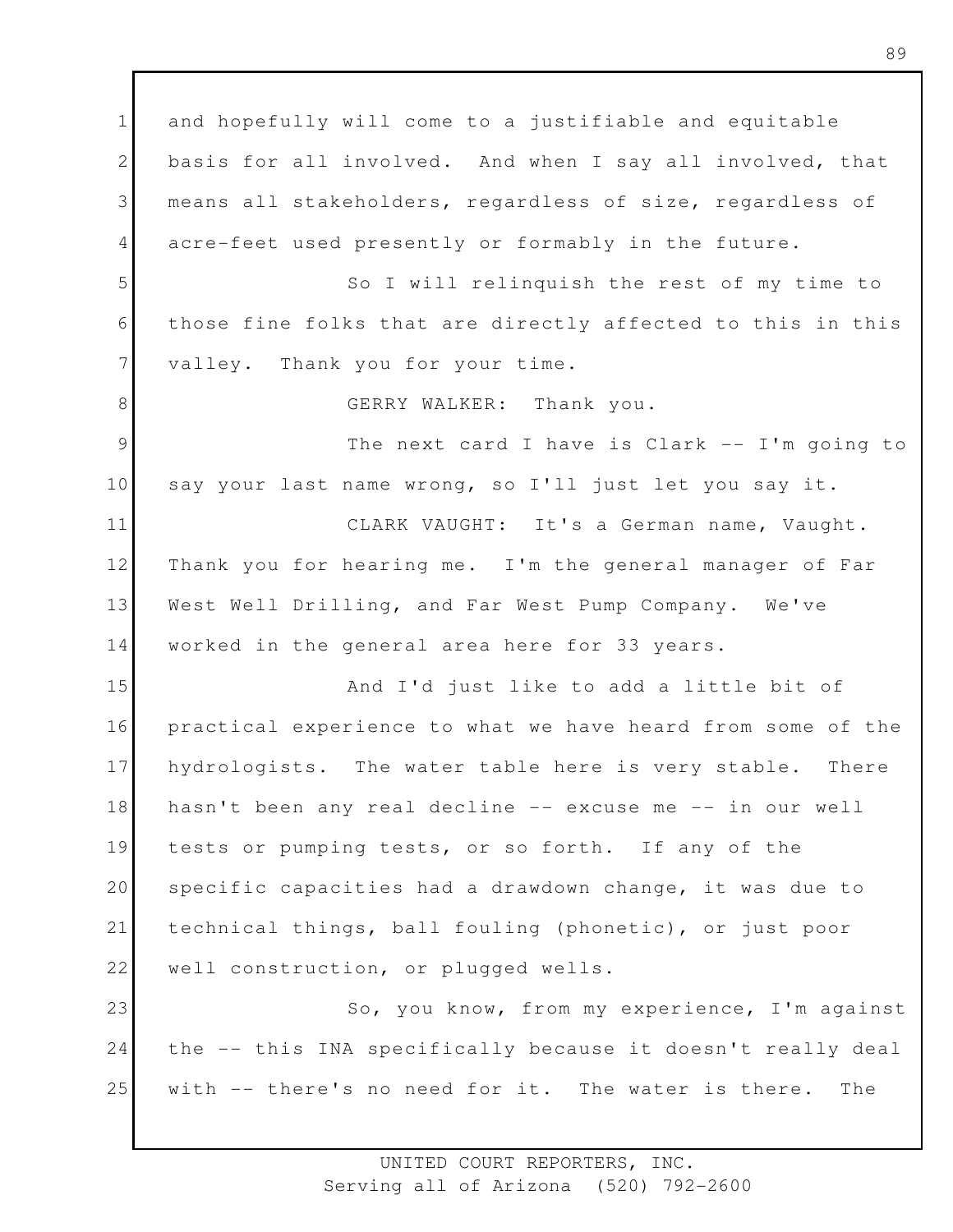and hopefully will come to a justifiable and equitable basis for all involved. And when I say all involved, that means all stakeholders, regardless of size, regardless of acre-feet used presently or formably in the future.

So I will relinquish the rest of my time to those fine folks that are directly affected to this in this valley. Thank you for your time.

GERRY WALKER: Thank you.

The next card I have is Clark -- I'm going to say your last name wrong, so I'll just let you say it.

CLARK VAUGHT: It's a German name, Vaught. Thank you for hearing me. I'm the general manager of Far West Well Drilling, and Far West Pump Company. We've worked in the general area here for 33 years.

And I'd just like to add a little bit of practical experience to what we have heard from some of the hydrologists. The water table here is very stable. There hasn't been any real decline -- excuse me -- in our well tests or pumping tests, or so forth. If any of the specific capacities had a drawdown change, it was due to technical things, ball fouling (phonetic), or just poor well construction, or plugged wells.

So, you know, from my experience, I'm against the -- this INA specifically because it doesn't really deal with -- there's no need for it. The water is there. The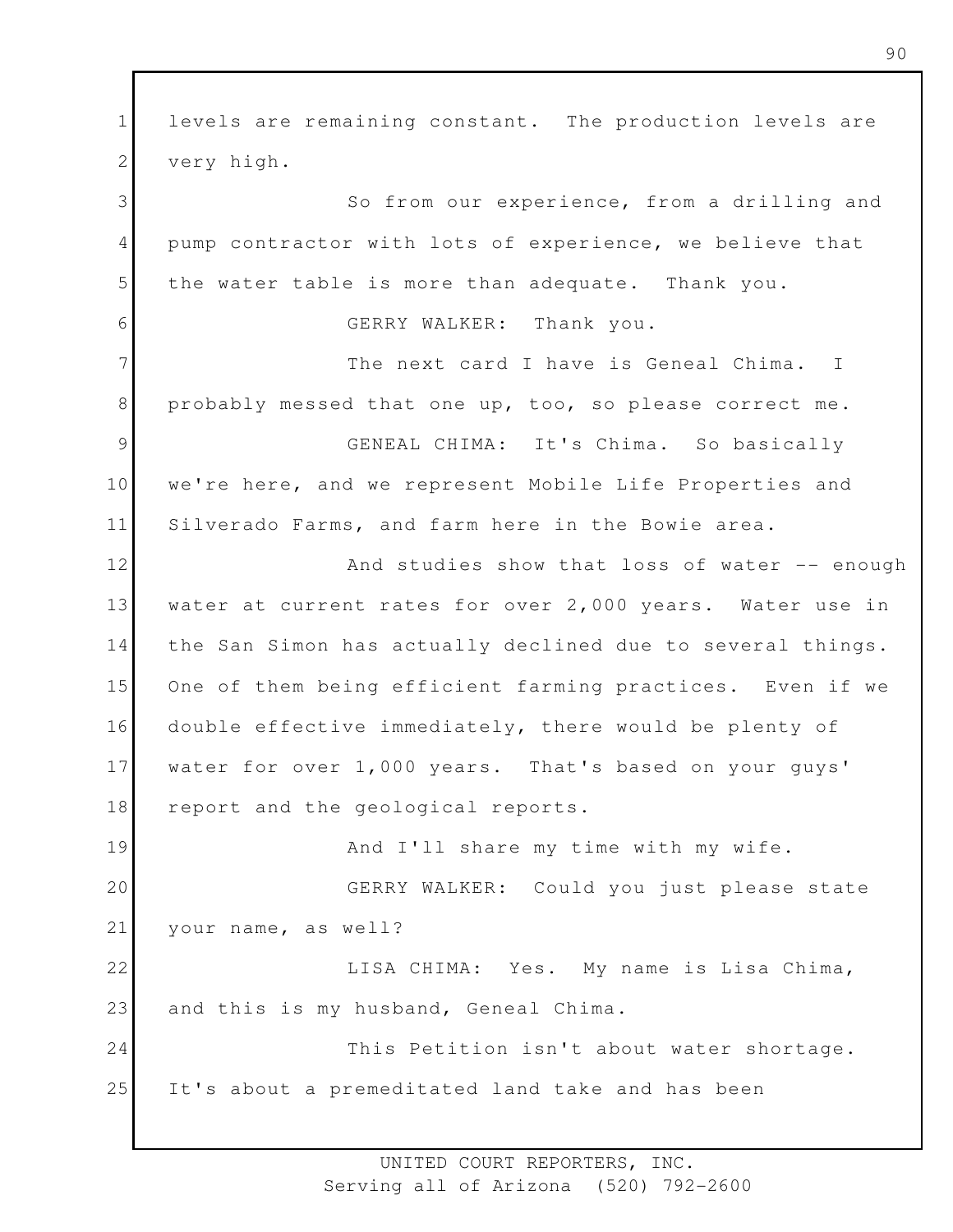levels are remaining constant. The production levels are very high.

So from our experience, from a drilling and pump contractor with lots of experience, we believe that the water table is more than adequate. Thank you.

GERRY WALKER: Thank you.

The next card I have is Geneal Chima. I probably messed that one up, too, so please correct me.

GENEAL CHIMA: It's Chima. So basically we're here, and we represent Mobile Life Properties and Silverado Farms, and farm here in the Bowie area.

And studies show that loss of water -- enough water at current rates for over 2,000 years. Water use in the San Simon has actually declined due to several things. One of them being efficient farming practices. Even if we double effective immediately, there would be plenty of water for over 1,000 years. That's based on your guys' report and the geological reports.

And I'll share my time with my wife.

GERRY WALKER: Could you just please state your name, as well?

LISA CHIMA: Yes. My name is Lisa Chima, and this is my husband, Geneal Chima.

This Petition isn't about water shortage. It's about a premeditated land take and has been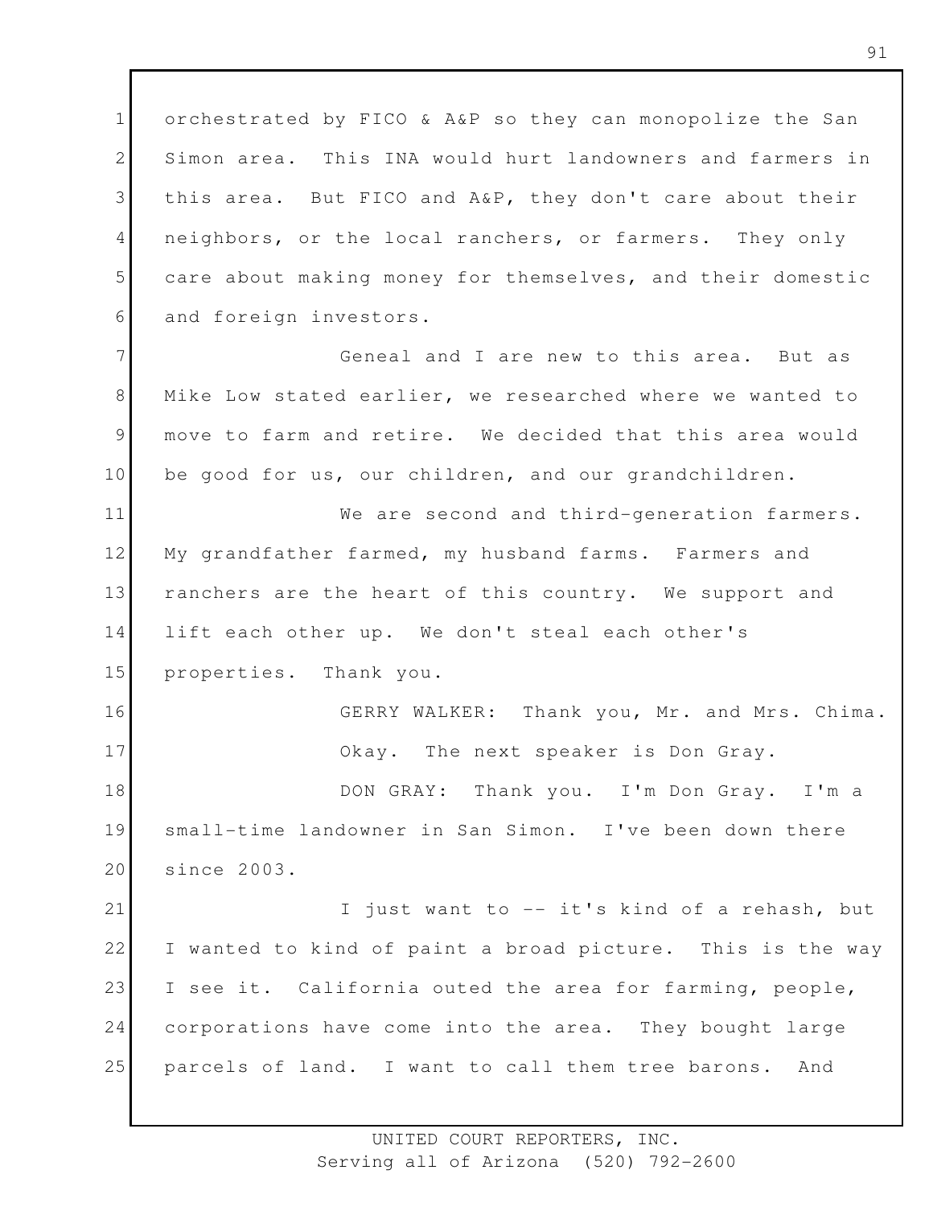orchestrated by FICO & A&P so they can monopolize the San Simon area. This INA would hurt landowners and farmers in this area. But FICO and A&P, they don't care about their neighbors, or the local ranchers, or farmers. They only care about making money for themselves, and their domestic and foreign investors.

Geneal and I are new to this area. But as Mike Low stated earlier, we researched where we wanted to move to farm and retire. We decided that this area would be good for us, our children, and our grandchildren.

We are second and third-generation farmers. My grandfather farmed, my husband farms. Farmers and ranchers are the heart of this country. We support and lift each other up. We don't steal each other's properties. Thank you.

GERRY WALKER: Thank you, Mr. and Mrs. Chima.

Okay. The next speaker is Don Gray.

DON GRAY: Thank you. I'm Don Gray. I'm a small-time landowner in San Simon. I've been down there since 2003.

I just want to -- it's kind of a rehash, but I wanted to kind of paint a broad picture. This is the way I see it. California outed the area for farming, people, corporations have come into the area. They bought large parcels of land. I want to call them tree barons. And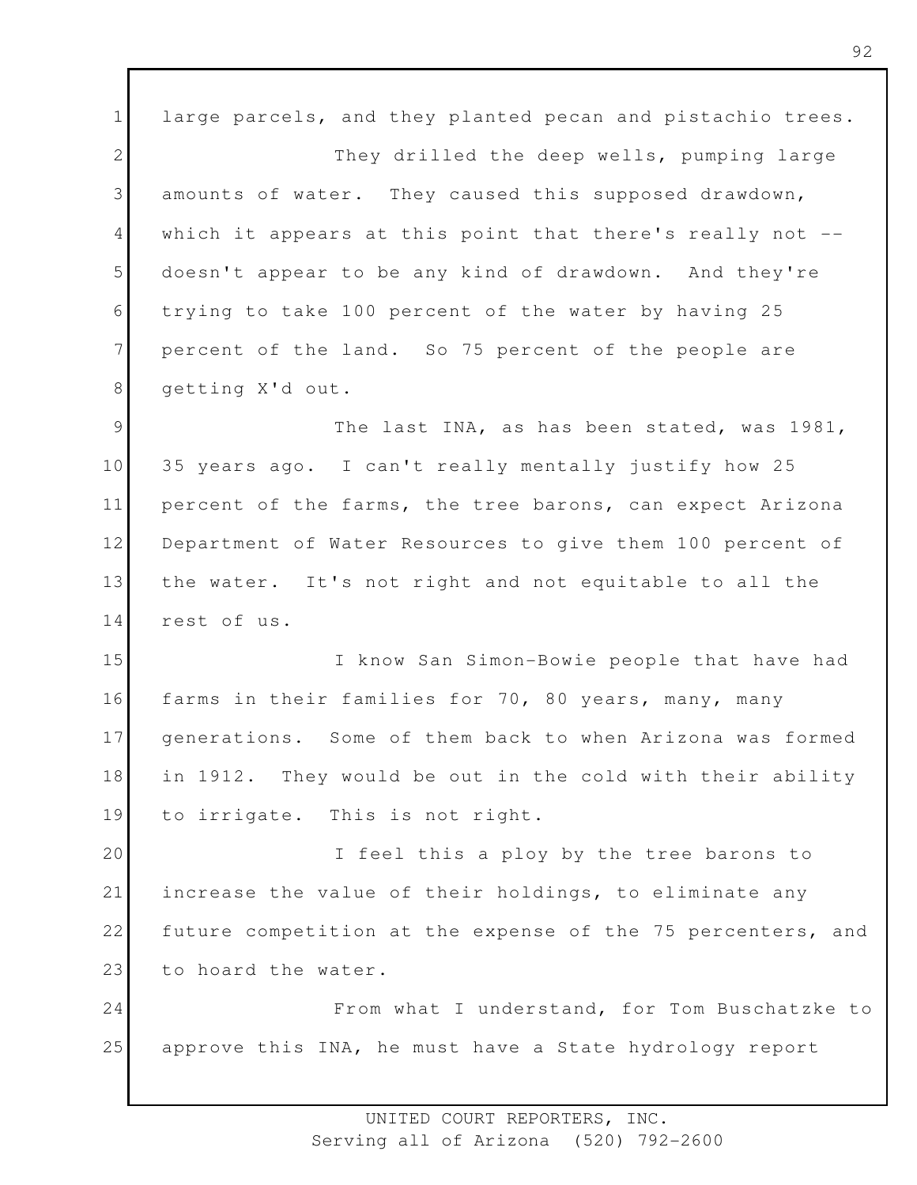large parcels, and they planted pecan and pistachio trees.

They drilled the deep wells, pumping large amounts of water. They caused this supposed drawdown, which it appears at this point that there's really not -- doesn't appear to be any kind of drawdown. And they're trying to take 100 percent of the water by having 25 percent of the land. So 75 percent of the people are getting X'd out.

The last INA, as has been stated, was 1981, 35 years ago. I can't really mentally justify how 25 percent of the farms, the tree barons, can expect Arizona Department of Water Resources to give them 100 percent of the water. It's not right and not equitable to all the rest of us.

I know San Simon-Bowie people that have had farms in their families for 70, 80 years, many, many generations. Some of them back to when Arizona was formed in 1912. They would be out in the cold with their ability to irrigate. This is not right.

I feel this a ploy by the tree barons to increase the value of their holdings, to eliminate any future competition at the expense of the 75 percenters, and to hoard the water.

From what I understand, for Tom Buschatzke to approve this INA, he must have a State hydrology report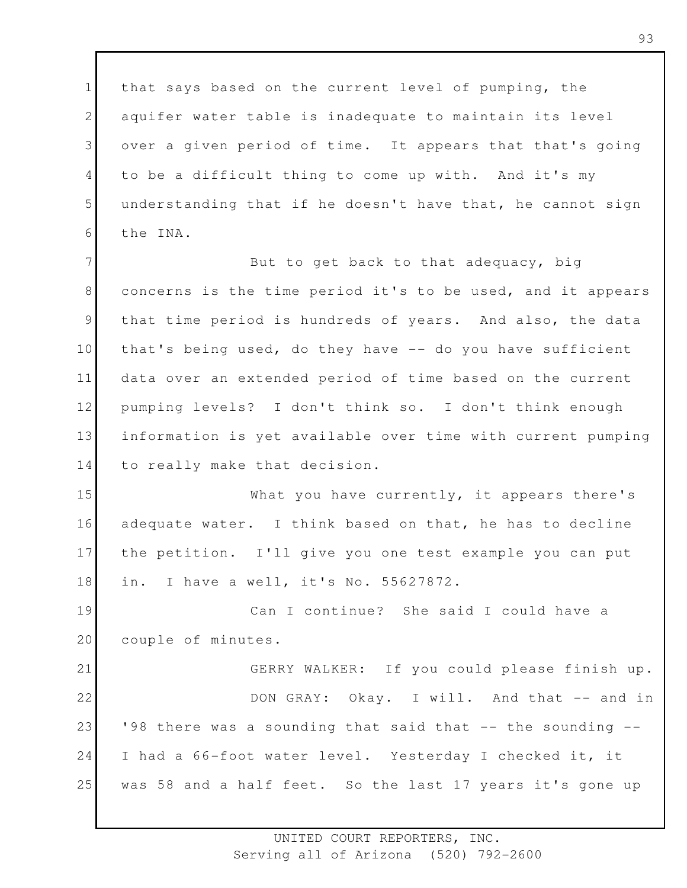that says based on the current level of pumping, the aquifer water table is inadequate to maintain its level over a given period of time. It appears that that's going to be a difficult thing to come up with. And it's my understanding that if he doesn't have that, he cannot sign the INA.

But to get back to that adequacy, big concerns is the time period it's to be used, and it appears that time period is hundreds of years. And also, the data that's being used, do they have -- do you have sufficient data over an extended period of time based on the current pumping levels? I don't think so. I don't think enough information is yet available over time with current pumping to really make that decision.

What you have currently, it appears there's adequate water. I think based on that, he has to decline the petition. I'll give you one test example you can put in. I have a well, it's No. 55627872.

Can I continue? She said I could have a couple of minutes.

GERRY WALKER: If you could please finish up.

DON GRAY: Okay. I will. And that -- and in '98 there was a sounding that said that -- the sounding -- I had a 66-foot water level. Yesterday I checked it, it was 58 and a half feet. So the last 17 years it's gone up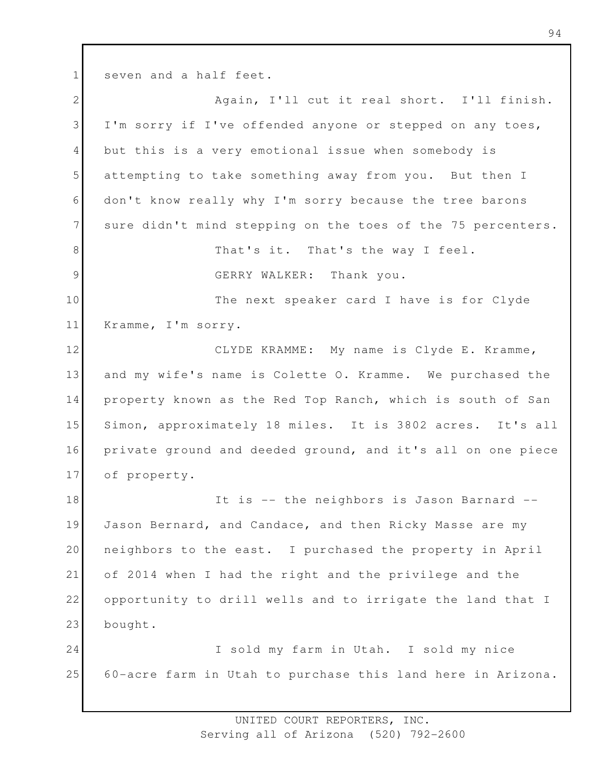seven and a half feet.

Again, I'll cut it real short. I'll finish. I'm sorry if I've offended anyone or stepped on any toes, but this is a very emotional issue when somebody is attempting to take something away from you. But then I don't know really why I'm sorry because the tree barons sure didn't mind stepping on the toes of the 75 percenters.

That's it. That's the way I feel.

GERRY WALKER: Thank you.

The next speaker card I have is for Clyde Kramme, I'm sorry.

CLYDE KRAMME: My name is Clyde E. Kramme, and my wife's name is Colette O. Kramme. We purchased the property known as the Red Top Ranch, which is south of San Simon, approximately 18 miles. It is 3802 acres. It's all private ground and deeded ground, and it's all on one piece of property.

It is -- the neighbors is Jason Barnard -- Jason Bernard, and Candace, and then Ricky Masse are my neighbors to the east. I purchased the property in April of 2014 when I had the right and the privilege and the opportunity to drill wells and to irrigate the land that I bought.

I sold my farm in Utah. I sold my nice 60-acre farm in Utah to purchase this land here in Arizona.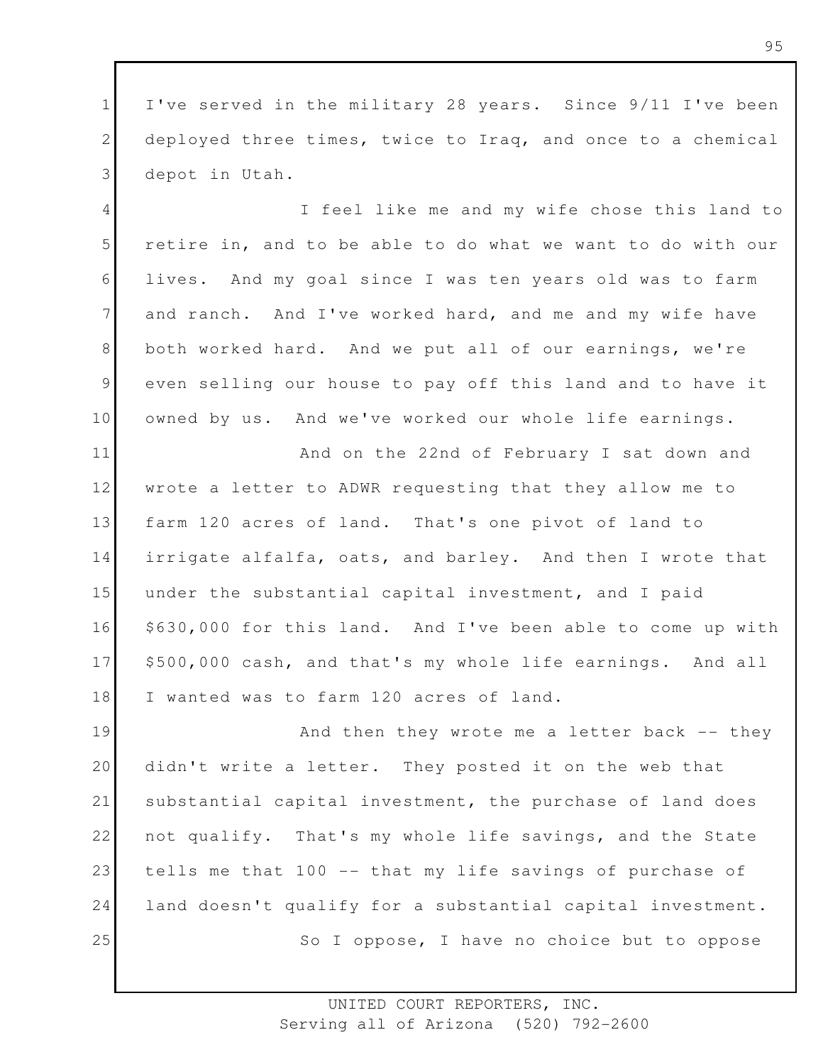I've served in the military 28 years. Since 9/11 I've been deployed three times, twice to Iraq, and once to a chemical depot in Utah.

I feel like me and my wife chose this land to retire in, and to be able to do what we want to do with our lives. And my goal since I was ten years old was to farm and ranch. And I've worked hard, and me and my wife have both worked hard. And we put all of our earnings, we're even selling our house to pay off this land and to have it owned by us. And we've worked our whole life earnings.

And on the 22nd of February I sat down and wrote a letter to ADWR requesting that they allow me to farm 120 acres of land. That's one pivot of land to irrigate alfalfa, oats, and barley. And then I wrote that under the substantial capital investment, and I paid $630,000 for this land. And I've been able to come up with $500,000 cash, and that's my whole life earnings. And all I wanted was to farm 120 acres of land.

And then they wrote me a letter back -- they didn't write a letter. They posted it on the web that substantial capital investment, the purchase of land does not qualify. That's my whole life savings, and the State tells me that 100 -- that my life savings of purchase of land doesn't qualify for a substantial capital investment.

So I oppose, I have no choice but to oppose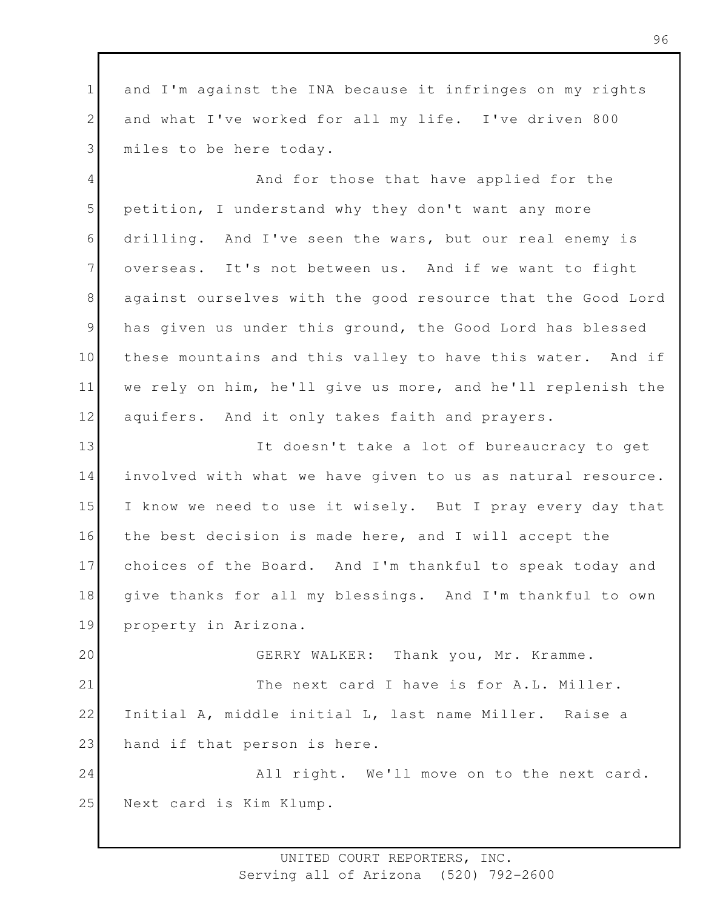and I'm against the INA because it infringes on my rights and what I've worked for all my life. I've driven 800 miles to be here today.

And for those that have applied for the petition, I understand why they don't want any more drilling. And I've seen the wars, but our real enemy is overseas. It's not between us. And if we want to fight against ourselves with the good resource that the Good Lord has given us under this ground, the Good Lord has blessed these mountains and this valley to have this water. And if we rely on him, he'll give us more, and he'll replenish the aquifers. And it only takes faith and prayers.

It doesn't take a lot of bureaucracy to get involved with what we have given to us as natural resource. I know we need to use it wisely. But I pray every day that the best decision is made here, and I will accept the choices of the Board. And I'm thankful to speak today and give thanks for all my blessings. And I'm thankful to own property in Arizona.

GERRY WALKER: Thank you, Mr. Kramme.

The next card I have is for A.L. Miller. Initial A, middle initial L, last name Miller. Raise a hand if that person is here.

All right. We'll move on to the next card. Next card is Kim Klump.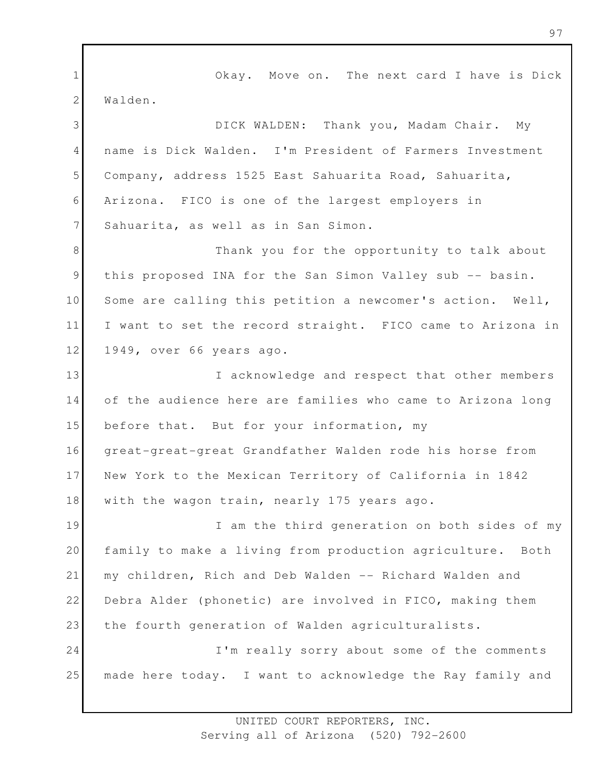Okay. Move on. The next card I have is Dick Walden.

DICK WALDEN: Thank you, Madam Chair. My name is Dick Walden. I'm President of Farmers Investment Company, address 1525 East Sahuarita Road, Sahuarita, Arizona. FICO is one of the largest employers in Sahuarita, as well as in San Simon.

Thank you for the opportunity to talk about this proposed INA for the San Simon Valley sub -- basin. Some are calling this petition a newcomer's action. Well, I want to set the record straight. FICO came to Arizona in 1949, over 66 years ago.

I acknowledge and respect that other members of the audience here are families who came to Arizona long before that. But for your information, my great-great-great Grandfather Walden rode his horse from New York to the Mexican Territory of California in 1842 with the wagon train, nearly 175 years ago.

I am the third generation on both sides of my family to make a living from production agriculture. Both my children, Rich and Deb Walden -- Richard Walden and Debra Alder (phonetic) are involved in FICO, making them the fourth generation of Walden agriculturalists.

I'm really sorry about some of the comments made here today. I want to acknowledge the Ray family and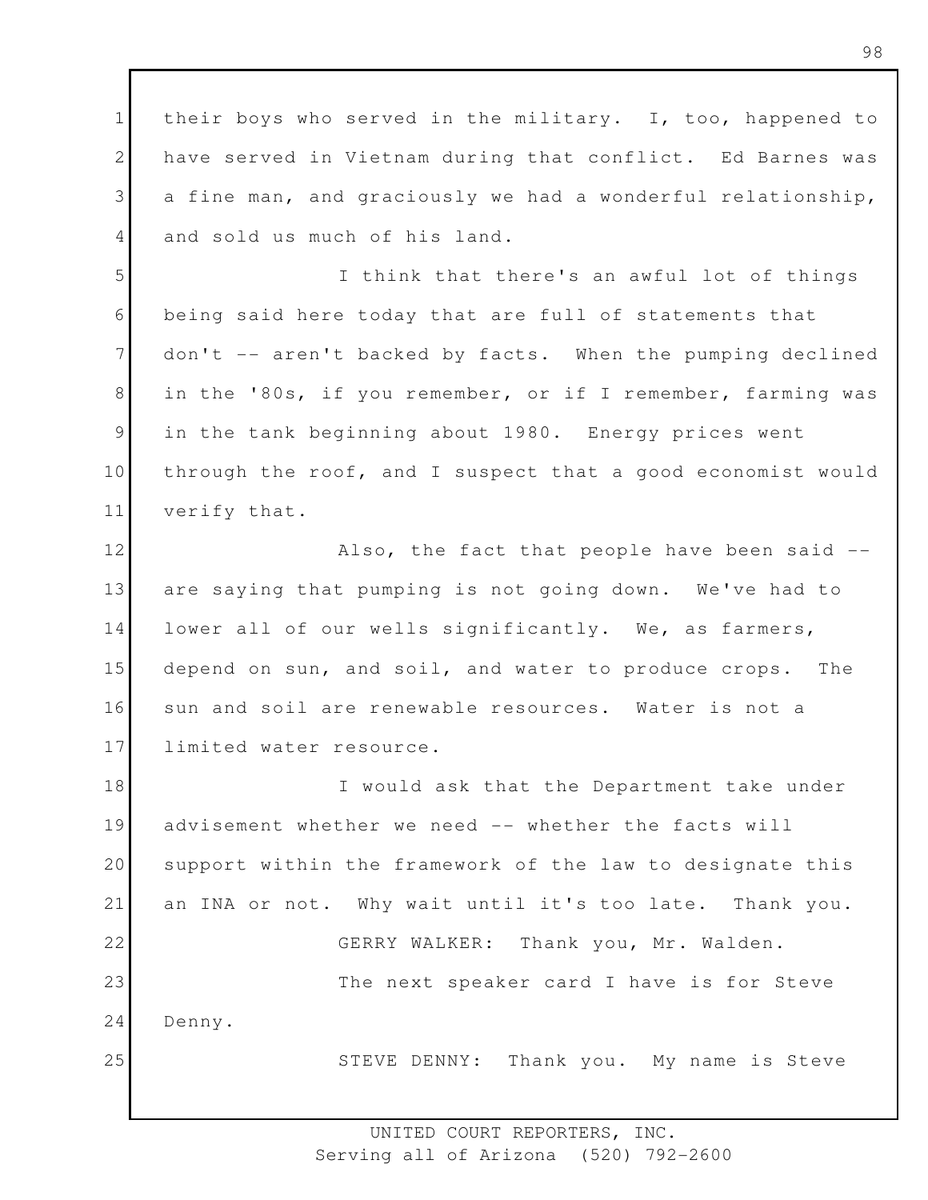their boys who served in the military. I, too, happened to have served in Vietnam during that conflict. Ed Barnes was a fine man, and graciously we had a wonderful relationship, and sold us much of his land.

I think that there's an awful lot of things being said here today that are full of statements that don't -- aren't backed by facts. When the pumping declined in the '80s, if you remember, or if I remember, farming was in the tank beginning about 1980. Energy prices went through the roof, and I suspect that a good economist would verify that.

Also, the fact that people have been said -- are saying that pumping is not going down. We've had to lower all of our wells significantly. We, as farmers, depend on sun, and soil, and water to produce crops. The sun and soil are renewable resources. Water is not a limited water resource.

I would ask that the Department take under advisement whether we need -- whether the facts will support within the framework of the law to designate this an INA or not. Why wait until it's too late. Thank you.

GERRY WALKER: Thank you, Mr. Walden.

The next speaker card I have is for Steve Denny.

STEVE DENNY: Thank you. My name is Steve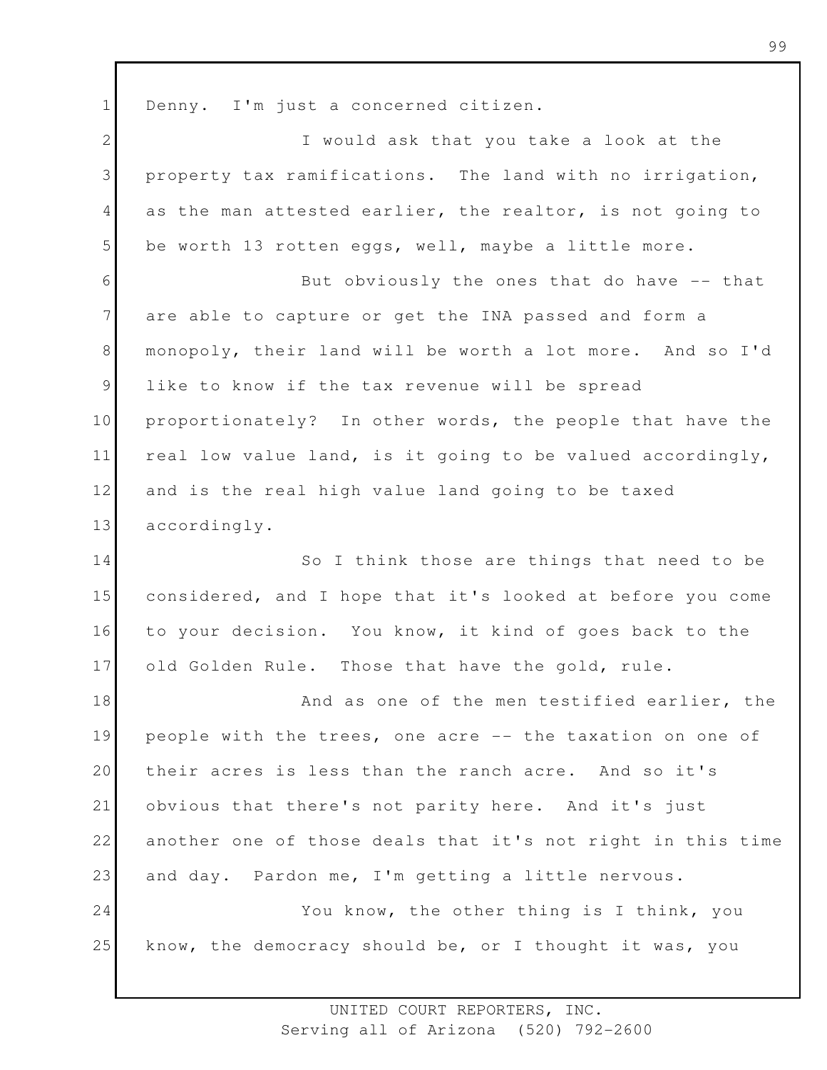Denny. I'm just a concerned citizen.

I would ask that you take a look at the property tax ramifications. The land with no irrigation, as the man attested earlier, the realtor, is not going to be worth 13 rotten eggs, well, maybe a little more.

But obviously the ones that do have -- that are able to capture or get the INA passed and form a monopoly, their land will be worth a lot more. And so I'd like to know if the tax revenue will be spread proportionately? In other words, the people that have the real low value land, is it going to be valued accordingly, and is the real high value land going to be taxed accordingly.

So I think those are things that need to be considered, and I hope that it's looked at before you come to your decision. You know, it kind of goes back to the old Golden Rule. Those that have the gold, rule.

And as one of the men testified earlier, the people with the trees, one acre -- the taxation on one of their acres is less than the ranch acre. And so it's obvious that there's not parity here. And it's just another one of those deals that it's not right in this time and day. Pardon me, I'm getting a little nervous.

You know, the other thing is I think, you know, the democracy should be, or I thought it was, you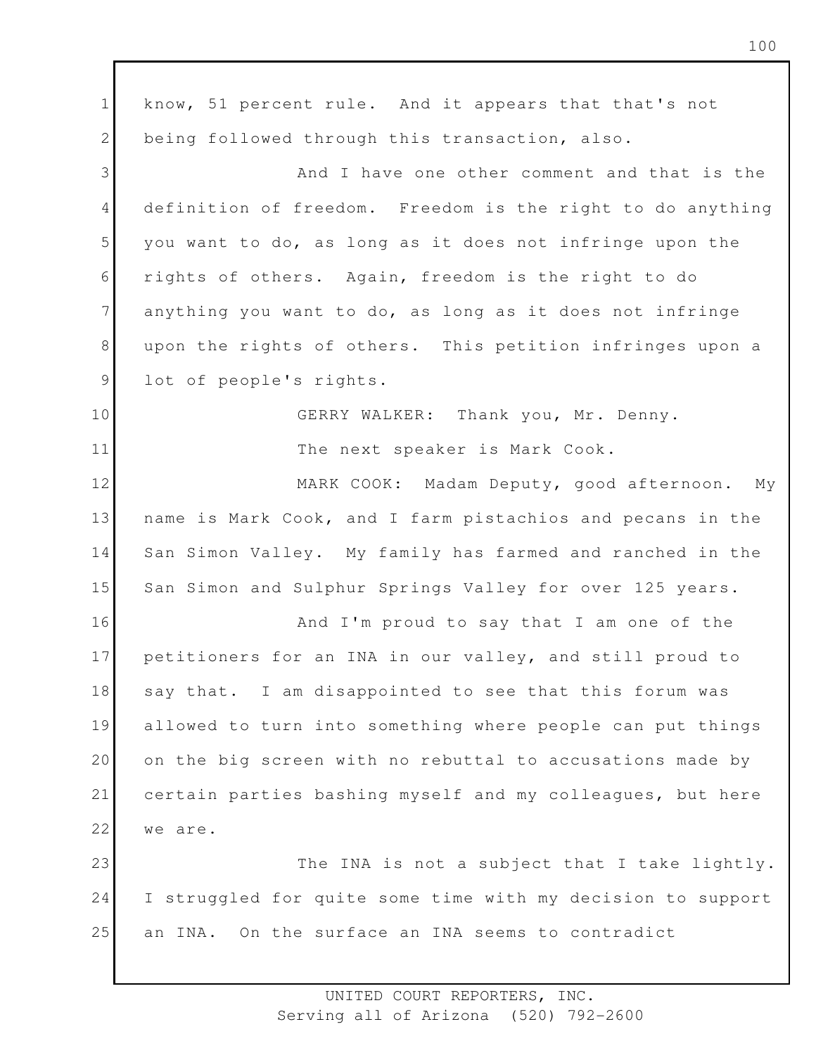know, 51 percent rule. And it appears that that's not being followed through this transaction, also.

And I have one other comment and that is the definition of freedom. Freedom is the right to do anything you want to do, as long as it does not infringe upon the rights of others. Again, freedom is the right to do anything you want to do, as long as it does not infringe upon the rights of others. This petition infringes upon a lot of people's rights.

GERRY WALKER: Thank you, Mr. Denny.

The next speaker is Mark Cook.

MARK COOK: Madam Deputy, good afternoon. My name is Mark Cook, and I farm pistachios and pecans in the San Simon Valley. My family has farmed and ranched in the San Simon and Sulphur Springs Valley for over 125 years.

And I'm proud to say that I am one of the petitioners for an INA in our valley, and still proud to say that. I am disappointed to see that this forum was allowed to turn into something where people can put things on the big screen with no rebuttal to accusations made by certain parties bashing myself and my colleagues, but here we are.

The INA is not a subject that I take lightly. I struggled for quite some time with my decision to support an INA. On the surface an INA seems to contradict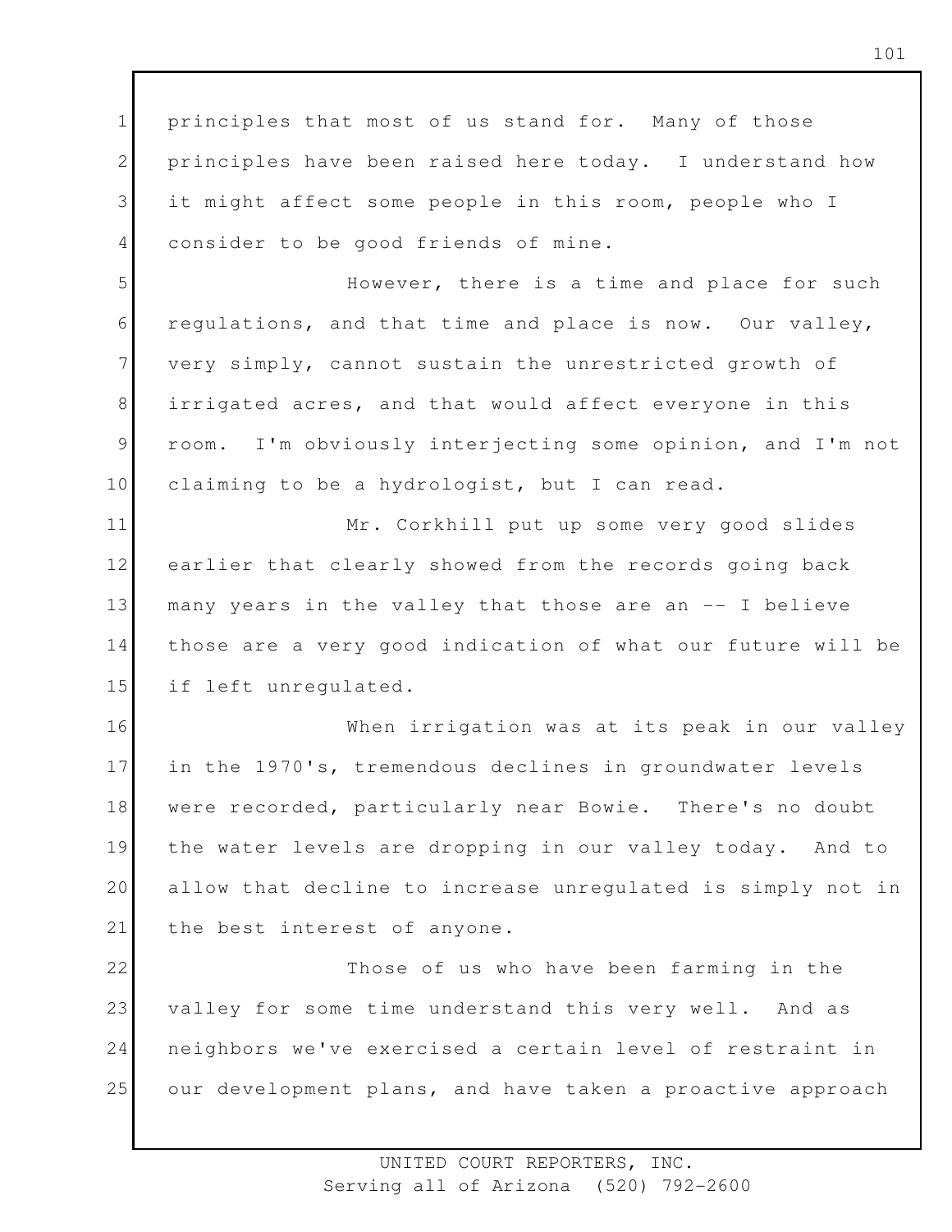principles that most of us stand for. Many of those principles have been raised here today. I understand how it might affect some people in this room, people who I consider to be good friends of mine.

However, there is a time and place for such regulations, and that time and place is now. Our valley, very simply, cannot sustain the unrestricted growth of irrigated acres, and that would affect everyone in this room. I'm obviously interjecting some opinion, and I'm not claiming to be a hydrologist, but I can read.

Mr. Corkhill put up some very good slides earlier that clearly showed from the records going back many years in the valley that those are an -- I believe those are a very good indication of what our future will be if left unregulated.

When irrigation was at its peak in our valley in the 1970's, tremendous declines in groundwater levels were recorded, particularly near Bowie. There's no doubt the water levels are dropping in our valley today. And to allow that decline to increase unregulated is simply not in the best interest of anyone.

Those of us who have been farming in the valley for some time understand this very well. And as neighbors we've exercised a certain level of restraint in our development plans, and have taken a proactive approach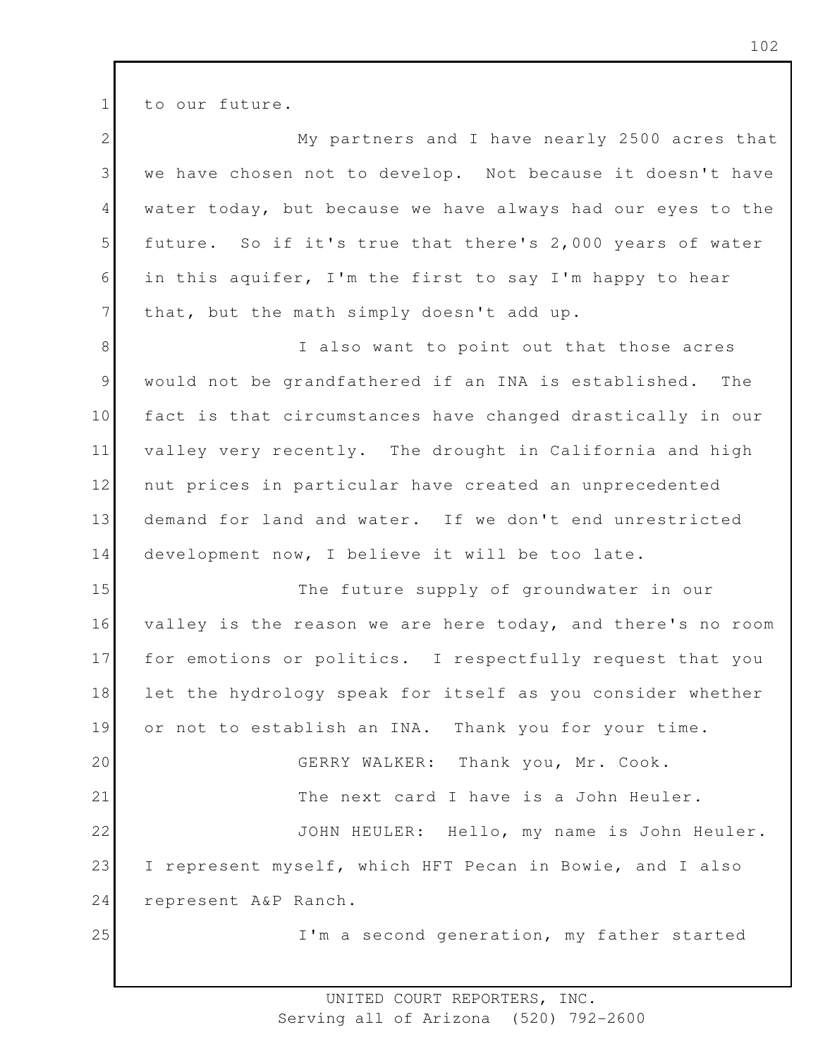to our future.

My partners and I have nearly 2500 acres that we have chosen not to develop. Not because it doesn't have water today, but because we have always had our eyes to the future. So if it's true that there's 2,000 years of water in this aquifer, I'm the first to say I'm happy to hear that, but the math simply doesn't add up.

I also want to point out that those acres would not be grandfathered if an INA is established. The fact is that circumstances have changed drastically in our valley very recently. The drought in California and high nut prices in particular have created an unprecedented demand for land and water. If we don't end unrestricted development now, I believe it will be too late.

The future supply of groundwater in our valley is the reason we are here today, and there's no room for emotions or politics. I respectfully request that you let the hydrology speak for itself as you consider whether or not to establish an INA. Thank you for your time.

GERRY WALKER: Thank you, Mr. Cook.

The next card I have is a John Heuler.

JOHN HEULER: Hello, my name is John Heuler. I represent myself, which HFT Pecan in Bowie, and I also represent A&P Ranch.

I'm a second generation, my father started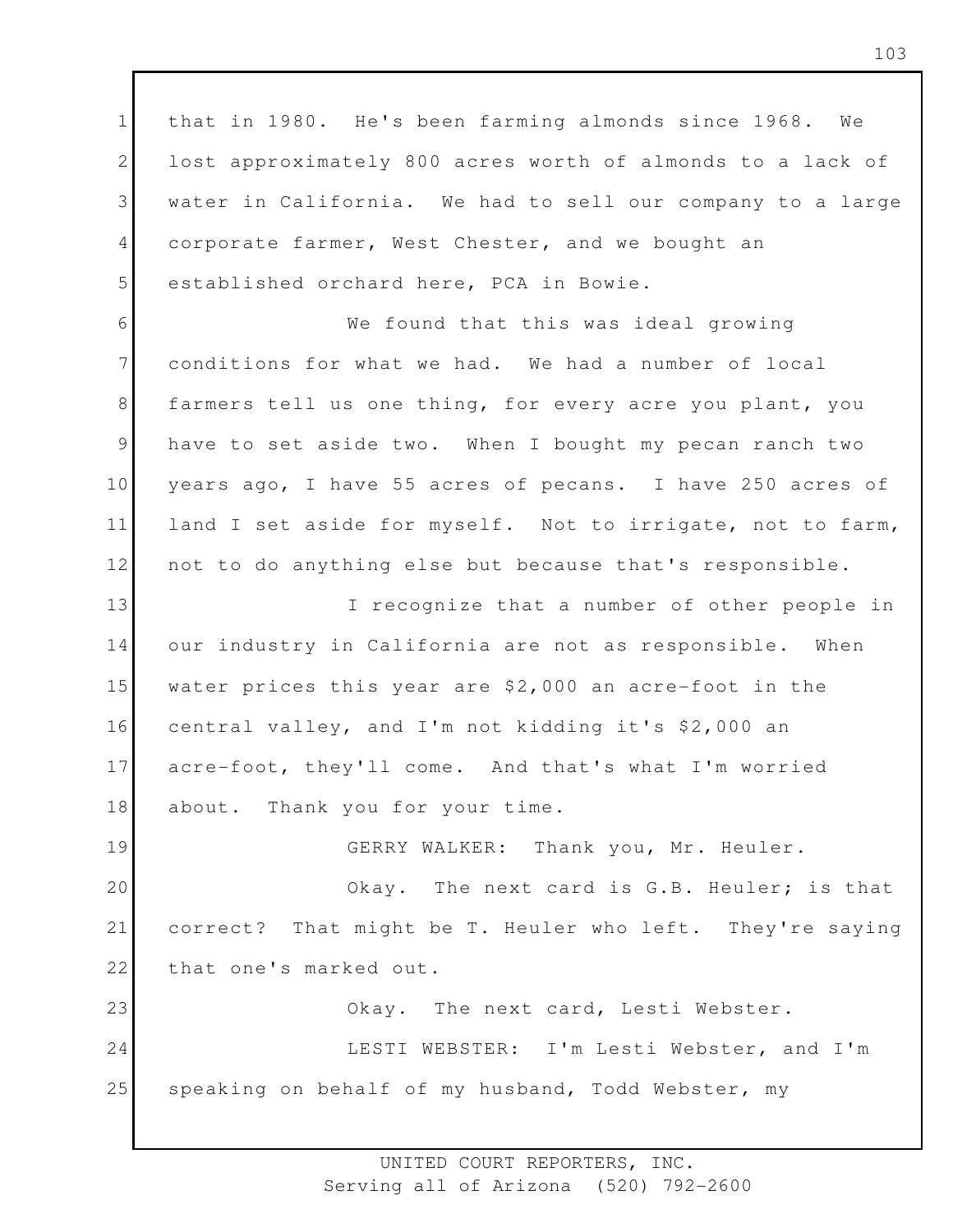that in 1980. He's been farming almonds since 1968. We lost approximately 800 acres worth of almonds to a lack of water in California. We had to sell our company to a large corporate farmer, West Chester, and we bought an established orchard here, PCA in Bowie.

We found that this was ideal growing conditions for what we had. We had a number of local farmers tell us one thing, for every acre you plant, you have to set aside two. When I bought my pecan ranch two years ago, I have 55 acres of pecans. I have 250 acres of land I set aside for myself. Not to irrigate, not to farm, not to do anything else but because that's responsible.

I recognize that a number of other people in our industry in California are not as responsible. When water prices this year are $2,000 an acre-foot in the central valley, and I'm not kidding it's $2,000 an acre-foot, they'll come. And that's what I'm worried about. Thank you for your time.

GERRY WALKER: Thank you, Mr. Heuler.

Okay. The next card is G.B. Heuler; is that correct? That might be T. Heuler who left. They're saying that one's marked out.

Okay. The next card, Lesti Webster.

LESTI WEBSTER: I'm Lesti Webster, and I'm speaking on behalf of my husband, Todd Webster, my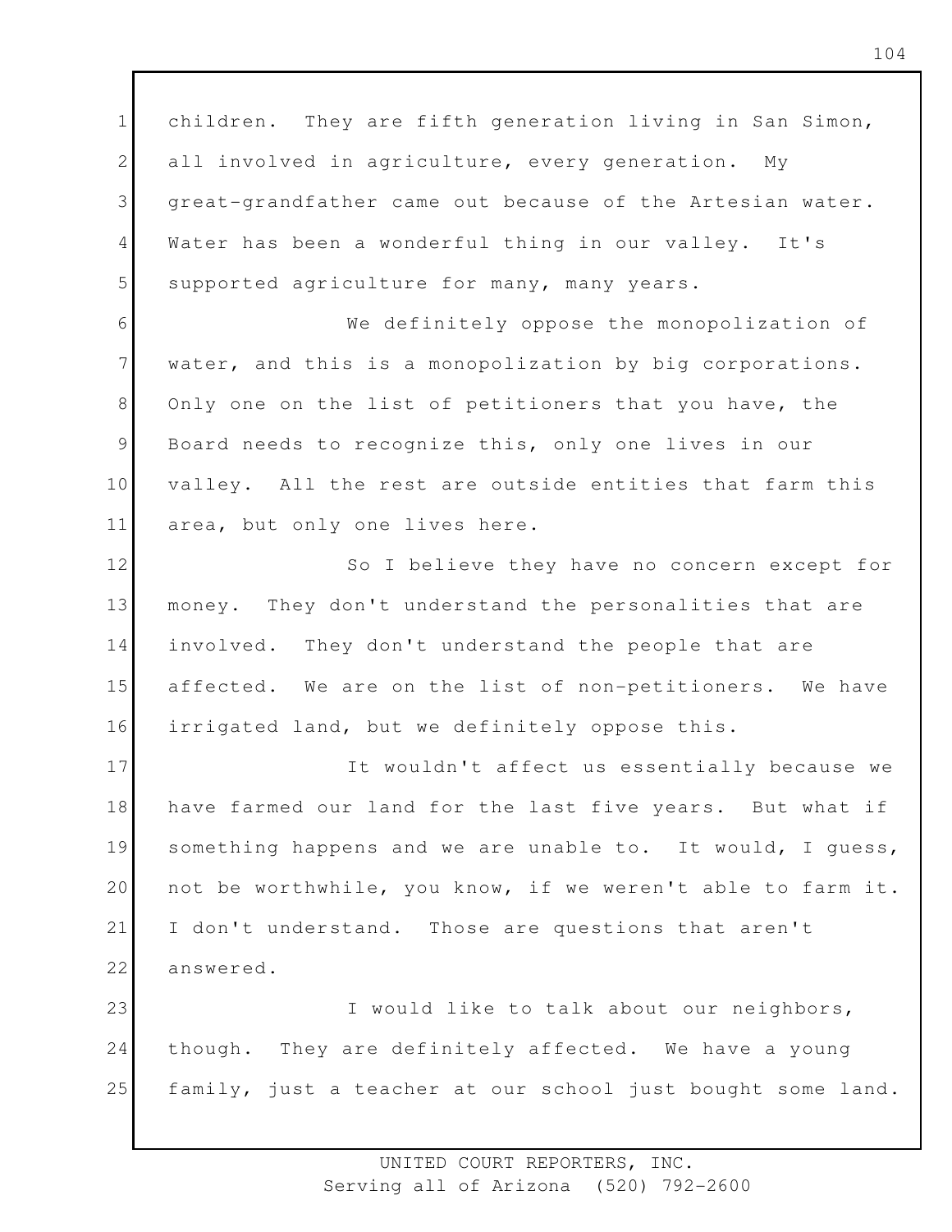children. They are fifth generation living in San Simon, all involved in agriculture, every generation. My great-grandfather came out because of the Artesian water. Water has been a wonderful thing in our valley. It's supported agriculture for many, many years.

We definitely oppose the monopolization of water, and this is a monopolization by big corporations. Only one on the list of petitioners that you have, the Board needs to recognize this, only one lives in our valley. All the rest are outside entities that farm this area, but only one lives here.

So I believe they have no concern except for money. They don't understand the personalities that are involved. They don't understand the people that are affected. We are on the list of non-petitioners. We have irrigated land, but we definitely oppose this.

It wouldn't affect us essentially because we have farmed our land for the last five years. But what if something happens and we are unable to. It would, I guess, not be worthwhile, you know, if we weren't able to farm it. I don't understand. Those are questions that aren't answered.

I would like to talk about our neighbors, though. They are definitely affected. We have a young family, just a teacher at our school just bought some land.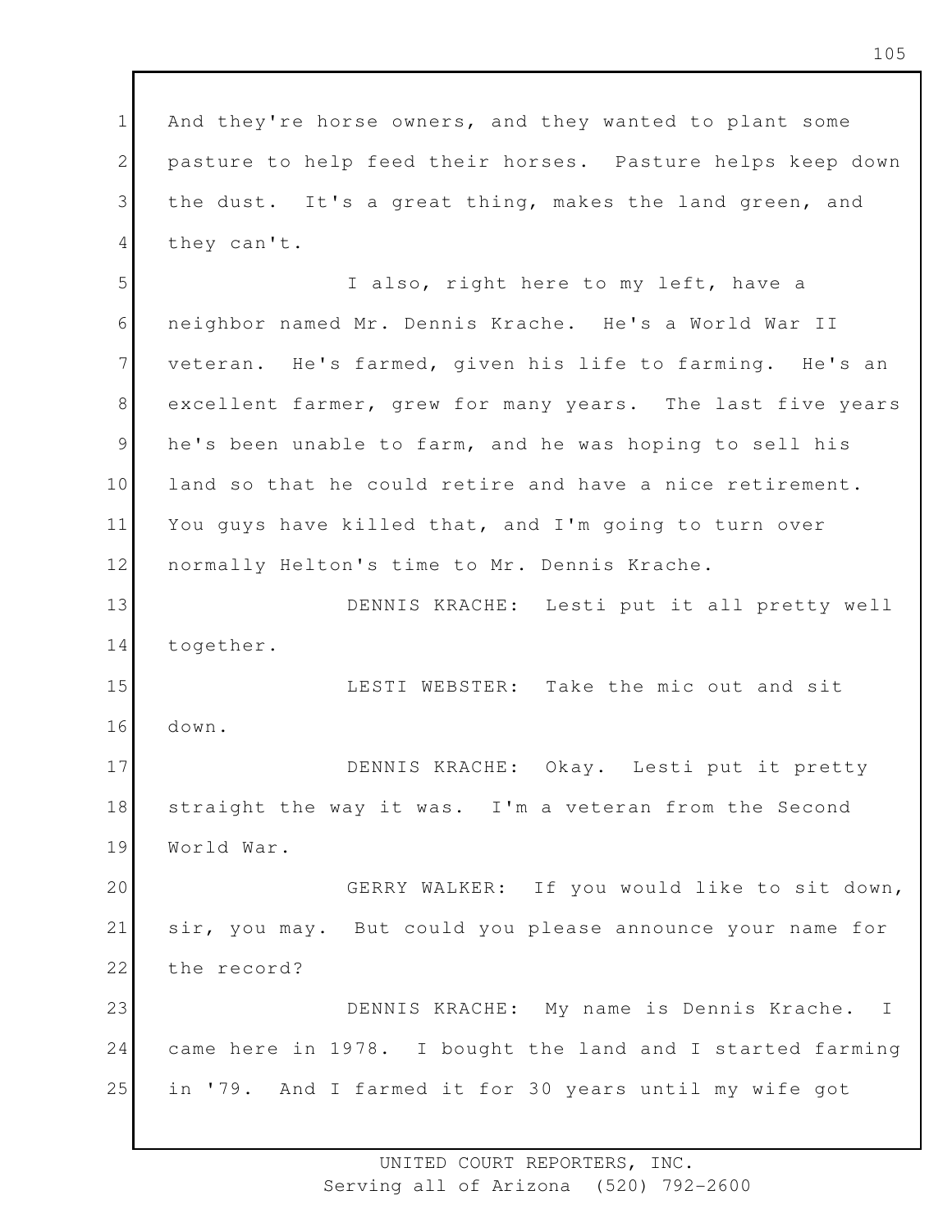And they're horse owners, and they wanted to plant some pasture to help feed their horses. Pasture helps keep down the dust. It's a great thing, makes the land green, and they can't.

I also, right here to my left, have a neighbor named Mr. Dennis Krache. He's a World War II veteran. He's farmed, given his life to farming. He's an excellent farmer, grew for many years. The last five years he's been unable to farm, and he was hoping to sell his land so that he could retire and have a nice retirement. You guys have killed that, and I'm going to turn over normally Helton's time to Mr. Dennis Krache.

DENNIS KRACHE: Lesti put it all pretty well together.

LESTI WEBSTER: Take the mic out and sit down.

DENNIS KRACHE: Okay. Lesti put it pretty straight the way it was. I'm a veteran from the Second World War.

GERRY WALKER: If you would like to sit down, sir, you may. But could you please announce your name for the record?

DENNIS KRACHE: My name is Dennis Krache. I came here in 1978. I bought the land and I started farming in '79. And I farmed it for 30 years until my wife got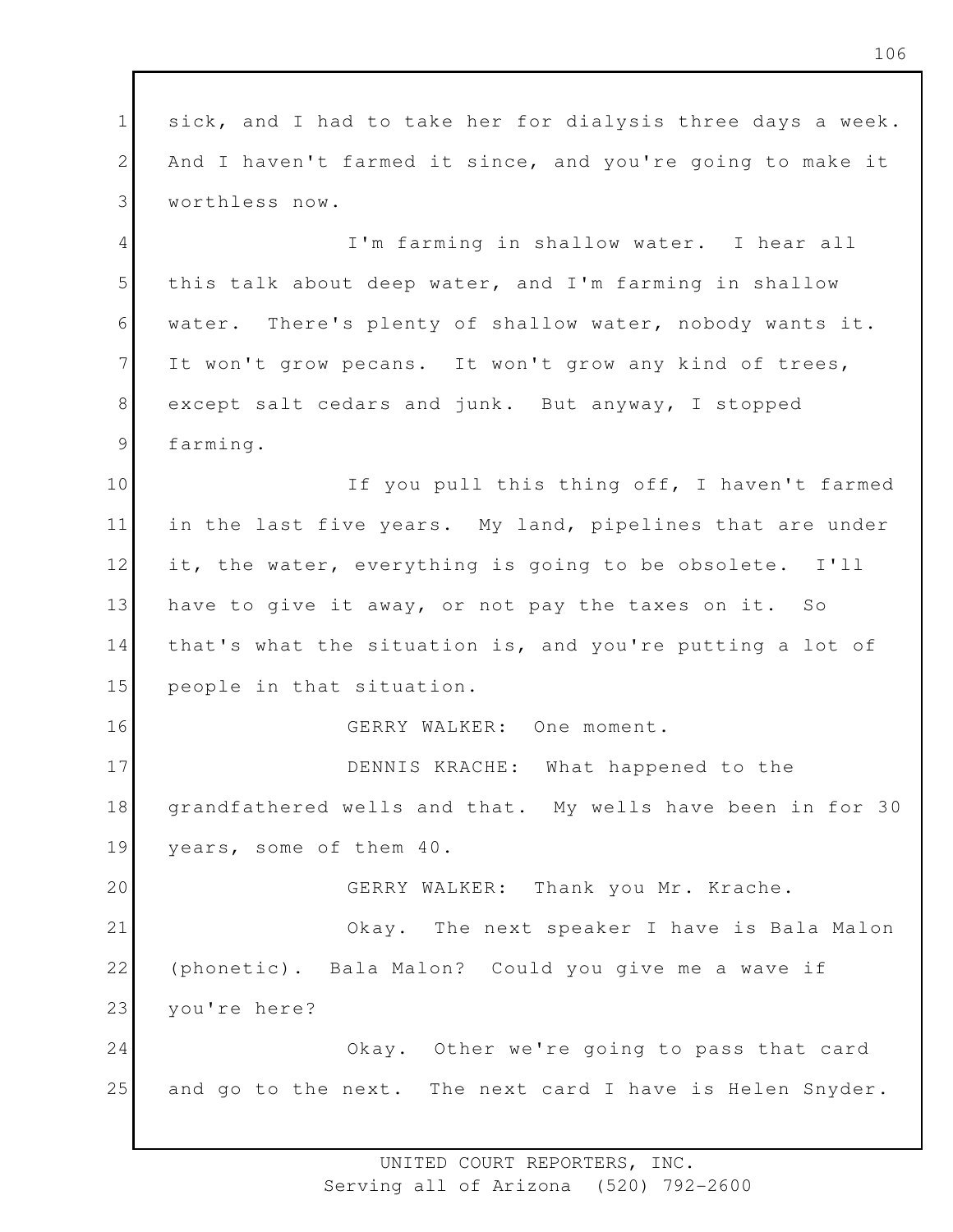sick, and I had to take her for dialysis three days a week. And I haven't farmed it since, and you're going to make it worthless now.

I'm farming in shallow water. I hear all this talk about deep water, and I'm farming in shallow water. There's plenty of shallow water, nobody wants it. It won't grow pecans. It won't grow any kind of trees, except salt cedars and junk. But anyway, I stopped farming.

If you pull this thing off, I haven't farmed in the last five years. My land, pipelines that are under it, the water, everything is going to be obsolete. I'll have to give it away, or not pay the taxes on it. So that's what the situation is, and you're putting a lot of people in that situation.

GERRY WALKER: One moment.

DENNIS KRACHE: What happened to the grandfathered wells and that. My wells have been in for 30 years, some of them 40.

GERRY WALKER: Thank you Mr. Krache.

Okay. The next speaker I have is Bala Malon (phonetic). Bala Malon? Could you give me a wave if you're here?

Okay. Other we're going to pass that card and go to the next. The next card I have is Helen Snyder.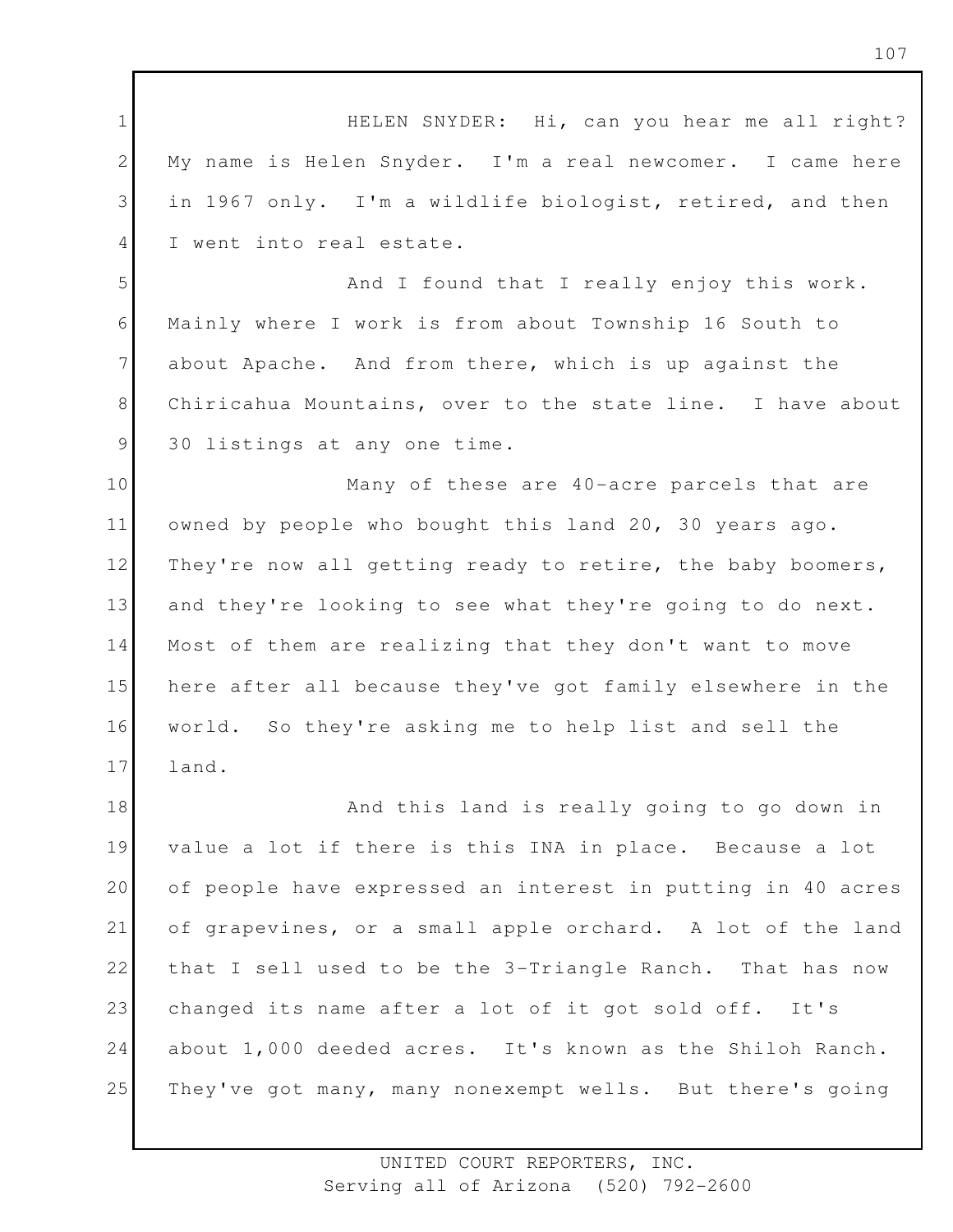HELEN SNYDER: Hi, can you hear me all right? My name is Helen Snyder. I'm a real newcomer. I came here in 1967 only. I'm a wildlife biologist, retired, and then I went into real estate.

And I found that I really enjoy this work. Mainly where I work is from about Township 16 South to about Apache. And from there, which is up against the Chiricahua Mountains, over to the state line. I have about 30 listings at any one time.

Many of these are 40-acre parcels that are owned by people who bought this land 20, 30 years ago. They're now all getting ready to retire, the baby boomers, and they're looking to see what they're going to do next. Most of them are realizing that they don't want to move here after all because they've got family elsewhere in the world. So they're asking me to help list and sell the land.

And this land is really going to go down in value a lot if there is this INA in place. Because a lot of people have expressed an interest in putting in 40 acres of grapevines, or a small apple orchard. A lot of the land that I sell used to be the 3-Triangle Ranch. That has now changed its name after a lot of it got sold off. It's about 1,000 deeded acres. It's known as the Shiloh Ranch. They've got many, many nonexempt wells. But there's going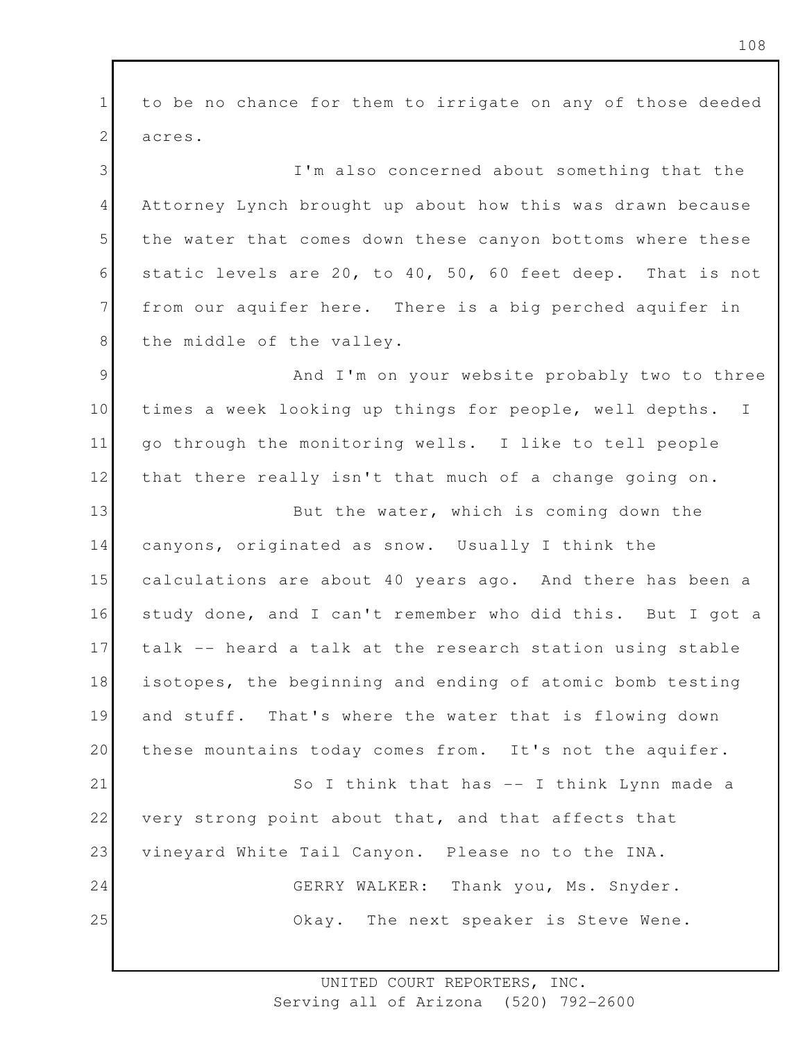to be no chance for them to irrigate on any of those deeded acres.

I'm also concerned about something that the Attorney Lynch brought up about how this was drawn because the water that comes down these canyon bottoms where these static levels are 20, to 40, 50, 60 feet deep. That is not from our aquifer here. There is a big perched aquifer in the middle of the valley.

And I'm on your website probably two to three times a week looking up things for people, well depths. I go through the monitoring wells. I like to tell people that there really isn't that much of a change going on.

But the water, which is coming down the canyons, originated as snow. Usually I think the calculations are about 40 years ago. And there has been a study done, and I can't remember who did this. But I got a talk -- heard a talk at the research station using stable isotopes, the beginning and ending of atomic bomb testing and stuff. That's where the water that is flowing down these mountains today comes from. It's not the aquifer.

So I think that has -- I think Lynn made a very strong point about that, and that affects that vineyard White Tail Canyon. Please no to the INA.

GERRY WALKER: Thank you, Ms. Snyder.

Okay. The next speaker is Steve Wene.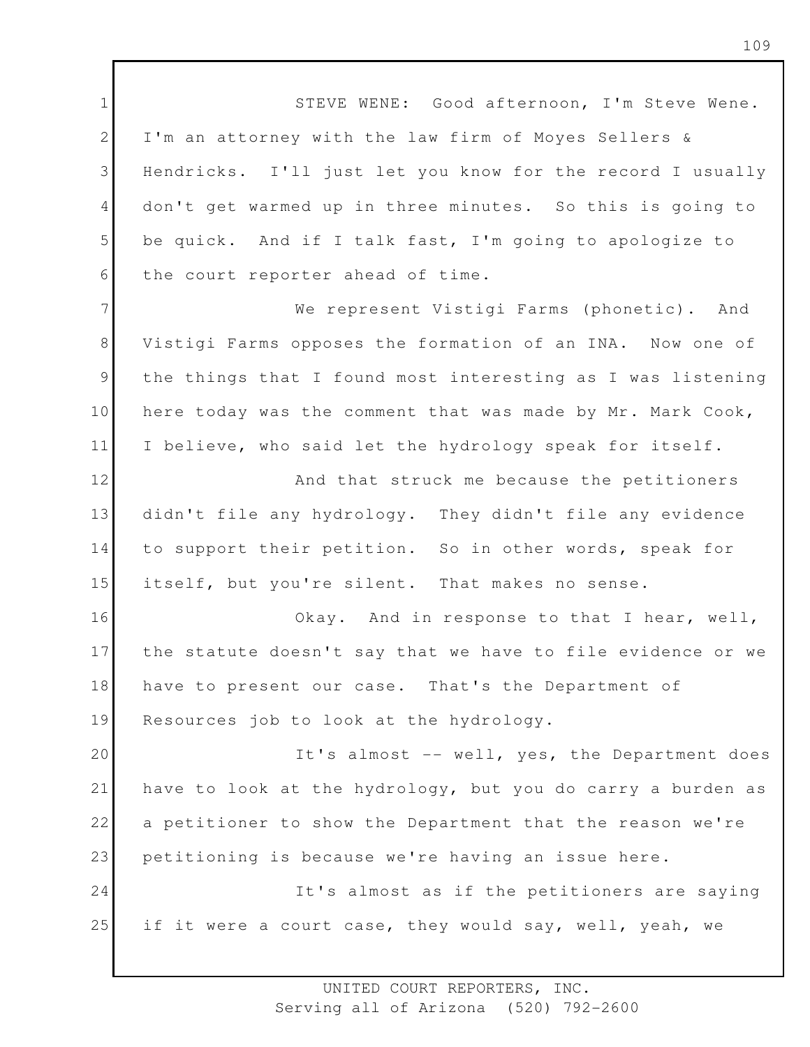STEVE WENE: Good afternoon, I'm Steve Wene. I'm an attorney with the law firm of Moyes Sellers & Hendricks. I'll just let you know for the record I usually don't get warmed up in three minutes. So this is going to be quick. And if I talk fast, I'm going to apologize to the court reporter ahead of time.

We represent Vistigi Farms (phonetic). And Vistigi Farms opposes the formation of an INA. Now one of the things that I found most interesting as I was listening here today was the comment that was made by Mr. Mark Cook, I believe, who said let the hydrology speak for itself.

And that struck me because the petitioners didn't file any hydrology. They didn't file any evidence to support their petition. So in other words, speak for itself, but you're silent. That makes no sense.

Okay. And in response to that I hear, well, the statute doesn't say that we have to file evidence or we have to present our case. That's the Department of Resources job to look at the hydrology.

It's almost -- well, yes, the Department does have to look at the hydrology, but you do carry a burden as a petitioner to show the Department that the reason we're petitioning is because we're having an issue here.

It's almost as if the petitioners are saying if it were a court case, they would say, well, yeah, we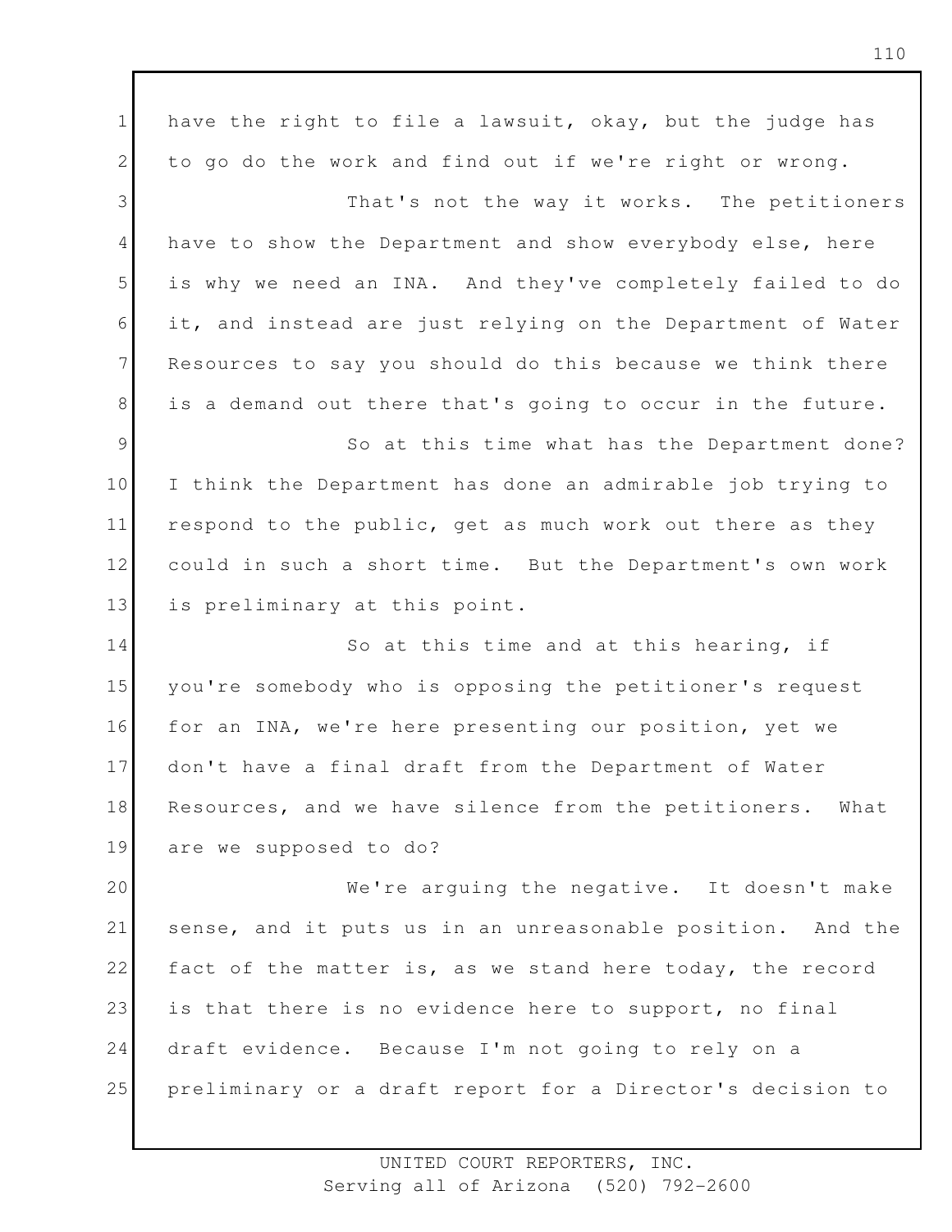have the right to file a lawsuit, okay, but the judge has to go do the work and find out if we're right or wrong.

That's not the way it works. The petitioners have to show the Department and show everybody else, here is why we need an INA. And they've completely failed to do it, and instead are just relying on the Department of Water Resources to say you should do this because we think there is a demand out there that's going to occur in the future.

So at this time what has the Department done? I think the Department has done an admirable job trying to respond to the public, get as much work out there as they could in such a short time. But the Department's own work is preliminary at this point.

So at this time and at this hearing, if you're somebody who is opposing the petitioner's request for an INA, we're here presenting our position, yet we don't have a final draft from the Department of Water Resources, and we have silence from the petitioners. What are we supposed to do?

We're arguing the negative. It doesn't make sense, and it puts us in an unreasonable position. And the fact of the matter is, as we stand here today, the record is that there is no evidence here to support, no final draft evidence. Because I'm not going to rely on a preliminary or a draft report for a Director's decision to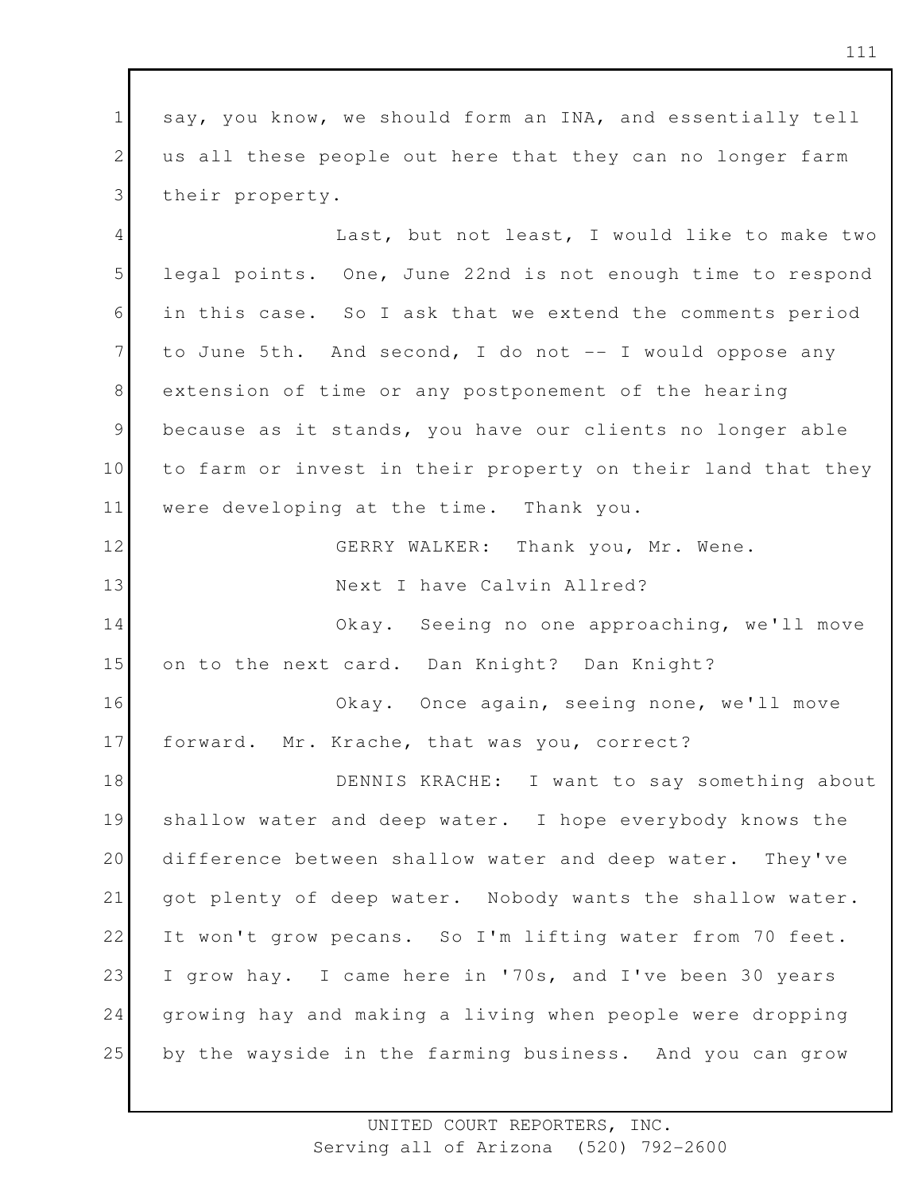say, you know, we should form an INA, and essentially tell us all these people out here that they can no longer farm their property.

Last, but not least, I would like to make two legal points. One, June 22nd is not enough time to respond in this case. So I ask that we extend the comments period to June 5th. And second, I do not -- I would oppose any extension of time or any postponement of the hearing because as it stands, you have our clients no longer able to farm or invest in their property on their land that they were developing at the time. Thank you.

GERRY WALKER: Thank you, Mr. Wene.

Next I have Calvin Allred?

Okay. Seeing no one approaching, we'll move on to the next card. Dan Knight? Dan Knight?

Okay. Once again, seeing none, we'll move forward. Mr. Krache, that was you, correct?

DENNIS KRACHE: I want to say something about shallow water and deep water. I hope everybody knows the difference between shallow water and deep water. They've got plenty of deep water. Nobody wants the shallow water. It won't grow pecans. So I'm lifting water from 70 feet. I grow hay. I came here in '70s, and I've been 30 years growing hay and making a living when people were dropping by the wayside in the farming business. And you can grow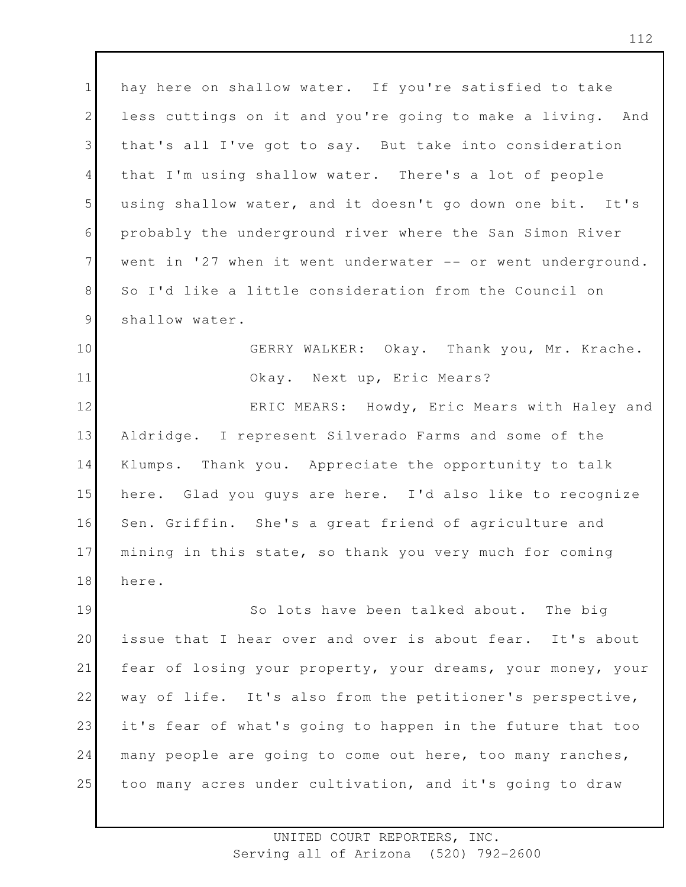hay here on shallow water. If you're satisfied to take less cuttings on it and you're going to make a living. And that's all I've got to say. But take into consideration that I'm using shallow water. There's a lot of people using shallow water, and it doesn't go down one bit. It's probably the underground river where the San Simon River went in '27 when it went underwater -- or went underground. So I'd like a little consideration from the Council on shallow water.

GERRY WALKER: Okay. Thank you, Mr. Krache. Okay. Next up, Eric Mears?

ERIC MEARS: Howdy, Eric Mears with Haley and Aldridge. I represent Silverado Farms and some of the Klumps. Thank you. Appreciate the opportunity to talk here. Glad you guys are here. I'd also like to recognize Sen. Griffin. She's a great friend of agriculture and mining in this state, so thank you very much for coming here.

So lots have been talked about. The big issue that I hear over and over is about fear. It's about fear of losing your property, your dreams, your money, your way of life. It's also from the petitioner's perspective, it's fear of what's going to happen in the future that too many people are going to come out here, too many ranches, too many acres under cultivation, and it's going to draw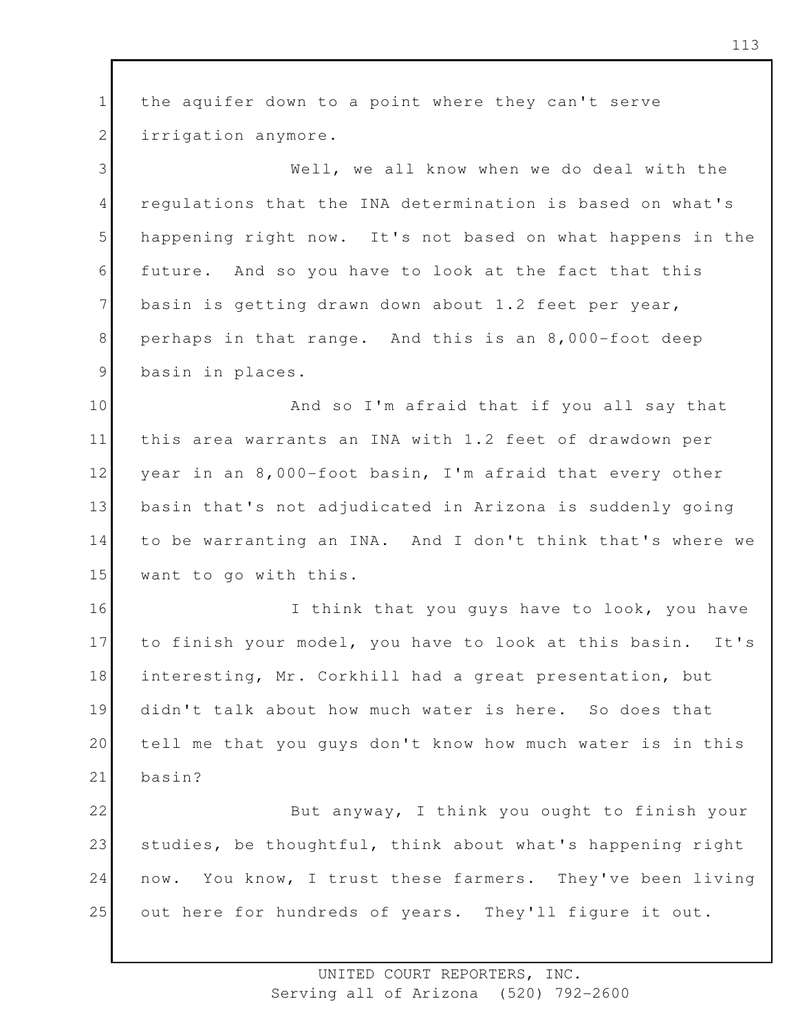the aquifer down to a point where they can't serve irrigation anymore.

Well, we all know when we do deal with the regulations that the INA determination is based on what's happening right now. It's not based on what happens in the future. And so you have to look at the fact that this basin is getting drawn down about 1.2 feet per year, perhaps in that range. And this is an 8,000-foot deep basin in places.

And so I'm afraid that if you all say that this area warrants an INA with 1.2 feet of drawdown per year in an 8,000-foot basin, I'm afraid that every other basin that's not adjudicated in Arizona is suddenly going to be warranting an INA. And I don't think that's where we want to go with this.

I think that you guys have to look, you have to finish your model, you have to look at this basin. It's interesting, Mr. Corkhill had a great presentation, but didn't talk about how much water is here. So does that tell me that you guys don't know how much water is in this basin?

But anyway, I think you ought to finish your studies, be thoughtful, think about what's happening right now. You know, I trust these farmers. They've been living out here for hundreds of years. They'll figure it out.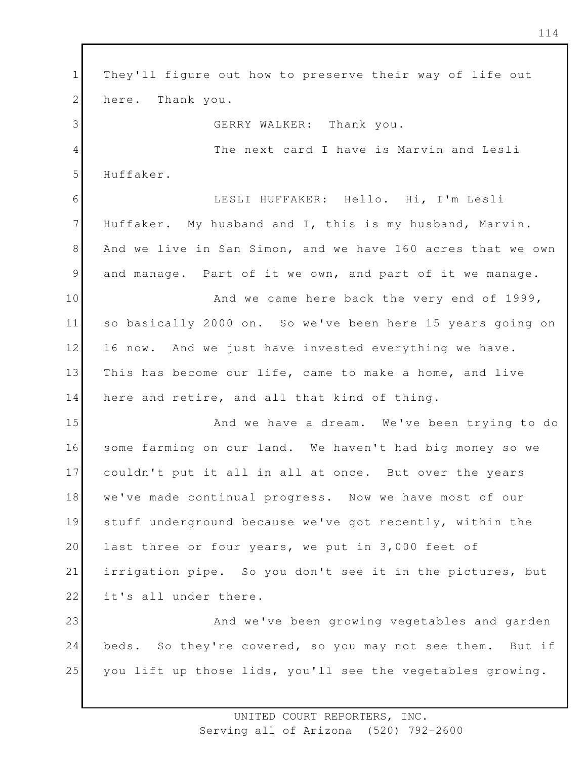They'll figure out how to preserve their way of life out here. Thank you.

GERRY WALKER: Thank you.

The next card I have is Marvin and Lesli Huffaker.

LESLI HUFFAKER: Hello. Hi, I'm Lesli Huffaker. My husband and I, this is my husband, Marvin. And we live in San Simon, and we have 160 acres that we own and manage. Part of it we own, and part of it we manage.

And we came here back the very end of 1999, so basically 2000 on. So we've been here 15 years going on 16 now. And we just have invested everything we have. This has become our life, came to make a home, and live here and retire, and all that kind of thing.

And we have a dream. We've been trying to do some farming on our land. We haven't had big money so we couldn't put it all in all at once. But over the years we've made continual progress. Now we have most of our stuff underground because we've got recently, within the last three or four years, we put in 3,000 feet of irrigation pipe. So you don't see it in the pictures, but it's all under there.

And we've been growing vegetables and garden beds. So they're covered, so you may not see them. But if you lift up those lids, you'll see the vegetables growing.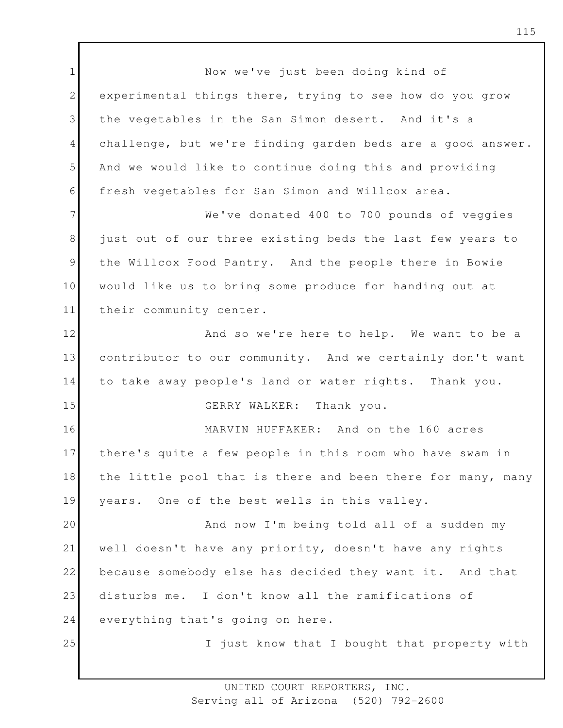Now we've just been doing kind of experimental things there, trying to see how do you grow the vegetables in the San Simon desert. And it's a challenge, but we're finding garden beds are a good answer. And we would like to continue doing this and providing fresh vegetables for San Simon and Willcox area.

We've donated 400 to 700 pounds of veggies just out of our three existing beds the last few years to the Willcox Food Pantry. And the people there in Bowie would like us to bring some produce for handing out at their community center.

And so we're here to help. We want to be a contributor to our community. And we certainly don't want to take away people's land or water rights. Thank you.

GERRY WALKER: Thank you.

MARVIN HUFFAKER: And on the 160 acres there's quite a few people in this room who have swam in the little pool that is there and been there for many, many years. One of the best wells in this valley.

And now I'm being told all of a sudden my well doesn't have any priority, doesn't have any rights because somebody else has decided they want it. And that disturbs me. I don't know all the ramifications of everything that's going on here.

I just know that I bought that property with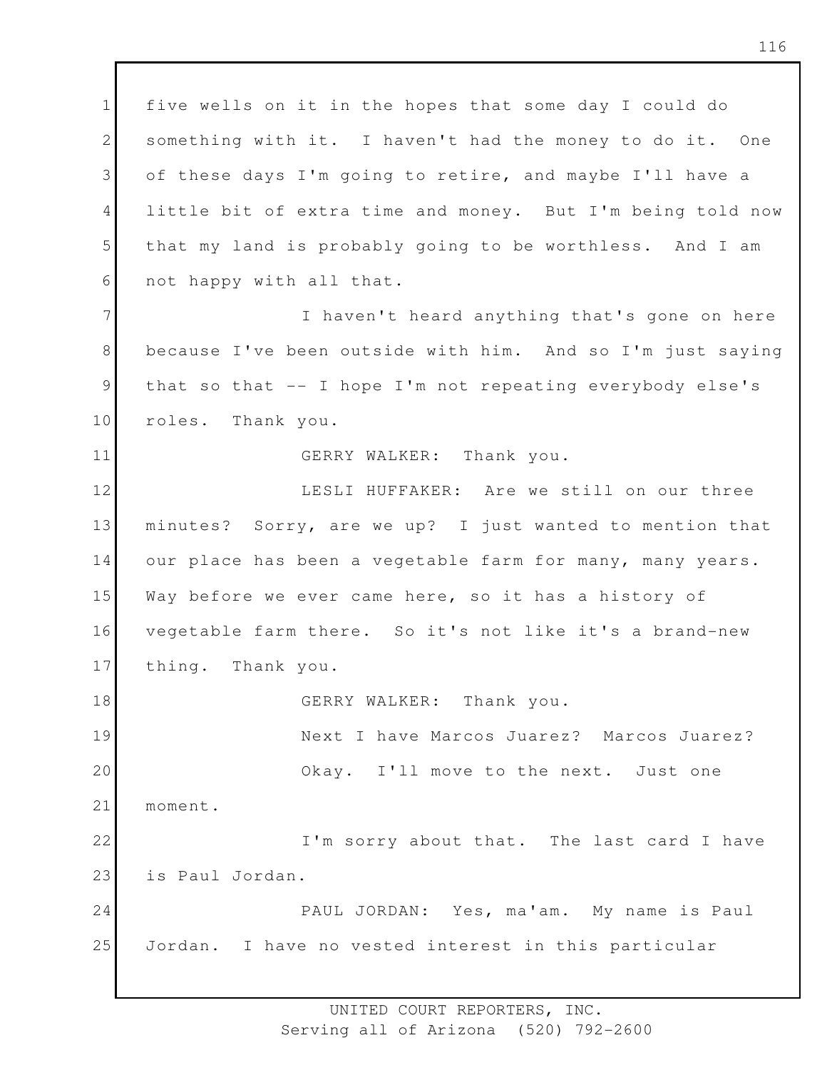five wells on it in the hopes that some day I could do something with it. I haven't had the money to do it. One of these days I'm going to retire, and maybe I'll have a little bit of extra time and money. But I'm being told now that my land is probably going to be worthless. And I am not happy with all that.

I haven't heard anything that's gone on here because I've been outside with him. And so I'm just saying that so that -- I hope I'm not repeating everybody else's roles. Thank you.

GERRY WALKER: Thank you.

LESLI HUFFAKER: Are we still on our three minutes? Sorry, are we up? I just wanted to mention that our place has been a vegetable farm for many, many years. Way before we ever came here, so it has a history of vegetable farm there. So it's not like it's a brand-new thing. Thank you.

GERRY WALKER: Thank you.

Next I have Marcos Juarez? Marcos Juarez?

Okay. I'll move to the next. Just one moment.

I'm sorry about that. The last card I have is Paul Jordan.

PAUL JORDAN: Yes, ma'am. My name is Paul Jordan. I have no vested interest in this particular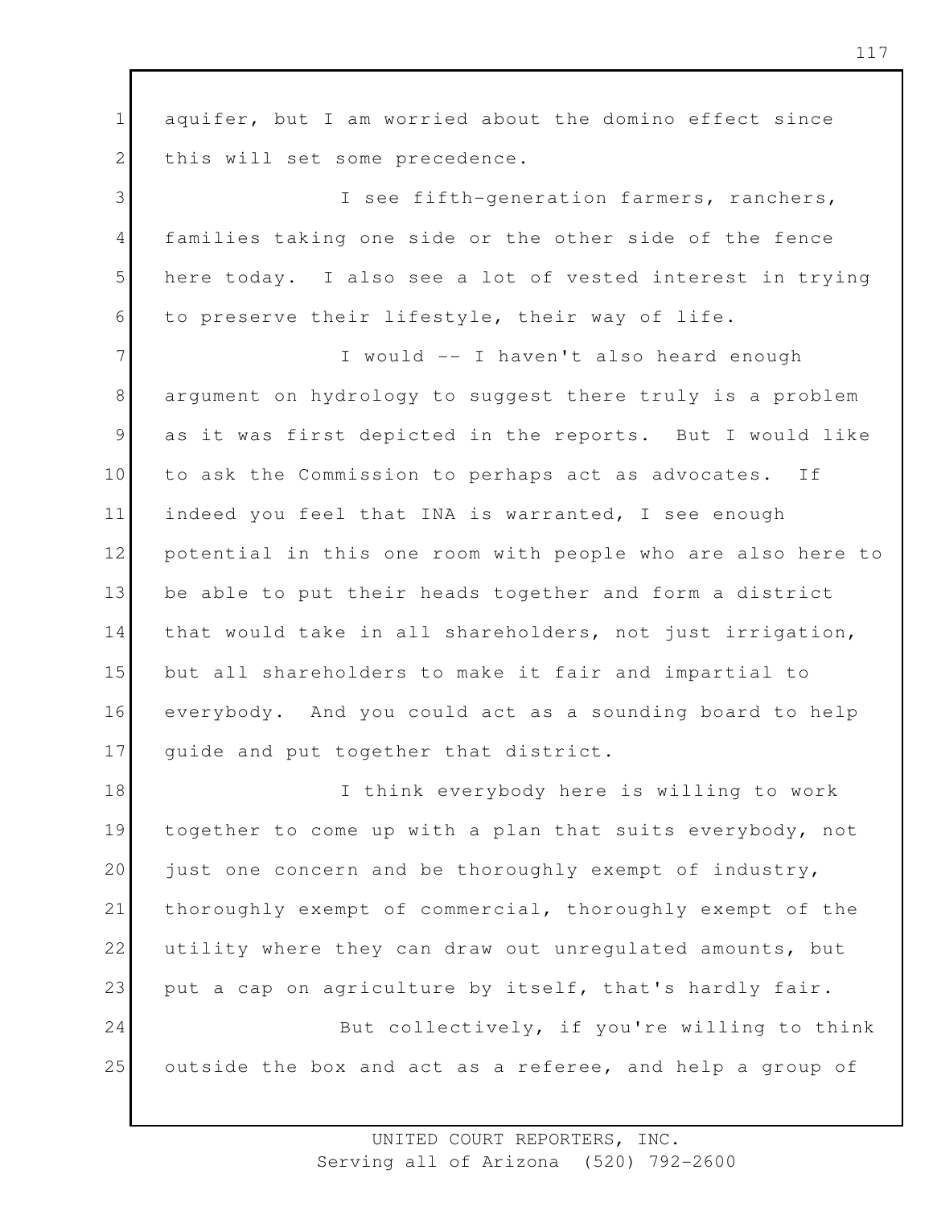aquifer, but I am worried about the domino effect since this will set some precedence.

I see fifth-generation farmers, ranchers, families taking one side or the other side of the fence here today. I also see a lot of vested interest in trying to preserve their lifestyle, their way of life.

I would -- I haven't also heard enough argument on hydrology to suggest there truly is a problem as it was first depicted in the reports. But I would like to ask the Commission to perhaps act as advocates. If indeed you feel that INA is warranted, I see enough potential in this one room with people who are also here to be able to put their heads together and form a district that would take in all shareholders, not just irrigation, but all shareholders to make it fair and impartial to everybody. And you could act as a sounding board to help guide and put together that district.

I think everybody here is willing to work together to come up with a plan that suits everybody, not just one concern and be thoroughly exempt of industry, thoroughly exempt of commercial, thoroughly exempt of the utility where they can draw out unregulated amounts, but put a cap on agriculture by itself, that's hardly fair.

But collectively, if you're willing to think outside the box and act as a referee, and help a group of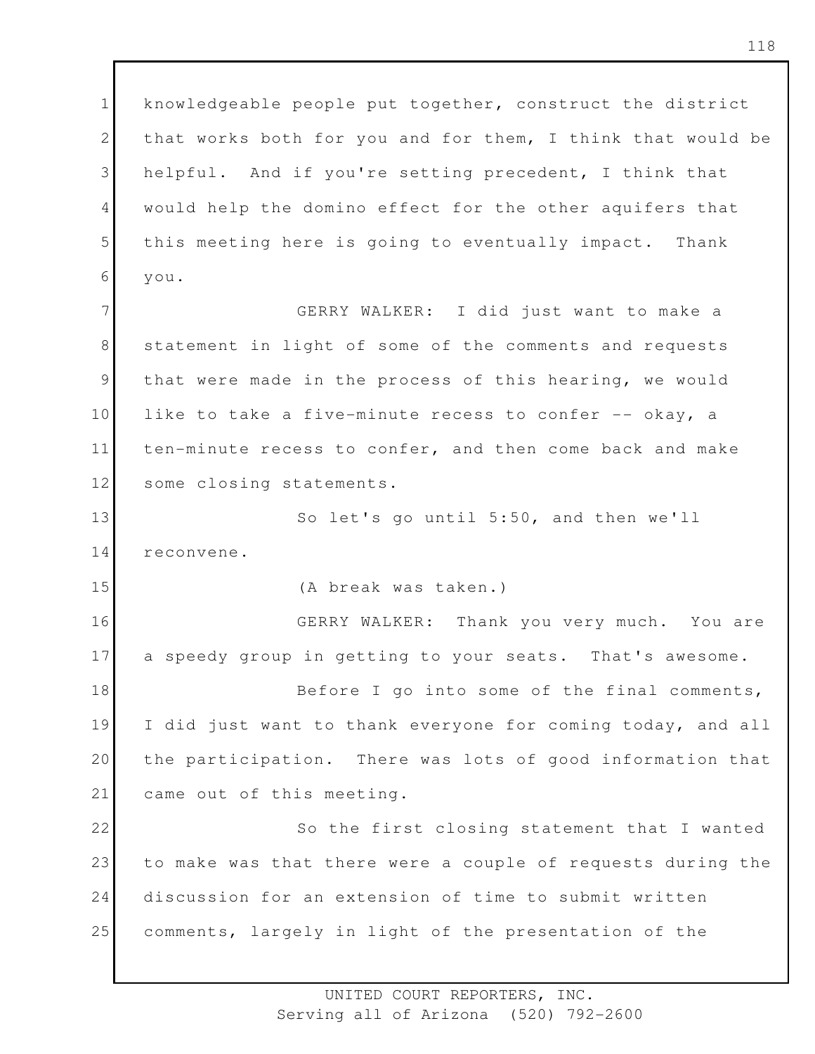knowledgeable people put together, construct the district that works both for you and for them, I think that would be helpful. And if you're setting precedent, I think that would help the domino effect for the other aquifers that this meeting here is going to eventually impact. Thank you.

GERRY WALKER: I did just want to make a statement in light of some of the comments and requests that were made in the process of this hearing, we would like to take a five-minute recess to confer -- okay, a ten-minute recess to confer, and then come back and make some closing statements.

So let's go until 5:50, and then we'll reconvene.

(A break was taken.)

GERRY WALKER: Thank you very much. You are a speedy group in getting to your seats. That's awesome.

Before I go into some of the final comments, I did just want to thank everyone for coming today, and all the participation. There was lots of good information that came out of this meeting.

So the first closing statement that I wanted to make was that there were a couple of requests during the discussion for an extension of time to submit written comments, largely in light of the presentation of the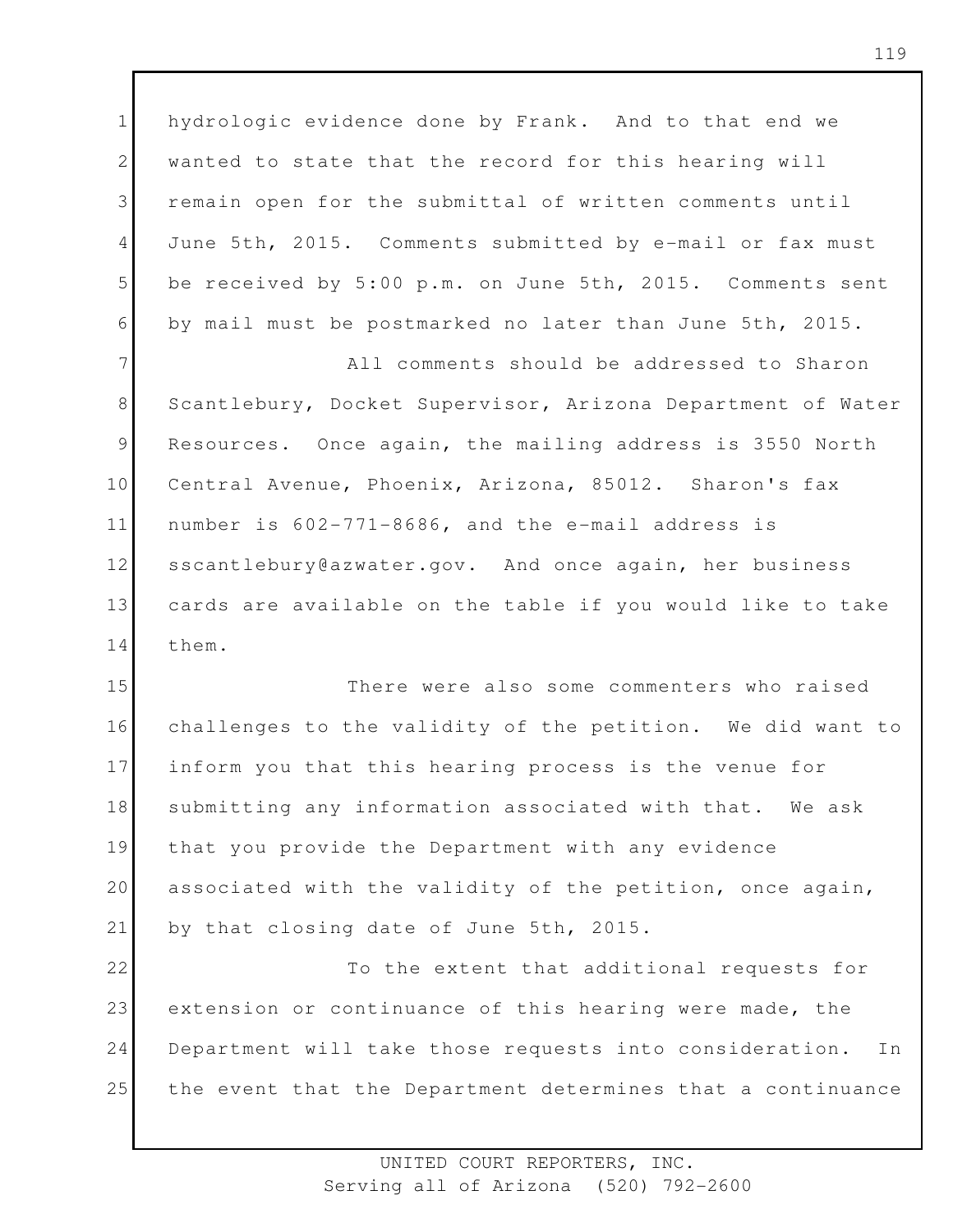hydrologic evidence done by Frank. And to that end we wanted to state that the record for this hearing will remain open for the submittal of written comments until June 5th, 2015. Comments submitted by e-mail or fax must be received by 5:00 p.m. on June 5th, 2015. Comments sent by mail must be postmarked no later than June 5th, 2015.

All comments should be addressed to Sharon Scantlebury, Docket Supervisor, Arizona Department of Water Resources. Once again, the mailing address is 3550 North Central Avenue, Phoenix, Arizona, 85012. Sharon's fax number is 602-771-8686, and the e-mail address is sscantlebury@azwater.gov. And once again, her business cards are available on the table if you would like to take them.

There were also some commenters who raised challenges to the validity of the petition. We did want to inform you that this hearing process is the venue for submitting any information associated with that. We ask that you provide the Department with any evidence associated with the validity of the petition, once again, by that closing date of June 5th, 2015.

To the extent that additional requests for extension or continuance of this hearing were made, the Department will take those requests into consideration. In the event that the Department determines that a continuance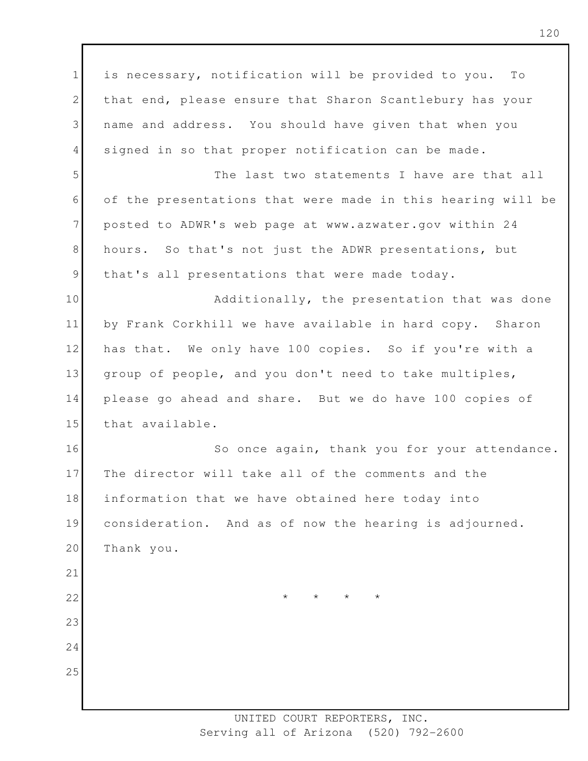is necessary, notification will be provided to you. To that end, please ensure that Sharon Scantlebury has your name and address. You should have given that when you signed in so that proper notification can be made.

The last two statements I have are that all of the presentations that were made in this hearing will be posted to ADWR's web page at www.azwater.gov within 24 hours. So that's not just the ADWR presentations, but that's all presentations that were made today.

Additionally, the presentation that was done by Frank Corkhill we have available in hard copy. Sharon has that. We only have 100 copies. So if you're with a group of people, and you don't need to take multiples, please go ahead and share. But we do have 100 copies of that available.

So once again, thank you for your attendance. The director will take all of the comments and the information that we have obtained here today into consideration. And as of now the hearing is adjourned. Thank you.

* * * *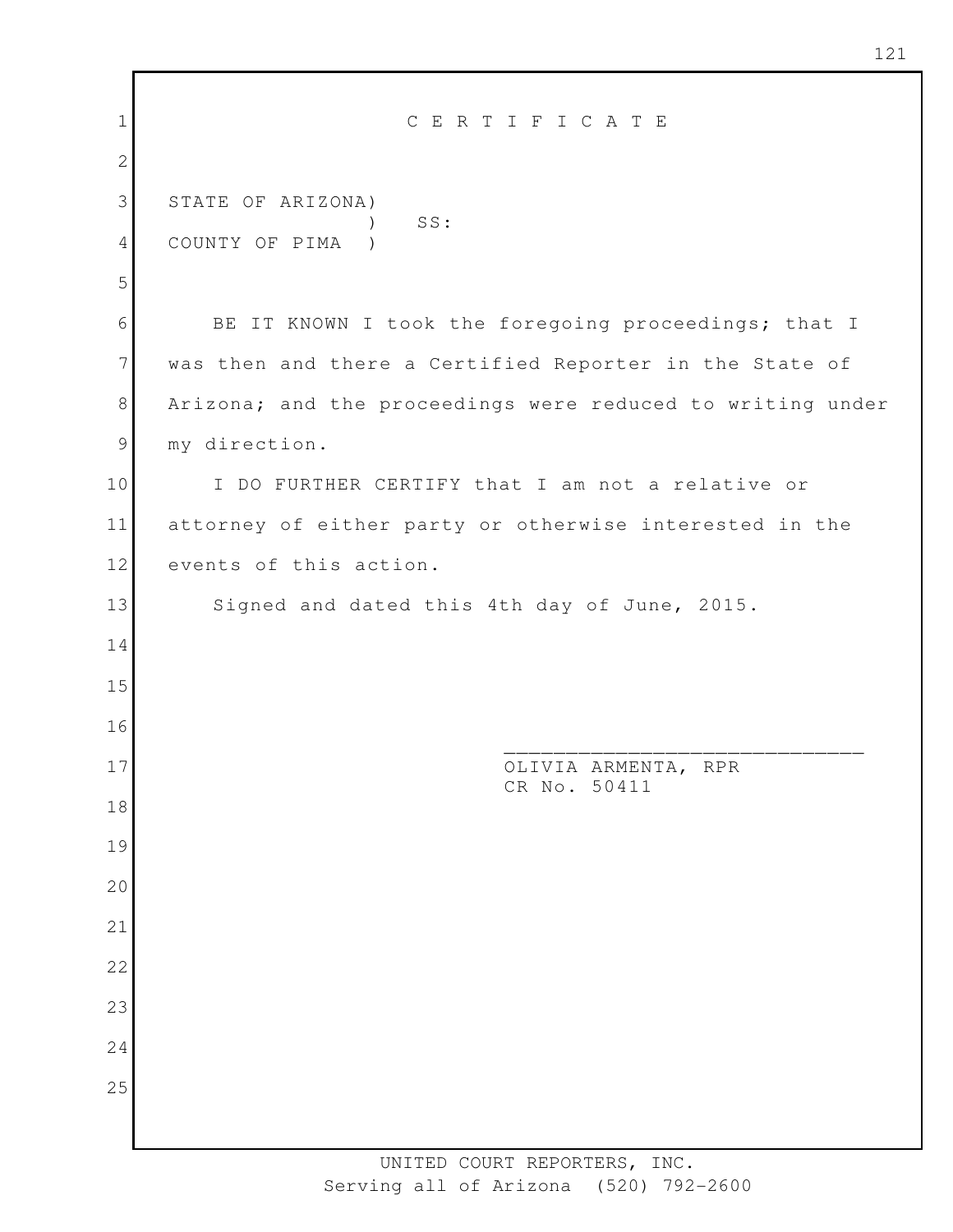# C E R T I F I C A T E

STATE OF ARIZONA)
                )   SS:
COUNTY OF PIMA  )

BE IT KNOWN I took the foregoing proceedings; that I was then and there a Certified Reporter in the State of Arizona; and the proceedings were reduced to writing under my direction.

I DO FURTHER CERTIFY that I am not a relative or attorney of either party or otherwise interested in the events of this action.

Signed and dated this 4th day of June, 2015.

_____________________________
OLIVIA ARMENTA, RPR
CR No. 50411

UNITED COURT REPORTERS, INC.
Serving all of Arizona (520) 792-2600